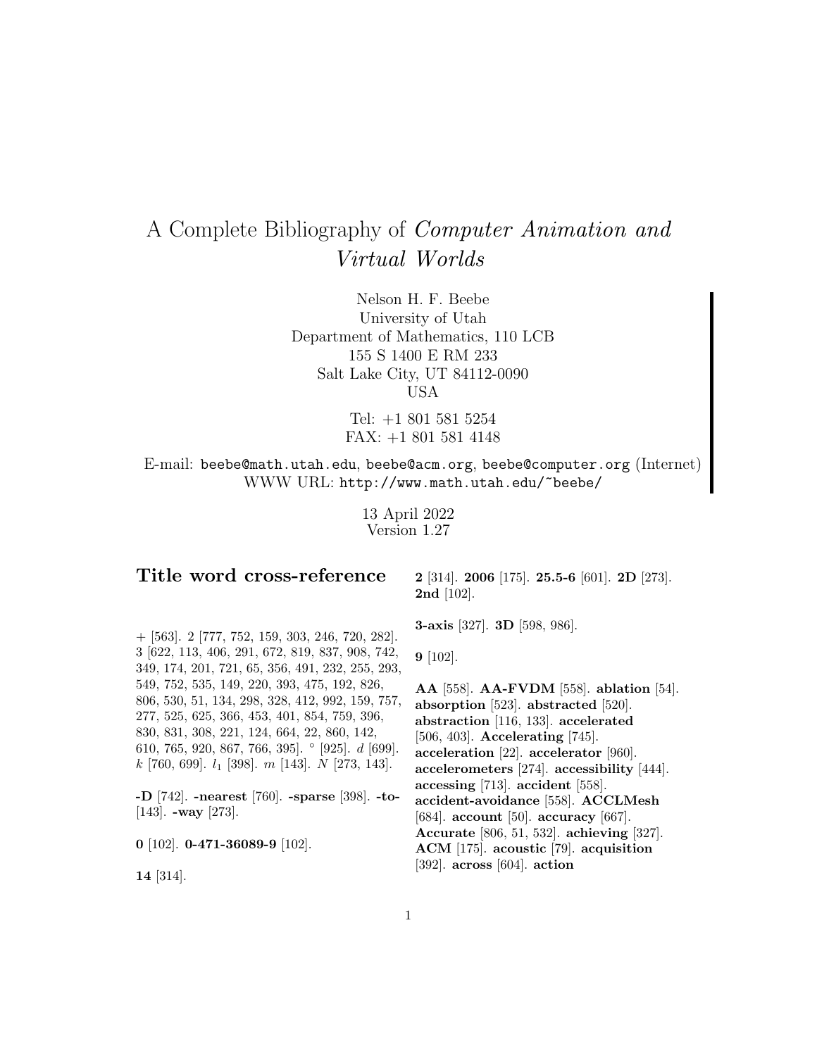# A Complete Bibliography of *Computer Animation and Virtual Worlds*

Nelson H. F. Beebe
University of Utah
Department of Mathematics, 110 LCB
155 S 1400 E RM 233
Salt Lake City, UT 84112-0090
USA

Tel: +1 801 581 5254
FAX: +1 801 581 4148

E-mail: `beebe@math.utah.edu`, `beebe@acm.org`, `beebe@computer.org` (Internet)
WWW URL: `http://www.math.utah.edu/~beebe/`

13 April 2022
Version 1.27

## Title word cross-reference

+ [563]. 2 [777, 752, 159, 303, 246, 720, 282]. 3 [622, 113, 406, 291, 672, 819, 837, 908, 742, 349, 174, 201, 721, 65, 356, 491, 232, 255, 293, 549, 752, 535, 149, 220, 393, 475, 192, 826, 806, 530, 51, 134, 298, 328, 412, 992, 159, 757, 277, 525, 625, 366, 453, 401, 854, 759, 396, 830, 831, 308, 221, 124, 664, 22, 860, 142, 610, 765, 920, 867, 766, 395]. ° [925]. $d$ [699]. $k$ [760, 699]. $l_1$ [398]. $m$ [143]. $N$ [273, 143].

**-D** [742]. **-nearest** [760]. **-sparse** [398]. **-to-** [143]. **-way** [273].

**0** [102]. **0-471-36089-9** [102].

**14** [314].

**2** [314]. **2006** [175]. **25.5-6** [601]. **2D** [273]. **2nd** [102].

**3-axis** [327]. **3D** [598, 986].

**9** [102].

**AA** [558]. **AA-FVDM** [558]. **ablation** [54]. **absorption** [523]. **abstracted** [520]. **abstraction** [116, 133]. **accelerated** [506, 403]. **Accelerating** [745]. **acceleration** [22]. **accelerator** [960]. **accelerometers** [274]. **accessibility** [444]. **accessing** [713]. **accident** [558]. **accident-avoidance** [558]. **ACCLMesh** [684]. **account** [50]. **accuracy** [667]. **Accurate** [806, 51, 532]. **achieving** [327]. **ACM** [175]. **acoustic** [79]. **acquisition** [392]. **across** [604]. **action**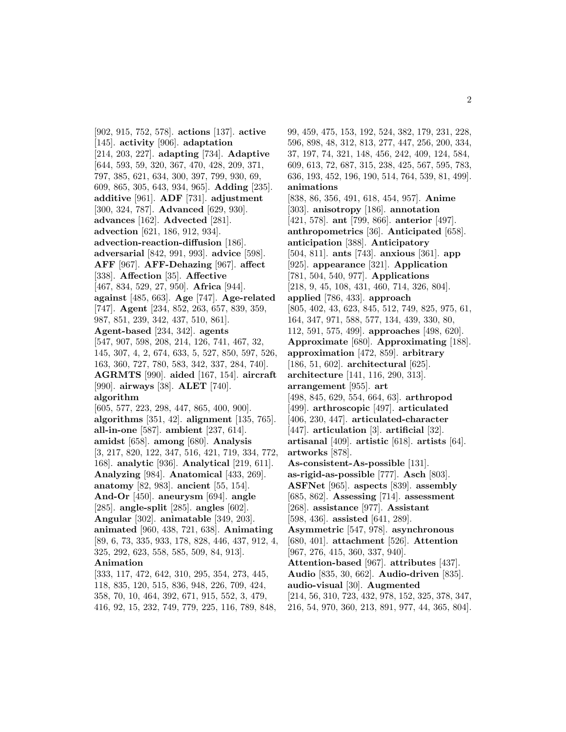[902, 915, 752, 578]. **actions** [137]. **active** [145]. **activity** [906]. **adaptation** [214, 203, 227]. **adapting** [734]. **Adaptive** [644, 593, 59, 320, 367, 470, 428, 209, 371, 797, 385, 621, 634, 300, 397, 799, 930, 69, 609, 865, 305, 643, 934, 965]. **Adding** [235]. **additive** [961]. **ADF** [731]. **adjustment** [300, 324, 787]. **Advanced** [629, 930]. **advances** [162]. **Advected** [281]. **advection** [621, 186, 912, 934]. **advection-reaction-diffusion** [186]. **adversarial** [842, 991, 993]. **advice** [598]. **AFF** [967]. **AFF-Dehazing** [967]. **affect** [338]. **Affection** [35]. **Affective** [467, 834, 529, 27, 950]. **Africa** [944]. **against** [485, 663]. **Age** [747]. **Age-related** [747]. **Agent** [234, 852, 263, 657, 839, 359, 987, 851, 239, 342, 437, 510, 861]. **Agent-based** [234, 342]. **agents** [547, 907, 598, 208, 214, 126, 741, 467, 32, 145, 307, 4, 2, 674, 633, 5, 527, 850, 597, 526, 163, 360, 727, 780, 583, 342, 337, 284, 740]. **AGRMTS** [990]. **aided** [167, 154]. **aircraft** [990]. **airways** [38]. **ALET** [740]. **algorithm** [605, 577, 223, 298, 447, 865, 400, 900]. **algorithms** [351, 42]. **alignment** [135, 765]. **all-in-one** [587]. **ambient** [237, 614]. **amidst** [658]. **among** [680]. **Analysis** [3, 217, 820, 122, 347, 516, 421, 719, 334, 772, 168]. **analytic** [936]. **Analytical** [219, 611]. **Analyzing** [984]. **Anatomical** [433, 269]. **anatomy** [82, 983]. **ancient** [55, 154]. **And-Or** [450]. **aneurysm** [694]. **angle** [285]. **angle-split** [285]. **angles** [602]. **Angular** [302]. **animatable** [349, 203]. **animated** [960, 438, 721, 638]. **Animating** [89, 6, 73, 335, 933, 178, 828, 446, 437, 912, 4, 325, 292, 623, 558, 585, 509, 84, 913]. **Animation** [333, 117, 472, 642, 310, 295, 354, 273, 445, 118, 835, 120, 515, 836, 948, 226, 709, 424, 358, 70, 10, 464, 392, 671, 915, 552, 3, 479, 416, 92, 15, 232, 749, 779, 225, 116, 789, 848, 99, 459, 475, 153, 192, 524, 382, 179, 231, 228, 596, 898, 48, 312, 813, 277, 447, 256, 200, 334, 37, 197, 74, 321, 148, 456, 242, 409, 124, 584, 609, 613, 72, 687, 315, 238, 425, 567, 595, 783, 636, 193, 452, 196, 190, 514, 764, 539, 81, 499]. **animations** [838, 86, 356, 491, 618, 454, 957]. **Anime** [303]. **anisotropy** [186]. **annotation** [421, 578]. **ant** [799, 866]. **anterior** [497]. **anthropometrics** [36]. **Anticipated** [658]. **anticipation** [388]. **Anticipatory** [504, 811]. **ants** [743]. **anxious** [361]. **app** [925]. **appearance** [321]. **Application** [781, 504, 540, 977]. **Applications** [218, 9, 45, 108, 431, 460, 714, 326, 804]. **applied** [786, 433]. **approach** [805, 402, 43, 623, 845, 512, 749, 825, 975, 61, 164, 347, 971, 588, 577, 134, 439, 330, 80, 112, 591, 575, 499]. **approaches** [498, 620]. **Approximate** [680]. **Approximating** [188]. **approximation** [472, 859]. **arbitrary** [186, 51, 602]. **architectural** [625]. **architecture** [141, 116, 290, 313]. **arrangement** [955]. **art** [498, 845, 629, 554, 664, 63]. **arthropod** [499]. **arthroscopic** [497]. **articulated** [406, 230, 447]. **articulated-character** [447]. **articulation** [3]. **artificial** [32]. **artisanal** [409]. **artistic** [618]. **artists** [64]. **artworks** [878]. **As-consistent-As-possible** [131]. **as-rigid-as-possible** [777]. **Asch** [803]. **ASFNet** [965]. **aspects** [839]. **assembly** [685, 862]. **Assessing** [714]. **assessment** [268]. **assistance** [977]. **Assistant** [598, 436]. **assisted** [641, 289]. **Asymmetric** [547, 978]. **asynchronous** [680, 401]. **attachment** [526]. **Attention** [967, 276, 415, 360, 337, 940]. **Attention-based** [967]. **attributes** [437]. **Audio** [835, 30, 662]. **Audio-driven** [835]. **audio-visual** [30]. **Augmented** [214, 56, 310, 723, 432, 978, 152, 325, 378, 347, 216, 54, 970, 360, 213, 891, 977, 44, 365, 804].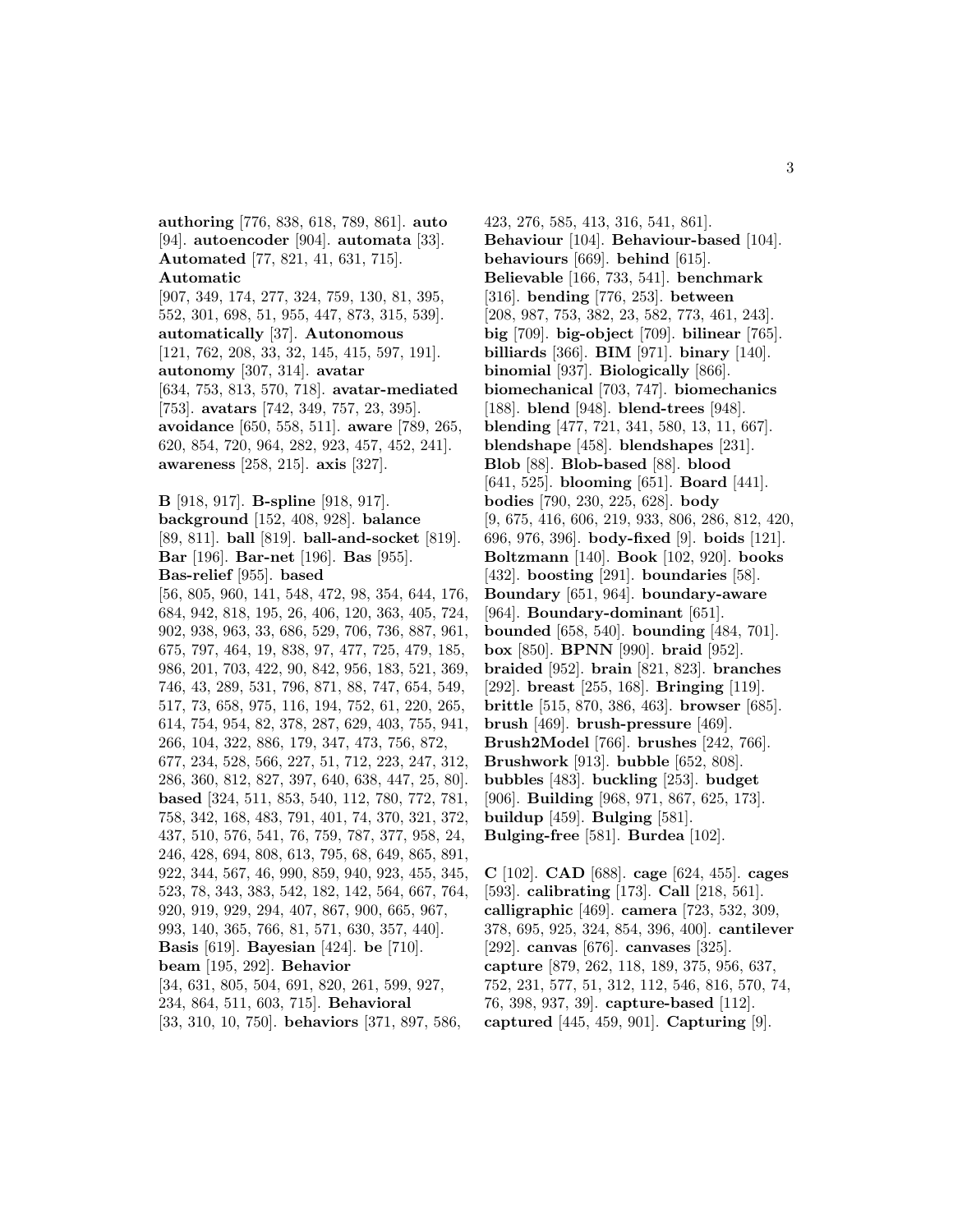**authoring** [776, 838, 618, 789, 861]. **auto** [94]. **autoencoder** [904]. **automata** [33]. **Automated** [77, 821, 41, 631, 715]. **Automatic** [907, 349, 174, 277, 324, 759, 130, 81, 395, 552, 301, 698, 51, 955, 447, 873, 315, 539]. **automatically** [37]. **Autonomous** [121, 762, 208, 33, 32, 145, 415, 597, 191]. **autonomy** [307, 314]. **avatar** [634, 753, 813, 570, 718]. **avatar-mediated** [753]. **avatars** [742, 349, 757, 23, 395]. **avoidance** [650, 558, 511]. **aware** [789, 265, 620, 854, 720, 964, 282, 923, 457, 452, 241]. **awareness** [258, 215]. **axis** [327].

**B** [918, 917]. **B-spline** [918, 917]. **background** [152, 408, 928]. **balance** [89, 811]. **ball** [819]. **ball-and-socket** [819]. **Bar** [196]. **Bar-net** [196]. **Bas** [955]. **Bas-relief** [955]. **based** [56, 805, 960, 141, 548, 472, 98, 354, 644, 176, 684, 942, 818, 195, 26, 406, 120, 363, 405, 724, 902, 938, 963, 33, 686, 529, 706, 736, 887, 961, 675, 797, 464, 19, 838, 97, 477, 725, 479, 185, 986, 201, 703, 422, 90, 842, 956, 183, 521, 369, 746, 43, 289, 531, 796, 871, 88, 747, 654, 549, 517, 73, 658, 975, 116, 194, 752, 61, 220, 265, 614, 754, 954, 82, 378, 287, 629, 403, 755, 941, 266, 104, 322, 886, 179, 347, 473, 756, 872, 677, 234, 528, 566, 227, 51, 712, 223, 247, 312, 286, 360, 812, 827, 397, 640, 638, 447, 25, 80]. **based** [324, 511, 853, 540, 112, 780, 772, 781, 758, 342, 168, 483, 791, 401, 74, 370, 321, 372, 437, 510, 576, 541, 76, 759, 787, 377, 958, 24, 246, 428, 694, 808, 613, 795, 68, 649, 865, 891, 922, 344, 567, 46, 990, 859, 940, 923, 455, 345, 523, 78, 343, 383, 542, 182, 142, 564, 667, 764, 920, 919, 929, 294, 407, 867, 900, 665, 967, 993, 140, 365, 766, 81, 571, 630, 357, 440]. **Basis** [619]. **Bayesian** [424]. **be** [710]. **beam** [195, 292]. **Behavior** [34, 631, 805, 504, 691, 820, 261, 599, 927, 234, 864, 511, 603, 715]. **Behavioral** [33, 310, 10, 750]. **behaviors** [371, 897, 586, 423, 276, 585, 413, 316, 541, 861]. **Behaviour** [104]. **Behaviour-based** [104]. **behaviours** [669]. **behind** [615]. **Believable** [166, 733, 541]. **benchmark** [316]. **bending** [776, 253]. **between** [208, 987, 753, 382, 23, 582, 773, 461, 243]. **big** [709]. **big-object** [709]. **bilinear** [765]. **billiards** [366]. **BIM** [971]. **binary** [140]. **binomial** [937]. **Biologically** [866]. **biomechanical** [703, 747]. **biomechanics** [188]. **blend** [948]. **blend-trees** [948]. **blending** [477, 721, 341, 580, 13, 11, 667]. **blendshape** [458]. **blendshapes** [231]. **Blob** [88]. **Blob-based** [88]. **blood** [641, 525]. **blooming** [651]. **Board** [441]. **bodies** [790, 230, 225, 628]. **body** [9, 675, 416, 606, 219, 933, 806, 286, 812, 420, 696, 976, 396]. **body-fixed** [9]. **boids** [121]. **Boltzmann** [140]. **Book** [102, 920]. **books** [432]. **boosting** [291]. **boundaries** [58]. **Boundary** [651, 964]. **boundary-aware** [964]. **Boundary-dominant** [651]. **bounded** [658, 540]. **bounding** [484, 701]. **box** [850]. **BPNN** [990]. **braid** [952]. **braided** [952]. **brain** [821, 823]. **branches** [292]. **breast** [255, 168]. **Bringing** [119]. **brittle** [515, 870, 386, 463]. **browser** [685]. **brush** [469]. **brush-pressure** [469]. **Brush2Model** [766]. **brushes** [242, 766]. **Brushwork** [913]. **bubble** [652, 808]. **bubbles** [483]. **buckling** [253]. **budget** [906]. **Building** [968, 971, 867, 625, 173]. **buildup** [459]. **Bulging** [581]. **Bulging-free** [581]. **Burdea** [102].

**C** [102]. **CAD** [688]. **cage** [624, 455]. **cages** [593]. **calibrating** [173]. **Call** [218, 561]. **calligraphic** [469]. **camera** [723, 532, 309, 378, 695, 925, 324, 854, 396, 400]. **cantilever** [292]. **canvas** [676]. **canvases** [325]. **capture** [879, 262, 118, 189, 375, 956, 637, 752, 231, 577, 51, 312, 112, 546, 816, 570, 74, 76, 398, 937, 39]. **capture-based** [112]. **captured** [445, 459, 901]. **Capturing** [9].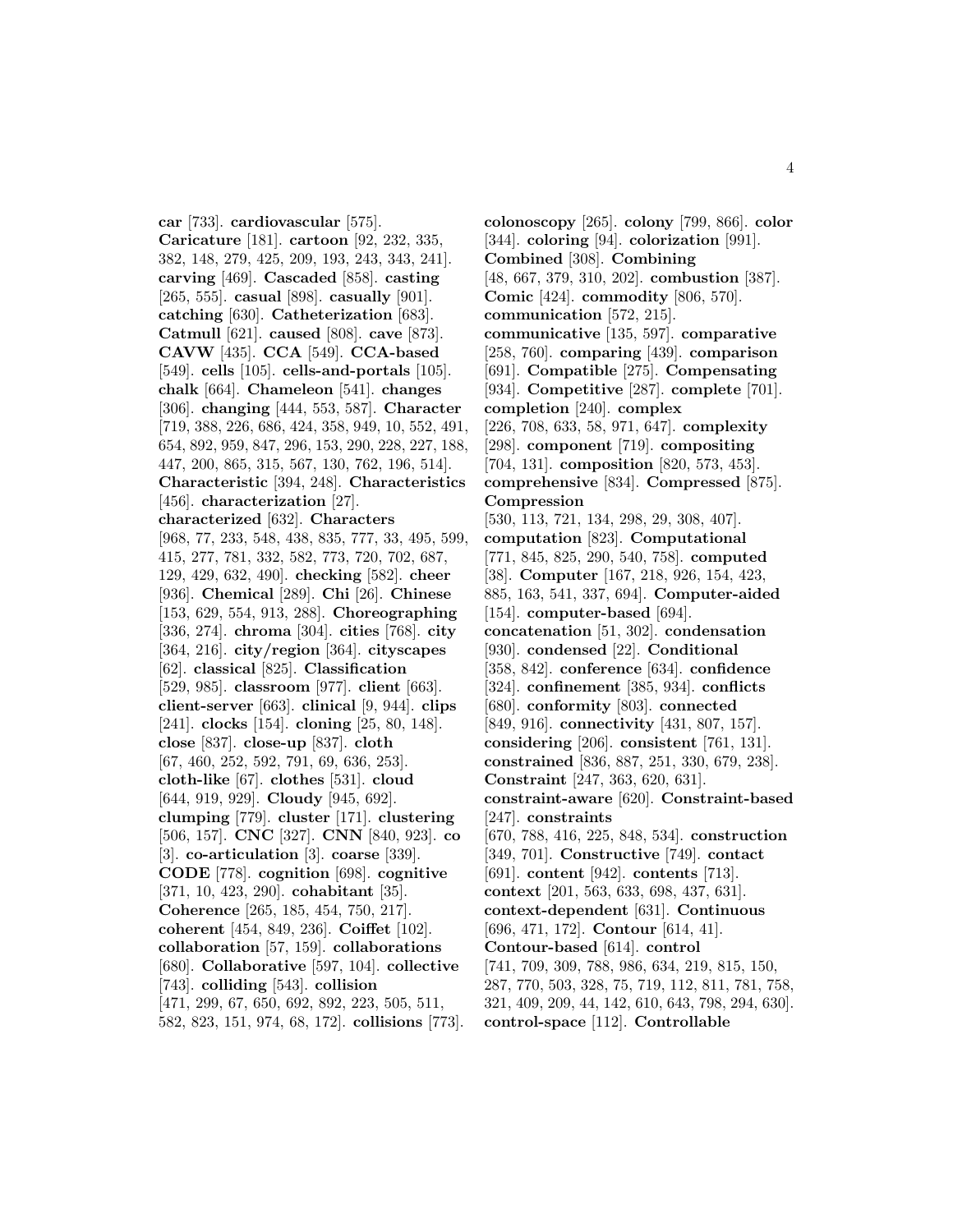**car** [733]. **cardiovascular** [575]. **Caricature** [181]. **cartoon** [92, 232, 335, 382, 148, 279, 425, 209, 193, 243, 343, 241]. **carving** [469]. **Cascaded** [858]. **casting** [265, 555]. **casual** [898]. **casually** [901]. **catching** [630]. **Catheterization** [683]. **Catmull** [621]. **caused** [808]. **cave** [873]. **CAVW** [435]. **CCA** [549]. **CCA-based** [549]. **cells** [105]. **cells-and-portals** [105]. **chalk** [664]. **Chameleon** [541]. **changes** [306]. **changing** [444, 553, 587]. **Character** [719, 388, 226, 686, 424, 358, 949, 10, 552, 491, 654, 892, 959, 847, 296, 153, 290, 228, 227, 188, 447, 200, 865, 315, 567, 130, 762, 196, 514]. **Characteristic** [394, 248]. **Characteristics** [456]. **characterization** [27]. **characterized** [632]. **Characters** [968, 77, 233, 548, 438, 835, 777, 33, 495, 599, 415, 277, 781, 332, 582, 773, 720, 702, 687, 129, 429, 632, 490]. **checking** [582]. **cheer** [936]. **Chemical** [289]. **Chi** [26]. **Chinese** [153, 629, 554, 913, 288]. **Choreographing** [336, 274]. **chroma** [304]. **cities** [768]. **city** [364, 216]. **city/region** [364]. **cityscapes** [62]. **classical** [825]. **Classification** [529, 985]. **classroom** [977]. **client** [663]. **client-server** [663]. **clinical** [9, 944]. **clips** [241]. **clocks** [154]. **cloning** [25, 80, 148]. **close** [837]. **close-up** [837]. **cloth** [67, 460, 252, 592, 791, 69, 636, 253]. **cloth-like** [67]. **clothes** [531]. **cloud** [644, 919, 929]. **Cloudy** [945, 692]. **clumping** [779]. **cluster** [171]. **clustering** [506, 157]. **CNC** [327]. **CNN** [840, 923]. **co** [3]. **co-articulation** [3]. **coarse** [339]. **CODE** [778]. **cognition** [698]. **cognitive** [371, 10, 423, 290]. **cohabitant** [35]. **Coherence** [265, 185, 454, 750, 217]. **coherent** [454, 849, 236]. **Coiffet** [102]. **collaboration** [57, 159]. **collaborations** [680]. **Collaborative** [597, 104]. **collective** [743]. **colliding** [543]. **collision** [471, 299, 67, 650, 692, 892, 223, 505, 511, 582, 823, 151, 974, 68, 172]. **collisions** [773].

**colonoscopy** [265]. **colony** [799, 866]. **color** [344]. **coloring** [94]. **colorization** [991]. **Combined** [308]. **Combining** [48, 667, 379, 310, 202]. **combustion** [387]. **Comic** [424]. **commodity** [806, 570]. **communication** [572, 215]. **communicative** [135, 597]. **comparative** [258, 760]. **comparing** [439]. **comparison** [691]. **Compatible** [275]. **Compensating** [934]. **Competitive** [287]. **complete** [701]. **completion** [240]. **complex** [226, 708, 633, 58, 971, 647]. **complexity** [298]. **component** [719]. **compositing** [704, 131]. **composition** [820, 573, 453]. **comprehensive** [834]. **Compressed** [875]. **Compression** [530, 113, 721, 134, 298, 29, 308, 407]. **computation** [823]. **Computational** [771, 845, 825, 290, 540, 758]. **computed** [38]. **Computer** [167, 218, 926, 154, 423, 885, 163, 541, 337, 694]. **Computer-aided** [154]. **computer-based** [694]. **concatenation** [51, 302]. **condensation** [930]. **condensed** [22]. **Conditional** [358, 842]. **conference** [634]. **confidence** [324]. **confinement** [385, 934]. **conflicts** [680]. **conformity** [803]. **connected** [849, 916]. **connectivity** [431, 807, 157]. **considering** [206]. **consistent** [761, 131]. **constrained** [836, 887, 251, 330, 679, 238]. **Constraint** [247, 363, 620, 631]. **constraint-aware** [620]. **Constraint-based** [247]. **constraints** [670, 788, 416, 225, 848, 534]. **construction** [349, 701]. **Constructive** [749]. **contact** [691]. **content** [942]. **contents** [713]. **context** [201, 563, 633, 698, 437, 631]. **context-dependent** [631]. **Continuous** [696, 471, 172]. **Contour** [614, 41]. **Contour-based** [614]. **control** [741, 709, 309, 788, 986, 634, 219, 815, 150, 287, 770, 503, 328, 75, 719, 112, 811, 781, 758, 321, 409, 209, 44, 142, 610, 643, 798, 294, 630]. **control-space** [112]. **Controllable**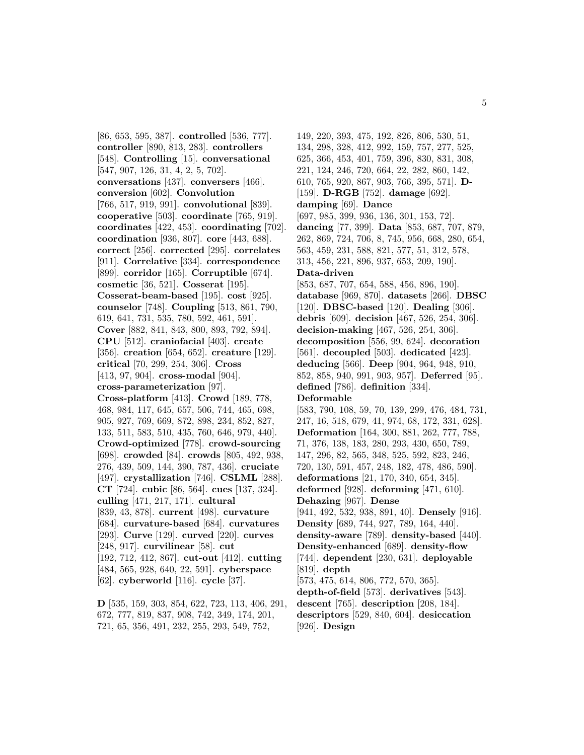[86, 653, 595, 387]. **controlled** [536, 777]. **controller** [890, 813, 283]. **controllers** [548]. **Controlling** [15]. **conversational** [547, 907, 126, 31, 4, 2, 5, 702]. **conversations** [437]. **conversers** [466]. **conversion** [602]. **Convolution** [766, 517, 919, 991]. **convolutional** [839]. **cooperative** [503]. **coordinate** [765, 919]. **coordinates** [422, 453]. **coordinating** [702]. **coordination** [936, 807]. **core** [443, 688]. **correct** [256]. **corrected** [295]. **correlates** [911]. **Correlative** [334]. **correspondence** [899]. **corridor** [165]. **Corruptible** [674]. **cosmetic** [36, 521]. **Cosserat** [195]. **Cosserat-beam-based** [195]. **cost** [925]. **counselor** [748]. **Coupling** [513, 861, 790, 619, 641, 731, 535, 780, 592, 461, 591]. **Cover** [882, 841, 843, 800, 893, 792, 894]. **CPU** [512]. **craniofacial** [403]. **create** [356]. **creation** [654, 652]. **creature** [129]. **critical** [70, 299, 254, 306]. **Cross** [413, 97, 904]. **cross-modal** [904]. **cross-parameterization** [97]. **Cross-platform** [413]. **Crowd** [189, 778, 468, 984, 117, 645, 657, 506, 744, 465, 698, 905, 927, 769, 669, 872, 898, 234, 852, 827, 133, 511, 583, 510, 435, 760, 646, 979, 440]. **Crowd-optimized** [778]. **crowd-sourcing** [698]. **crowded** [84]. **crowds** [805, 492, 938, 276, 439, 509, 144, 390, 787, 436]. **cruciate** [497]. **crystallization** [746]. **CSLML** [288]. **CT** [724]. **cubic** [86, 564]. **cues** [137, 324]. **culling** [471, 217, 171]. **cultural** [839, 43, 878]. **current** [498]. **curvature** [684]. **curvature-based** [684]. **curvatures** [293]. **Curve** [129]. **curved** [220]. **curves** [248, 917]. **curvilinear** [58]. **cut** [192, 712, 412, 867]. **cut-out** [412]. **cutting** [484, 565, 928, 640, 22, 591]. **cyberspace** [62]. **cyberworld** [116]. **cycle** [37].

**D** [535, 159, 303, 854, 622, 723, 113, 406, 291, 672, 777, 819, 837, 908, 742, 349, 174, 201, 721, 65, 356, 491, 232, 255, 293, 549, 752, 149, 220, 393, 475, 192, 826, 806, 530, 51, 134, 298, 328, 412, 992, 159, 757, 277, 525, 625, 366, 453, 401, 759, 396, 830, 831, 308, 221, 124, 246, 720, 664, 22, 282, 860, 142, 610, 765, 920, 867, 903, 766, 395, 571]. **D-** [159]. **D-RGB** [752]. **damage** [692]. **damping** [69]. **Dance** [697, 985, 399, 936, 136, 301, 153, 72]. **dancing** [77, 399]. **Data** [853, 687, 707, 879, 262, 869, 724, 706, 8, 745, 956, 668, 280, 654, 563, 459, 231, 588, 821, 577, 51, 312, 578, 313, 456, 221, 896, 937, 653, 209, 190]. **Data-driven** [853, 687, 707, 654, 588, 456, 896, 190]. **database** [969, 870]. **datasets** [266]. **DBSC** [120]. **DBSC-based** [120]. **Dealing** [306]. **debris** [609]. **decision** [467, 526, 254, 306]. **decision-making** [467, 526, 254, 306]. **decomposition** [556, 99, 624]. **decoration** [561]. **decoupled** [503]. **dedicated** [423]. **deducing** [566]. **Deep** [904, 964, 948, 910, 852, 858, 940, 991, 903, 957]. **Deferred** [95]. **defined** [786]. **definition** [334]. **Deformable** [583, 790, 108, 59, 70, 139, 299, 476, 484, 731, 247, 16, 518, 679, 41, 974, 68, 172, 331, 628]. **Deformation** [164, 300, 881, 262, 777, 788, 71, 376, 138, 183, 280, 293, 430, 650, 789, 147, 296, 82, 565, 348, 525, 592, 823, 246, 720, 130, 591, 457, 248, 182, 478, 486, 590]. **deformations** [21, 170, 340, 654, 345]. **deformed** [928]. **deforming** [471, 610]. **Dehazing** [967]. **Dense** [941, 492, 532, 938, 891, 40]. **Densely** [916]. **Density** [689, 744, 927, 789, 164, 440]. **density-aware** [789]. **density-based** [440]. **Density-enhanced** [689]. **density-flow** [744]. **dependent** [230, 631]. **deployable** [819]. **depth** [573, 475, 614, 806, 772, 570, 365]. **depth-of-field** [573]. **derivatives** [543]. **descent** [765]. **description** [208, 184]. **descriptors** [529, 840, 604]. **desiccation** [926]. **Design**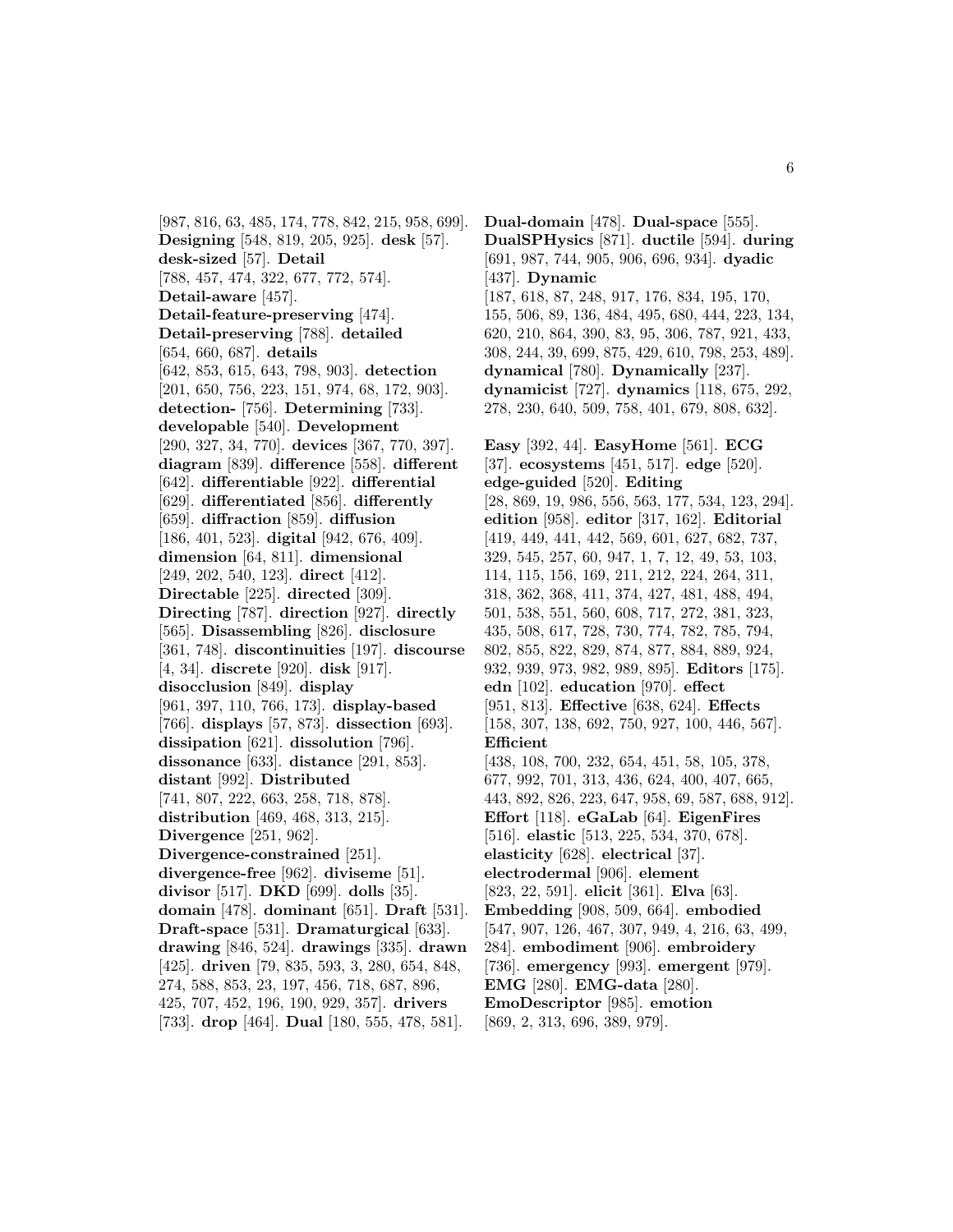[987, 816, 63, 485, 174, 778, 842, 215, 958, 699]. **Designing** [548, 819, 205, 925]. **desk** [57]. **desk-sized** [57]. **Detail** [788, 457, 474, 322, 677, 772, 574]. **Detail-aware** [457]. **Detail-feature-preserving** [474]. **Detail-preserving** [788]. **detailed** [654, 660, 687]. **details** [642, 853, 615, 643, 798, 903]. **detection** [201, 650, 756, 223, 151, 974, 68, 172, 903]. **detection-** [756]. **Determining** [733]. **developable** [540]. **Development** [290, 327, 34, 770]. **devices** [367, 770, 397]. **diagram** [839]. **difference** [558]. **different** [642]. **differentiable** [922]. **differential** [629]. **differentiated** [856]. **differently** [659]. **diffraction** [859]. **diffusion** [186, 401, 523]. **digital** [942, 676, 409]. **dimension** [64, 811]. **dimensional** [249, 202, 540, 123]. **direct** [412]. **Directable** [225]. **directed** [309]. **Directing** [787]. **direction** [927]. **directly** [565]. **Disassembling** [826]. **disclosure** [361, 748]. **discontinuities** [197]. **discourse** [4, 34]. **discrete** [920]. **disk** [917]. **disocclusion** [849]. **display** [961, 397, 110, 766, 173]. **display-based** [766]. **displays** [57, 873]. **dissection** [693]. **dissipation** [621]. **dissolution** [796]. **dissonance** [633]. **distance** [291, 853]. **distant** [992]. **Distributed** [741, 807, 222, 663, 258, 718, 878]. **distribution** [469, 468, 313, 215]. **Divergence** [251, 962]. **Divergence-constrained** [251]. **divergence-free** [962]. **diviseme** [51]. **divisor** [517]. **DKD** [699]. **dolls** [35]. **domain** [478]. **dominant** [651]. **Draft** [531]. **Draft-space** [531]. **Dramaturgical** [633]. **drawing** [846, 524]. **drawings** [335]. **drawn** [425]. **driven** [79, 835, 593, 3, 280, 654, 848, 274, 588, 853, 23, 197, 456, 718, 687, 896, 425, 707, 452, 196, 190, 929, 357]. **drivers** [733]. **drop** [464]. **Dual** [180, 555, 478, 581].

**Dual-domain** [478]. **Dual-space** [555]. **DualSPHysics** [871]. **ductile** [594]. **during** [691, 987, 744, 905, 906, 696, 934]. **dyadic** [437]. **Dynamic** [187, 618, 87, 248, 917, 176, 834, 195, 170, 155, 506, 89, 136, 484, 495, 680, 444, 223, 134, 620, 210, 864, 390, 83, 95, 306, 787, 921, 433, 308, 244, 39, 699, 875, 429, 610, 798, 253, 489]. **dynamical** [780]. **Dynamically** [237]. **dynamicist** [727]. **dynamics** [118, 675, 292, 278, 230, 640, 509, 758, 401, 679, 808, 632].

**Easy** [392, 44]. **EasyHome** [561]. **ECG** [37]. **ecosystems** [451, 517]. **edge** [520]. **edge-guided** [520]. **Editing** [28, 869, 19, 986, 556, 563, 177, 534, 123, 294]. **edition** [958]. **editor** [317, 162]. **Editorial** [419, 449, 441, 442, 569, 601, 627, 682, 737, 329, 545, 257, 60, 947, 1, 7, 12, 49, 53, 103, 114, 115, 156, 169, 211, 212, 224, 264, 311, 318, 362, 368, 411, 374, 427, 481, 488, 494, 501, 538, 551, 560, 608, 717, 272, 381, 323, 435, 508, 617, 728, 730, 774, 782, 785, 794, 802, 855, 822, 829, 874, 877, 884, 889, 924, 932, 939, 973, 982, 989, 895]. **Editors** [175]. **edn** [102]. **education** [970]. **effect** [951, 813]. **Effective** [638, 624]. **Effects** [158, 307, 138, 692, 750, 927, 100, 446, 567]. **Efficient** [438, 108, 700, 232, 654, 451, 58, 105, 378, 677, 992, 701, 313, 436, 624, 400, 407, 665, 443, 892, 826, 223, 647, 958, 69, 587, 688, 912]. **Effort** [118]. **eGaLab** [64]. **EigenFires** [516]. **elastic** [513, 225, 534, 370, 678]. **elasticity** [628]. **electrical** [37]. **electrodermal** [906]. **element** [823, 22, 591]. **elicit** [361]. **Elva** [63]. **Embedding** [908, 509, 664]. **embodied** [547, 907, 126, 467, 307, 949, 4, 216, 63, 499, 284]. **embodiment** [906]. **embroidery** [736]. **emergency** [993]. **emergent** [979]. **EMG** [280]. **EMG-data** [280]. **EmoDescriptor** [985]. **emotion** [869, 2, 313, 696, 389, 979].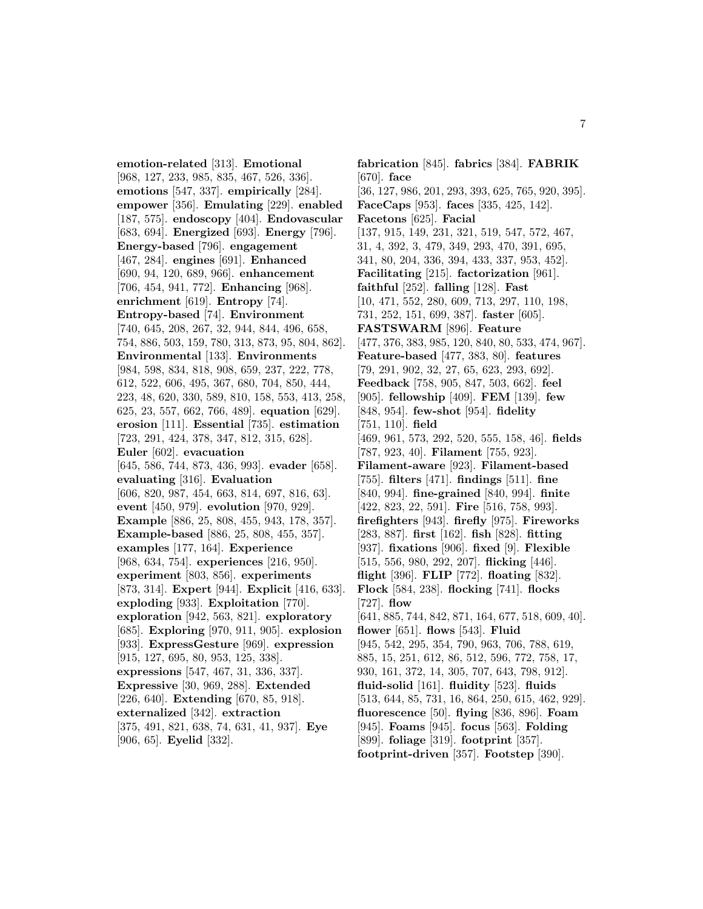**emotion-related** [313]. **Emotional** [968, 127, 233, 985, 835, 467, 526, 336]. **emotions** [547, 337]. **empirically** [284]. **empower** [356]. **Emulating** [229]. **enabled** [187, 575]. **endoscopy** [404]. **Endovascular** [683, 694]. **Energized** [693]. **Energy** [796]. **Energy-based** [796]. **engagement** [467, 284]. **engines** [691]. **Enhanced** [690, 94, 120, 689, 966]. **enhancement** [706, 454, 941, 772]. **Enhancing** [968]. **enrichment** [619]. **Entropy** [74]. **Entropy-based** [74]. **Environment** [740, 645, 208, 267, 32, 944, 844, 496, 658, 754, 886, 503, 159, 780, 313, 873, 95, 804, 862]. **Environmental** [133]. **Environments** [984, 598, 834, 818, 908, 659, 237, 222, 778, 612, 522, 606, 495, 367, 680, 704, 850, 444, 223, 48, 620, 330, 589, 810, 158, 553, 413, 258, 625, 23, 557, 662, 766, 489]. **equation** [629]. **erosion** [111]. **Essential** [735]. **estimation** [723, 291, 424, 378, 347, 812, 315, 628]. **Euler** [602]. **evacuation** [645, 586, 744, 873, 436, 993]. **evader** [658]. **evaluating** [316]. **Evaluation** [606, 820, 987, 454, 663, 814, 697, 816, 63]. **event** [450, 979]. **evolution** [970, 929]. **Example** [886, 25, 808, 455, 943, 178, 357]. **Example-based** [886, 25, 808, 455, 357]. **examples** [177, 164]. **Experience** [968, 634, 754]. **experiences** [216, 950]. **experiment** [803, 856]. **experiments** [873, 314]. **Expert** [944]. **Explicit** [416, 633]. **exploding** [933]. **Exploitation** [770]. **exploration** [942, 563, 821]. **exploratory** [685]. **Exploring** [970, 911, 905]. **explosion** [933]. **ExpressGesture** [969]. **expression** [915, 127, 695, 80, 953, 125, 338]. **expressions** [547, 467, 31, 336, 337]. **Expressive** [30, 969, 288]. **Extended** [226, 640]. **Extending** [670, 85, 918]. **externalized** [342]. **extraction** [375, 491, 821, 638, 74, 631, 41, 937]. **Eye** [906, 65]. **Eyelid** [332].

**fabrication** [845]. **fabrics** [384]. **FABRIK** [670]. **face** [36, 127, 986, 201, 293, 393, 625, 765, 920, 395]. **FaceCaps** [953]. **faces** [335, 425, 142]. **Facetons** [625]. **Facial** [137, 915, 149, 231, 321, 519, 547, 572, 467, 31, 4, 392, 3, 479, 349, 293, 470, 391, 695, 341, 80, 204, 336, 394, 433, 337, 953, 452]. **Facilitating** [215]. **factorization** [961]. **faithful** [252]. **falling** [128]. **Fast** [10, 471, 552, 280, 609, 713, 297, 110, 198, 731, 252, 151, 699, 387]. **faster** [605]. **FASTSWARM** [896]. **Feature** [477, 376, 383, 985, 120, 840, 80, 533, 474, 967]. **Feature-based** [477, 383, 80]. **features** [79, 291, 902, 32, 27, 65, 623, 293, 692]. **Feedback** [758, 905, 847, 503, 662]. **feel** [905]. **fellowship** [409]. **FEM** [139]. **few** [848, 954]. **few-shot** [954]. **fidelity** [751, 110]. **field** [469, 961, 573, 292, 520, 555, 158, 46]. **fields** [787, 923, 40]. **Filament** [755, 923]. **Filament-aware** [923]. **Filament-based** [755]. **filters** [471]. **findings** [511]. **fine** [840, 994]. **fine-grained** [840, 994]. **finite** [422, 823, 22, 591]. **Fire** [516, 758, 993]. **firefighters** [943]. **firefly** [975]. **Fireworks** [283, 887]. **first** [162]. **fish** [828]. **fitting** [937]. **fixations** [906]. **fixed** [9]. **Flexible** [515, 556, 980, 292, 207]. **flicking** [446]. **flight** [396]. **FLIP** [772]. **floating** [832]. **Flock** [584, 238]. **flocking** [741]. **flocks** [727]. **flow** [641, 885, 744, 842, 871, 164, 677, 518, 609, 40]. **flower** [651]. **flows** [543]. **Fluid** [945, 542, 295, 354, 790, 963, 706, 788, 619, 885, 15, 251, 612, 86, 512, 596, 772, 758, 17, 930, 161, 372, 14, 305, 707, 643, 798, 912]. **fluid-solid** [161]. **fluidity** [523]. **fluids** [513, 644, 85, 731, 16, 864, 250, 615, 462, 929]. **fluorescence** [50]. **flying** [836, 896]. **Foam** [945]. **Foams** [945]. **focus** [563]. **Folding** [899]. **foliage** [319]. **footprint** [357]. **footprint-driven** [357]. **Footstep** [390].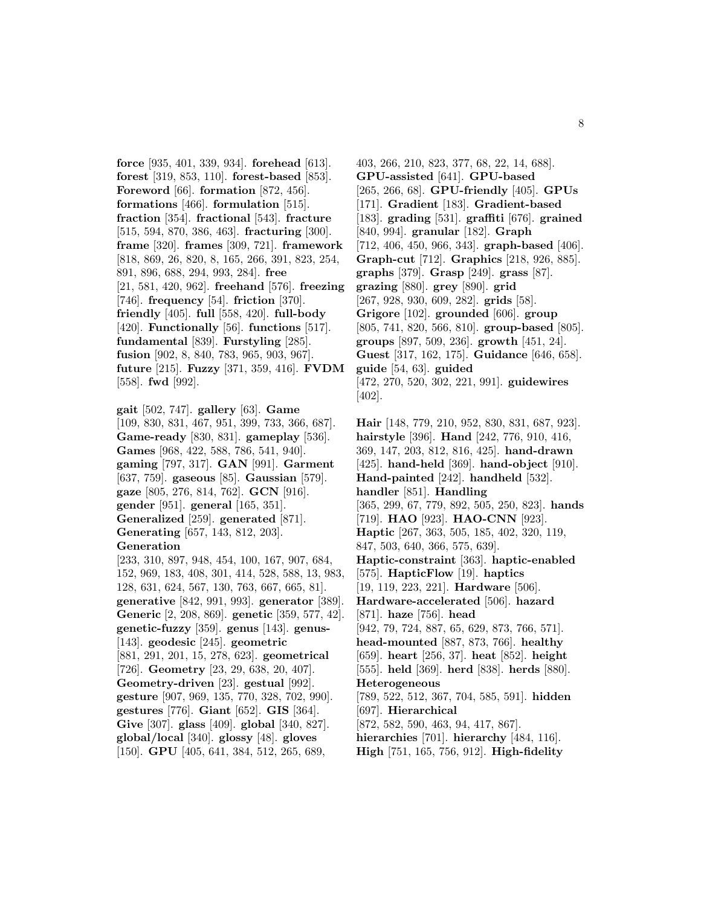**force** [935, 401, 339, 934]. **forehead** [613]. **forest** [319, 853, 110]. **forest-based** [853]. **Foreword** [66]. **formation** [872, 456]. **formations** [466]. **formulation** [515]. **fraction** [354]. **fractional** [543]. **fracture** [515, 594, 870, 386, 463]. **fracturing** [300]. **frame** [320]. **frames** [309, 721]. **framework** [818, 869, 26, 820, 8, 165, 266, 391, 823, 254, 891, 896, 688, 294, 993, 284]. **free** [21, 581, 420, 962]. **freehand** [576]. **freezing** [746]. **frequency** [54]. **friction** [370]. **friendly** [405]. **full** [558, 420]. **full-body** [420]. **Functionally** [56]. **functions** [517]. **fundamental** [839]. **Furstyling** [285]. **fusion** [902, 8, 840, 783, 965, 903, 967]. **future** [215]. **Fuzzy** [371, 359, 416]. **FVDM** [558]. **fwd** [992].

**gait** [502, 747]. **gallery** [63]. **Game** [109, 830, 831, 467, 951, 399, 733, 366, 687]. **Game-ready** [830, 831]. **gameplay** [536]. **Games** [968, 422, 588, 786, 541, 940]. **gaming** [797, 317]. **GAN** [991]. **Garment** [637, 759]. **gaseous** [85]. **Gaussian** [579]. **gaze** [805, 276, 814, 762]. **GCN** [916]. **gender** [951]. **general** [165, 351]. **Generalized** [259]. **generated** [871]. **Generating** [657, 143, 812, 203]. **Generation** [233, 310, 897, 948, 454, 100, 167, 907, 684, 152, 969, 183, 408, 301, 414, 528, 588, 13, 983, 128, 631, 624, 567, 130, 763, 667, 665, 81]. **generative** [842, 991, 993]. **generator** [389]. **Generic** [2, 208, 869]. **genetic** [359, 577, 42]. **genetic-fuzzy** [359]. **genus** [143]. **genus-** [143]. **geodesic** [245]. **geometric** [881, 291, 201, 15, 278, 623]. **geometrical** [726]. **Geometry** [23, 29, 638, 20, 407]. **Geometry-driven** [23]. **gestual** [992]. **gesture** [907, 969, 135, 770, 328, 702, 990]. **gestures** [776]. **Giant** [652]. **GIS** [364]. **Give** [307]. **glass** [409]. **global** [340, 827]. **global/local** [340]. **glossy** [48]. **gloves** [150]. **GPU** [405, 641, 384, 512, 265, 689, 403, 266, 210, 823, 377, 68, 22, 14, 688]. **GPU-assisted** [641]. **GPU-based** [265, 266, 68]. **GPU-friendly** [405]. **GPUs** [171]. **Gradient** [183]. **Gradient-based** [183]. **grading** [531]. **graffiti** [676]. **grained** [840, 994]. **granular** [182]. **Graph** [712, 406, 450, 966, 343]. **graph-based** [406]. **Graph-cut** [712]. **Graphics** [218, 926, 885]. **graphs** [379]. **Grasp** [249]. **grass** [87]. **grazing** [880]. **grey** [890]. **grid** [267, 928, 930, 609, 282]. **grids** [58]. **Grigore** [102]. **grounded** [606]. **group** [805, 741, 820, 566, 810]. **group-based** [805]. **groups** [897, 509, 236]. **growth** [451, 24]. **Guest** [317, 162, 175]. **Guidance** [646, 658]. **guide** [54, 63]. **guided** [472, 270, 520, 302, 221, 991]. **guidewires** [402].

**Hair** [148, 779, 210, 952, 830, 831, 687, 923]. **hairstyle** [396]. **Hand** [242, 776, 910, 416, 369, 147, 203, 812, 816, 425]. **hand-drawn** [425]. **hand-held** [369]. **hand-object** [910]. **Hand-painted** [242]. **handheld** [532]. **handler** [851]. **Handling** [365, 299, 67, 779, 892, 505, 250, 823]. **hands** [719]. **HAO** [923]. **HAO-CNN** [923]. **Haptic** [267, 363, 505, 185, 402, 320, 119, 847, 503, 640, 366, 575, 639]. **Haptic-constraint** [363]. **haptic-enabled** [575]. **HapticFlow** [19]. **haptics** [19, 119, 223, 221]. **Hardware** [506]. **Hardware-accelerated** [506]. **hazard** [871]. **haze** [756]. **head** [942, 79, 724, 887, 65, 629, 873, 766, 571]. **head-mounted** [887, 873, 766]. **healthy** [659]. **heart** [256, 37]. **heat** [852]. **height** [555]. **held** [369]. **herd** [838]. **herds** [880]. **Heterogeneous** [789, 522, 512, 367, 704, 585, 591]. **hidden** [697]. **Hierarchical** [872, 582, 590, 463, 94, 417, 867]. **hierarchies** [701]. **hierarchy** [484, 116]. **High** [751, 165, 756, 912]. **High-fidelity**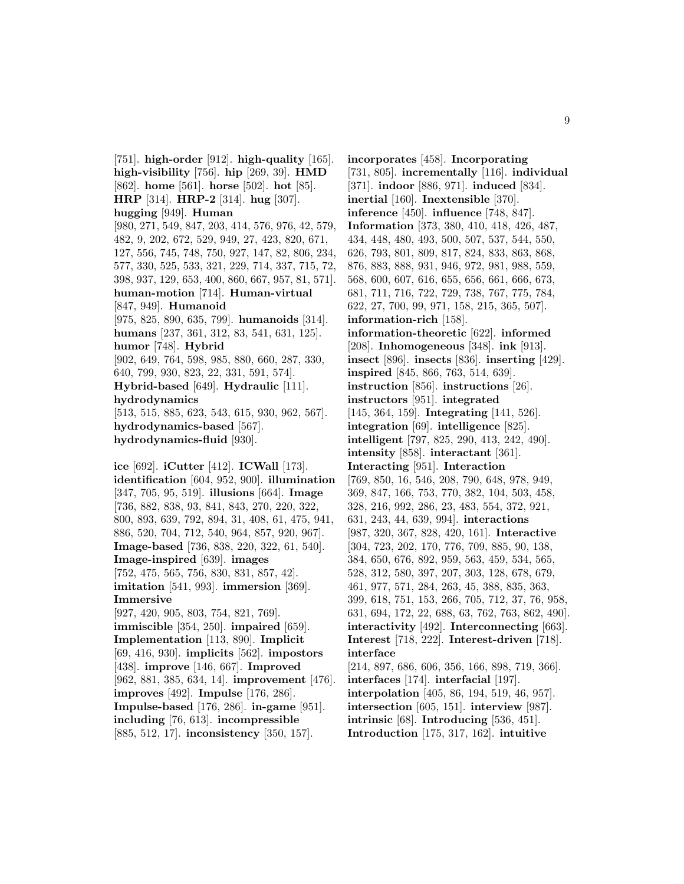[751]. **high-order** [912]. **high-quality** [165]. **high-visibility** [756]. **hip** [269, 39]. **HMD** [862]. **home** [561]. **horse** [502]. **hot** [85]. **HRP** [314]. **HRP-2** [314]. **hug** [307]. **hugging** [949]. **Human** [980, 271, 549, 847, 203, 414, 576, 976, 42, 579, 482, 9, 202, 672, 529, 949, 27, 423, 820, 671, 127, 556, 745, 748, 750, 927, 147, 82, 806, 234, 577, 330, 525, 533, 321, 229, 714, 337, 715, 72, 398, 937, 129, 653, 400, 860, 667, 957, 81, 571]. **human-motion** [714]. **Human-virtual** [847, 949]. **Humanoid** [975, 825, 890, 635, 799]. **humanoids** [314]. **humans** [237, 361, 312, 83, 541, 631, 125]. **humor** [748]. **Hybrid** [902, 649, 764, 598, 985, 880, 660, 287, 330, 640, 799, 930, 823, 22, 331, 591, 574]. **Hybrid-based** [649]. **Hydraulic** [111]. **hydrodynamics** [513, 515, 885, 623, 543, 615, 930, 962, 567]. **hydrodynamics-based** [567]. **hydrodynamics-fluid** [930].

**ice** [692]. **iCutter** [412]. **ICWall** [173]. **identification** [604, 952, 900]. **illumination** [347, 705, 95, 519]. **illusions** [664]. **Image** [736, 882, 838, 93, 841, 843, 270, 220, 322, 800, 893, 639, 792, 894, 31, 408, 61, 475, 941, 886, 520, 704, 712, 540, 964, 857, 920, 967]. **Image-based** [736, 838, 220, 322, 61, 540]. **Image-inspired** [639]. **images** [752, 475, 565, 756, 830, 831, 857, 42]. **imitation** [541, 993]. **immersion** [369]. **Immersive** [927, 420, 905, 803, 754, 821, 769]. **immiscible** [354, 250]. **impaired** [659]. **Implementation** [113, 890]. **Implicit** [69, 416, 930]. **implicits** [562]. **impostors** [438]. **improve** [146, 667]. **Improved** [962, 881, 385, 634, 14]. **improvement** [476]. **improves** [492]. **Impulse** [176, 286]. **Impulse-based** [176, 286]. **in-game** [951]. **including** [76, 613]. **incompressible** [885, 512, 17]. **inconsistency** [350, 157].

**incorporates** [458]. **Incorporating** [731, 805]. **incrementally** [116]. **individual** [371]. **indoor** [886, 971]. **induced** [834]. **inertial** [160]. **Inextensible** [370]. **inference** [450]. **influence** [748, 847]. **Information** [373, 380, 410, 418, 426, 487, 434, 448, 480, 493, 500, 507, 537, 544, 550, 626, 793, 801, 809, 817, 824, 833, 863, 868, 876, 883, 888, 931, 946, 972, 981, 988, 559, 568, 600, 607, 616, 655, 656, 661, 666, 673, 681, 711, 716, 722, 729, 738, 767, 775, 784, 622, 27, 700, 99, 971, 158, 215, 365, 507]. **information-rich** [158]. **information-theoretic** [622]. **informed** [208]. **Inhomogeneous** [348]. **ink** [913]. **insect** [896]. **insects** [836]. **inserting** [429]. **inspired** [845, 866, 763, 514, 639]. **instruction** [856]. **instructions** [26]. **instructors** [951]. **integrated** [145, 364, 159]. **Integrating** [141, 526]. **integration** [69]. **intelligence** [825]. **intelligent** [797, 825, 290, 413, 242, 490]. **intensity** [858]. **interactant** [361]. **Interacting** [951]. **Interaction** [769, 850, 16, 546, 208, 790, 648, 978, 949, 369, 847, 166, 753, 770, 382, 104, 503, 458, 328, 216, 992, 286, 23, 483, 554, 372, 921, 631, 243, 44, 639, 994]. **interactions** [987, 320, 367, 828, 420, 161]. **Interactive** [304, 723, 202, 170, 776, 709, 885, 90, 138, 384, 650, 676, 892, 959, 563, 459, 534, 565, 528, 312, 580, 397, 207, 303, 128, 678, 679, 461, 977, 571, 284, 263, 45, 388, 835, 363, 399, 618, 751, 153, 266, 705, 712, 37, 76, 958, 631, 694, 172, 22, 688, 63, 762, 763, 862, 490]. **interactivity** [492]. **Interconnecting** [663]. **Interest** [718, 222]. **Interest-driven** [718]. **interface** [214, 897, 686, 606, 356, 166, 898, 719, 366]. **interfaces** [174]. **interfacial** [197]. **interpolation** [405, 86, 194, 519, 46, 957]. **intersection** [605, 151]. **interview** [987]. **intrinsic** [68]. **Introducing** [536, 451]. **Introduction** [175, 317, 162]. **intuitive**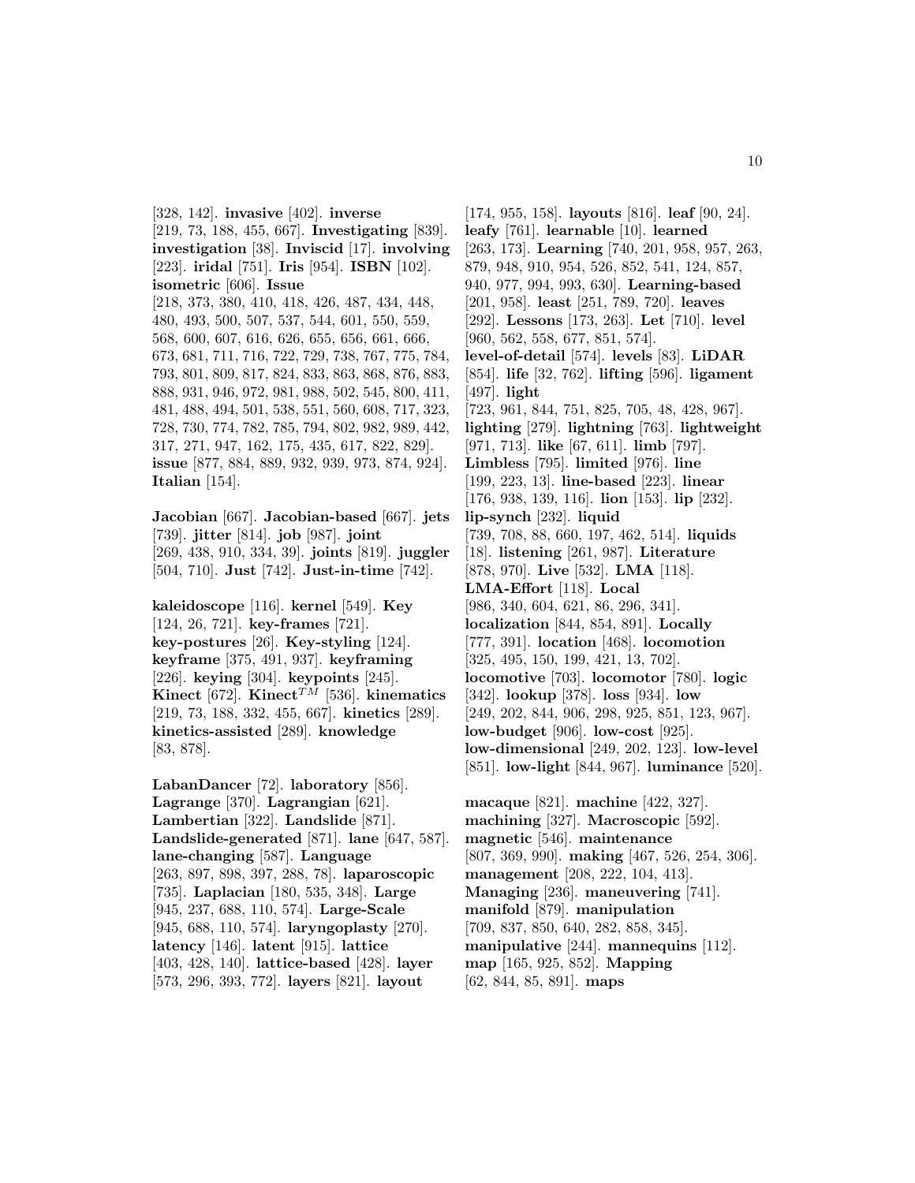[328, 142]. **invasive** [402]. **inverse** [219, 73, 188, 455, 667]. **Investigating** [839]. **investigation** [38]. **Inviscid** [17]. **involving** [223]. **iridal** [751]. **Iris** [954]. **ISBN** [102]. **isometric** [606]. **Issue** [218, 373, 380, 410, 418, 426, 487, 434, 448, 480, 493, 500, 507, 537, 544, 601, 550, 559, 568, 600, 607, 616, 626, 655, 656, 661, 666, 673, 681, 711, 716, 722, 729, 738, 767, 775, 784, 793, 801, 809, 817, 824, 833, 863, 868, 876, 883, 888, 931, 946, 972, 981, 988, 502, 545, 800, 411, 481, 488, 494, 501, 538, 551, 560, 608, 717, 323, 728, 730, 774, 782, 785, 794, 802, 982, 989, 442, 317, 271, 947, 162, 175, 435, 617, 822, 829]. **issue** [877, 884, 889, 932, 939, 973, 874, 924]. **Italian** [154].

**Jacobian** [667]. **Jacobian-based** [667]. **jets** [739]. **jitter** [814]. **job** [987]. **joint** [269, 438, 910, 334, 39]. **joints** [819]. **juggler** [504, 710]. **Just** [742]. **Just-in-time** [742].

**kaleidoscope** [116]. **kernel** [549]. **Key** [124, 26, 721]. **key-frames** [721]. **key-postures** [26]. **Key-styling** [124]. **keyframe** [375, 491, 937]. **keyframing** [226]. **keying** [304]. **keypoints** [245]. **Kinect** [672]. **Kinect$^{TM}$** [536]. **kinematics** [219, 73, 188, 332, 455, 667]. **kinetics** [289]. **kinetics-assisted** [289]. **knowledge** [83, 878].

**LabanDancer** [72]. **laboratory** [856]. **Lagrange** [370]. **Lagrangian** [621]. **Lambertian** [322]. **Landslide** [871]. **Landslide-generated** [871]. **lane** [647, 587]. **lane-changing** [587]. **Language** [263, 897, 898, 397, 288, 78]. **laparoscopic** [735]. **Laplacian** [180, 535, 348]. **Large** [945, 237, 688, 110, 574]. **Large-Scale** [945, 688, 110, 574]. **laryngoplasty** [270]. **latency** [146]. **latent** [915]. **lattice** [403, 428, 140]. **lattice-based** [428]. **layer** [573, 296, 393, 772]. **layers** [821]. **layout** [174, 955, 158]. **layouts** [816]. **leaf** [90, 24]. **leafy** [761]. **learnable** [10]. **learned** [263, 173]. **Learning** [740, 201, 958, 957, 263, 879, 948, 910, 954, 526, 852, 541, 124, 857, 940, 977, 994, 993, 630]. **Learning-based** [201, 958]. **least** [251, 789, 720]. **leaves** [292]. **Lessons** [173, 263]. **Let** [710]. **level** [960, 562, 558, 677, 851, 574]. **level-of-detail** [574]. **levels** [83]. **LiDAR** [854]. **life** [32, 762]. **lifting** [596]. **ligament** [497]. **light** [723, 961, 844, 751, 825, 705, 48, 428, 967]. **lighting** [279]. **lightning** [763]. **lightweight** [971, 713]. **like** [67, 611]. **limb** [797]. **Limbless** [795]. **limited** [976]. **line** [199, 223, 13]. **line-based** [223]. **linear** [176, 938, 139, 116]. **lion** [153]. **lip** [232]. **lip-synch** [232]. **liquid** [739, 708, 88, 660, 197, 462, 514]. **liquids** [18]. **listening** [261, 987]. **Literature** [878, 970]. **Live** [532]. **LMA** [118]. **LMA-Effort** [118]. **Local** [986, 340, 604, 621, 86, 296, 341]. **localization** [844, 854, 891]. **Locally** [777, 391]. **location** [468]. **locomotion** [325, 495, 150, 199, 421, 13, 702]. **locomotive** [703]. **locomotor** [780]. **logic** [342]. **lookup** [378]. **loss** [934]. **low** [249, 202, 844, 906, 298, 925, 851, 123, 967]. **low-budget** [906]. **low-cost** [925]. **low-dimensional** [249, 202, 123]. **low-level** [851]. **low-light** [844, 967]. **luminance** [520].

**macaque** [821]. **machine** [422, 327]. **machining** [327]. **Macroscopic** [592]. **magnetic** [546]. **maintenance** [807, 369, 990]. **making** [467, 526, 254, 306]. **management** [208, 222, 104, 413]. **Managing** [236]. **maneuvering** [741]. **manifold** [879]. **manipulation** [709, 837, 850, 640, 282, 858, 345]. **manipulative** [244]. **mannequins** [112]. **map** [165, 925, 852]. **Mapping** [62, 844, 85, 891]. **maps**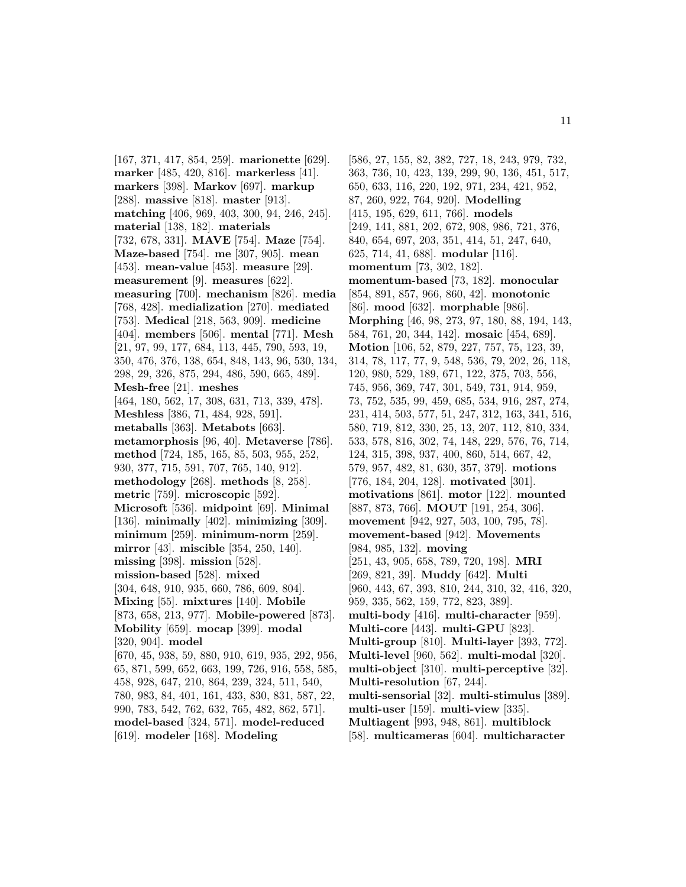[167, 371, 417, 854, 259]. **marionette** [629]. **marker** [485, 420, 816]. **markerless** [41]. **markers** [398]. **Markov** [697]. **markup** [288]. **massive** [818]. **master** [913]. **matching** [406, 969, 403, 300, 94, 246, 245]. **material** [138, 182]. **materials** [732, 678, 331]. **MAVE** [754]. **Maze** [754]. **Maze-based** [754]. **me** [307, 905]. **mean** [453]. **mean-value** [453]. **measure** [29]. **measurement** [9]. **measures** [622]. **measuring** [700]. **mechanism** [826]. **media** [768, 428]. **medialization** [270]. **mediated** [753]. **Medical** [218, 563, 909]. **medicine** [404]. **members** [506]. **mental** [771]. **Mesh** [21, 97, 99, 177, 684, 113, 445, 790, 593, 19, 350, 476, 376, 138, 654, 848, 143, 96, 530, 134, 298, 29, 326, 875, 294, 486, 590, 665, 489]. **Mesh-free** [21]. **meshes** [464, 180, 562, 17, 308, 631, 713, 339, 478]. **Meshless** [386, 71, 484, 928, 591]. **metaballs** [363]. **Metabots** [663]. **metamorphosis** [96, 40]. **Metaverse** [786]. **method** [724, 185, 165, 85, 503, 955, 252, 930, 377, 715, 591, 707, 765, 140, 912]. **methodology** [268]. **methods** [8, 258]. **metric** [759]. **microscopic** [592]. **Microsoft** [536]. **midpoint** [69]. **Minimal** [136]. **minimally** [402]. **minimizing** [309]. **minimum** [259]. **minimum-norm** [259]. **mirror** [43]. **miscible** [354, 250, 140]. **missing** [398]. **mission** [528]. **mission-based** [528]. **mixed** [304, 648, 910, 935, 660, 786, 609, 804]. **Mixing** [55]. **mixtures** [140]. **Mobile** [873, 658, 213, 977]. **Mobile-powered** [873]. **Mobility** [659]. **mocap** [399]. **modal** [320, 904]. **model** [670, 45, 938, 59, 880, 910, 619, 935, 292, 956, 65, 871, 599, 652, 663, 199, 726, 916, 558, 585, 458, 928, 647, 210, 864, 239, 324, 511, 540, 780, 983, 84, 401, 161, 433, 830, 831, 587, 22, 990, 783, 542, 762, 632, 765, 482, 862, 571]. **model-based** [324, 571]. **model-reduced** [619]. **modeler** [168]. **Modeling** [586, 27, 155, 82, 382, 727, 18, 243, 979, 732, 363, 736, 10, 423, 139, 299, 90, 136, 451, 517, 650, 633, 116, 220, 192, 971, 234, 421, 952, 87, 260, 922, 764, 920]. **Modelling** [415, 195, 629, 611, 766]. **models** [249, 141, 881, 202, 672, 908, 986, 721, 376, 840, 654, 697, 203, 351, 414, 51, 247, 640, 625, 714, 41, 688]. **modular** [116]. **momentum** [73, 302, 182]. **momentum-based** [73, 182]. **monocular** [854, 891, 857, 966, 860, 42]. **monotonic** [86]. **mood** [632]. **morphable** [986]. **Morphing** [46, 98, 273, 97, 180, 88, 194, 143, 584, 761, 20, 344, 142]. **mosaic** [454, 689]. **Motion** [106, 52, 879, 227, 757, 75, 123, 39, 314, 78, 117, 77, 9, 548, 536, 79, 202, 26, 118, 120, 980, 529, 189, 671, 122, 375, 703, 556, 745, 956, 369, 747, 301, 549, 731, 914, 959, 73, 752, 535, 99, 459, 685, 534, 916, 287, 274, 231, 414, 503, 577, 51, 247, 312, 163, 341, 516, 580, 719, 812, 330, 25, 13, 207, 112, 810, 334, 533, 578, 816, 302, 74, 148, 229, 576, 76, 714, 124, 315, 398, 937, 400, 860, 514, 667, 42, 579, 957, 482, 81, 630, 357, 379]. **motions** [776, 184, 204, 128]. **motivated** [301]. **motivations** [861]. **motor** [122]. **mounted** [887, 873, 766]. **MOUT** [191, 254, 306]. **movement** [942, 927, 503, 100, 795, 78]. **movement-based** [942]. **Movements** [984, 985, 132]. **moving** [251, 43, 905, 658, 789, 720, 198]. **MRI** [269, 821, 39]. **Muddy** [642]. **Multi** [960, 443, 67, 393, 810, 244, 310, 32, 416, 320, 959, 335, 562, 159, 772, 823, 389]. **multi-body** [416]. **multi-character** [959]. **Multi-core** [443]. **multi-GPU** [823]. **Multi-group** [810]. **Multi-layer** [393, 772]. **Multi-level** [960, 562]. **multi-modal** [320]. **multi-object** [310]. **multi-perceptive** [32]. **Multi-resolution** [67, 244]. **multi-sensorial** [32]. **multi-stimulus** [389]. **multi-user** [159]. **multi-view** [335]. **Multiagent** [993, 948, 861]. **multiblock** [58]. **multicameras** [604]. **multicharacter**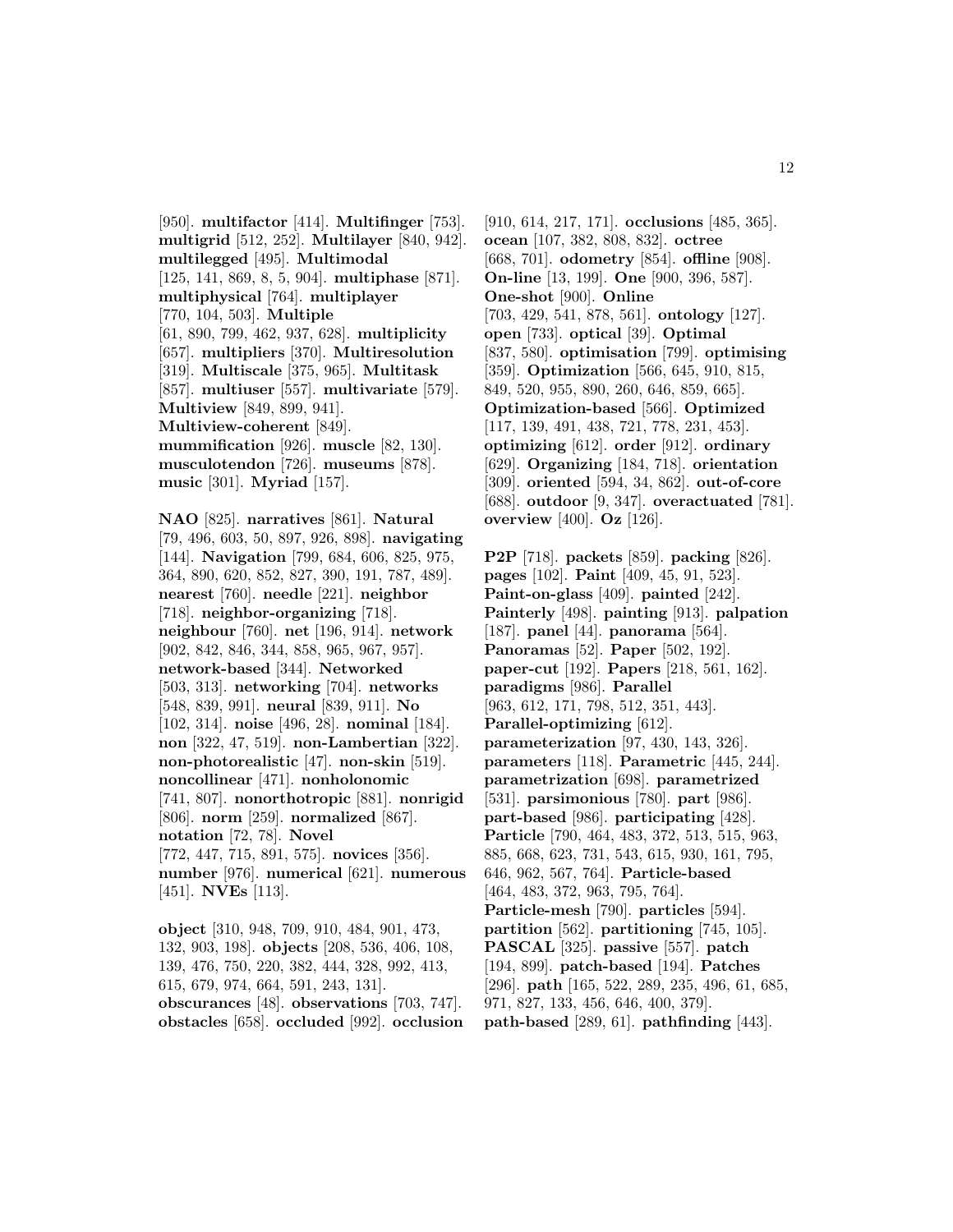[950]. **multifactor** [414]. **Multifinger** [753]. **multigrid** [512, 252]. **Multilayer** [840, 942]. **multilegged** [495]. **Multimodal** [125, 141, 869, 8, 5, 904]. **multiphase** [871]. **multiphysical** [764]. **multiplayer** [770, 104, 503]. **Multiple** [61, 890, 799, 462, 937, 628]. **multiplicity** [657]. **multipliers** [370]. **Multiresolution** [319]. **Multiscale** [375, 965]. **Multitask** [857]. **multiuser** [557]. **multivariate** [579]. **Multiview** [849, 899, 941]. **Multiview-coherent** [849]. **mummification** [926]. **muscle** [82, 130]. **musculotendon** [726]. **museums** [878]. **music** [301]. **Myriad** [157].

**NAO** [825]. **narratives** [861]. **Natural** [79, 496, 603, 50, 897, 926, 898]. **navigating** [144]. **Navigation** [799, 684, 606, 825, 975, 364, 890, 620, 852, 827, 390, 191, 787, 489]. **nearest** [760]. **needle** [221]. **neighbor** [718]. **neighbor-organizing** [718]. **neighbour** [760]. **net** [196, 914]. **network** [902, 842, 846, 344, 858, 965, 967, 957]. **network-based** [344]. **Networked** [503, 313]. **networking** [704]. **networks** [548, 839, 991]. **neural** [839, 911]. **No** [102, 314]. **noise** [496, 28]. **nominal** [184]. **non** [322, 47, 519]. **non-Lambertian** [322]. **non-photorealistic** [47]. **non-skin** [519]. **noncollinear** [471]. **nonholonomic** [741, 807]. **nonorthotropic** [881]. **nonrigid** [806]. **norm** [259]. **normalized** [867]. **notation** [72, 78]. **Novel** [772, 447, 715, 891, 575]. **novices** [356]. **number** [976]. **numerical** [621]. **numerous** [451]. **NVEs** [113].

**object** [310, 948, 709, 910, 484, 901, 473, 132, 903, 198]. **objects** [208, 536, 406, 108, 139, 476, 750, 220, 382, 444, 328, 992, 413, 615, 679, 974, 664, 591, 243, 131]. **obscurances** [48]. **observations** [703, 747]. **obstacles** [658]. **occluded** [992]. **occlusion** [910, 614, 217, 171]. **occlusions** [485, 365]. **ocean** [107, 382, 808, 832]. **octree** [668, 701]. **odometry** [854]. **offline** [908]. **On-line** [13, 199]. **One** [900, 396, 587]. **One-shot** [900]. **Online** [703, 429, 541, 878, 561]. **ontology** [127]. **open** [733]. **optical** [39]. **Optimal** [837, 580]. **optimisation** [799]. **optimising** [359]. **Optimization** [566, 645, 910, 815, 849, 520, 955, 890, 260, 646, 859, 665]. **Optimization-based** [566]. **Optimized** [117, 139, 491, 438, 721, 778, 231, 453]. **optimizing** [612]. **order** [912]. **ordinary** [629]. **Organizing** [184, 718]. **orientation** [309]. **oriented** [594, 34, 862]. **out-of-core** [688]. **outdoor** [9, 347]. **overactuated** [781]. **overview** [400]. **Oz** [126].

**P2P** [718]. **packets** [859]. **packing** [826]. **pages** [102]. **Paint** [409, 45, 91, 523]. **Paint-on-glass** [409]. **painted** [242]. **Painterly** [498]. **painting** [913]. **palpation** [187]. **panel** [44]. **panorama** [564]. **Panoramas** [52]. **Paper** [502, 192]. **paper-cut** [192]. **Papers** [218, 561, 162]. **paradigms** [986]. **Parallel** [963, 612, 171, 798, 512, 351, 443]. **Parallel-optimizing** [612]. **parameterization** [97, 430, 143, 326]. **parameters** [118]. **Parametric** [445, 244]. **parametrization** [698]. **parametrized** [531]. **parsimonious** [780]. **part** [986]. **part-based** [986]. **participating** [428]. **Particle** [790, 464, 483, 372, 513, 515, 963, 885, 668, 623, 731, 543, 615, 930, 161, 795, 646, 962, 567, 764]. **Particle-based** [464, 483, 372, 963, 795, 764]. **Particle-mesh** [790]. **particles** [594]. **partition** [562]. **partitioning** [745, 105]. **PASCAL** [325]. **passive** [557]. **patch** [194, 899]. **patch-based** [194]. **Patches** [296]. **path** [165, 522, 289, 235, 496, 61, 685, 971, 827, 133, 456, 646, 400, 379]. **path-based** [289, 61]. **pathfinding** [443].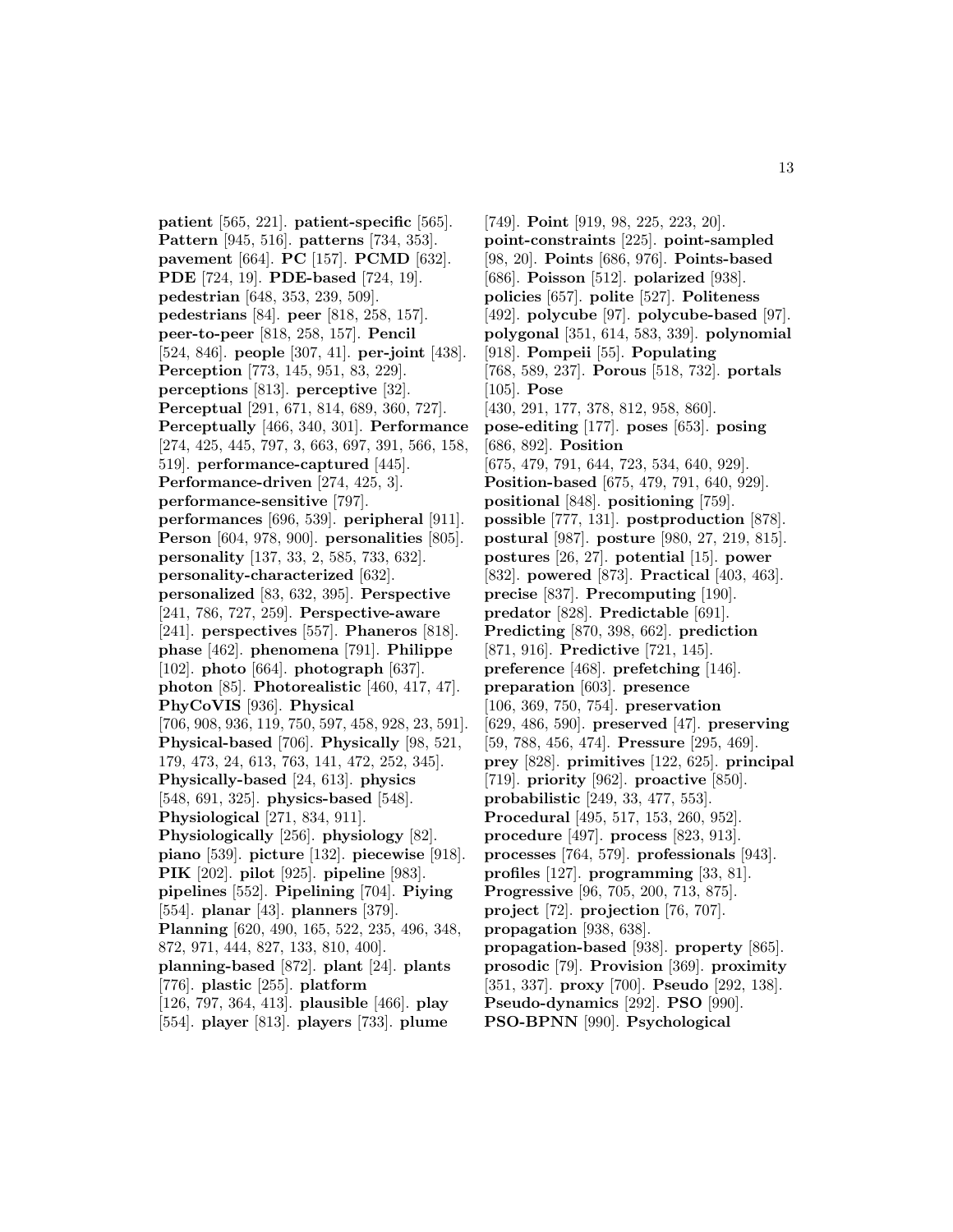**patient** [565, 221]. **patient-specific** [565]. **Pattern** [945, 516]. **patterns** [734, 353]. **pavement** [664]. **PC** [157]. **PCMD** [632]. **PDE** [724, 19]. **PDE-based** [724, 19]. **pedestrian** [648, 353, 239, 509]. **pedestrians** [84]. **peer** [818, 258, 157]. **peer-to-peer** [818, 258, 157]. **Pencil** [524, 846]. **people** [307, 41]. **per-joint** [438]. **Perception** [773, 145, 951, 83, 229]. **perceptions** [813]. **perceptive** [32]. **Perceptual** [291, 671, 814, 689, 360, 727]. **Perceptually** [466, 340, 301]. **Performance** [274, 425, 445, 797, 3, 663, 697, 391, 566, 158, 519]. **performance-captured** [445]. **Performance-driven** [274, 425, 3]. **performance-sensitive** [797]. **performances** [696, 539]. **peripheral** [911]. **Person** [604, 978, 900]. **personalities** [805]. **personality** [137, 33, 2, 585, 733, 632]. **personality-characterized** [632]. **personalized** [83, 632, 395]. **Perspective** [241, 786, 727, 259]. **Perspective-aware** [241]. **perspectives** [557]. **Phaneros** [818]. **phase** [462]. **phenomena** [791]. **Philippe** [102]. **photo** [664]. **photograph** [637]. **photon** [85]. **Photorealistic** [460, 417, 47]. **PhyCoVIS** [936]. **Physical** [706, 908, 936, 119, 750, 597, 458, 928, 23, 591]. **Physical-based** [706]. **Physically** [98, 521, 179, 473, 24, 613, 763, 141, 472, 252, 345]. **Physically-based** [24, 613]. **physics** [548, 691, 325]. **physics-based** [548]. **Physiological** [271, 834, 911]. **Physiologically** [256]. **physiology** [82]. **piano** [539]. **picture** [132]. **piecewise** [918]. **PIK** [202]. **pilot** [925]. **pipeline** [983]. **pipelines** [552]. **Pipelining** [704]. **Piying** [554]. **planar** [43]. **planners** [379]. **Planning** [620, 490, 165, 522, 235, 496, 348, 872, 971, 444, 827, 133, 810, 400]. **planning-based** [872]. **plant** [24]. **plants** [776]. **plastic** [255]. **platform** [126, 797, 364, 413]. **plausible** [466]. **play** [554]. **player** [813]. **players** [733]. **plume** [749]. **Point** [919, 98, 225, 223, 20]. **point-constraints** [225]. **point-sampled** [98, 20]. **Points** [686, 976]. **Points-based** [686]. **Poisson** [512]. **polarized** [938]. **policies** [657]. **polite** [527]. **Politeness** [492]. **polycube** [97]. **polycube-based** [97]. **polygonal** [351, 614, 583, 339]. **polynomial** [918]. **Pompeii** [55]. **Populating** [768, 589, 237]. **Porous** [518, 732]. **portals** [105]. **Pose** [430, 291, 177, 378, 812, 958, 860]. **pose-editing** [177]. **poses** [653]. **posing** [686, 892]. **Position** [675, 479, 791, 644, 723, 534, 640, 929]. **Position-based** [675, 479, 791, 640, 929]. **positional** [848]. **positioning** [759]. **possible** [777, 131]. **postproduction** [878]. **postural** [987]. **posture** [980, 27, 219, 815]. **postures** [26, 27]. **potential** [15]. **power** [832]. **powered** [873]. **Practical** [403, 463]. **precise** [837]. **Precomputing** [190]. **predator** [828]. **Predictable** [691]. **Predicting** [870, 398, 662]. **prediction** [871, 916]. **Predictive** [721, 145]. **preference** [468]. **prefetching** [146]. **preparation** [603]. **presence** [106, 369, 750, 754]. **preservation** [629, 486, 590]. **preserved** [47]. **preserving** [59, 788, 456, 474]. **Pressure** [295, 469]. **prey** [828]. **primitives** [122, 625]. **principal** [719]. **priority** [962]. **proactive** [850]. **probabilistic** [249, 33, 477, 553]. **Procedural** [495, 517, 153, 260, 952]. **procedure** [497]. **process** [823, 913]. **processes** [764, 579]. **professionals** [943]. **profiles** [127]. **programming** [33, 81]. **Progressive** [96, 705, 200, 713, 875]. **project** [72]. **projection** [76, 707]. **propagation** [938, 638]. **propagation-based** [938]. **property** [865]. **prosodic** [79]. **Provision** [369]. **proximity** [351, 337]. **proxy** [700]. **Pseudo** [292, 138]. **Pseudo-dynamics** [292]. **PSO** [990]. **PSO-BPNN** [990]. **Psychological**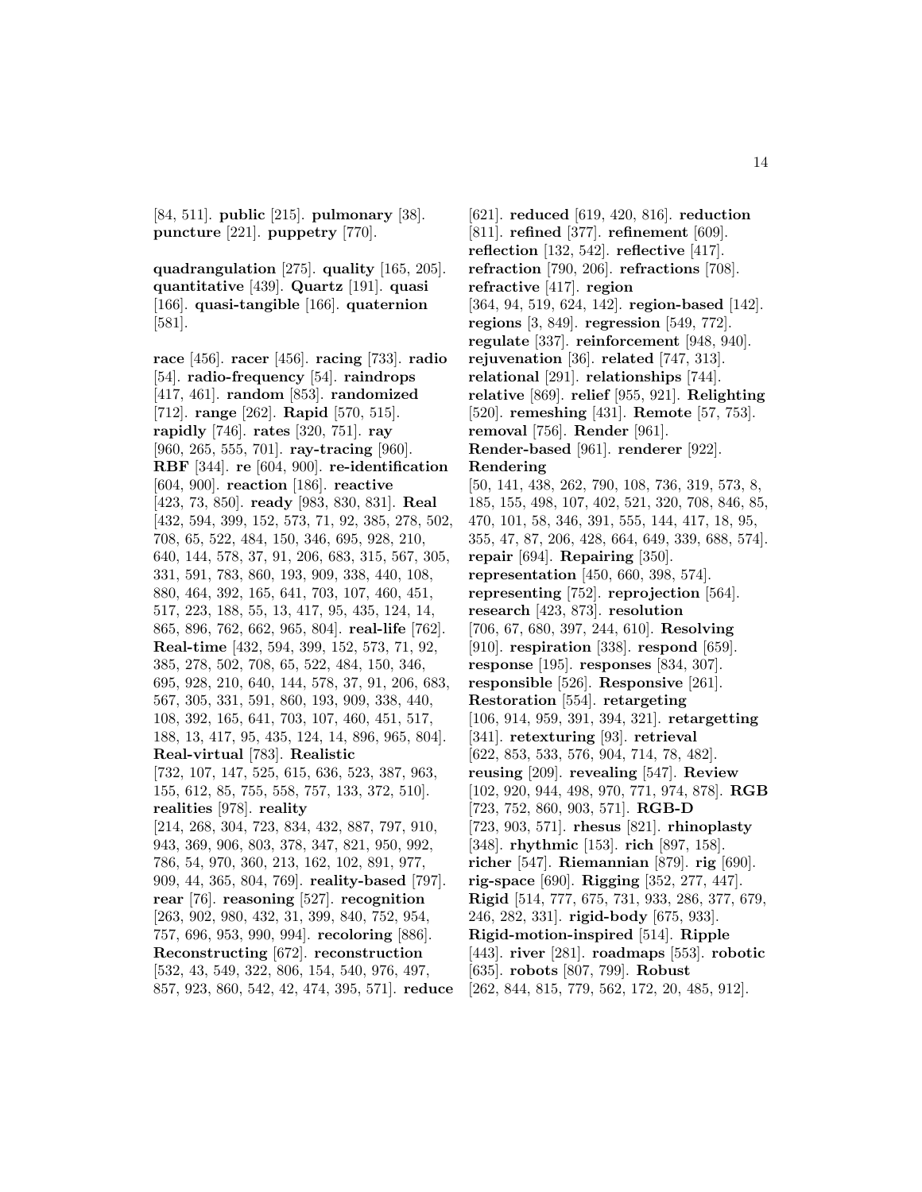[84, 511]. **public** [215]. **pulmonary** [38]. **puncture** [221]. **puppetry** [770].

**quadrangulation** [275]. **quality** [165, 205]. **quantitative** [439]. **Quartz** [191]. **quasi** [166]. **quasi-tangible** [166]. **quaternion** [581].

**race** [456]. **racer** [456]. **racing** [733]. **radio** [54]. **radio-frequency** [54]. **raindrops** [417, 461]. **random** [853]. **randomized** [712]. **range** [262]. **Rapid** [570, 515]. **rapidly** [746]. **rates** [320, 751]. **ray** [960, 265, 555, 701]. **ray-tracing** [960]. **RBF** [344]. **re** [604, 900]. **re-identification** [604, 900]. **reaction** [186]. **reactive** [423, 73, 850]. **ready** [983, 830, 831]. **Real** [432, 594, 399, 152, 573, 71, 92, 385, 278, 502, 708, 65, 522, 484, 150, 346, 695, 928, 210, 640, 144, 578, 37, 91, 206, 683, 315, 567, 305, 331, 591, 783, 860, 193, 909, 338, 440, 108, 880, 464, 392, 165, 641, 703, 107, 460, 451, 517, 223, 188, 55, 13, 417, 95, 435, 124, 14, 865, 896, 762, 662, 965, 804]. **real-life** [762]. **Real-time** [432, 594, 399, 152, 573, 71, 92, 385, 278, 502, 708, 65, 522, 484, 150, 346, 695, 928, 210, 640, 144, 578, 37, 91, 206, 683, 567, 305, 331, 591, 860, 193, 909, 338, 440, 108, 392, 165, 641, 703, 107, 460, 451, 517, 188, 13, 417, 95, 435, 124, 14, 896, 965, 804]. **Real-virtual** [783]. **Realistic** [732, 107, 147, 525, 615, 636, 523, 387, 963, 155, 612, 85, 755, 558, 757, 133, 372, 510]. **realities** [978]. **reality** [214, 268, 304, 723, 834, 432, 887, 797, 910, 943, 369, 906, 803, 378, 347, 821, 950, 992, 786, 54, 970, 360, 213, 162, 102, 891, 977, 909, 44, 365, 804, 769]. **reality-based** [797]. **rear** [76]. **reasoning** [527]. **recognition** [263, 902, 980, 432, 31, 399, 840, 752, 954, 757, 696, 953, 990, 994]. **recoloring** [886]. **Reconstructing** [672]. **reconstruction** [532, 43, 549, 322, 806, 154, 540, 976, 497, 857, 923, 860, 542, 42, 474, 395, 571]. **reduce** [621]. **reduced** [619, 420, 816]. **reduction** [811]. **refined** [377]. **refinement** [609]. **reflection** [132, 542]. **reflective** [417]. **refraction** [790, 206]. **refractions** [708]. **refractive** [417]. **region** [364, 94, 519, 624, 142]. **region-based** [142]. **regions** [3, 849]. **regression** [549, 772]. **regulate** [337]. **reinforcement** [948, 940]. **rejuvenation** [36]. **related** [747, 313]. **relational** [291]. **relationships** [744]. **relative** [869]. **relief** [955, 921]. **Relighting** [520]. **remeshing** [431]. **Remote** [57, 753]. **removal** [756]. **Render** [961]. **Render-based** [961]. **renderer** [922]. **Rendering** [50, 141, 438, 262, 790, 108, 736, 319, 573, 8, 185, 155, 498, 107, 402, 521, 320, 708, 846, 85, 470, 101, 58, 346, 391, 555, 144, 417, 18, 95, 355, 47, 87, 206, 428, 664, 649, 339, 688, 574]. **repair** [694]. **Repairing** [350]. **representation** [450, 660, 398, 574]. **representing** [752]. **reprojection** [564]. **research** [423, 873]. **resolution** [706, 67, 680, 397, 244, 610]. **Resolving** [910]. **respiration** [338]. **respond** [659]. **response** [195]. **responses** [834, 307]. **responsible** [526]. **Responsive** [261]. **Restoration** [554]. **retargeting** [106, 914, 959, 391, 394, 321]. **retargetting** [341]. **retexturing** [93]. **retrieval** [622, 853, 533, 576, 904, 714, 78, 482]. **reusing** [209]. **revealing** [547]. **Review** [102, 920, 944, 498, 970, 771, 974, 878]. **RGB** [723, 752, 860, 903, 571]. **RGB-D** [723, 903, 571]. **rhesus** [821]. **rhinoplasty** [348]. **rhythmic** [153]. **rich** [897, 158]. **richer** [547]. **Riemannian** [879]. **rig** [690]. **rig-space** [690]. **Rigging** [352, 277, 447]. **Rigid** [514, 777, 675, 731, 933, 286, 377, 679, 246, 282, 331]. **rigid-body** [675, 933]. **Rigid-motion-inspired** [514]. **Ripple** [443]. **river** [281]. **roadmaps** [553]. **robotic** [635]. **robots** [807, 799]. **Robust** [262, 844, 815, 779, 562, 172, 20, 485, 912].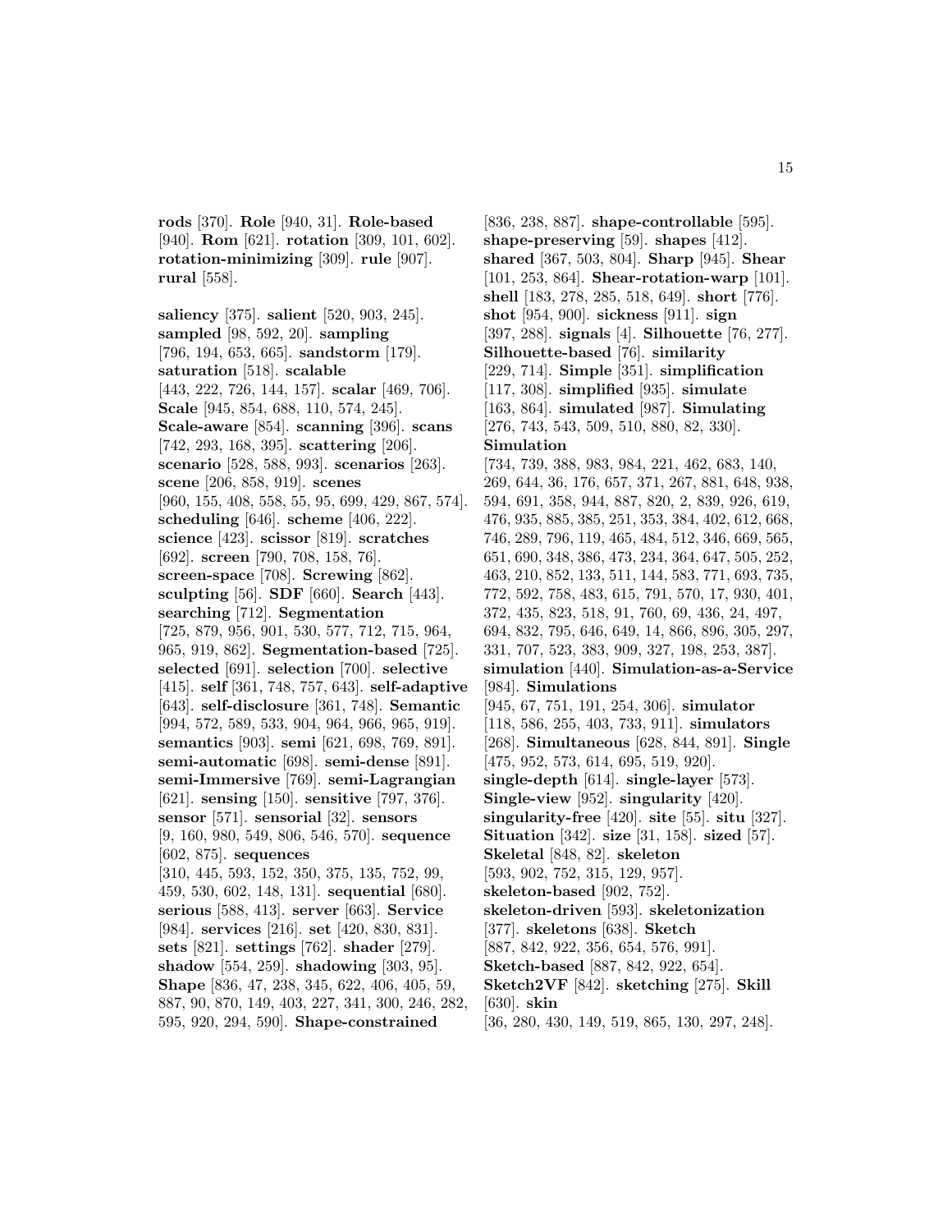**rods** [370]. **Role** [940, 31]. **Role-based** [940]. **Rom** [621]. **rotation** [309, 101, 602]. **rotation-minimizing** [309]. **rule** [907]. **rural** [558].

**saliency** [375]. **salient** [520, 903, 245]. **sampled** [98, 592, 20]. **sampling** [796, 194, 653, 665]. **sandstorm** [179]. **saturation** [518]. **scalable** [443, 222, 726, 144, 157]. **scalar** [469, 706]. **Scale** [945, 854, 688, 110, 574, 245]. **Scale-aware** [854]. **scanning** [396]. **scans** [742, 293, 168, 395]. **scattering** [206]. **scenario** [528, 588, 993]. **scenarios** [263]. **scene** [206, 858, 919]. **scenes** [960, 155, 408, 558, 55, 95, 699, 429, 867, 574]. **scheduling** [646]. **scheme** [406, 222]. **science** [423]. **scissor** [819]. **scratches** [692]. **screen** [790, 708, 158, 76]. **screen-space** [708]. **Screwing** [862]. **sculpting** [56]. **SDF** [660]. **Search** [443]. **searching** [712]. **Segmentation** [725, 879, 956, 901, 530, 577, 712, 715, 964, 965, 919, 862]. **Segmentation-based** [725]. **selected** [691]. **selection** [700]. **selective** [415]. **self** [361, 748, 757, 643]. **self-adaptive** [643]. **self-disclosure** [361, 748]. **Semantic** [994, 572, 589, 533, 904, 964, 966, 965, 919]. **semantics** [903]. **semi** [621, 698, 769, 891]. **semi-automatic** [698]. **semi-dense** [891]. **semi-Immersive** [769]. **semi-Lagrangian** [621]. **sensing** [150]. **sensitive** [797, 376]. **sensor** [571]. **sensorial** [32]. **sensors** [9, 160, 980, 549, 806, 546, 570]. **sequence** [602, 875]. **sequences** [310, 445, 593, 152, 350, 375, 135, 752, 99, 459, 530, 602, 148, 131]. **sequential** [680]. **serious** [588, 413]. **server** [663]. **Service** [984]. **services** [216]. **set** [420, 830, 831]. **sets** [821]. **settings** [762]. **shader** [279]. **shadow** [554, 259]. **shadowing** [303, 95]. **Shape** [836, 47, 238, 345, 622, 406, 405, 59, 887, 90, 870, 149, 403, 227, 341, 300, 246, 282, 595, 920, 294, 590]. **Shape-constrained** [836, 238, 887]. **shape-controllable** [595]. **shape-preserving** [59]. **shapes** [412]. **shared** [367, 503, 804]. **Sharp** [945]. **Shear** [101, 253, 864]. **Shear-rotation-warp** [101]. **shell** [183, 278, 285, 518, 649]. **short** [776]. **shot** [954, 900]. **sickness** [911]. **sign** [397, 288]. **signals** [4]. **Silhouette** [76, 277]. **Silhouette-based** [76]. **similarity** [229, 714]. **Simple** [351]. **simplification** [117, 308]. **simplified** [935]. **simulate** [163, 864]. **simulated** [987]. **Simulating** [276, 743, 543, 509, 510, 880, 82, 330]. **Simulation** [734, 739, 388, 983, 984, 221, 462, 683, 140, 269, 644, 36, 176, 657, 371, 267, 881, 648, 938, 594, 691, 358, 944, 887, 820, 2, 839, 926, 619, 476, 935, 885, 385, 251, 353, 384, 402, 612, 668, 746, 289, 796, 119, 465, 484, 512, 346, 669, 565, 651, 690, 348, 386, 473, 234, 364, 647, 505, 252, 463, 210, 852, 133, 511, 144, 583, 771, 693, 735, 772, 592, 758, 483, 615, 791, 570, 17, 930, 401, 372, 435, 823, 518, 91, 760, 69, 436, 24, 497, 694, 832, 795, 646, 649, 14, 866, 896, 305, 297, 331, 707, 523, 383, 909, 327, 198, 253, 387]. **simulation** [440]. **Simulation-as-a-Service** [984]. **Simulations** [945, 67, 751, 191, 254, 306]. **simulator** [118, 586, 255, 403, 733, 911]. **simulators** [268]. **Simultaneous** [628, 844, 891]. **Single** [475, 952, 573, 614, 695, 519, 920]. **single-depth** [614]. **single-layer** [573]. **Single-view** [952]. **singularity** [420]. **singularity-free** [420]. **site** [55]. **situ** [327]. **Situation** [342]. **size** [31, 158]. **sized** [57]. **Skeletal** [848, 82]. **skeleton** [593, 902, 752, 315, 129, 957]. **skeleton-based** [902, 752]. **skeleton-driven** [593]. **skeletonization** [377]. **skeletons** [638]. **Sketch** [887, 842, 922, 356, 654, 576, 991]. **Sketch-based** [887, 842, 922, 654]. **Sketch2VF** [842]. **sketching** [275]. **Skill** [630]. **skin** [36, 280, 430, 149, 519, 865, 130, 297, 248].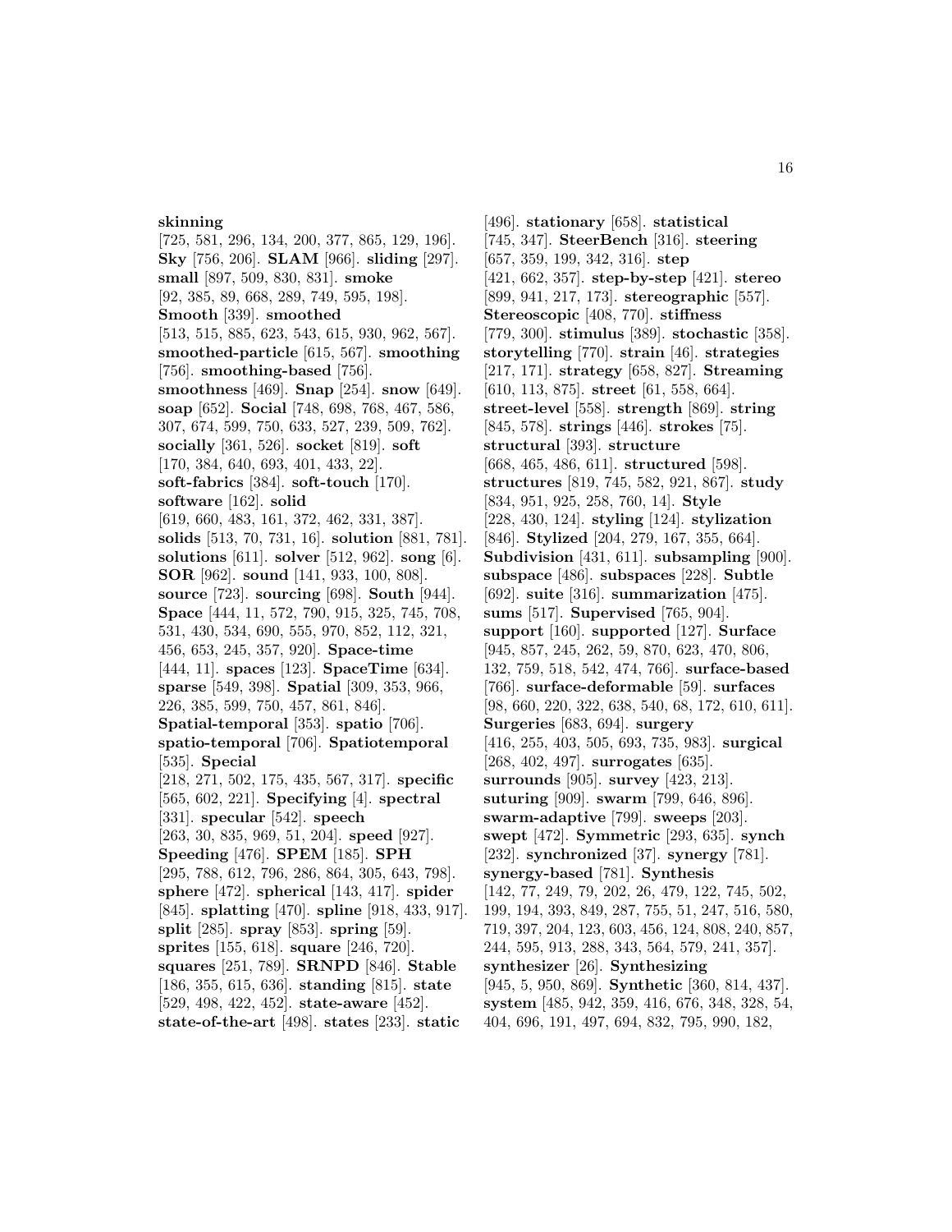**skinning** [725, 581, 296, 134, 200, 377, 865, 129, 196]. **Sky** [756, 206]. **SLAM** [966]. **sliding** [297]. **small** [897, 509, 830, 831]. **smoke** [92, 385, 89, 668, 289, 749, 595, 198]. **Smooth** [339]. **smoothed** [513, 515, 885, 623, 543, 615, 930, 962, 567]. **smoothed-particle** [615, 567]. **smoothing** [756]. **smoothing-based** [756]. **smoothness** [469]. **Snap** [254]. **snow** [649]. **soap** [652]. **Social** [748, 698, 768, 467, 586, 307, 674, 599, 750, 633, 527, 239, 509, 762]. **socially** [361, 526]. **socket** [819]. **soft** [170, 384, 640, 693, 401, 433, 22]. **soft-fabrics** [384]. **soft-touch** [170]. **software** [162]. **solid** [619, 660, 483, 161, 372, 462, 331, 387]. **solids** [513, 70, 731, 16]. **solution** [881, 781]. **solutions** [611]. **solver** [512, 962]. **song** [6]. **SOR** [962]. **sound** [141, 933, 100, 808]. **source** [723]. **sourcing** [698]. **South** [944]. **Space** [444, 11, 572, 790, 915, 325, 745, 708, 531, 430, 534, 690, 555, 970, 852, 112, 321, 456, 653, 245, 357, 920]. **Space-time** [444, 11]. **spaces** [123]. **SpaceTime** [634]. **sparse** [549, 398]. **Spatial** [309, 353, 966, 226, 385, 599, 750, 457, 861, 846]. **Spatial-temporal** [353]. **spatio** [706]. **spatio-temporal** [706]. **Spatiotemporal** [535]. **Special** [218, 271, 502, 175, 435, 567, 317]. **specific** [565, 602, 221]. **Specifying** [4]. **spectral** [331]. **specular** [542]. **speech** [263, 30, 835, 969, 51, 204]. **speed** [927]. **Speeding** [476]. **SPEM** [185]. **SPH** [295, 788, 612, 796, 286, 864, 305, 643, 798]. **sphere** [472]. **spherical** [143, 417]. **spider** [845]. **splatting** [470]. **spline** [918, 433, 917]. **split** [285]. **spray** [853]. **spring** [59]. **sprites** [155, 618]. **square** [246, 720]. **squares** [251, 789]. **SRNPD** [846]. **Stable** [186, 355, 615, 636]. **standing** [815]. **state** [529, 498, 422, 452]. **state-aware** [452]. **state-of-the-art** [498]. **states** [233]. **static** [496]. **stationary** [658]. **statistical** [745, 347]. **SteerBench** [316]. **steering** [657, 359, 199, 342, 316]. **step** [421, 662, 357]. **step-by-step** [421]. **stereo** [899, 941, 217, 173]. **stereographic** [557]. **Stereoscopic** [408, 770]. **stiffness** [779, 300]. **stimulus** [389]. **stochastic** [358]. **storytelling** [770]. **strain** [46]. **strategies** [217, 171]. **strategy** [658, 827]. **Streaming** [610, 113, 875]. **street** [61, 558, 664]. **street-level** [558]. **strength** [869]. **string** [845, 578]. **strings** [446]. **strokes** [75]. **structural** [393]. **structure** [668, 465, 486, 611]. **structured** [598]. **structures** [819, 745, 582, 921, 867]. **study** [834, 951, 925, 258, 760, 14]. **Style** [228, 430, 124]. **styling** [124]. **stylization** [846]. **Stylized** [204, 279, 167, 355, 664]. **Subdivision** [431, 611]. **subsampling** [900]. **subspace** [486]. **subspaces** [228]. **Subtle** [692]. **suite** [316]. **summarization** [475]. **sums** [517]. **Supervised** [765, 904]. **support** [160]. **supported** [127]. **Surface** [945, 857, 245, 262, 59, 870, 623, 470, 806, 132, 759, 518, 542, 474, 766]. **surface-based** [766]. **surface-deformable** [59]. **surfaces** [98, 660, 220, 322, 638, 540, 68, 172, 610, 611]. **Surgeries** [683, 694]. **surgery** [416, 255, 403, 505, 693, 735, 983]. **surgical** [268, 402, 497]. **surrogates** [635]. **surrounds** [905]. **survey** [423, 213]. **suturing** [909]. **swarm** [799, 646, 896]. **swarm-adaptive** [799]. **sweeps** [203]. **swept** [472]. **Symmetric** [293, 635]. **synch** [232]. **synchronized** [37]. **synergy** [781]. **synergy-based** [781]. **Synthesis** [142, 77, 249, 79, 202, 26, 479, 122, 745, 502, 199, 194, 393, 849, 287, 755, 51, 247, 516, 580, 719, 397, 204, 123, 603, 456, 124, 808, 240, 857, 244, 595, 913, 288, 343, 564, 579, 241, 357]. **synthesizer** [26]. **Synthesizing** [945, 5, 950, 869]. **Synthetic** [360, 814, 437]. **system** [485, 942, 359, 416, 676, 348, 328, 54, 404, 696, 191, 497, 694, 832, 795, 990, 182,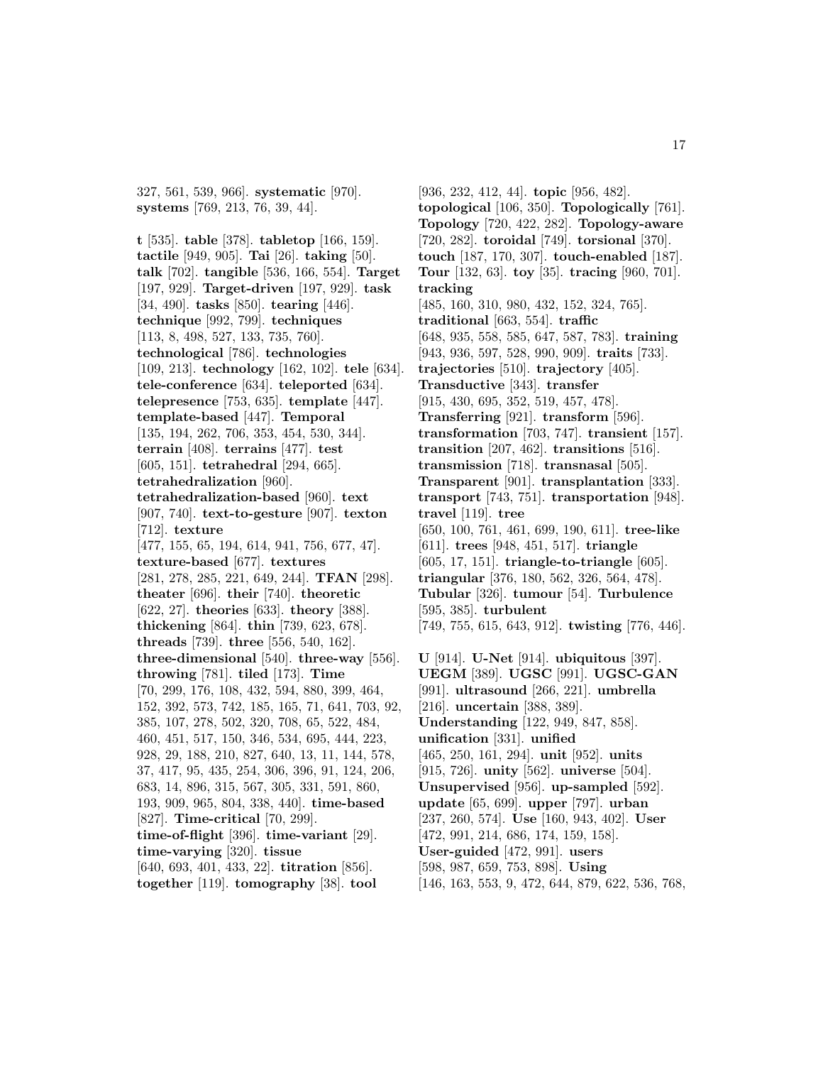327, 561, 539, 966]. **systematic** [970]. **systems** [769, 213, 76, 39, 44].

**t** [535]. **table** [378]. **tabletop** [166, 159]. **tactile** [949, 905]. **Tai** [26]. **taking** [50]. **talk** [702]. **tangible** [536, 166, 554]. **Target** [197, 929]. **Target-driven** [197, 929]. **task** [34, 490]. **tasks** [850]. **tearing** [446]. **technique** [992, 799]. **techniques** [113, 8, 498, 527, 133, 735, 760]. **technological** [786]. **technologies** [109, 213]. **technology** [162, 102]. **tele** [634]. **tele-conference** [634]. **teleported** [634]. **telepresence** [753, 635]. **template** [447]. **template-based** [447]. **Temporal** [135, 194, 262, 706, 353, 454, 530, 344]. **terrain** [408]. **terrains** [477]. **test** [605, 151]. **tetrahedral** [294, 665]. **tetrahedralization** [960]. **tetrahedralization-based** [960]. **text** [907, 740]. **text-to-gesture** [907]. **texton** [712]. **texture** [477, 155, 65, 194, 614, 941, 756, 677, 47]. **texture-based** [677]. **textures** [281, 278, 285, 221, 649, 244]. **TFAN** [298]. **theater** [696]. **their** [740]. **theoretic** [622, 27]. **theories** [633]. **theory** [388]. **thickening** [864]. **thin** [739, 623, 678]. **threads** [739]. **three** [556, 540, 162]. **three-dimensional** [540]. **three-way** [556]. **throwing** [781]. **tiled** [173]. **Time** [70, 299, 176, 108, 432, 594, 880, 399, 464, 152, 392, 573, 742, 185, 165, 71, 641, 703, 92, 385, 107, 278, 502, 320, 708, 65, 522, 484, 460, 451, 517, 150, 346, 534, 695, 444, 223, 928, 29, 188, 210, 827, 640, 13, 11, 144, 578, 37, 417, 95, 435, 254, 306, 396, 91, 124, 206, 683, 14, 896, 315, 567, 305, 331, 591, 860, 193, 909, 965, 804, 338, 440]. **time-based** [827]. **Time-critical** [70, 299]. **time-of-flight** [396]. **time-variant** [29]. **time-varying** [320]. **tissue** [640, 693, 401, 433, 22]. **titration** [856]. **together** [119]. **tomography** [38]. **tool** [936, 232, 412, 44]. **topic** [956, 482]. **topological** [106, 350]. **Topologically** [761]. **Topology** [720, 422, 282]. **Topology-aware** [720, 282]. **toroidal** [749]. **torsional** [370]. **touch** [187, 170, 307]. **touch-enabled** [187]. **Tour** [132, 63]. **toy** [35]. **tracing** [960, 701]. **tracking** [485, 160, 310, 980, 432, 152, 324, 765]. **traditional** [663, 554]. **traffic** [648, 935, 558, 585, 647, 587, 783]. **training** [943, 936, 597, 528, 990, 909]. **traits** [733]. **trajectories** [510]. **trajectory** [405]. **Transductive** [343]. **transfer** [915, 430, 695, 352, 519, 457, 478]. **Transferring** [921]. **transform** [596]. **transformation** [703, 747]. **transient** [157]. **transition** [207, 462]. **transitions** [516]. **transmission** [718]. **transnasal** [505]. **Transparent** [901]. **transplantation** [333]. **transport** [743, 751]. **transportation** [948]. **travel** [119]. **tree** [650, 100, 761, 461, 699, 190, 611]. **tree-like** [611]. **trees** [948, 451, 517]. **triangle** [605, 17, 151]. **triangle-to-triangle** [605]. **triangular** [376, 180, 562, 326, 564, 478]. **Tubular** [326]. **tumour** [54]. **Turbulence** [595, 385]. **turbulent** [749, 755, 615, 643, 912]. **twisting** [776, 446].

**U** [914]. **U-Net** [914]. **ubiquitous** [397]. **UEGM** [389]. **UGSC** [991]. **UGSC-GAN** [991]. **ultrasound** [266, 221]. **umbrella** [216]. **uncertain** [388, 389]. **Understanding** [122, 949, 847, 858]. **unification** [331]. **unified** [465, 250, 161, 294]. **unit** [952]. **units** [915, 726]. **unity** [562]. **universe** [504]. **Unsupervised** [956]. **up-sampled** [592]. **update** [65, 699]. **upper** [797]. **urban** [237, 260, 574]. **Use** [160, 943, 402]. **User** [472, 991, 214, 686, 174, 159, 158]. **User-guided** [472, 991]. **users** [598, 987, 659, 753, 898]. **Using** [146, 163, 553, 9, 472, 644, 879, 622, 536, 768,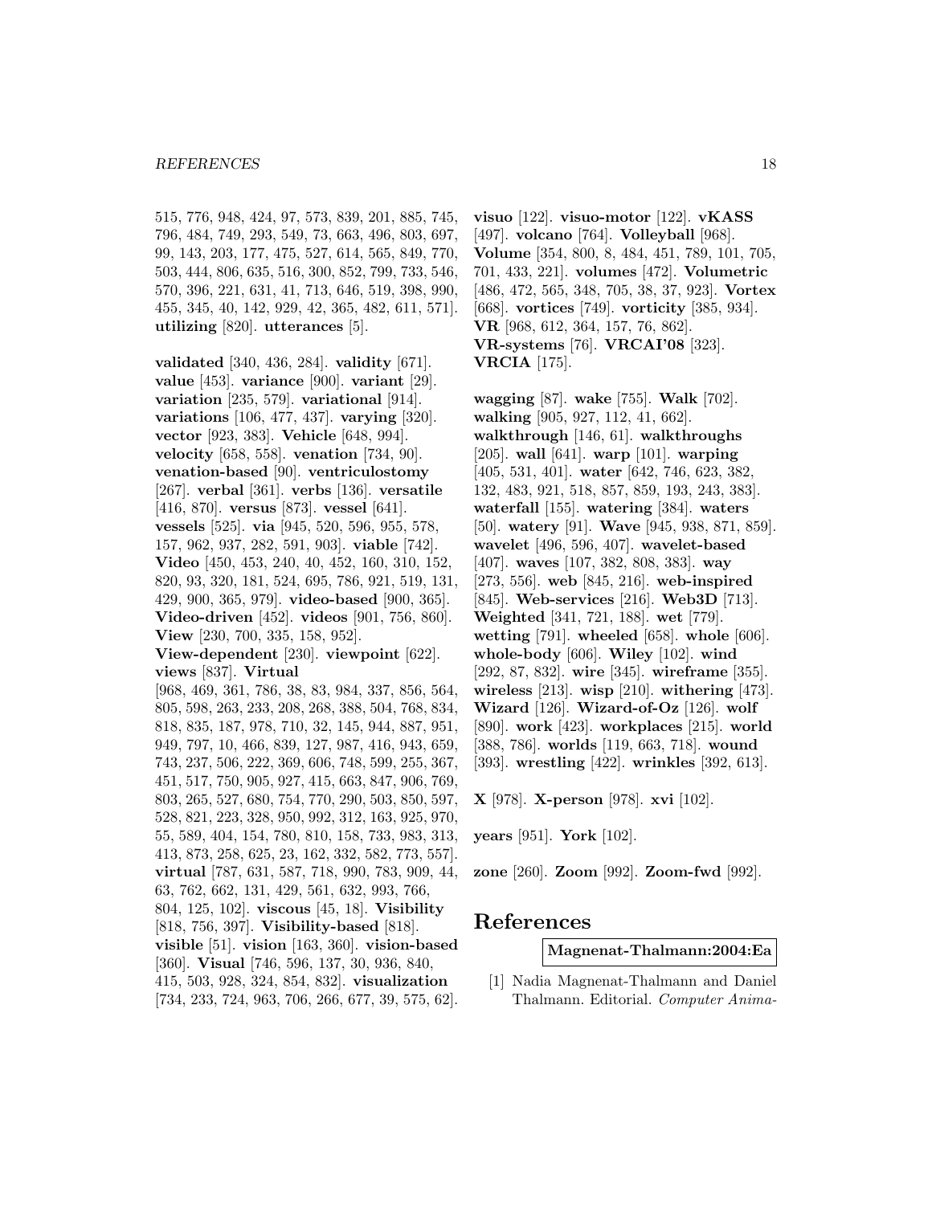515, 776, 948, 424, 97, 573, 839, 201, 885, 745, 796, 484, 749, 293, 549, 73, 663, 496, 803, 697, 99, 143, 203, 177, 475, 527, 614, 565, 849, 770, 503, 444, 806, 635, 516, 300, 852, 799, 733, 546, 570, 396, 221, 631, 41, 713, 646, 519, 398, 990, 455, 345, 40, 142, 929, 42, 365, 482, 611, 571]. **utilizing** [820]. **utterances** [5].

**validated** [340, 436, 284]. **validity** [671]. **value** [453]. **variance** [900]. **variant** [29]. **variation** [235, 579]. **variational** [914]. **variations** [106, 477, 437]. **varying** [320]. **vector** [923, 383]. **Vehicle** [648, 994]. **velocity** [658, 558]. **venation** [734, 90]. **venation-based** [90]. **ventriculostomy** [267]. **verbal** [361]. **verbs** [136]. **versatile** [416, 870]. **versus** [873]. **vessel** [641]. **vessels** [525]. **via** [945, 520, 596, 955, 578, 157, 962, 937, 282, 591, 903]. **viable** [742]. **Video** [450, 453, 240, 40, 452, 160, 310, 152, 820, 93, 320, 181, 524, 695, 786, 921, 519, 131, 429, 900, 365, 979]. **video-based** [900, 365]. **Video-driven** [452]. **videos** [901, 756, 860]. **View** [230, 700, 335, 158, 952]. **View-dependent** [230]. **viewpoint** [622]. **views** [837]. **Virtual** [968, 469, 361, 786, 38, 83, 984, 337, 856, 564, 805, 598, 263, 233, 208, 268, 388, 504, 768, 834, 818, 835, 187, 978, 710, 32, 145, 944, 887, 951, 949, 797, 10, 466, 839, 127, 987, 416, 943, 659, 743, 237, 506, 222, 369, 606, 748, 599, 255, 367, 451, 517, 750, 905, 927, 415, 663, 847, 906, 769, 803, 265, 527, 680, 754, 770, 290, 503, 850, 597, 528, 821, 223, 328, 950, 992, 312, 163, 925, 970, 55, 589, 404, 154, 780, 810, 158, 733, 983, 313, 413, 873, 258, 625, 23, 162, 332, 582, 773, 557]. **virtual** [787, 631, 587, 718, 990, 783, 909, 44, 63, 762, 662, 131, 429, 561, 632, 993, 766, 804, 125, 102]. **viscous** [45, 18]. **Visibility** [818, 756, 397]. **Visibility-based** [818]. **visible** [51]. **vision** [163, 360]. **vision-based** [360]. **Visual** [746, 596, 137, 30, 936, 840, 415, 503, 928, 324, 854, 832]. **visualization** [734, 233, 724, 963, 706, 266, 677, 39, 575, 62]. **visuo** [122]. **visuo-motor** [122]. **vKASS** [497]. **volcano** [764]. **Volleyball** [968]. **Volume** [354, 800, 8, 484, 451, 789, 101, 705, 701, 433, 221]. **volumes** [472]. **Volumetric** [486, 472, 565, 348, 705, 38, 37, 923]. **Vortex** [668]. **vortices** [749]. **vorticity** [385, 934]. **VR** [968, 612, 364, 157, 76, 862]. **VR-systems** [76]. **VRCAI'08** [323]. **VRCIA** [175].

**wagging** [87]. **wake** [755]. **Walk** [702]. **walking** [905, 927, 112, 41, 662]. **walkthrough** [146, 61]. **walkthroughs** [205]. **wall** [641]. **warp** [101]. **warping** [405, 531, 401]. **water** [642, 746, 623, 382, 132, 483, 921, 518, 857, 859, 193, 243, 383]. **waterfall** [155]. **watering** [384]. **waters** [50]. **watery** [91]. **Wave** [945, 938, 871, 859]. **wavelet** [496, 596, 407]. **wavelet-based** [407]. **waves** [107, 382, 808, 383]. **way** [273, 556]. **web** [845, 216]. **web-inspired** [845]. **Web-services** [216]. **Web3D** [713]. **Weighted** [341, 721, 188]. **wet** [779]. **wetting** [791]. **wheeled** [658]. **whole** [606]. **whole-body** [606]. **Wiley** [102]. **wind** [292, 87, 832]. **wire** [345]. **wireframe** [355]. **wireless** [213]. **wisp** [210]. **withering** [473]. **Wizard** [126]. **Wizard-of-Oz** [126]. **wolf** [890]. **work** [423]. **workplaces** [215]. **world** [388, 786]. **worlds** [119, 663, 718]. **wound** [393]. **wrestling** [422]. **wrinkles** [392, 613].

**X** [978]. **X-person** [978]. **xvi** [102].

**years** [951]. **York** [102].

**zone** [260]. **Zoom** [992]. **Zoom-fwd** [992].

# References

**Magnenat-Thalmann:2004:Ea**

[1] Nadia Magnenat-Thalmann and Daniel Thalmann. Editorial. *Computer Anima-*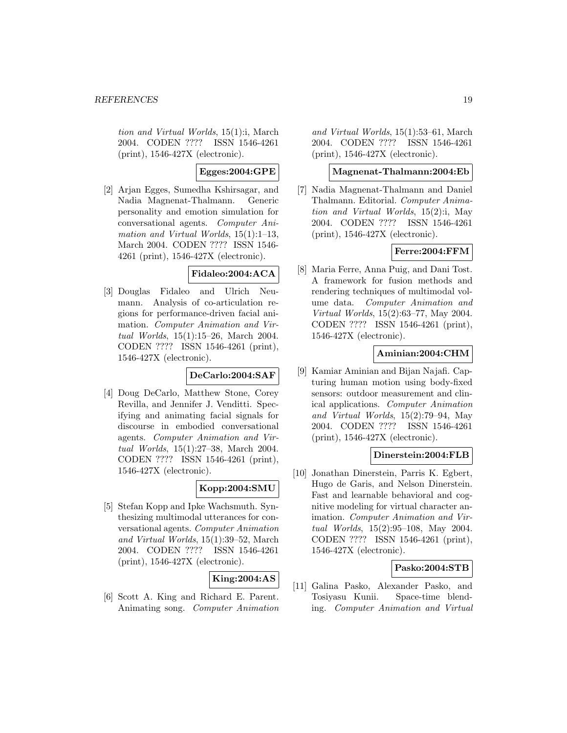*tion and Virtual Worlds*, 15(1):i, March 2004. CODEN ???? ISSN 1546-4261 (print), 1546-427X (electronic).

**Egges:2004:GPE**

[2] Arjan Egges, Sumedha Kshirsagar, and Nadia Magnenat-Thalmann. Generic personality and emotion simulation for conversational agents. *Computer Animation and Virtual Worlds*, 15(1):1–13, March 2004. CODEN ???? ISSN 1546-4261 (print), 1546-427X (electronic).

**Fidaleo:2004:ACA**

[3] Douglas Fidaleo and Ulrich Neumann. Analysis of co-articulation regions for performance-driven facial animation. *Computer Animation and Virtual Worlds*, 15(1):15–26, March 2004. CODEN ???? ISSN 1546-4261 (print), 1546-427X (electronic).

**DeCarlo:2004:SAF**

[4] Doug DeCarlo, Matthew Stone, Corey Revilla, and Jennifer J. Venditti. Specifying and animating facial signals for discourse in embodied conversational agents. *Computer Animation and Virtual Worlds*, 15(1):27–38, March 2004. CODEN ???? ISSN 1546-4261 (print), 1546-427X (electronic).

**Kopp:2004:SMU**

[5] Stefan Kopp and Ipke Wachsmuth. Synthesizing multimodal utterances for conversational agents. *Computer Animation and Virtual Worlds*, 15(1):39–52, March 2004. CODEN ???? ISSN 1546-4261 (print), 1546-427X (electronic).

**King:2004:AS**

[6] Scott A. King and Richard E. Parent. Animating song. *Computer Animation and Virtual Worlds*, 15(1):53–61, March 2004. CODEN ???? ISSN 1546-4261 (print), 1546-427X (electronic).

**Magnenat-Thalmann:2004:Eb**

[7] Nadia Magnenat-Thalmann and Daniel Thalmann. Editorial. *Computer Animation and Virtual Worlds*, 15(2):i, May 2004. CODEN ???? ISSN 1546-4261 (print), 1546-427X (electronic).

**Ferre:2004:FFM**

[8] Maria Ferre, Anna Puig, and Dani Tost. A framework for fusion methods and rendering techniques of multimodal volume data. *Computer Animation and Virtual Worlds*, 15(2):63–77, May 2004. CODEN ???? ISSN 1546-4261 (print), 1546-427X (electronic).

**Aminian:2004:CHM**

[9] Kamiar Aminian and Bijan Najafi. Capturing human motion using body-fixed sensors: outdoor measurement and clinical applications. *Computer Animation and Virtual Worlds*, 15(2):79–94, May 2004. CODEN ???? ISSN 1546-4261 (print), 1546-427X (electronic).

**Dinerstein:2004:FLB**

[10] Jonathan Dinerstein, Parris K. Egbert, Hugo de Garis, and Nelson Dinerstein. Fast and learnable behavioral and cognitive modeling for virtual character animation. *Computer Animation and Virtual Worlds*, 15(2):95–108, May 2004. CODEN ???? ISSN 1546-4261 (print), 1546-427X (electronic).

**Pasko:2004:STB**

[11] Galina Pasko, Alexander Pasko, and Tosiyasu Kunii. Space-time blending. *Computer Animation and Virtual*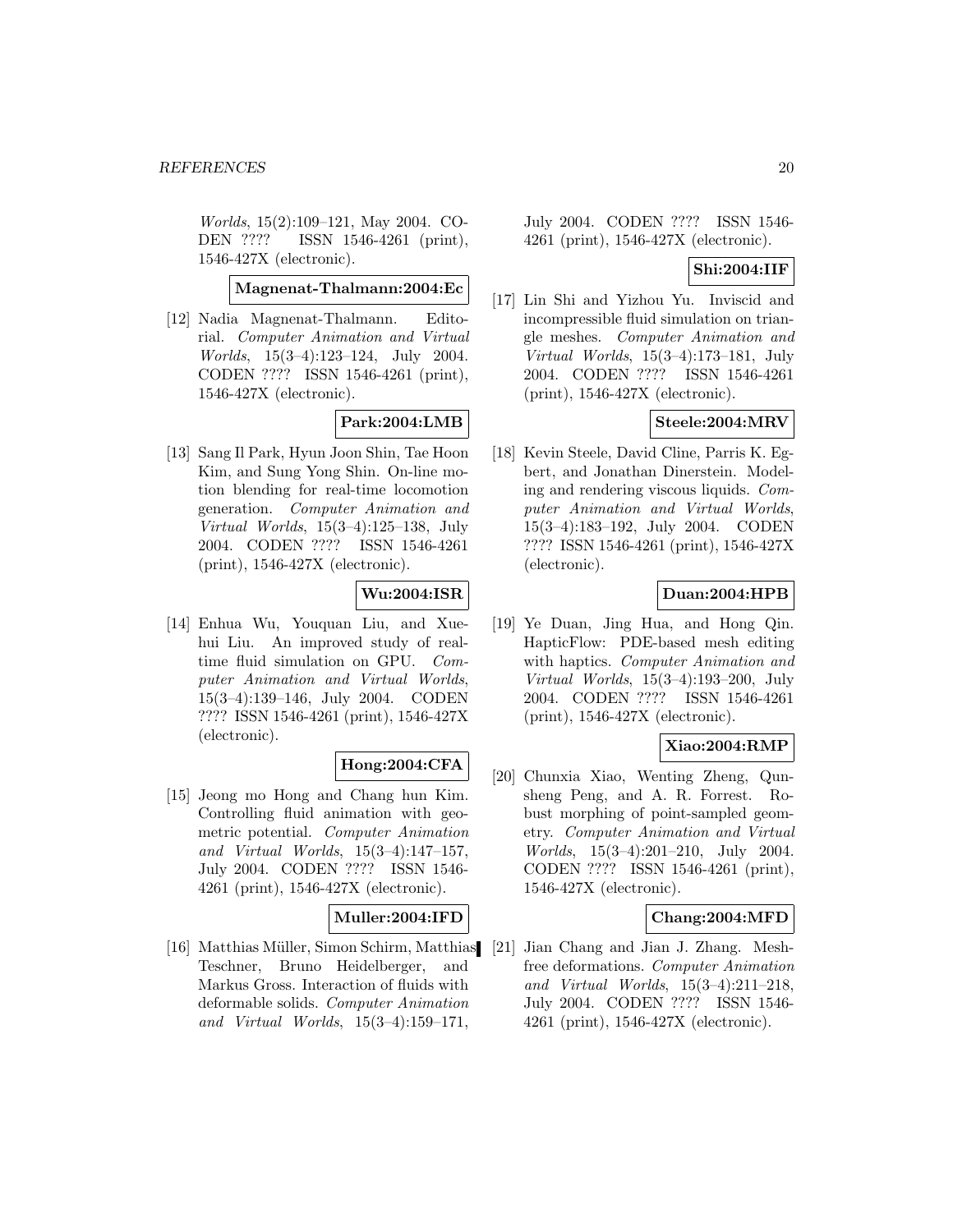*Worlds*, 15(2):109–121, May 2004. CODEN ???? ISSN 1546-4261 (print), 1546-427X (electronic).

**Magnenat-Thalmann:2004:Ec**

[12] Nadia Magnenat-Thalmann. Editorial. *Computer Animation and Virtual Worlds*, 15(3–4):123–124, July 2004. CODEN ???? ISSN 1546-4261 (print), 1546-427X (electronic).

**Park:2004:LMB**

[13] Sang Il Park, Hyun Joon Shin, Tae Hoon Kim, and Sung Yong Shin. On-line motion blending for real-time locomotion generation. *Computer Animation and Virtual Worlds*, 15(3–4):125–138, July 2004. CODEN ???? ISSN 1546-4261 (print), 1546-427X (electronic).

**Wu:2004:ISR**

[14] Enhua Wu, Youquan Liu, and Xuehui Liu. An improved study of real-time fluid simulation on GPU. *Computer Animation and Virtual Worlds*, 15(3–4):139–146, July 2004. CODEN ???? ISSN 1546-4261 (print), 1546-427X (electronic).

**Hong:2004:CFA**

[15] Jeong mo Hong and Chang hun Kim. Controlling fluid animation with geometric potential. *Computer Animation and Virtual Worlds*, 15(3–4):147–157, July 2004. CODEN ???? ISSN 1546-4261 (print), 1546-427X (electronic).

**Muller:2004:IFD**

[16] Matthias Müller, Simon Schirm, Matthias Teschner, Bruno Heidelberger, and Markus Gross. Interaction of fluids with deformable solids. *Computer Animation and Virtual Worlds*, 15(3–4):159–171, July 2004. CODEN ???? ISSN 1546-4261 (print), 1546-427X (electronic).

**Shi:2004:IIF**

[17] Lin Shi and Yizhou Yu. Inviscid and incompressible fluid simulation on triangle meshes. *Computer Animation and Virtual Worlds*, 15(3–4):173–181, July 2004. CODEN ???? ISSN 1546-4261 (print), 1546-427X (electronic).

**Steele:2004:MRV**

[18] Kevin Steele, David Cline, Parris K. Egbert, and Jonathan Dinerstein. Modeling and rendering viscous liquids. *Computer Animation and Virtual Worlds*, 15(3–4):183–192, July 2004. CODEN ???? ISSN 1546-4261 (print), 1546-427X (electronic).

**Duan:2004:HPB**

[19] Ye Duan, Jing Hua, and Hong Qin. HapticFlow: PDE-based mesh editing with haptics. *Computer Animation and Virtual Worlds*, 15(3–4):193–200, July 2004. CODEN ???? ISSN 1546-4261 (print), 1546-427X (electronic).

**Xiao:2004:RMP**

[20] Chunxia Xiao, Wenting Zheng, Qunsheng Peng, and A. R. Forrest. Robust morphing of point-sampled geometry. *Computer Animation and Virtual Worlds*, 15(3–4):201–210, July 2004. CODEN ???? ISSN 1546-4261 (print), 1546-427X (electronic).

**Chang:2004:MFD**

[21] Jian Chang and Jian J. Zhang. Mesh-free deformations. *Computer Animation and Virtual Worlds*, 15(3–4):211–218, July 2004. CODEN ???? ISSN 1546-4261 (print), 1546-427X (electronic).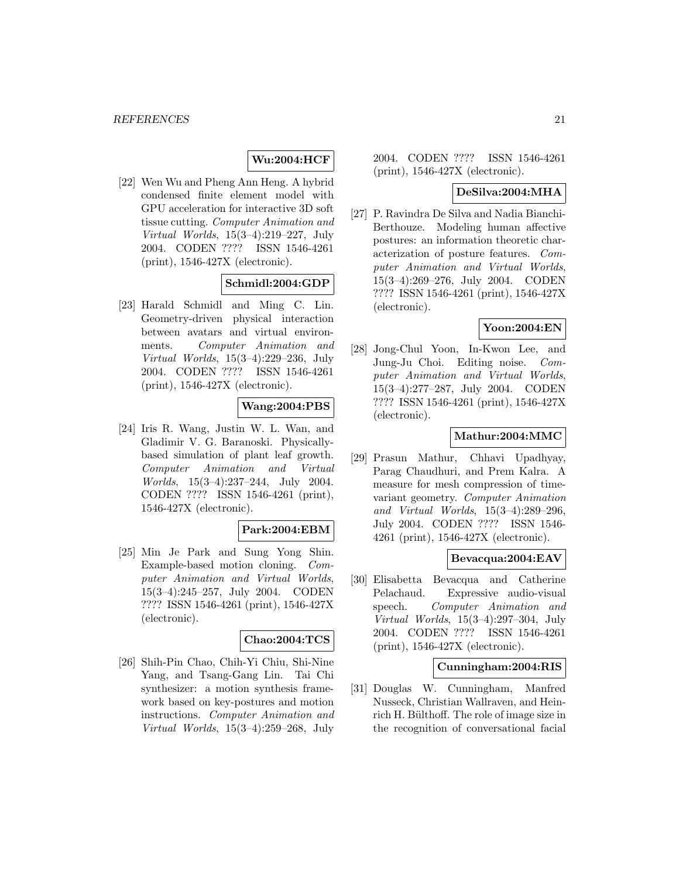**Wu:2004:HCF**

[22] Wen Wu and Pheng Ann Heng. A hybrid condensed finite element model with GPU acceleration for interactive 3D soft tissue cutting. *Computer Animation and Virtual Worlds*, 15(3–4):219–227, July 2004. CODEN ???? ISSN 1546-4261 (print), 1546-427X (electronic).

**Schmidl:2004:GDP**

[23] Harald Schmidl and Ming C. Lin. Geometry-driven physical interaction between avatars and virtual environments. *Computer Animation and Virtual Worlds*, 15(3–4):229–236, July 2004. CODEN ???? ISSN 1546-4261 (print), 1546-427X (electronic).

**Wang:2004:PBS**

[24] Iris R. Wang, Justin W. L. Wan, and Gladimir V. G. Baranoski. Physically-based simulation of plant leaf growth. *Computer Animation and Virtual Worlds*, 15(3–4):237–244, July 2004. CODEN ???? ISSN 1546-4261 (print), 1546-427X (electronic).

**Park:2004:EBM**

[25] Min Je Park and Sung Yong Shin. Example-based motion cloning. *Computer Animation and Virtual Worlds*, 15(3–4):245–257, July 2004. CODEN ???? ISSN 1546-4261 (print), 1546-427X (electronic).

**Chao:2004:TCS**

[26] Shih-Pin Chao, Chih-Yi Chiu, Shi-Nine Yang, and Tsang-Gang Lin. Tai Chi synthesizer: a motion synthesis framework based on key-postures and motion instructions. *Computer Animation and Virtual Worlds*, 15(3–4):259–268, July 2004. CODEN ???? ISSN 1546-4261 (print), 1546-427X (electronic).

**DeSilva:2004:MHA**

[27] P. Ravindra De Silva and Nadia Bianchi-Berthouze. Modeling human affective postures: an information theoretic characterization of posture features. *Computer Animation and Virtual Worlds*, 15(3–4):269–276, July 2004. CODEN ???? ISSN 1546-4261 (print), 1546-427X (electronic).

**Yoon:2004:EN**

[28] Jong-Chul Yoon, In-Kwon Lee, and Jung-Ju Choi. Editing noise. *Computer Animation and Virtual Worlds*, 15(3–4):277–287, July 2004. CODEN ???? ISSN 1546-4261 (print), 1546-427X (electronic).

**Mathur:2004:MMC**

[29] Prasun Mathur, Chhavi Upadhyay, Parag Chaudhuri, and Prem Kalra. A measure for mesh compression of time-variant geometry. *Computer Animation and Virtual Worlds*, 15(3–4):289–296, July 2004. CODEN ???? ISSN 1546-4261 (print), 1546-427X (electronic).

**Bevacqua:2004:EAV**

[30] Elisabetta Bevacqua and Catherine Pelachaud. Expressive audio-visual speech. *Computer Animation and Virtual Worlds*, 15(3–4):297–304, July 2004. CODEN ???? ISSN 1546-4261 (print), 1546-427X (electronic).

**Cunningham:2004:RIS**

[31] Douglas W. Cunningham, Manfred Nusseck, Christian Wallraven, and Heinrich H. Bülthoff. The role of image size in the recognition of conversational facial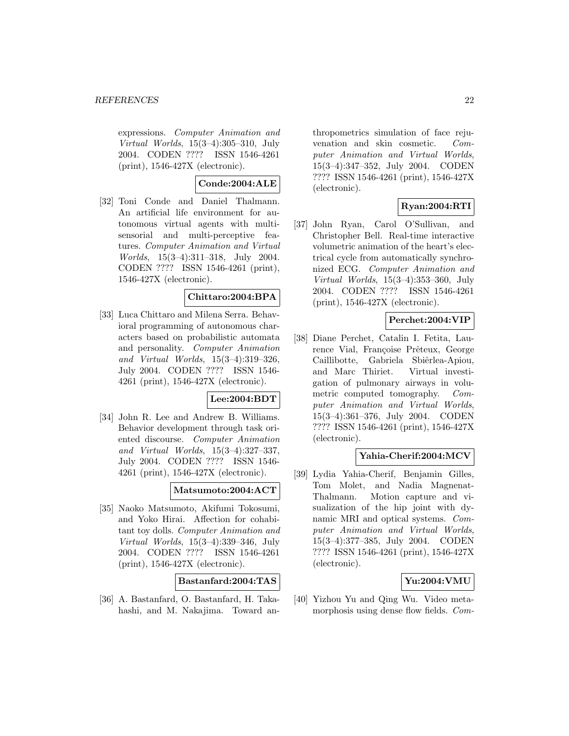expressions. *Computer Animation and Virtual Worlds*, 15(3–4):305–310, July 2004. CODEN ???? ISSN 1546-4261 (print), 1546-427X (electronic).

**Conde:2004:ALE**

[32] Toni Conde and Daniel Thalmann. An artificial life environment for autonomous virtual agents with multi-sensorial and multi-perceptive features. *Computer Animation and Virtual Worlds*, 15(3–4):311–318, July 2004. CODEN ???? ISSN 1546-4261 (print), 1546-427X (electronic).

**Chittaro:2004:BPA**

[33] Luca Chittaro and Milena Serra. Behavioral programming of autonomous characters based on probabilistic automata and personality. *Computer Animation and Virtual Worlds*, 15(3–4):319–326, July 2004. CODEN ???? ISSN 1546-4261 (print), 1546-427X (electronic).

**Lee:2004:BDT**

[34] John R. Lee and Andrew B. Williams. Behavior development through task oriented discourse. *Computer Animation and Virtual Worlds*, 15(3–4):327–337, July 2004. CODEN ???? ISSN 1546-4261 (print), 1546-427X (electronic).

**Matsumoto:2004:ACT**

[35] Naoko Matsumoto, Akifumi Tokosumi, and Yoko Hirai. Affection for cohabitant toy dolls. *Computer Animation and Virtual Worlds*, 15(3–4):339–346, July 2004. CODEN ???? ISSN 1546-4261 (print), 1546-427X (electronic).

**Bastanfard:2004:TAS**

[36] A. Bastanfard, O. Bastanfard, H. Takahashi, and M. Nakajima. Toward anthropometrics simulation of face rejuvenation and skin cosmetic. *Computer Animation and Virtual Worlds*, 15(3–4):347–352, July 2004. CODEN ???? ISSN 1546-4261 (print), 1546-427X (electronic).

**Ryan:2004:RTI**

[37] John Ryan, Carol O'Sullivan, and Christopher Bell. Real-time interactive volumetric animation of the heart's electrical cycle from automatically synchronized ECG. *Computer Animation and Virtual Worlds*, 15(3–4):353–360, July 2004. CODEN ???? ISSN 1546-4261 (print), 1546-427X (electronic).

**Perchet:2004:VIP**

[38] Diane Perchet, Catalin I. Fetita, Laurence Vial, Françoise Prêteux, George Caillibotte, Gabriela Sbiêrlea-Apiou, and Marc Thiriet. Virtual investigation of pulmonary airways in volumetric computed tomography. *Computer Animation and Virtual Worlds*, 15(3–4):361–376, July 2004. CODEN ???? ISSN 1546-4261 (print), 1546-427X (electronic).

**Yahia-Cherif:2004:MCV**

[39] Lydia Yahia-Cherif, Benjamin Gilles, Tom Molet, and Nadia Magnenat-Thalmann. Motion capture and visualization of the hip joint with dynamic MRI and optical systems. *Computer Animation and Virtual Worlds*, 15(3–4):377–385, July 2004. CODEN ???? ISSN 1546-4261 (print), 1546-427X (electronic).

**Yu:2004:VMU**

[40] Yizhou Yu and Qing Wu. Video metamorphosis using dense flow fields. *Com-*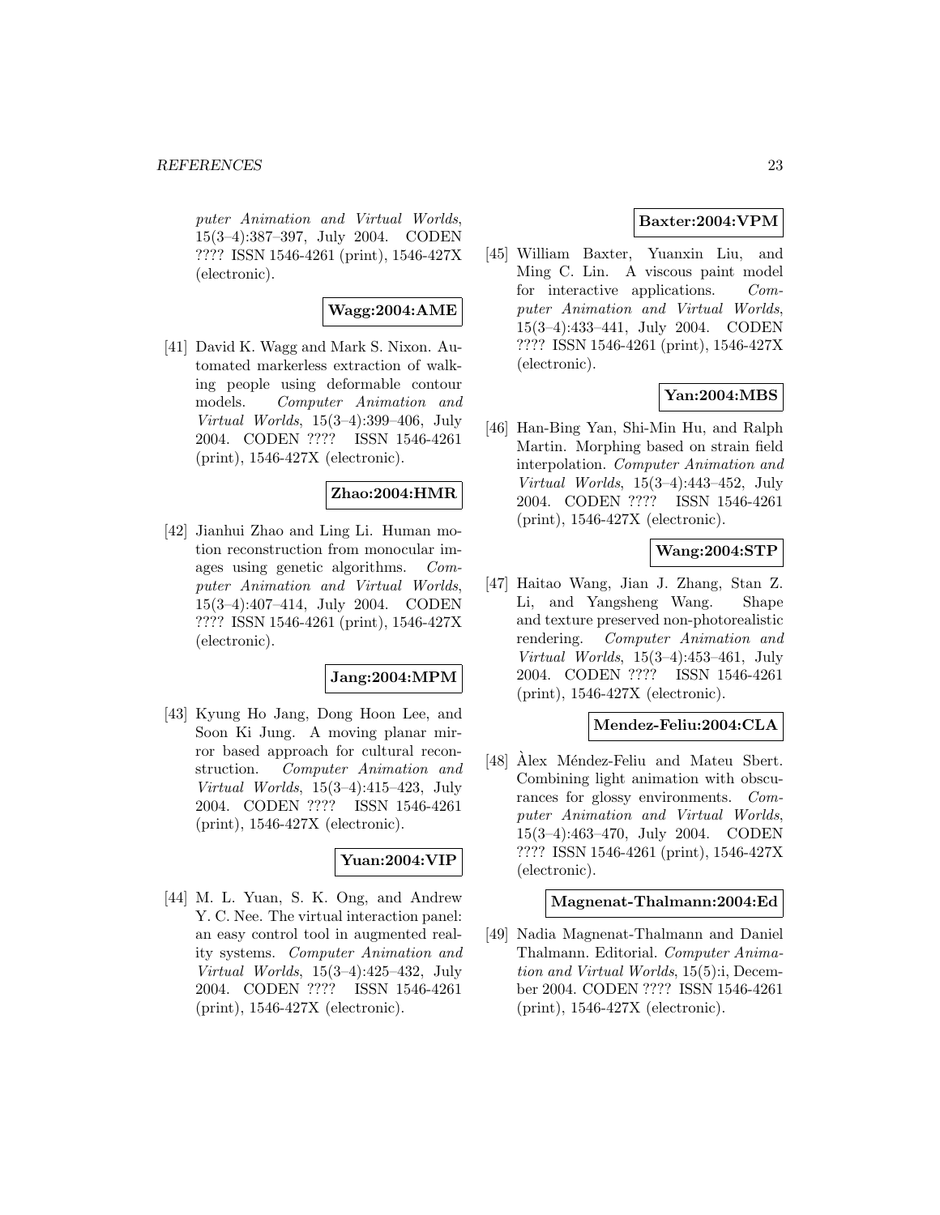puter Animation and Virtual Worlds*, 15(3–4):387–397, July 2004. CODEN ???? ISSN 1546-4261 (print), 1546-427X (electronic).

**Wagg:2004:AME**

[41] David K. Wagg and Mark S. Nixon. Automated markerless extraction of walking people using deformable contour models. *Computer Animation and Virtual Worlds*, 15(3–4):399–406, July 2004. CODEN ???? ISSN 1546-4261 (print), 1546-427X (electronic).

**Zhao:2004:HMR**

[42] Jianhui Zhao and Ling Li. Human motion reconstruction from monocular images using genetic algorithms. *Computer Animation and Virtual Worlds*, 15(3–4):407–414, July 2004. CODEN ???? ISSN 1546-4261 (print), 1546-427X (electronic).

**Jang:2004:MPM**

[43] Kyung Ho Jang, Dong Hoon Lee, and Soon Ki Jung. A moving planar mirror based approach for cultural reconstruction. *Computer Animation and Virtual Worlds*, 15(3–4):415–423, July 2004. CODEN ???? ISSN 1546-4261 (print), 1546-427X (electronic).

**Yuan:2004:VIP**

[44] M. L. Yuan, S. K. Ong, and Andrew Y. C. Nee. The virtual interaction panel: an easy control tool in augmented reality systems. *Computer Animation and Virtual Worlds*, 15(3–4):425–432, July 2004. CODEN ???? ISSN 1546-4261 (print), 1546-427X (electronic).

**Baxter:2004:VPM**

[45] William Baxter, Yuanxin Liu, and Ming C. Lin. A viscous paint model for interactive applications. *Computer Animation and Virtual Worlds*, 15(3–4):433–441, July 2004. CODEN ???? ISSN 1546-4261 (print), 1546-427X (electronic).

**Yan:2004:MBS**

[46] Han-Bing Yan, Shi-Min Hu, and Ralph Martin. Morphing based on strain field interpolation. *Computer Animation and Virtual Worlds*, 15(3–4):443–452, July 2004. CODEN ???? ISSN 1546-4261 (print), 1546-427X (electronic).

**Wang:2004:STP**

[47] Haitao Wang, Jian J. Zhang, Stan Z. Li, and Yangsheng Wang. Shape and texture preserved non-photorealistic rendering. *Computer Animation and Virtual Worlds*, 15(3–4):453–461, July 2004. CODEN ???? ISSN 1546-4261 (print), 1546-427X (electronic).

**Mendez-Feliu:2004:CLA**

[48] Àlex Méndez-Feliu and Mateu Sbert. Combining light animation with obscurances for glossy environments. *Computer Animation and Virtual Worlds*, 15(3–4):463–470, July 2004. CODEN ???? ISSN 1546-4261 (print), 1546-427X (electronic).

**Magnenat-Thalmann:2004:Ed**

[49] Nadia Magnenat-Thalmann and Daniel Thalmann. Editorial. *Computer Animation and Virtual Worlds*, 15(5):i, December 2004. CODEN ???? ISSN 1546-4261 (print), 1546-427X (electronic).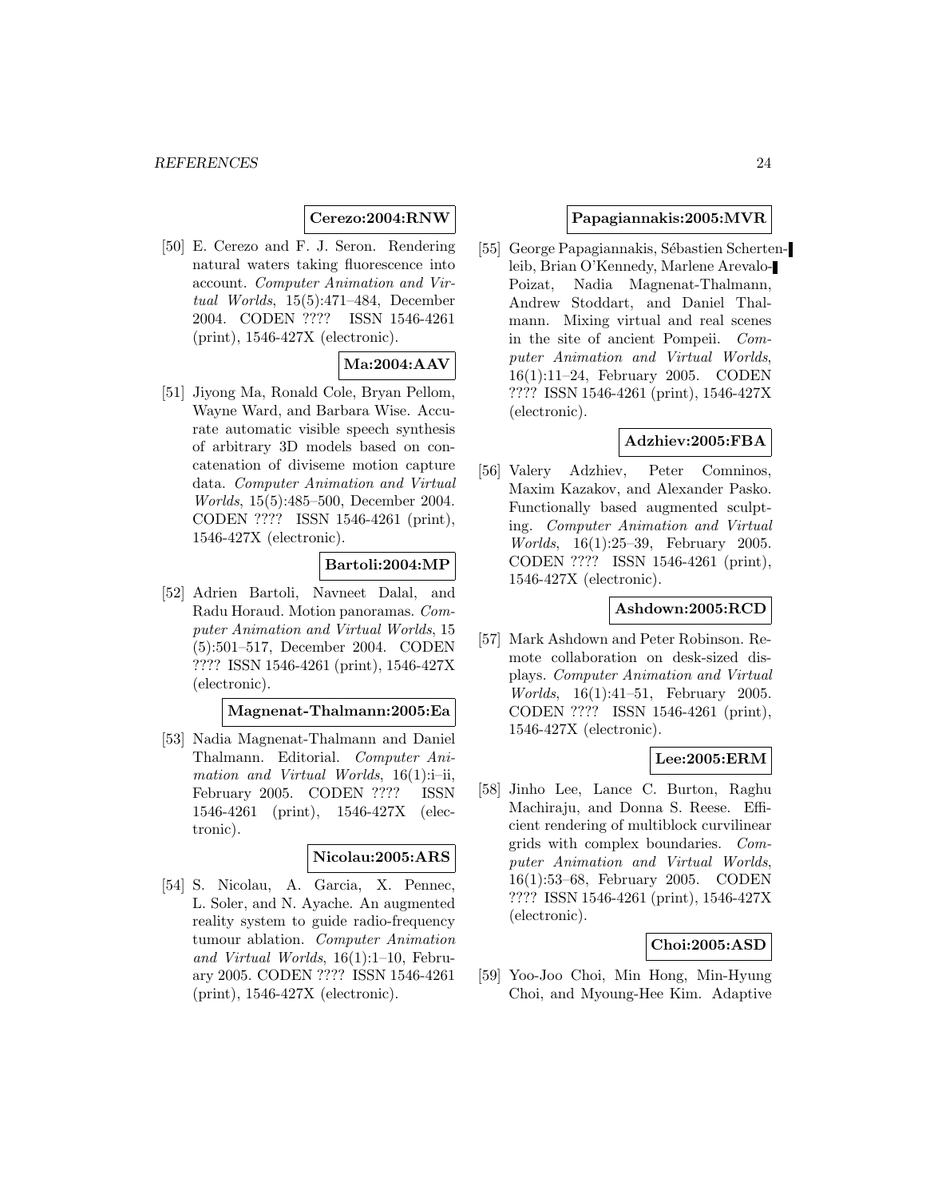**Cerezo:2004:RNW**

[50] E. Cerezo and F. J. Seron. Rendering natural waters taking fluorescence into account. *Computer Animation and Virtual Worlds*, 15(5):471–484, December 2004. CODEN ???? ISSN 1546-4261 (print), 1546-427X (electronic).

**Ma:2004:AAV**

[51] Jiyong Ma, Ronald Cole, Bryan Pellom, Wayne Ward, and Barbara Wise. Accurate automatic visible speech synthesis of arbitrary 3D models based on concatenation of diviseme motion capture data. *Computer Animation and Virtual Worlds*, 15(5):485–500, December 2004. CODEN ???? ISSN 1546-4261 (print), 1546-427X (electronic).

**Bartoli:2004:MP**

[52] Adrien Bartoli, Navneet Dalal, and Radu Horaud. Motion panoramas. *Computer Animation and Virtual Worlds*, 15 (5):501–517, December 2004. CODEN ???? ISSN 1546-4261 (print), 1546-427X (electronic).

**Magnenat-Thalmann:2005:Ea**

[53] Nadia Magnenat-Thalmann and Daniel Thalmann. Editorial. *Computer Animation and Virtual Worlds*, 16(1):i–ii, February 2005. CODEN ???? ISSN 1546-4261 (print), 1546-427X (electronic).

**Nicolau:2005:ARS**

[54] S. Nicolau, A. Garcia, X. Pennec, L. Soler, and N. Ayache. An augmented reality system to guide radio-frequency tumour ablation. *Computer Animation and Virtual Worlds*, 16(1):1–10, February 2005. CODEN ???? ISSN 1546-4261 (print), 1546-427X (electronic).

**Papagiannakis:2005:MVR**

[55] George Papagiannakis, Sébastien Schertenleib, Brian O'Kennedy, Marlene Arevalo-Poizat, Nadia Magnenat-Thalmann, Andrew Stoddart, and Daniel Thalmann. Mixing virtual and real scenes in the site of ancient Pompeii. *Computer Animation and Virtual Worlds*, 16(1):11–24, February 2005. CODEN ???? ISSN 1546-4261 (print), 1546-427X (electronic).

**Adzhiev:2005:FBA**

[56] Valery Adzhiev, Peter Comninos, Maxim Kazakov, and Alexander Pasko. Functionally based augmented sculpting. *Computer Animation and Virtual Worlds*, 16(1):25–39, February 2005. CODEN ???? ISSN 1546-4261 (print), 1546-427X (electronic).

**Ashdown:2005:RCD**

[57] Mark Ashdown and Peter Robinson. Remote collaboration on desk-sized displays. *Computer Animation and Virtual Worlds*, 16(1):41–51, February 2005. CODEN ???? ISSN 1546-4261 (print), 1546-427X (electronic).

**Lee:2005:ERM**

[58] Jinho Lee, Lance C. Burton, Raghu Machiraju, and Donna S. Reese. Efficient rendering of multiblock curvilinear grids with complex boundaries. *Computer Animation and Virtual Worlds*, 16(1):53–68, February 2005. CODEN ???? ISSN 1546-4261 (print), 1546-427X (electronic).

**Choi:2005:ASD**

[59] Yoo-Joo Choi, Min Hong, Min-Hyung Choi, and Myoung-Hee Kim. Adaptive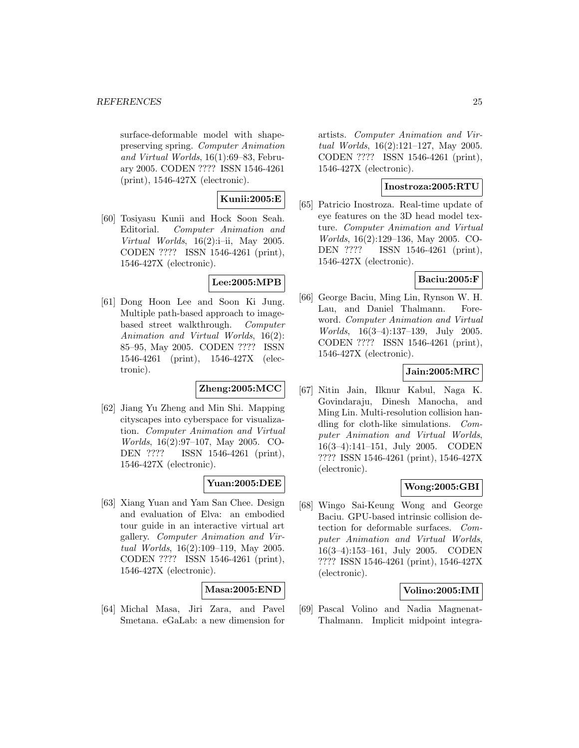surface-deformable model with shape-preserving spring. *Computer Animation and Virtual Worlds*, 16(1):69–83, February 2005. CODEN ???? ISSN 1546-4261 (print), 1546-427X (electronic).

**Kunii:2005:E**

[60] Tosiyasu Kunii and Hock Soon Seah. Editorial. *Computer Animation and Virtual Worlds*, 16(2):i–ii, May 2005. CODEN ???? ISSN 1546-4261 (print), 1546-427X (electronic).

**Lee:2005:MPB**

[61] Dong Hoon Lee and Soon Ki Jung. Multiple path-based approach to image-based street walkthrough. *Computer Animation and Virtual Worlds*, 16(2): 85–95, May 2005. CODEN ???? ISSN 1546-4261 (print), 1546-427X (electronic).

**Zheng:2005:MCC**

[62] Jiang Yu Zheng and Min Shi. Mapping cityscapes into cyberspace for visualization. *Computer Animation and Virtual Worlds*, 16(2):97–107, May 2005. CODEN ???? ISSN 1546-4261 (print), 1546-427X (electronic).

**Yuan:2005:DEE**

[63] Xiang Yuan and Yam San Chee. Design and evaluation of Elva: an embodied tour guide in an interactive virtual art gallery. *Computer Animation and Virtual Worlds*, 16(2):109–119, May 2005. CODEN ???? ISSN 1546-4261 (print), 1546-427X (electronic).

**Masa:2005:END**

[64] Michal Masa, Jiri Zara, and Pavel Smetana. eGaLab: a new dimension for artists. *Computer Animation and Virtual Worlds*, 16(2):121–127, May 2005. CODEN ???? ISSN 1546-4261 (print), 1546-427X (electronic).

**Inostroza:2005:RTU**

[65] Patricio Inostroza. Real-time update of eye features on the 3D head model texture. *Computer Animation and Virtual Worlds*, 16(2):129–136, May 2005. CODEN ???? ISSN 1546-4261 (print), 1546-427X (electronic).

**Baciu:2005:F**

[66] George Baciu, Ming Lin, Rynson W. H. Lau, and Daniel Thalmann. Foreword. *Computer Animation and Virtual Worlds*, 16(3–4):137–139, July 2005. CODEN ???? ISSN 1546-4261 (print), 1546-427X (electronic).

**Jain:2005:MRC**

[67] Nitin Jain, Ilknur Kabul, Naga K. Govindaraju, Dinesh Manocha, and Ming Lin. Multi-resolution collision handling for cloth-like simulations. *Computer Animation and Virtual Worlds*, 16(3–4):141–151, July 2005. CODEN ???? ISSN 1546-4261 (print), 1546-427X (electronic).

**Wong:2005:GBI**

[68] Wingo Sai-Keung Wong and George Baciu. GPU-based intrinsic collision detection for deformable surfaces. *Computer Animation and Virtual Worlds*, 16(3–4):153–161, July 2005. CODEN ???? ISSN 1546-4261 (print), 1546-427X (electronic).

**Volino:2005:IMI**

[69] Pascal Volino and Nadia Magnenat-Thalmann. Implicit midpoint integra-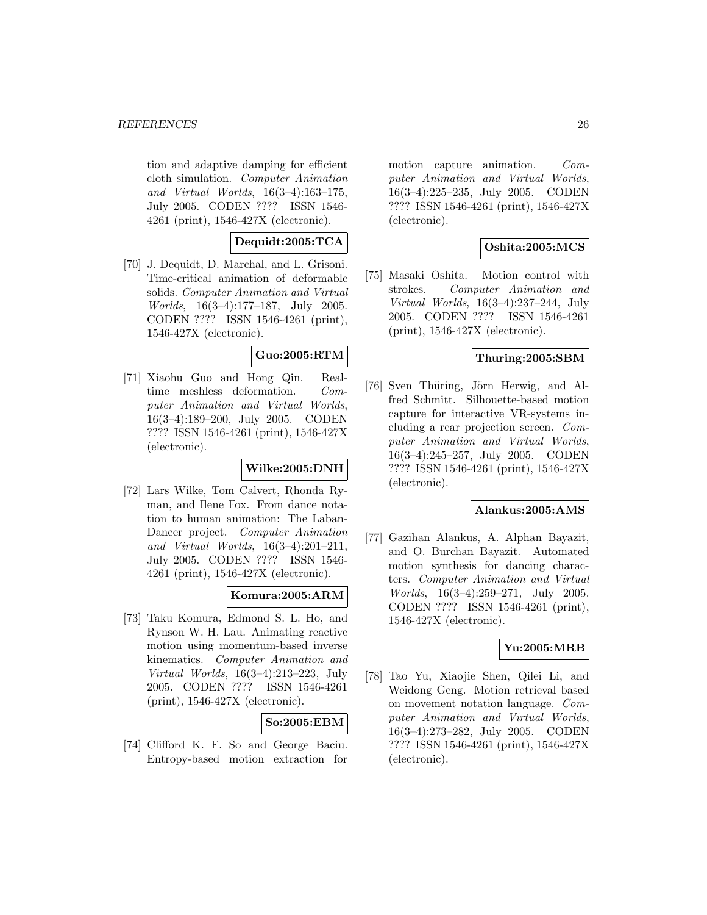tion and adaptive damping for efficient cloth simulation. *Computer Animation and Virtual Worlds*, 16(3–4):163–175, July 2005. CODEN ???? ISSN 1546-4261 (print), 1546-427X (electronic).

**Dequidt:2005:TCA**

[70] J. Dequidt, D. Marchal, and L. Grisoni. Time-critical animation of deformable solids. *Computer Animation and Virtual Worlds*, 16(3–4):177–187, July 2005. CODEN ???? ISSN 1546-4261 (print), 1546-427X (electronic).

**Guo:2005:RTM**

[71] Xiaohu Guo and Hong Qin. Real-time meshless deformation. *Computer Animation and Virtual Worlds*, 16(3–4):189–200, July 2005. CODEN ???? ISSN 1546-4261 (print), 1546-427X (electronic).

**Wilke:2005:DNH**

[72] Lars Wilke, Tom Calvert, Rhonda Ryman, and Ilene Fox. From dance notation to human animation: The LabanDancer project. *Computer Animation and Virtual Worlds*, 16(3–4):201–211, July 2005. CODEN ???? ISSN 1546-4261 (print), 1546-427X (electronic).

**Komura:2005:ARM**

[73] Taku Komura, Edmond S. L. Ho, and Rynson W. H. Lau. Animating reactive motion using momentum-based inverse kinematics. *Computer Animation and Virtual Worlds*, 16(3–4):213–223, July 2005. CODEN ???? ISSN 1546-4261 (print), 1546-427X (electronic).

**So:2005:EBM**

[74] Clifford K. F. So and George Baciu. Entropy-based motion extraction for motion capture animation. *Computer Animation and Virtual Worlds*, 16(3–4):225–235, July 2005. CODEN ???? ISSN 1546-4261 (print), 1546-427X (electronic).

**Oshita:2005:MCS**

[75] Masaki Oshita. Motion control with strokes. *Computer Animation and Virtual Worlds*, 16(3–4):237–244, July 2005. CODEN ???? ISSN 1546-4261 (print), 1546-427X (electronic).

**Thuring:2005:SBM**

[76] Sven Thüring, Jörn Herwig, and Alfred Schmitt. Silhouette-based motion capture for interactive VR-systems including a rear projection screen. *Computer Animation and Virtual Worlds*, 16(3–4):245–257, July 2005. CODEN ???? ISSN 1546-4261 (print), 1546-427X (electronic).

**Alankus:2005:AMS**

[77] Gazihan Alankus, A. Alphan Bayazit, and O. Burchan Bayazit. Automated motion synthesis for dancing characters. *Computer Animation and Virtual Worlds*, 16(3–4):259–271, July 2005. CODEN ???? ISSN 1546-4261 (print), 1546-427X (electronic).

**Yu:2005:MRB**

[78] Tao Yu, Xiaojie Shen, Qilei Li, and Weidong Geng. Motion retrieval based on movement notation language. *Computer Animation and Virtual Worlds*, 16(3–4):273–282, July 2005. CODEN ???? ISSN 1546-4261 (print), 1546-427X (electronic).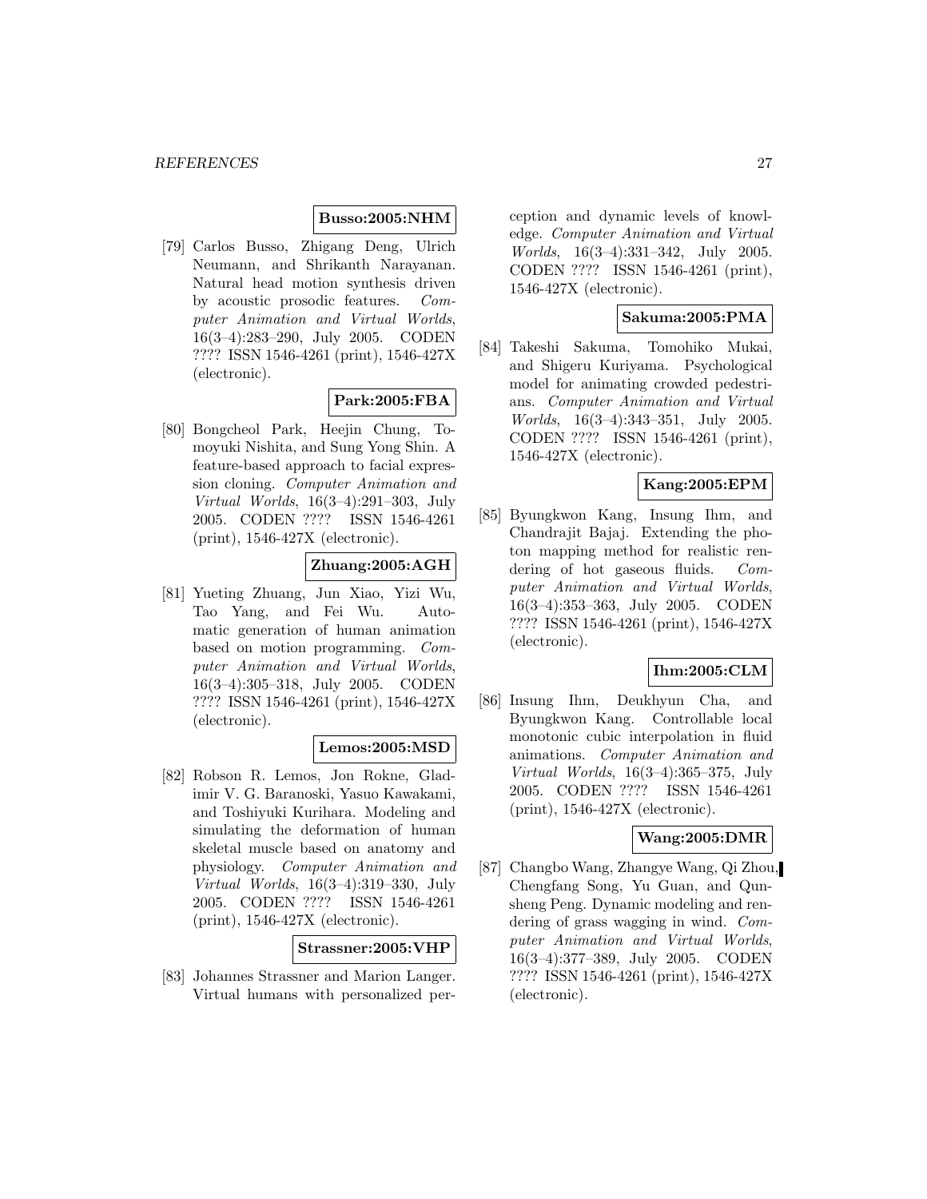**Busso:2005:NHM**

[79] Carlos Busso, Zhigang Deng, Ulrich Neumann, and Shrikanth Narayanan. Natural head motion synthesis driven by acoustic prosodic features. *Computer Animation and Virtual Worlds*, 16(3–4):283–290, July 2005. CODEN ???? ISSN 1546-4261 (print), 1546-427X (electronic).

**Park:2005:FBA**

[80] Bongcheol Park, Heejin Chung, Tomoyuki Nishita, and Sung Yong Shin. A feature-based approach to facial expression cloning. *Computer Animation and Virtual Worlds*, 16(3–4):291–303, July 2005. CODEN ???? ISSN 1546-4261 (print), 1546-427X (electronic).

**Zhuang:2005:AGH**

[81] Yueting Zhuang, Jun Xiao, Yizi Wu, Tao Yang, and Fei Wu. Automatic generation of human animation based on motion programming. *Computer Animation and Virtual Worlds*, 16(3–4):305–318, July 2005. CODEN ???? ISSN 1546-4261 (print), 1546-427X (electronic).

**Lemos:2005:MSD**

[82] Robson R. Lemos, Jon Rokne, Gladimir V. G. Baranoski, Yasuo Kawakami, and Toshiyuki Kurihara. Modeling and simulating the deformation of human skeletal muscle based on anatomy and physiology. *Computer Animation and Virtual Worlds*, 16(3–4):319–330, July 2005. CODEN ???? ISSN 1546-4261 (print), 1546-427X (electronic).

**Strassner:2005:VHP**

[83] Johannes Strassner and Marion Langer. Virtual humans with personalized perception and dynamic levels of knowledge. *Computer Animation and Virtual Worlds*, 16(3–4):331–342, July 2005. CODEN ???? ISSN 1546-4261 (print), 1546-427X (electronic).

**Sakuma:2005:PMA**

[84] Takeshi Sakuma, Tomohiko Mukai, and Shigeru Kuriyama. Psychological model for animating crowded pedestrians. *Computer Animation and Virtual Worlds*, 16(3–4):343–351, July 2005. CODEN ???? ISSN 1546-4261 (print), 1546-427X (electronic).

**Kang:2005:EPM**

[85] Byungkwon Kang, Insung Ihm, and Chandrajit Bajaj. Extending the photon mapping method for realistic rendering of hot gaseous fluids. *Computer Animation and Virtual Worlds*, 16(3–4):353–363, July 2005. CODEN ???? ISSN 1546-4261 (print), 1546-427X (electronic).

**Ihm:2005:CLM**

[86] Insung Ihm, Deukhyun Cha, and Byungkwon Kang. Controllable local monotonic cubic interpolation in fluid animations. *Computer Animation and Virtual Worlds*, 16(3–4):365–375, July 2005. CODEN ???? ISSN 1546-4261 (print), 1546-427X (electronic).

**Wang:2005:DMR**

[87] Changbo Wang, Zhangye Wang, Qi Zhou, Chengfang Song, Yu Guan, and Qunsheng Peng. Dynamic modeling and rendering of grass wagging in wind. *Computer Animation and Virtual Worlds*, 16(3–4):377–389, July 2005. CODEN ???? ISSN 1546-4261 (print), 1546-427X (electronic).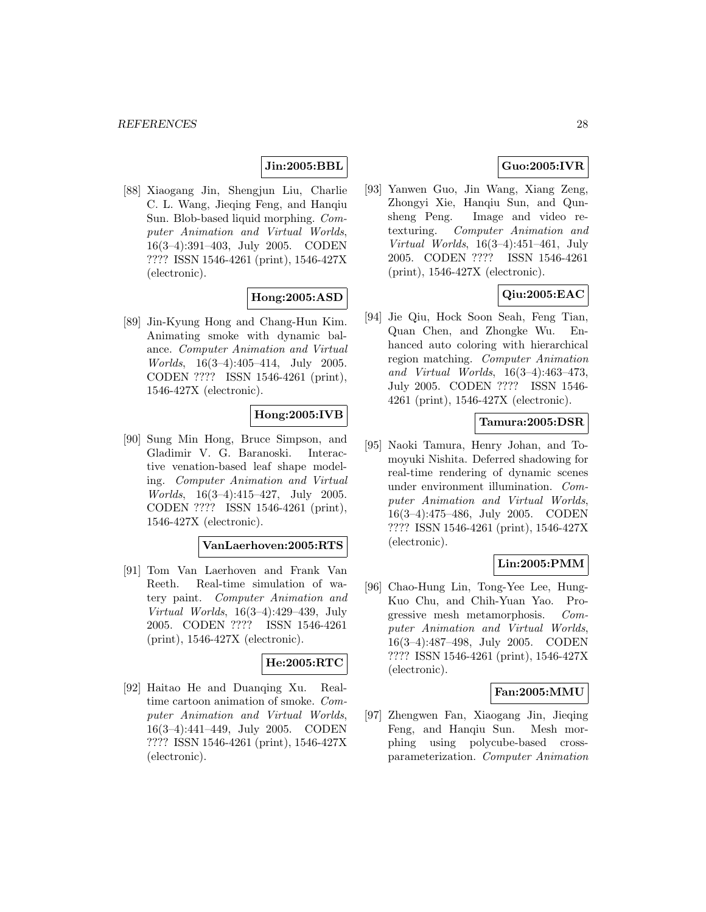**Jin:2005:BBL**

[88] Xiaogang Jin, Shengjun Liu, Charlie C. L. Wang, Jieqing Feng, and Hanqiu Sun. Blob-based liquid morphing. *Computer Animation and Virtual Worlds*, 16(3–4):391–403, July 2005. CODEN ???? ISSN 1546-4261 (print), 1546-427X (electronic).

**Hong:2005:ASD**

[89] Jin-Kyung Hong and Chang-Hun Kim. Animating smoke with dynamic balance. *Computer Animation and Virtual Worlds*, 16(3–4):405–414, July 2005. CODEN ???? ISSN 1546-4261 (print), 1546-427X (electronic).

**Hong:2005:IVB**

[90] Sung Min Hong, Bruce Simpson, and Gladimir V. G. Baranoski. Interactive venation-based leaf shape modeling. *Computer Animation and Virtual Worlds*, 16(3–4):415–427, July 2005. CODEN ???? ISSN 1546-4261 (print), 1546-427X (electronic).

**VanLaerhoven:2005:RTS**

[91] Tom Van Laerhoven and Frank Van Reeth. Real-time simulation of watery paint. *Computer Animation and Virtual Worlds*, 16(3–4):429–439, July 2005. CODEN ???? ISSN 1546-4261 (print), 1546-427X (electronic).

**He:2005:RTC**

[92] Haitao He and Duanqing Xu. Real-time cartoon animation of smoke. *Computer Animation and Virtual Worlds*, 16(3–4):441–449, July 2005. CODEN ???? ISSN 1546-4261 (print), 1546-427X (electronic).

**Guo:2005:IVR**

[93] Yanwen Guo, Jin Wang, Xiang Zeng, Zhongyi Xie, Hanqiu Sun, and Qunsheng Peng. Image and video retexturing. *Computer Animation and Virtual Worlds*, 16(3–4):451–461, July 2005. CODEN ???? ISSN 1546-4261 (print), 1546-427X (electronic).

**Qiu:2005:EAC**

[94] Jie Qiu, Hock Soon Seah, Feng Tian, Quan Chen, and Zhongke Wu. Enhanced auto coloring with hierarchical region matching. *Computer Animation and Virtual Worlds*, 16(3–4):463–473, July 2005. CODEN ???? ISSN 1546-4261 (print), 1546-427X (electronic).

**Tamura:2005:DSR**

[95] Naoki Tamura, Henry Johan, and Tomoyuki Nishita. Deferred shadowing for real-time rendering of dynamic scenes under environment illumination. *Computer Animation and Virtual Worlds*, 16(3–4):475–486, July 2005. CODEN ???? ISSN 1546-4261 (print), 1546-427X (electronic).

**Lin:2005:PMM**

[96] Chao-Hung Lin, Tong-Yee Lee, Hung-Kuo Chu, and Chih-Yuan Yao. Progressive mesh metamorphosis. *Computer Animation and Virtual Worlds*, 16(3–4):487–498, July 2005. CODEN ???? ISSN 1546-4261 (print), 1546-427X (electronic).

**Fan:2005:MMU**

[97] Zhengwen Fan, Xiaogang Jin, Jieqing Feng, and Hanqiu Sun. Mesh morphing using polycube-based cross-parameterization. *Computer Animation*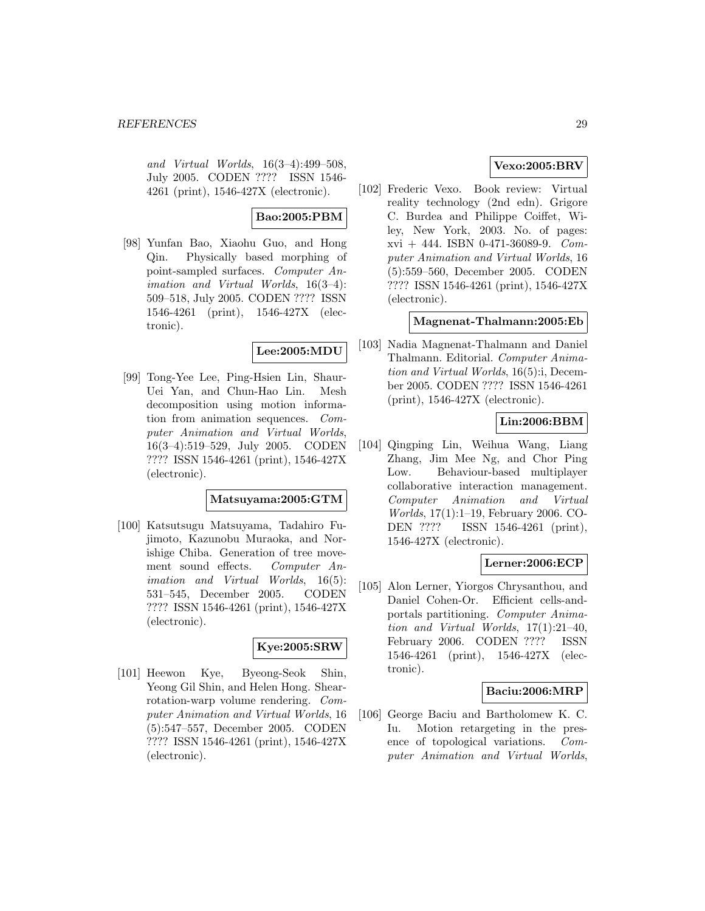*and Virtual Worlds*, 16(3–4):499–508, July 2005. CODEN ???? ISSN 1546-4261 (print), 1546-427X (electronic).

**Bao:2005:PBM**

[98] Yunfan Bao, Xiaohu Guo, and Hong Qin. Physically based morphing of point-sampled surfaces. *Computer Animation and Virtual Worlds*, 16(3–4): 509–518, July 2005. CODEN ???? ISSN 1546-4261 (print), 1546-427X (electronic).

**Lee:2005:MDU**

[99] Tong-Yee Lee, Ping-Hsien Lin, Shaur-Uei Yan, and Chun-Hao Lin. Mesh decomposition using motion information from animation sequences. *Computer Animation and Virtual Worlds*, 16(3–4):519–529, July 2005. CODEN ???? ISSN 1546-4261 (print), 1546-427X (electronic).

**Matsuyama:2005:GTM**

[100] Katsutsugu Matsuyama, Tadahiro Fujimoto, Kazunobu Muraoka, and Norishige Chiba. Generation of tree movement sound effects. *Computer Animation and Virtual Worlds*, 16(5): 531–545, December 2005. CODEN ???? ISSN 1546-4261 (print), 1546-427X (electronic).

**Kye:2005:SRW**

[101] Heewon Kye, Byeong-Seok Shin, Yeong Gil Shin, and Helen Hong. Shear-rotation-warp volume rendering. *Computer Animation and Virtual Worlds*, 16 (5):547–557, December 2005. CODEN ???? ISSN 1546-4261 (print), 1546-427X (electronic).

**Vexo:2005:BRV**

[102] Frederic Vexo. Book review: Virtual reality technology (2nd edn). Grigore C. Burdea and Philippe Coiffet, Wiley, New York, 2003. No. of pages: xvi + 444. ISBN 0-471-36089-9. *Computer Animation and Virtual Worlds*, 16 (5):559–560, December 2005. CODEN ???? ISSN 1546-4261 (print), 1546-427X (electronic).

**Magnenat-Thalmann:2005:Eb**

[103] Nadia Magnenat-Thalmann and Daniel Thalmann. Editorial. *Computer Animation and Virtual Worlds*, 16(5):i, December 2005. CODEN ???? ISSN 1546-4261 (print), 1546-427X (electronic).

**Lin:2006:BBM**

[104] Qingping Lin, Weihua Wang, Liang Zhang, Jim Mee Ng, and Chor Ping Low. Behaviour-based multiplayer collaborative interaction management. *Computer Animation and Virtual Worlds*, 17(1):1–19, February 2006. CODEN ???? ISSN 1546-4261 (print), 1546-427X (electronic).

**Lerner:2006:ECP**

[105] Alon Lerner, Yiorgos Chrysanthou, and Daniel Cohen-Or. Efficient cells-and-portals partitioning. *Computer Animation and Virtual Worlds*, 17(1):21–40, February 2006. CODEN ???? ISSN 1546-4261 (print), 1546-427X (electronic).

**Baciu:2006:MRP**

[106] George Baciu and Bartholomew K. C. Iu. Motion retargeting in the presence of topological variations. *Computer Animation and Virtual Worlds*,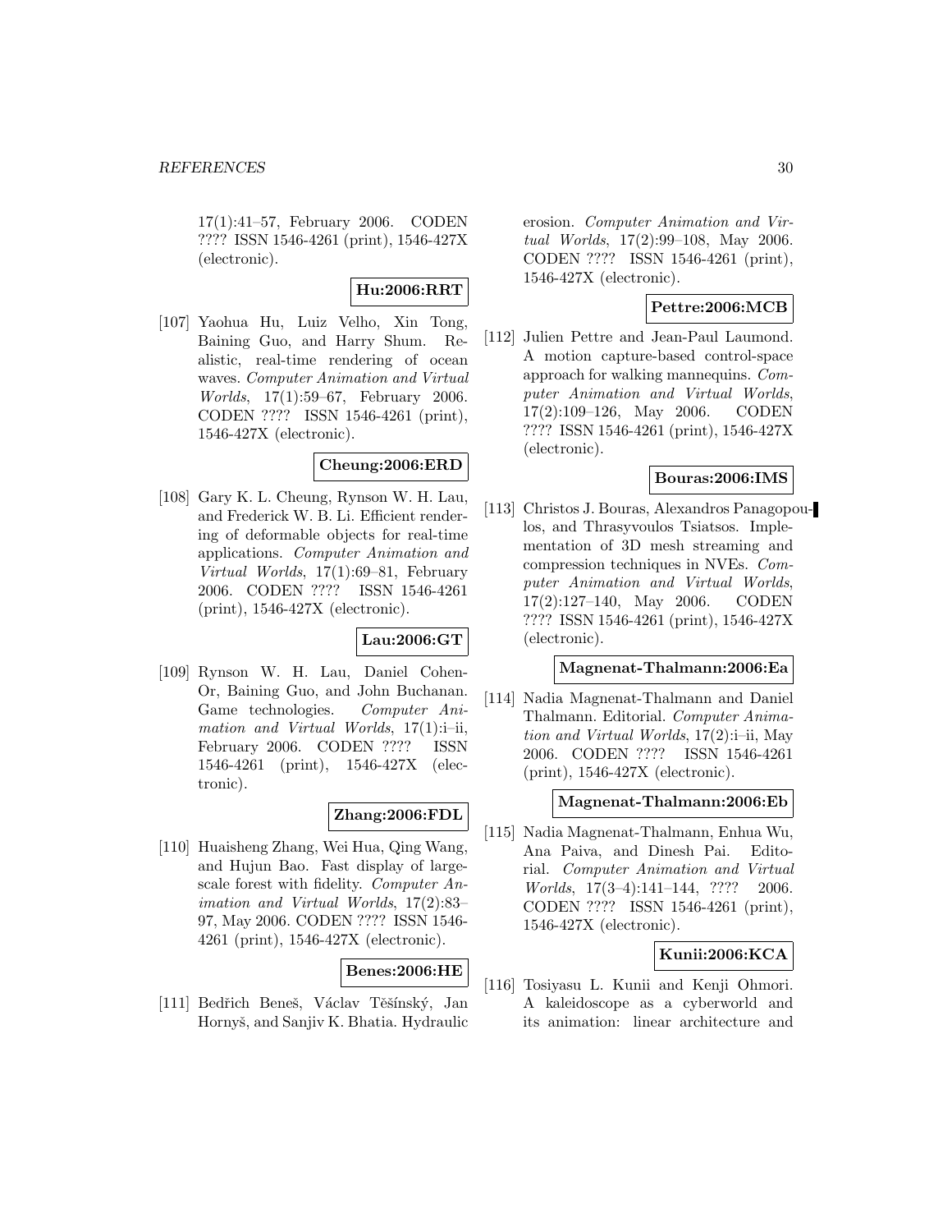17(1):41–57, February 2006. CODEN ???? ISSN 1546-4261 (print), 1546-427X (electronic).

**Hu:2006:RRT**

[107] Yaohua Hu, Luiz Velho, Xin Tong, Baining Guo, and Harry Shum. Realistic, real-time rendering of ocean waves. *Computer Animation and Virtual Worlds*, 17(1):59–67, February 2006. CODEN ???? ISSN 1546-4261 (print), 1546-427X (electronic).

**Cheung:2006:ERD**

[108] Gary K. L. Cheung, Rynson W. H. Lau, and Frederick W. B. Li. Efficient rendering of deformable objects for real-time applications. *Computer Animation and Virtual Worlds*, 17(1):69–81, February 2006. CODEN ???? ISSN 1546-4261 (print), 1546-427X (electronic).

**Lau:2006:GT**

[109] Rynson W. H. Lau, Daniel Cohen-Or, Baining Guo, and John Buchanan. Game technologies. *Computer Animation and Virtual Worlds*, 17(1):i–ii, February 2006. CODEN ???? ISSN 1546-4261 (print), 1546-427X (electronic).

**Zhang:2006:FDL**

[110] Huaisheng Zhang, Wei Hua, Qing Wang, and Hujun Bao. Fast display of large-scale forest with fidelity. *Computer Animation and Virtual Worlds*, 17(2):83–97, May 2006. CODEN ???? ISSN 1546-4261 (print), 1546-427X (electronic).

**Benes:2006:HE**

[111] Bedřich Beneš, Václav Těšínský, Jan Hornyš, and Sanjiv K. Bhatia. Hydraulic erosion. *Computer Animation and Virtual Worlds*, 17(2):99–108, May 2006. CODEN ???? ISSN 1546-4261 (print), 1546-427X (electronic).

**Pettre:2006:MCB**

[112] Julien Pettre and Jean-Paul Laumond. A motion capture-based control-space approach for walking mannequins. *Computer Animation and Virtual Worlds*, 17(2):109–126, May 2006. CODEN ???? ISSN 1546-4261 (print), 1546-427X (electronic).

**Bouras:2006:IMS**

[113] Christos J. Bouras, Alexandros Panagopoulos, and Thrasyvoulos Tsiatsos. Implementation of 3D mesh streaming and compression techniques in NVEs. *Computer Animation and Virtual Worlds*, 17(2):127–140, May 2006. CODEN ???? ISSN 1546-4261 (print), 1546-427X (electronic).

**Magnenat-Thalmann:2006:Ea**

[114] Nadia Magnenat-Thalmann and Daniel Thalmann. Editorial. *Computer Animation and Virtual Worlds*, 17(2):i–ii, May 2006. CODEN ???? ISSN 1546-4261 (print), 1546-427X (electronic).

**Magnenat-Thalmann:2006:Eb**

[115] Nadia Magnenat-Thalmann, Enhua Wu, Ana Paiva, and Dinesh Pai. Editorial. *Computer Animation and Virtual Worlds*, 17(3–4):141–144, ???? 2006. CODEN ???? ISSN 1546-4261 (print), 1546-427X (electronic).

**Kunii:2006:KCA**

[116] Tosiyasu L. Kunii and Kenji Ohmori. A kaleidoscope as a cyberworld and its animation: linear architecture and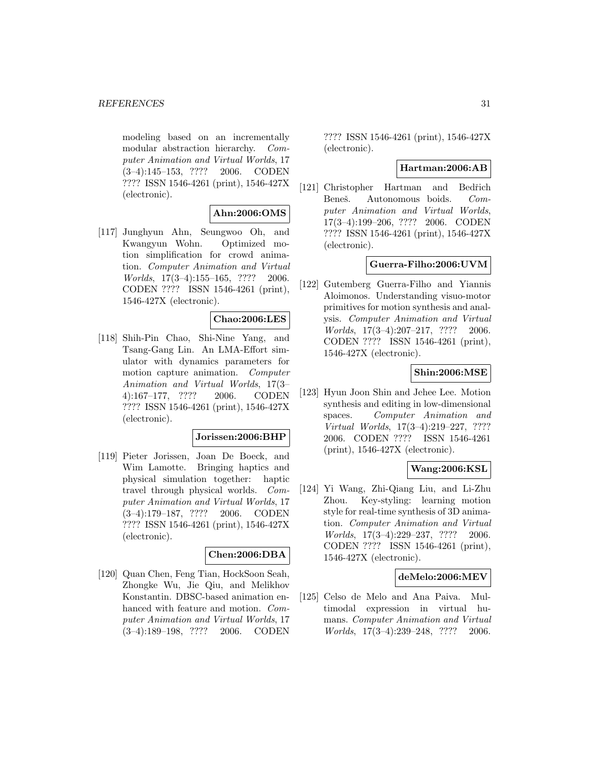modeling based on an incrementally modular abstraction hierarchy. *Computer Animation and Virtual Worlds*, 17 (3–4):145–153, ???? 2006. CODEN ???? ISSN 1546-4261 (print), 1546-427X (electronic).

**Ahn:2006:OMS**

[117] Junghyun Ahn, Seungwoo Oh, and Kwangyun Wohn. Optimized motion simplification for crowd animation. *Computer Animation and Virtual Worlds*, 17(3–4):155–165, ???? 2006. CODEN ???? ISSN 1546-4261 (print), 1546-427X (electronic).

**Chao:2006:LES**

[118] Shih-Pin Chao, Shi-Nine Yang, and Tsang-Gang Lin. An LMA-Effort simulator with dynamics parameters for motion capture animation. *Computer Animation and Virtual Worlds*, 17(3–4):167–177, ???? 2006. CODEN ???? ISSN 1546-4261 (print), 1546-427X (electronic).

**Jorissen:2006:BHP**

[119] Pieter Jorissen, Joan De Boeck, and Wim Lamotte. Bringing haptics and physical simulation together: haptic travel through physical worlds. *Computer Animation and Virtual Worlds*, 17 (3–4):179–187, ???? 2006. CODEN ???? ISSN 1546-4261 (print), 1546-427X (electronic).

**Chen:2006:DBA**

[120] Quan Chen, Feng Tian, HockSoon Seah, Zhongke Wu, Jie Qiu, and Melikhov Konstantin. DBSC-based animation enhanced with feature and motion. *Computer Animation and Virtual Worlds*, 17 (3–4):189–198, ???? 2006. CODEN ???? ISSN 1546-4261 (print), 1546-427X (electronic).

**Hartman:2006:AB**

[121] Christopher Hartman and Bedřich Beneš. Autonomous boids. *Computer Animation and Virtual Worlds*, 17(3–4):199–206, ???? 2006. CODEN ???? ISSN 1546-4261 (print), 1546-427X (electronic).

**Guerra-Filho:2006:UVM**

[122] Gutemberg Guerra-Filho and Yiannis Aloimonos. Understanding visuo-motor primitives for motion synthesis and analysis. *Computer Animation and Virtual Worlds*, 17(3–4):207–217, ???? 2006. CODEN ???? ISSN 1546-4261 (print), 1546-427X (electronic).

**Shin:2006:MSE**

[123] Hyun Joon Shin and Jehee Lee. Motion synthesis and editing in low-dimensional spaces. *Computer Animation and Virtual Worlds*, 17(3–4):219–227, ???? 2006. CODEN ???? ISSN 1546-4261 (print), 1546-427X (electronic).

**Wang:2006:KSL**

[124] Yi Wang, Zhi-Qiang Liu, and Li-Zhu Zhou. Key-styling: learning motion style for real-time synthesis of 3D animation. *Computer Animation and Virtual Worlds*, 17(3–4):229–237, ???? 2006. CODEN ???? ISSN 1546-4261 (print), 1546-427X (electronic).

**deMelo:2006:MEV**

[125] Celso de Melo and Ana Paiva. Multimodal expression in virtual humans. *Computer Animation and Virtual Worlds*, 17(3–4):239–248, ???? 2006.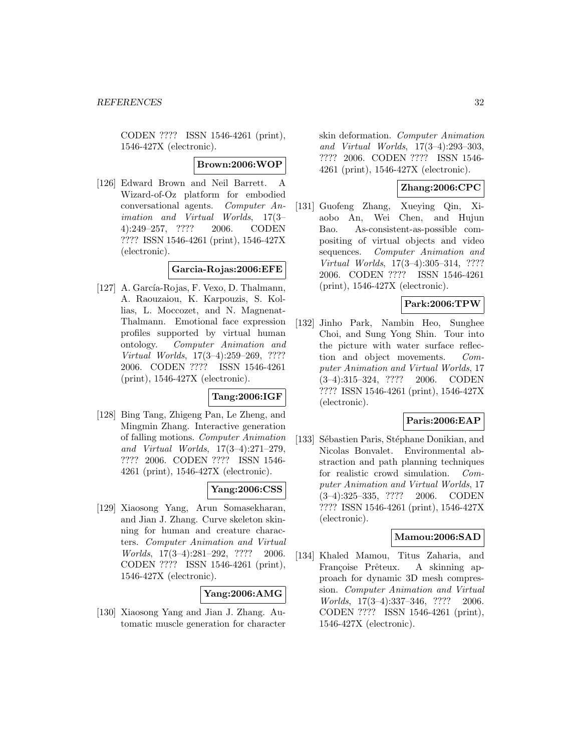CODEN ???? ISSN 1546-4261 (print), 1546-427X (electronic).

**Brown:2006:WOP**

[126] Edward Brown and Neil Barrett. A Wizard-of-Oz platform for embodied conversational agents. *Computer Animation and Virtual Worlds*, 17(3–4):249–257, ???? 2006. CODEN ???? ISSN 1546-4261 (print), 1546-427X (electronic).

**Garcia-Rojas:2006:EFE**

[127] A. García-Rojas, F. Vexo, D. Thalmann, A. Raouzaiou, K. Karpouzis, S. Kollias, L. Moccozet, and N. Magnenat-Thalmann. Emotional face expression profiles supported by virtual human ontology. *Computer Animation and Virtual Worlds*, 17(3–4):259–269, ???? 2006. CODEN ???? ISSN 1546-4261 (print), 1546-427X (electronic).

**Tang:2006:IGF**

[128] Bing Tang, Zhigeng Pan, Le Zheng, and Mingmin Zhang. Interactive generation of falling motions. *Computer Animation and Virtual Worlds*, 17(3–4):271–279, ???? 2006. CODEN ???? ISSN 1546-4261 (print), 1546-427X (electronic).

**Yang:2006:CSS**

[129] Xiaosong Yang, Arun Somasekharan, and Jian J. Zhang. Curve skeleton skinning for human and creature characters. *Computer Animation and Virtual Worlds*, 17(3–4):281–292, ???? 2006. CODEN ???? ISSN 1546-4261 (print), 1546-427X (electronic).

**Yang:2006:AMG**

[130] Xiaosong Yang and Jian J. Zhang. Automatic muscle generation for character skin deformation. *Computer Animation and Virtual Worlds*, 17(3–4):293–303, ???? 2006. CODEN ???? ISSN 1546-4261 (print), 1546-427X (electronic).

**Zhang:2006:CPC**

[131] Guofeng Zhang, Xueying Qin, Xiaobo An, Wei Chen, and Hujun Bao. As-consistent-as-possible compositing of virtual objects and video sequences. *Computer Animation and Virtual Worlds*, 17(3–4):305–314, ???? 2006. CODEN ???? ISSN 1546-4261 (print), 1546-427X (electronic).

**Park:2006:TPW**

[132] Jinho Park, Nambin Heo, Sunghee Choi, and Sung Yong Shin. Tour into the picture with water surface reflection and object movements. *Computer Animation and Virtual Worlds*, 17 (3–4):315–324, ???? 2006. CODEN ???? ISSN 1546-4261 (print), 1546-427X (electronic).

**Paris:2006:EAP**

[133] Sébastien Paris, Stéphane Donikian, and Nicolas Bonvalet. Environmental abstraction and path planning techniques for realistic crowd simulation. *Computer Animation and Virtual Worlds*, 17 (3–4):325–335, ???? 2006. CODEN ???? ISSN 1546-4261 (print), 1546-427X (electronic).

**Mamou:2006:SAD**

[134] Khaled Mamou, Titus Zaharia, and Françoise Prêteux. A skinning approach for dynamic 3D mesh compression. *Computer Animation and Virtual Worlds*, 17(3–4):337–346, ???? 2006. CODEN ???? ISSN 1546-4261 (print), 1546-427X (electronic).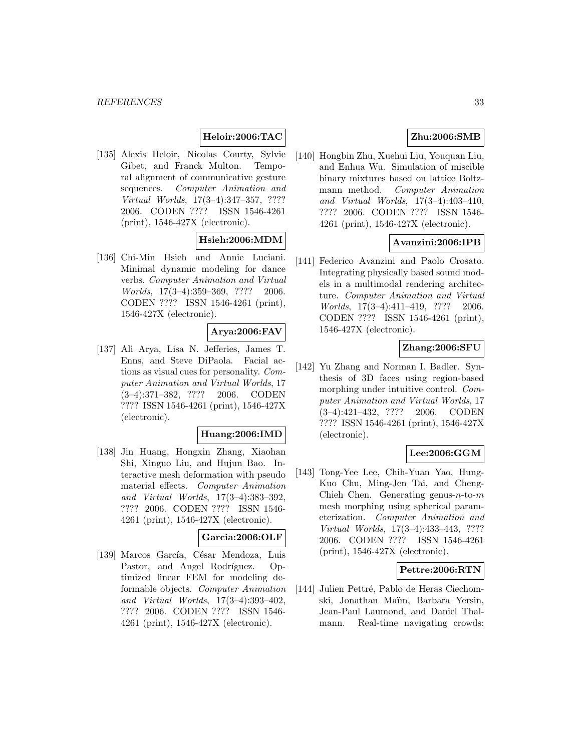**Heloir:2006:TAC**

[135] Alexis Heloir, Nicolas Courty, Sylvie Gibet, and Franck Multon. Temporal alignment of communicative gesture sequences. *Computer Animation and Virtual Worlds*, 17(3–4):347–357, ???? 2006. CODEN ???? ISSN 1546-4261 (print), 1546-427X (electronic).

**Hsieh:2006:MDM**

[136] Chi-Min Hsieh and Annie Luciani. Minimal dynamic modeling for dance verbs. *Computer Animation and Virtual Worlds*, 17(3–4):359–369, ???? 2006. CODEN ???? ISSN 1546-4261 (print), 1546-427X (electronic).

**Arya:2006:FAV**

[137] Ali Arya, Lisa N. Jefferies, James T. Enns, and Steve DiPaola. Facial actions as visual cues for personality. *Computer Animation and Virtual Worlds*, 17 (3–4):371–382, ???? 2006. CODEN ???? ISSN 1546-4261 (print), 1546-427X (electronic).

**Huang:2006:IMD**

[138] Jin Huang, Hongxin Zhang, Xiaohan Shi, Xinguo Liu, and Hujun Bao. Interactive mesh deformation with pseudo material effects. *Computer Animation and Virtual Worlds*, 17(3–4):383–392, ???? 2006. CODEN ???? ISSN 1546-4261 (print), 1546-427X (electronic).

**Garcia:2006:OLF**

[139] Marcos García, César Mendoza, Luis Pastor, and Angel Rodríguez. Optimized linear FEM for modeling deformable objects. *Computer Animation and Virtual Worlds*, 17(3–4):393–402, ???? 2006. CODEN ???? ISSN 1546-4261 (print), 1546-427X (electronic).

**Zhu:2006:SMB**

[140] Hongbin Zhu, Xuehui Liu, Youquan Liu, and Enhua Wu. Simulation of miscible binary mixtures based on lattice Boltzmann method. *Computer Animation and Virtual Worlds*, 17(3–4):403–410, ???? 2006. CODEN ???? ISSN 1546-4261 (print), 1546-427X (electronic).

**Avanzini:2006:IPB**

[141] Federico Avanzini and Paolo Crosato. Integrating physically based sound models in a multimodal rendering architecture. *Computer Animation and Virtual Worlds*, 17(3–4):411–419, ???? 2006. CODEN ???? ISSN 1546-4261 (print), 1546-427X (electronic).

**Zhang:2006:SFU**

[142] Yu Zhang and Norman I. Badler. Synthesis of 3D faces using region-based morphing under intuitive control. *Computer Animation and Virtual Worlds*, 17 (3–4):421–432, ???? 2006. CODEN ???? ISSN 1546-4261 (print), 1546-427X (electronic).

**Lee:2006:GGM**

[143] Tong-Yee Lee, Chih-Yuan Yao, Hung-Kuo Chu, Ming-Jen Tai, and Cheng-Chieh Chen. Generating genus-$n$-to-$m$ mesh morphing using spherical parameterization. *Computer Animation and Virtual Worlds*, 17(3–4):433–443, ???? 2006. CODEN ???? ISSN 1546-4261 (print), 1546-427X (electronic).

**Pettre:2006:RTN**

[144] Julien Pettré, Pablo de Heras Ciechomski, Jonathan Maïm, Barbara Yersin, Jean-Paul Laumond, and Daniel Thalmann. Real-time navigating crowds: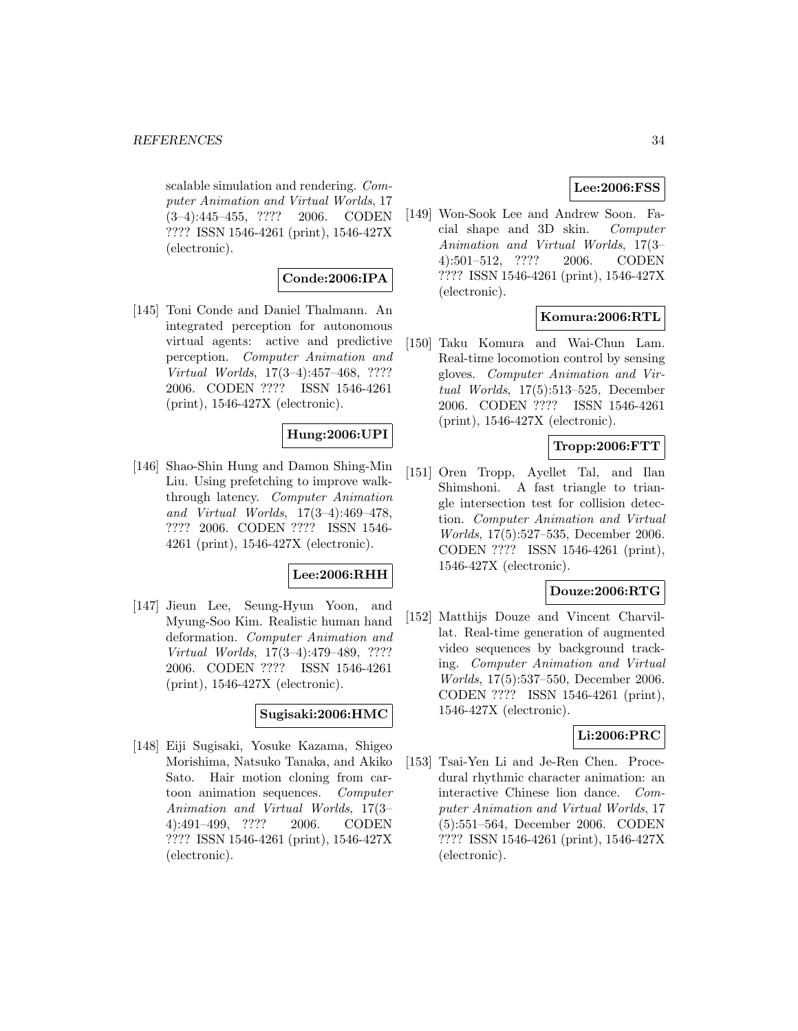scalable simulation and rendering. *Computer Animation and Virtual Worlds*, 17 (3–4):445–455, ???? 2006. CODEN ???? ISSN 1546-4261 (print), 1546-427X (electronic).

**Conde:2006:IPA**

[145] Toni Conde and Daniel Thalmann. An integrated perception for autonomous virtual agents: active and predictive perception. *Computer Animation and Virtual Worlds*, 17(3–4):457–468, ???? 2006. CODEN ???? ISSN 1546-4261 (print), 1546-427X (electronic).

**Hung:2006:UPI**

[146] Shao-Shin Hung and Damon Shing-Min Liu. Using prefetching to improve walk-through latency. *Computer Animation and Virtual Worlds*, 17(3–4):469–478, ???? 2006. CODEN ???? ISSN 1546-4261 (print), 1546-427X (electronic).

**Lee:2006:RHH**

[147] Jieun Lee, Seung-Hyun Yoon, and Myung-Soo Kim. Realistic human hand deformation. *Computer Animation and Virtual Worlds*, 17(3–4):479–489, ???? 2006. CODEN ???? ISSN 1546-4261 (print), 1546-427X (electronic).

**Sugisaki:2006:HMC**

[148] Eiji Sugisaki, Yosuke Kazama, Shigeo Morishima, Natsuko Tanaka, and Akiko Sato. Hair motion cloning from cartoon animation sequences. *Computer Animation and Virtual Worlds*, 17(3–4):491–499, ???? 2006. CODEN ???? ISSN 1546-4261 (print), 1546-427X (electronic).

**Lee:2006:FSS**

[149] Won-Sook Lee and Andrew Soon. Facial shape and 3D skin. *Computer Animation and Virtual Worlds*, 17(3–4):501–512, ???? 2006. CODEN ???? ISSN 1546-4261 (print), 1546-427X (electronic).

**Komura:2006:RTL**

[150] Taku Komura and Wai-Chun Lam. Real-time locomotion control by sensing gloves. *Computer Animation and Virtual Worlds*, 17(5):513–525, December 2006. CODEN ???? ISSN 1546-4261 (print), 1546-427X (electronic).

**Tropp:2006:FTT**

[151] Oren Tropp, Ayellet Tal, and Ilan Shimshoni. A fast triangle to triangle intersection test for collision detection. *Computer Animation and Virtual Worlds*, 17(5):527–535, December 2006. CODEN ???? ISSN 1546-4261 (print), 1546-427X (electronic).

**Douze:2006:RTG**

[152] Matthijs Douze and Vincent Charvillat. Real-time generation of augmented video sequences by background tracking. *Computer Animation and Virtual Worlds*, 17(5):537–550, December 2006. CODEN ???? ISSN 1546-4261 (print), 1546-427X (electronic).

**Li:2006:PRC**

[153] Tsai-Yen Li and Je-Ren Chen. Procedural rhythmic character animation: an interactive Chinese lion dance. *Computer Animation and Virtual Worlds*, 17 (5):551–564, December 2006. CODEN ???? ISSN 1546-4261 (print), 1546-427X (electronic).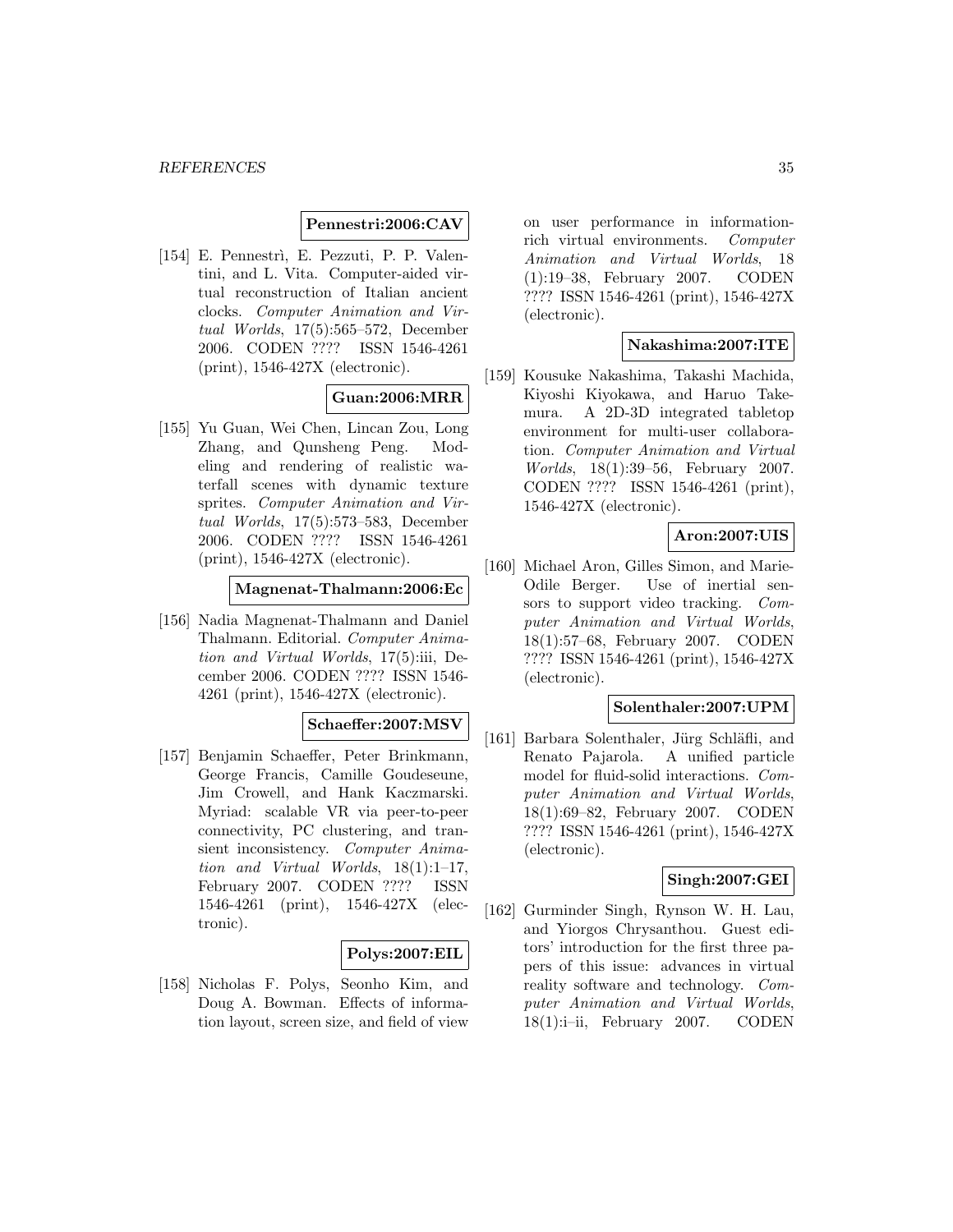**Pennestri:2006:CAV**

[154] E. Pennestrì, E. Pezzuti, P. P. Valentini, and L. Vita. Computer-aided virtual reconstruction of Italian ancient clocks. *Computer Animation and Virtual Worlds*, 17(5):565–572, December 2006. CODEN ???? ISSN 1546-4261 (print), 1546-427X (electronic).

**Guan:2006:MRR**

[155] Yu Guan, Wei Chen, Lincan Zou, Long Zhang, and Qunsheng Peng. Modeling and rendering of realistic waterfall scenes with dynamic texture sprites. *Computer Animation and Virtual Worlds*, 17(5):573–583, December 2006. CODEN ???? ISSN 1546-4261 (print), 1546-427X (electronic).

**Magnenat-Thalmann:2006:Ec**

[156] Nadia Magnenat-Thalmann and Daniel Thalmann. Editorial. *Computer Animation and Virtual Worlds*, 17(5):iii, December 2006. CODEN ???? ISSN 1546-4261 (print), 1546-427X (electronic).

**Schaeffer:2007:MSV**

[157] Benjamin Schaeffer, Peter Brinkmann, George Francis, Camille Goudeseune, Jim Crowell, and Hank Kaczmarski. Myriad: scalable VR via peer-to-peer connectivity, PC clustering, and transient inconsistency. *Computer Animation and Virtual Worlds*, 18(1):1–17, February 2007. CODEN ???? ISSN 1546-4261 (print), 1546-427X (electronic).

**Polys:2007:EIL**

[158] Nicholas F. Polys, Seonho Kim, and Doug A. Bowman. Effects of information layout, screen size, and field of view on user performance in information-rich virtual environments. *Computer Animation and Virtual Worlds*, 18 (1):19–38, February 2007. CODEN ???? ISSN 1546-4261 (print), 1546-427X (electronic).

**Nakashima:2007:ITE**

[159] Kousuke Nakashima, Takashi Machida, Kiyoshi Kiyokawa, and Haruo Takemura. A 2D-3D integrated tabletop environment for multi-user collaboration. *Computer Animation and Virtual Worlds*, 18(1):39–56, February 2007. CODEN ???? ISSN 1546-4261 (print), 1546-427X (electronic).

**Aron:2007:UIS**

[160] Michael Aron, Gilles Simon, and Marie-Odile Berger. Use of inertial sensors to support video tracking. *Computer Animation and Virtual Worlds*, 18(1):57–68, February 2007. CODEN ???? ISSN 1546-4261 (print), 1546-427X (electronic).

**Solenthaler:2007:UPM**

[161] Barbara Solenthaler, Jürg Schläfli, and Renato Pajarola. A unified particle model for fluid-solid interactions. *Computer Animation and Virtual Worlds*, 18(1):69–82, February 2007. CODEN ???? ISSN 1546-4261 (print), 1546-427X (electronic).

**Singh:2007:GEI**

[162] Gurminder Singh, Rynson W. H. Lau, and Yiorgos Chrysanthou. Guest editors' introduction for the first three papers of this issue: advances in virtual reality software and technology. *Computer Animation and Virtual Worlds*, 18(1):i–ii, February 2007. CODEN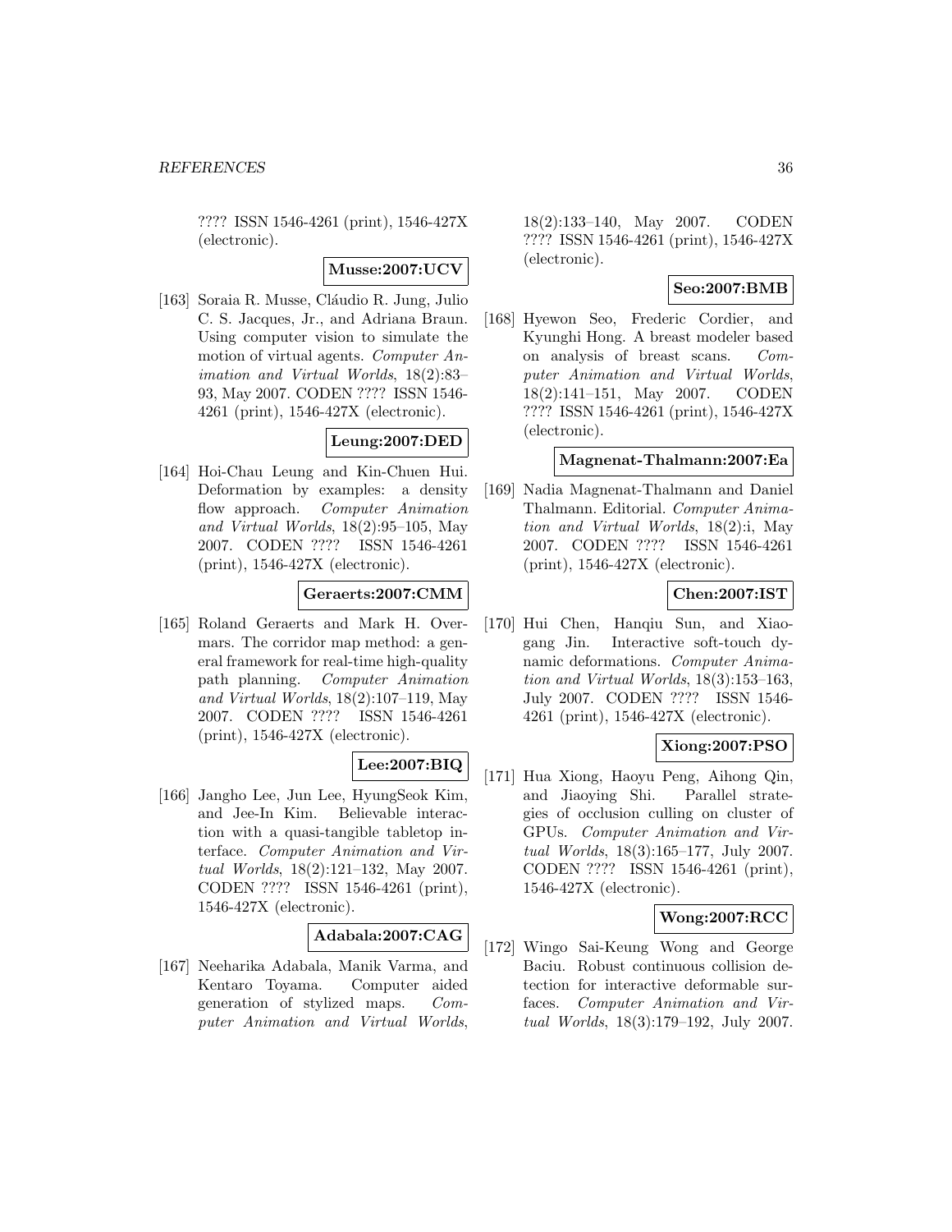???? ISSN 1546-4261 (print), 1546-427X (electronic).

**Musse:2007:UCV**

[163] Soraia R. Musse, Cláudio R. Jung, Julio C. S. Jacques, Jr., and Adriana Braun. Using computer vision to simulate the motion of virtual agents. *Computer Animation and Virtual Worlds*, 18(2):83–93, May 2007. CODEN ???? ISSN 1546-4261 (print), 1546-427X (electronic).

**Leung:2007:DED**

[164] Hoi-Chau Leung and Kin-Chuen Hui. Deformation by examples: a density flow approach. *Computer Animation and Virtual Worlds*, 18(2):95–105, May 2007. CODEN ???? ISSN 1546-4261 (print), 1546-427X (electronic).

**Geraerts:2007:CMM**

[165] Roland Geraerts and Mark H. Overmars. The corridor map method: a general framework for real-time high-quality path planning. *Computer Animation and Virtual Worlds*, 18(2):107–119, May 2007. CODEN ???? ISSN 1546-4261 (print), 1546-427X (electronic).

**Lee:2007:BIQ**

[166] Jangho Lee, Jun Lee, HyungSeok Kim, and Jee-In Kim. Believable interaction with a quasi-tangible tabletop interface. *Computer Animation and Virtual Worlds*, 18(2):121–132, May 2007. CODEN ???? ISSN 1546-4261 (print), 1546-427X (electronic).

**Adabala:2007:CAG**

[167] Neeharika Adabala, Manik Varma, and Kentaro Toyama. Computer aided generation of stylized maps. *Computer Animation and Virtual Worlds*, 18(2):133–140, May 2007. CODEN ???? ISSN 1546-4261 (print), 1546-427X (electronic).

**Seo:2007:BMB**

[168] Hyewon Seo, Frederic Cordier, and Kyunghi Hong. A breast modeler based on analysis of breast scans. *Computer Animation and Virtual Worlds*, 18(2):141–151, May 2007. CODEN ???? ISSN 1546-4261 (print), 1546-427X (electronic).

**Magnenat-Thalmann:2007:Ea**

[169] Nadia Magnenat-Thalmann and Daniel Thalmann. Editorial. *Computer Animation and Virtual Worlds*, 18(2):i, May 2007. CODEN ???? ISSN 1546-4261 (print), 1546-427X (electronic).

**Chen:2007:IST**

[170] Hui Chen, Hanqiu Sun, and Xiaogang Jin. Interactive soft-touch dynamic deformations. *Computer Animation and Virtual Worlds*, 18(3):153–163, July 2007. CODEN ???? ISSN 1546-4261 (print), 1546-427X (electronic).

**Xiong:2007:PSO**

[171] Hua Xiong, Haoyu Peng, Aihong Qin, and Jiaoying Shi. Parallel strategies of occlusion culling on cluster of GPUs. *Computer Animation and Virtual Worlds*, 18(3):165–177, July 2007. CODEN ???? ISSN 1546-4261 (print), 1546-427X (electronic).

**Wong:2007:RCC**

[172] Wingo Sai-Keung Wong and George Baciu. Robust continuous collision detection for interactive deformable surfaces. *Computer Animation and Virtual Worlds*, 18(3):179–192, July 2007.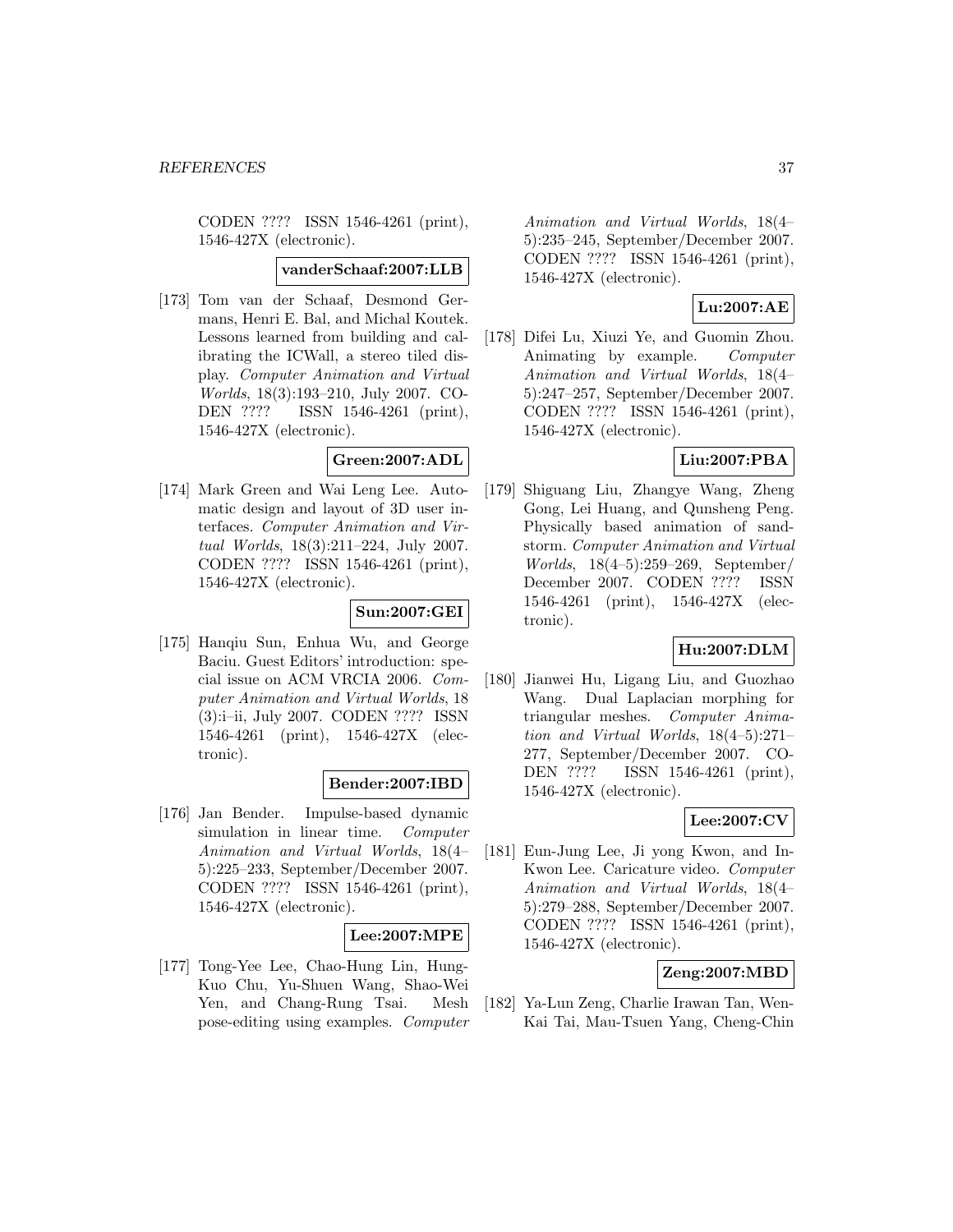CODEN ???? ISSN 1546-4261 (print), 1546-427X (electronic).

**vanderSchaaf:2007:LLB**

[173] Tom van der Schaaf, Desmond Germans, Henri E. Bal, and Michal Koutek. Lessons learned from building and calibrating the ICWall, a stereo tiled display. *Computer Animation and Virtual Worlds*, 18(3):193–210, July 2007. CODEN ???? ISSN 1546-4261 (print), 1546-427X (electronic).

**Green:2007:ADL**

[174] Mark Green and Wai Leng Lee. Automatic design and layout of 3D user interfaces. *Computer Animation and Virtual Worlds*, 18(3):211–224, July 2007. CODEN ???? ISSN 1546-4261 (print), 1546-427X (electronic).

**Sun:2007:GEI**

[175] Hanqiu Sun, Enhua Wu, and George Baciu. Guest Editors' introduction: special issue on ACM VRCIA 2006. *Computer Animation and Virtual Worlds*, 18 (3):i–ii, July 2007. CODEN ???? ISSN 1546-4261 (print), 1546-427X (electronic).

**Bender:2007:IBD**

[176] Jan Bender. Impulse-based dynamic simulation in linear time. *Computer Animation and Virtual Worlds*, 18(4–5):225–233, September/December 2007. CODEN ???? ISSN 1546-4261 (print), 1546-427X (electronic).

**Lee:2007:MPE**

[177] Tong-Yee Lee, Chao-Hung Lin, Hung-Kuo Chu, Yu-Shuen Wang, Shao-Wei Yen, and Chang-Rung Tsai. Mesh pose-editing using examples. *Computer Animation and Virtual Worlds*, 18(4–5):235–245, September/December 2007. CODEN ???? ISSN 1546-4261 (print), 1546-427X (electronic).

**Lu:2007:AE**

[178] Difei Lu, Xiuzi Ye, and Guomin Zhou. Animating by example. *Computer Animation and Virtual Worlds*, 18(4–5):247–257, September/December 2007. CODEN ???? ISSN 1546-4261 (print), 1546-427X (electronic).

**Liu:2007:PBA**

[179] Shiguang Liu, Zhangye Wang, Zheng Gong, Lei Huang, and Qunsheng Peng. Physically based animation of sandstorm. *Computer Animation and Virtual Worlds*, 18(4–5):259–269, September/ December 2007. CODEN ???? ISSN 1546-4261 (print), 1546-427X (electronic).

**Hu:2007:DLM**

[180] Jianwei Hu, Ligang Liu, and Guozhao Wang. Dual Laplacian morphing for triangular meshes. *Computer Animation and Virtual Worlds*, 18(4–5):271–277, September/December 2007. CODEN ???? ISSN 1546-4261 (print), 1546-427X (electronic).

**Lee:2007:CV**

[181] Eun-Jung Lee, Ji yong Kwon, and In-Kwon Lee. Caricature video. *Computer Animation and Virtual Worlds*, 18(4–5):279–288, September/December 2007. CODEN ???? ISSN 1546-4261 (print), 1546-427X (electronic).

**Zeng:2007:MBD**

[182] Ya-Lun Zeng, Charlie Irawan Tan, Wen-Kai Tai, Mau-Tsuen Yang, Cheng-Chin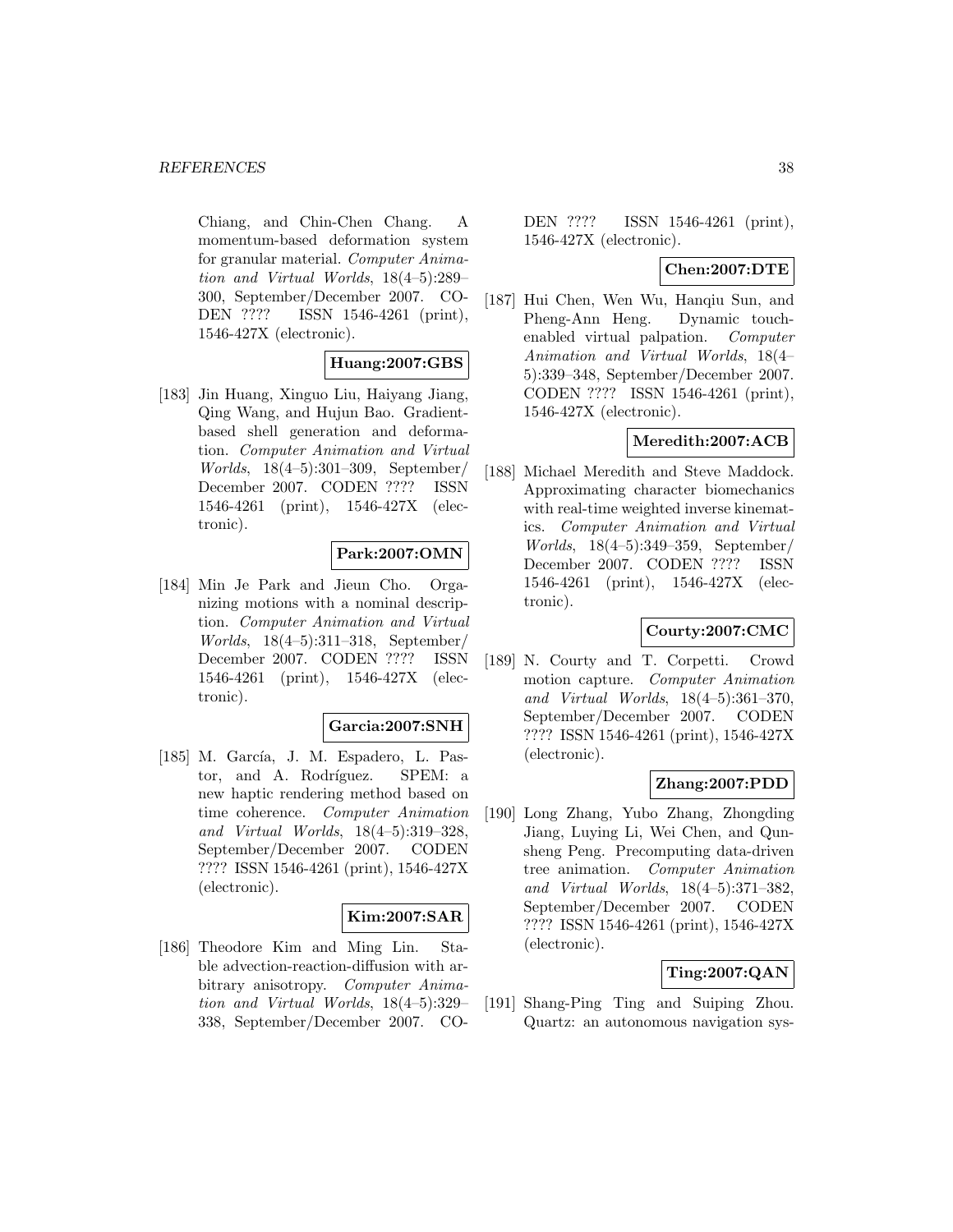Chiang, and Chin-Chen Chang. A momentum-based deformation system for granular material. *Computer Animation and Virtual Worlds*, 18(4–5):289–300, September/December 2007. CODEN ???? ISSN 1546-4261 (print), 1546-427X (electronic).

**Huang:2007:GBS**

[183] Jin Huang, Xinguo Liu, Haiyang Jiang, Qing Wang, and Hujun Bao. Gradient-based shell generation and deformation. *Computer Animation and Virtual Worlds*, 18(4–5):301–309, September/December 2007. CODEN ???? ISSN 1546-4261 (print), 1546-427X (electronic).

**Park:2007:OMN**

[184] Min Je Park and Jieun Cho. Organizing motions with a nominal description. *Computer Animation and Virtual Worlds*, 18(4–5):311–318, September/December 2007. CODEN ???? ISSN 1546-4261 (print), 1546-427X (electronic).

**Garcia:2007:SNH**

[185] M. García, J. M. Espadero, L. Pastor, and A. Rodríguez. SPEM: a new haptic rendering method based on time coherence. *Computer Animation and Virtual Worlds*, 18(4–5):319–328, September/December 2007. CODEN ???? ISSN 1546-4261 (print), 1546-427X (electronic).

**Kim:2007:SAR**

[186] Theodore Kim and Ming Lin. Stable advection-reaction-diffusion with arbitrary anisotropy. *Computer Animation and Virtual Worlds*, 18(4–5):329–338, September/December 2007. CODEN ???? ISSN 1546-4261 (print), 1546-427X (electronic).

**Chen:2007:DTE**

[187] Hui Chen, Wen Wu, Hanqiu Sun, and Pheng-Ann Heng. Dynamic touch-enabled virtual palpation. *Computer Animation and Virtual Worlds*, 18(4–5):339–348, September/December 2007. CODEN ???? ISSN 1546-4261 (print), 1546-427X (electronic).

**Meredith:2007:ACB**

[188] Michael Meredith and Steve Maddock. Approximating character biomechanics with real-time weighted inverse kinematics. *Computer Animation and Virtual Worlds*, 18(4–5):349–359, September/December 2007. CODEN ???? ISSN 1546-4261 (print), 1546-427X (electronic).

**Courty:2007:CMC**

[189] N. Courty and T. Corpetti. Crowd motion capture. *Computer Animation and Virtual Worlds*, 18(4–5):361–370, September/December 2007. CODEN ???? ISSN 1546-4261 (print), 1546-427X (electronic).

**Zhang:2007:PDD**

[190] Long Zhang, Yubo Zhang, Zhongding Jiang, Luying Li, Wei Chen, and Qunsheng Peng. Precomputing data-driven tree animation. *Computer Animation and Virtual Worlds*, 18(4–5):371–382, September/December 2007. CODEN ???? ISSN 1546-4261 (print), 1546-427X (electronic).

**Ting:2007:QAN**

[191] Shang-Ping Ting and Suiping Zhou. Quartz: an autonomous navigation sys-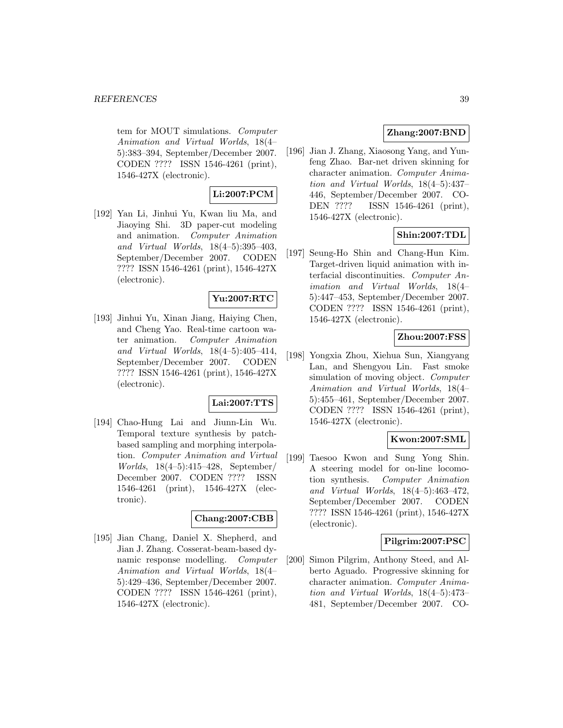tem for MOUT simulations. *Computer Animation and Virtual Worlds*, 18(4–5):383–394, September/December 2007. CODEN ???? ISSN 1546-4261 (print), 1546-427X (electronic).

**Li:2007:PCM**

[192] Yan Li, Jinhui Yu, Kwan liu Ma, and Jiaoying Shi. 3D paper-cut modeling and animation. *Computer Animation and Virtual Worlds*, 18(4–5):395–403, September/December 2007. CODEN ???? ISSN 1546-4261 (print), 1546-427X (electronic).

**Yu:2007:RTC**

[193] Jinhui Yu, Xinan Jiang, Haiying Chen, and Cheng Yao. Real-time cartoon water animation. *Computer Animation and Virtual Worlds*, 18(4–5):405–414, September/December 2007. CODEN ???? ISSN 1546-4261 (print), 1546-427X (electronic).

**Lai:2007:TTS**

[194] Chao-Hung Lai and Jiunn-Lin Wu. Temporal texture synthesis by patch-based sampling and morphing interpolation. *Computer Animation and Virtual Worlds*, 18(4–5):415–428, September/December 2007. CODEN ???? ISSN 1546-4261 (print), 1546-427X (electronic).

**Chang:2007:CBB**

[195] Jian Chang, Daniel X. Shepherd, and Jian J. Zhang. Cosserat-beam-based dynamic response modelling. *Computer Animation and Virtual Worlds*, 18(4–5):429–436, September/December 2007. CODEN ???? ISSN 1546-4261 (print), 1546-427X (electronic).

**Zhang:2007:BND**

[196] Jian J. Zhang, Xiaosong Yang, and Yunfeng Zhao. Bar-net driven skinning for character animation. *Computer Animation and Virtual Worlds*, 18(4–5):437–446, September/December 2007. CODEN ???? ISSN 1546-4261 (print), 1546-427X (electronic).

**Shin:2007:TDL**

[197] Seung-Ho Shin and Chang-Hun Kim. Target-driven liquid animation with interfacial discontinuities. *Computer Animation and Virtual Worlds*, 18(4–5):447–453, September/December 2007. CODEN ???? ISSN 1546-4261 (print), 1546-427X (electronic).

**Zhou:2007:FSS**

[198] Yongxia Zhou, Xiehua Sun, Xiangyang Lan, and Shengyou Lin. Fast smoke simulation of moving object. *Computer Animation and Virtual Worlds*, 18(4–5):455–461, September/December 2007. CODEN ???? ISSN 1546-4261 (print), 1546-427X (electronic).

**Kwon:2007:SML**

[199] Taesoo Kwon and Sung Yong Shin. A steering model for on-line locomotion synthesis. *Computer Animation and Virtual Worlds*, 18(4–5):463–472, September/December 2007. CODEN ???? ISSN 1546-4261 (print), 1546-427X (electronic).

**Pilgrim:2007:PSC**

[200] Simon Pilgrim, Anthony Steed, and Alberto Aguado. Progressive skinning for character animation. *Computer Animation and Virtual Worlds*, 18(4–5):473–481, September/December 2007. CO-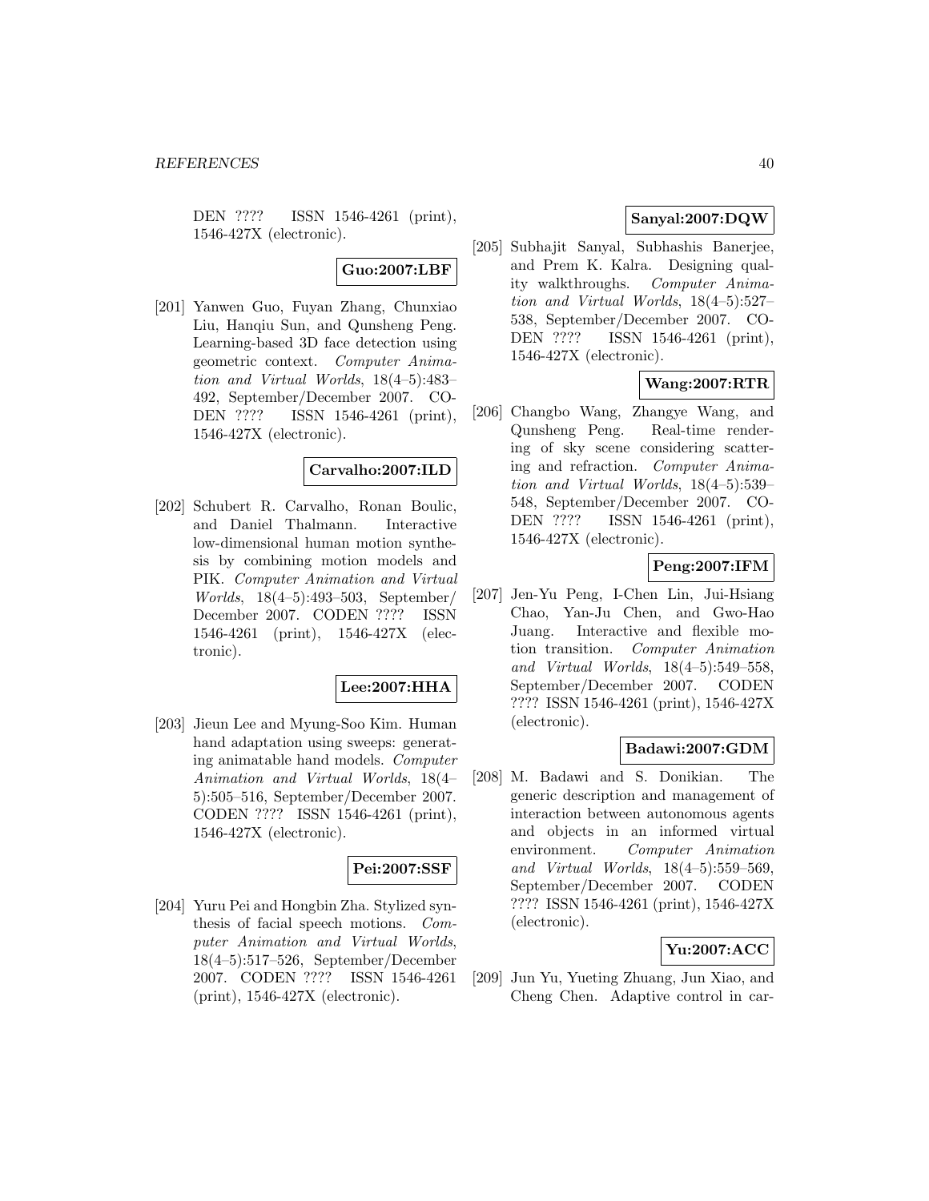DEN ???? ISSN 1546-4261 (print), 1546-427X (electronic).

**Guo:2007:LBF**

[201] Yanwen Guo, Fuyan Zhang, Chunxiao Liu, Hanqiu Sun, and Qunsheng Peng. Learning-based 3D face detection using geometric context. *Computer Animation and Virtual Worlds*, 18(4–5):483–492, September/December 2007. CODEN ???? ISSN 1546-4261 (print), 1546-427X (electronic).

**Carvalho:2007:ILD**

[202] Schubert R. Carvalho, Ronan Boulic, and Daniel Thalmann. Interactive low-dimensional human motion synthesis by combining motion models and PIK. *Computer Animation and Virtual Worlds*, 18(4–5):493–503, September/ December 2007. CODEN ???? ISSN 1546-4261 (print), 1546-427X (electronic).

**Lee:2007:HHA**

[203] Jieun Lee and Myung-Soo Kim. Human hand adaptation using sweeps: generating animatable hand models. *Computer Animation and Virtual Worlds*, 18(4–5):505–516, September/December 2007. CODEN ???? ISSN 1546-4261 (print), 1546-427X (electronic).

**Pei:2007:SSF**

[204] Yuru Pei and Hongbin Zha. Stylized synthesis of facial speech motions. *Computer Animation and Virtual Worlds*, 18(4–5):517–526, September/December 2007. CODEN ???? ISSN 1546-4261 (print), 1546-427X (electronic).

**Sanyal:2007:DQW**

[205] Subhajit Sanyal, Subhashis Banerjee, and Prem K. Kalra. Designing quality walkthroughs. *Computer Animation and Virtual Worlds*, 18(4–5):527–538, September/December 2007. CODEN ???? ISSN 1546-4261 (print), 1546-427X (electronic).

**Wang:2007:RTR**

[206] Changbo Wang, Zhangye Wang, and Qunsheng Peng. Real-time rendering of sky scene considering scattering and refraction. *Computer Animation and Virtual Worlds*, 18(4–5):539–548, September/December 2007. CODEN ???? ISSN 1546-4261 (print), 1546-427X (electronic).

**Peng:2007:IFM**

[207] Jen-Yu Peng, I-Chen Lin, Jui-Hsiang Chao, Yan-Ju Chen, and Gwo-Hao Juang. Interactive and flexible motion transition. *Computer Animation and Virtual Worlds*, 18(4–5):549–558, September/December 2007. CODEN ???? ISSN 1546-4261 (print), 1546-427X (electronic).

**Badawi:2007:GDM**

[208] M. Badawi and S. Donikian. The generic description and management of interaction between autonomous agents and objects in an informed virtual environment. *Computer Animation and Virtual Worlds*, 18(4–5):559–569, September/December 2007. CODEN ???? ISSN 1546-4261 (print), 1546-427X (electronic).

**Yu:2007:ACC**

[209] Jun Yu, Yueting Zhuang, Jun Xiao, and Cheng Chen. Adaptive control in car-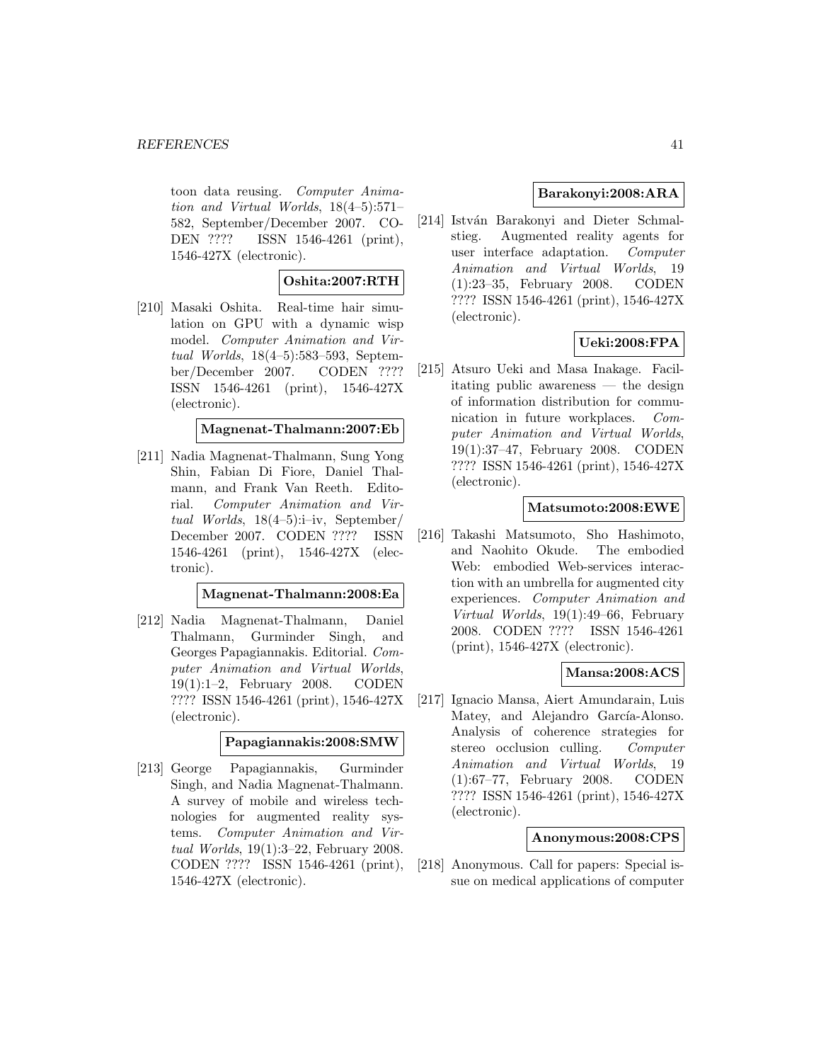toon data reusing. *Computer Animation and Virtual Worlds*, 18(4–5):571–582, September/December 2007. CODEN ???? ISSN 1546-4261 (print), 1546-427X (electronic).

**Oshita:2007:RTH**

[210] Masaki Oshita. Real-time hair simulation on GPU with a dynamic wisp model. *Computer Animation and Virtual Worlds*, 18(4–5):583–593, September/December 2007. CODEN ???? ISSN 1546-4261 (print), 1546-427X (electronic).

**Magnenat-Thalmann:2007:Eb**

[211] Nadia Magnenat-Thalmann, Sung Yong Shin, Fabian Di Fiore, Daniel Thalmann, and Frank Van Reeth. Editorial. *Computer Animation and Virtual Worlds*, 18(4–5):i–iv, September/December 2007. CODEN ???? ISSN 1546-4261 (print), 1546-427X (electronic).

**Magnenat-Thalmann:2008:Ea**

[212] Nadia Magnenat-Thalmann, Daniel Thalmann, Gurminder Singh, and Georges Papagiannakis. Editorial. *Computer Animation and Virtual Worlds*, 19(1):1–2, February 2008. CODEN ???? ISSN 1546-4261 (print), 1546-427X (electronic).

**Papagiannakis:2008:SMW**

[213] George Papagiannakis, Gurminder Singh, and Nadia Magnenat-Thalmann. A survey of mobile and wireless technologies for augmented reality systems. *Computer Animation and Virtual Worlds*, 19(1):3–22, February 2008. CODEN ???? ISSN 1546-4261 (print), 1546-427X (electronic).

**Barakonyi:2008:ARA**

[214] István Barakonyi and Dieter Schmalstieg. Augmented reality agents for user interface adaptation. *Computer Animation and Virtual Worlds*, 19 (1):23–35, February 2008. CODEN ???? ISSN 1546-4261 (print), 1546-427X (electronic).

**Ueki:2008:FPA**

[215] Atsuro Ueki and Masa Inakage. Facilitating public awareness — the design of information distribution for communication in future workplaces. *Computer Animation and Virtual Worlds*, 19(1):37–47, February 2008. CODEN ???? ISSN 1546-4261 (print), 1546-427X (electronic).

**Matsumoto:2008:EWE**

[216] Takashi Matsumoto, Sho Hashimoto, and Naohito Okude. The embodied Web: embodied Web-services interaction with an umbrella for augmented city experiences. *Computer Animation and Virtual Worlds*, 19(1):49–66, February 2008. CODEN ???? ISSN 1546-4261 (print), 1546-427X (electronic).

**Mansa:2008:ACS**

[217] Ignacio Mansa, Aiert Amundarain, Luis Matey, and Alejandro García-Alonso. Analysis of coherence strategies for stereo occlusion culling. *Computer Animation and Virtual Worlds*, 19 (1):67–77, February 2008. CODEN ???? ISSN 1546-4261 (print), 1546-427X (electronic).

**Anonymous:2008:CPS**

[218] Anonymous. Call for papers: Special issue on medical applications of computer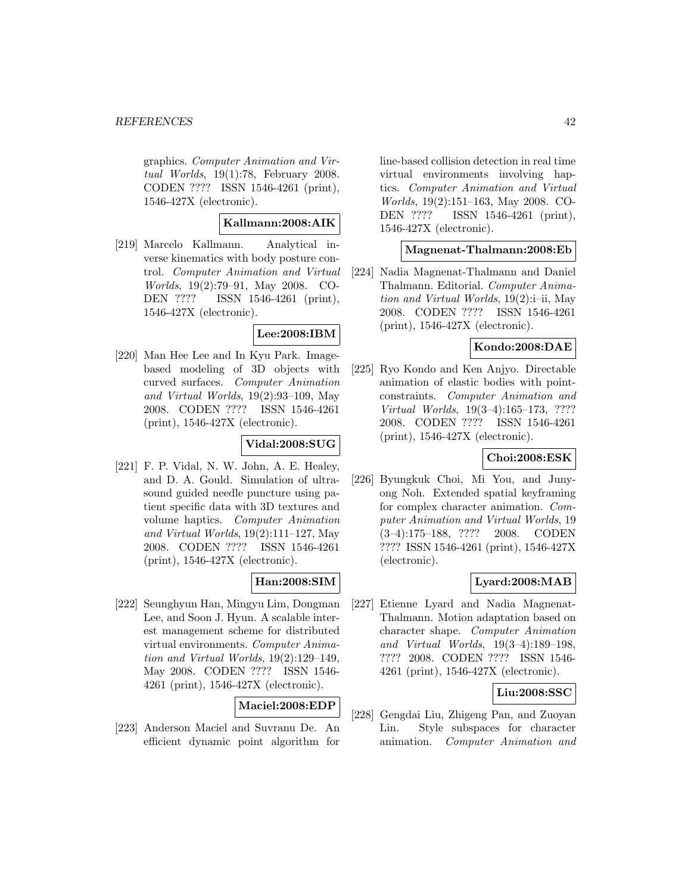graphics. *Computer Animation and Virtual Worlds*, 19(1):78, February 2008. CODEN ???? ISSN 1546-4261 (print), 1546-427X (electronic).

**Kallmann:2008:AIK**

[219] Marcelo Kallmann. Analytical inverse kinematics with body posture control. *Computer Animation and Virtual Worlds*, 19(2):79–91, May 2008. CODEN ???? ISSN 1546-4261 (print), 1546-427X (electronic).

**Lee:2008:IBM**

[220] Man Hee Lee and In Kyu Park. Image-based modeling of 3D objects with curved surfaces. *Computer Animation and Virtual Worlds*, 19(2):93–109, May 2008. CODEN ???? ISSN 1546-4261 (print), 1546-427X (electronic).

**Vidal:2008:SUG**

[221] F. P. Vidal, N. W. John, A. E. Healey, and D. A. Gould. Simulation of ultrasound guided needle puncture using patient specific data with 3D textures and volume haptics. *Computer Animation and Virtual Worlds*, 19(2):111–127, May 2008. CODEN ???? ISSN 1546-4261 (print), 1546-427X (electronic).

**Han:2008:SIM**

[222] Seunghyun Han, Mingyu Lim, Dongman Lee, and Soon J. Hyun. A scalable interest management scheme for distributed virtual environments. *Computer Animation and Virtual Worlds*, 19(2):129–149, May 2008. CODEN ???? ISSN 1546-4261 (print), 1546-427X (electronic).

**Maciel:2008:EDP**

[223] Anderson Maciel and Suvranu De. An efficient dynamic point algorithm for line-based collision detection in real time virtual environments involving haptics. *Computer Animation and Virtual Worlds*, 19(2):151–163, May 2008. CODEN ???? ISSN 1546-4261 (print), 1546-427X (electronic).

**Magnenat-Thalmann:2008:Eb**

[224] Nadia Magnenat-Thalmann and Daniel Thalmann. Editorial. *Computer Animation and Virtual Worlds*, 19(2):i–ii, May 2008. CODEN ???? ISSN 1546-4261 (print), 1546-427X (electronic).

**Kondo:2008:DAE**

[225] Ryo Kondo and Ken Anjyo. Directable animation of elastic bodies with point-constraints. *Computer Animation and Virtual Worlds*, 19(3–4):165–173, ???? 2008. CODEN ???? ISSN 1546-4261 (print), 1546-427X (electronic).

**Choi:2008:ESK**

[226] Byungkuk Choi, Mi You, and Junyong Noh. Extended spatial keyframing for complex character animation. *Computer Animation and Virtual Worlds*, 19 (3–4):175–188, ???? 2008. CODEN ???? ISSN 1546-4261 (print), 1546-427X (electronic).

**Lyard:2008:MAB**

[227] Etienne Lyard and Nadia Magnenat-Thalmann. Motion adaptation based on character shape. *Computer Animation and Virtual Worlds*, 19(3–4):189–198, ???? 2008. CODEN ???? ISSN 1546-4261 (print), 1546-427X (electronic).

**Liu:2008:SSC**

[228] Gengdai Liu, Zhigeng Pan, and Zuoyan Lin. Style subspaces for character animation. *Computer Animation and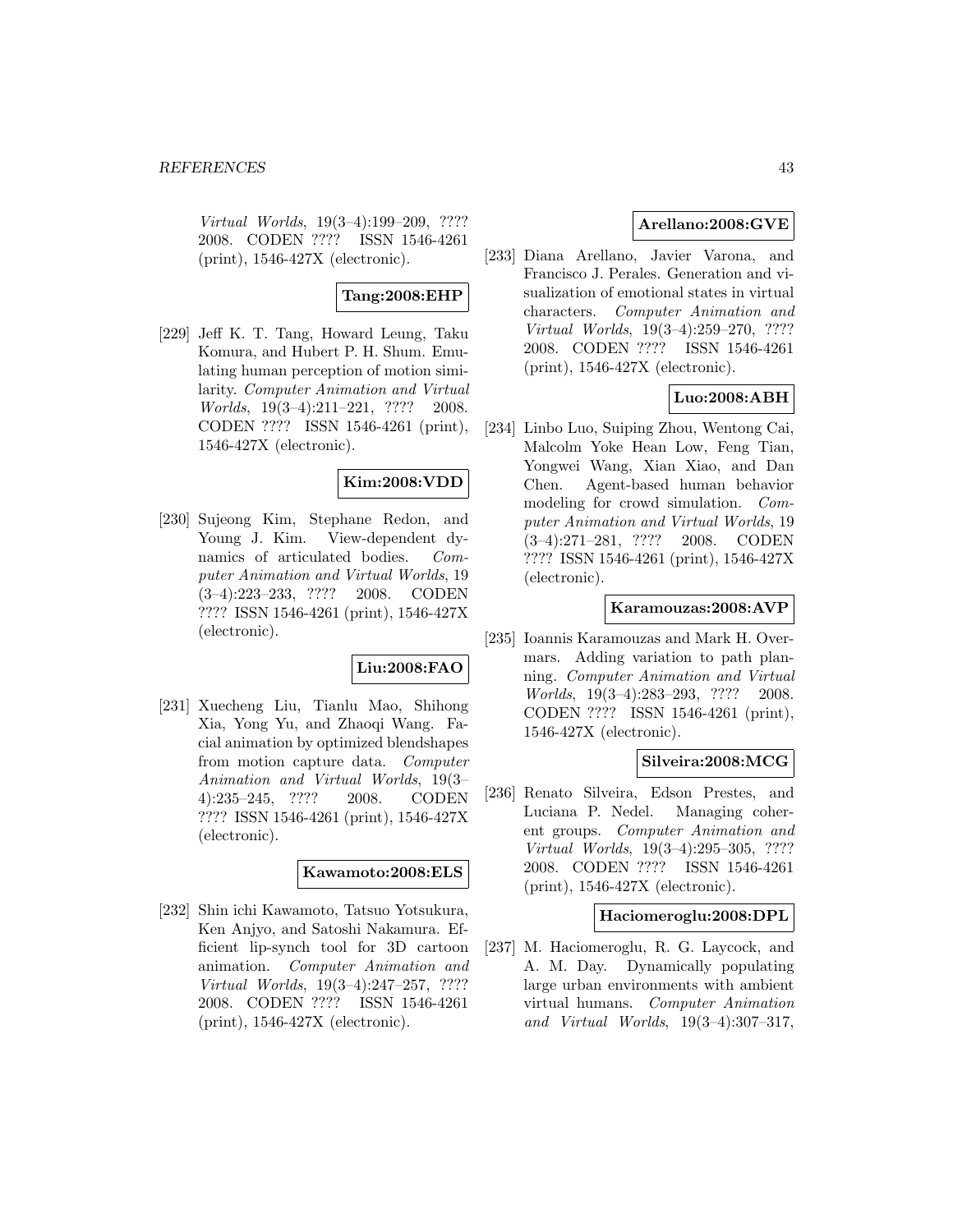*Virtual Worlds*, 19(3–4):199–209, ???? 2008. CODEN ???? ISSN 1546-4261 (print), 1546-427X (electronic).

**Tang:2008:EHP**

[229] Jeff K. T. Tang, Howard Leung, Taku Komura, and Hubert P. H. Shum. Emulating human perception of motion similarity. *Computer Animation and Virtual Worlds*, 19(3–4):211–221, ???? 2008. CODEN ???? ISSN 1546-4261 (print), 1546-427X (electronic).

**Kim:2008:VDD**

[230] Sujeong Kim, Stephane Redon, and Young J. Kim. View-dependent dynamics of articulated bodies. *Computer Animation and Virtual Worlds*, 19 (3–4):223–233, ???? 2008. CODEN ???? ISSN 1546-4261 (print), 1546-427X (electronic).

**Liu:2008:FAO**

[231] Xuecheng Liu, Tianlu Mao, Shihong Xia, Yong Yu, and Zhaoqi Wang. Facial animation by optimized blendshapes from motion capture data. *Computer Animation and Virtual Worlds*, 19(3–4):235–245, ???? 2008. CODEN ???? ISSN 1546-4261 (print), 1546-427X (electronic).

**Kawamoto:2008:ELS**

[232] Shin ichi Kawamoto, Tatsuo Yotsukura, Ken Anjyo, and Satoshi Nakamura. Efficient lip-synch tool for 3D cartoon animation. *Computer Animation and Virtual Worlds*, 19(3–4):247–257, ???? 2008. CODEN ???? ISSN 1546-4261 (print), 1546-427X (electronic).

**Arellano:2008:GVE**

[233] Diana Arellano, Javier Varona, and Francisco J. Perales. Generation and visualization of emotional states in virtual characters. *Computer Animation and Virtual Worlds*, 19(3–4):259–270, ???? 2008. CODEN ???? ISSN 1546-4261 (print), 1546-427X (electronic).

**Luo:2008:ABH**

[234] Linbo Luo, Suiping Zhou, Wentong Cai, Malcolm Yoke Hean Low, Feng Tian, Yongwei Wang, Xian Xiao, and Dan Chen. Agent-based human behavior modeling for crowd simulation. *Computer Animation and Virtual Worlds*, 19 (3–4):271–281, ???? 2008. CODEN ???? ISSN 1546-4261 (print), 1546-427X (electronic).

**Karamouzas:2008:AVP**

[235] Ioannis Karamouzas and Mark H. Overmars. Adding variation to path planning. *Computer Animation and Virtual Worlds*, 19(3–4):283–293, ???? 2008. CODEN ???? ISSN 1546-4261 (print), 1546-427X (electronic).

**Silveira:2008:MCG**

[236] Renato Silveira, Edson Prestes, and Luciana P. Nedel. Managing coherent groups. *Computer Animation and Virtual Worlds*, 19(3–4):295–305, ???? 2008. CODEN ???? ISSN 1546-4261 (print), 1546-427X (electronic).

**Haciomeroglu:2008:DPL**

[237] M. Haciomeroglu, R. G. Laycock, and A. M. Day. Dynamically populating large urban environments with ambient virtual humans. *Computer Animation and Virtual Worlds*, 19(3–4):307–317,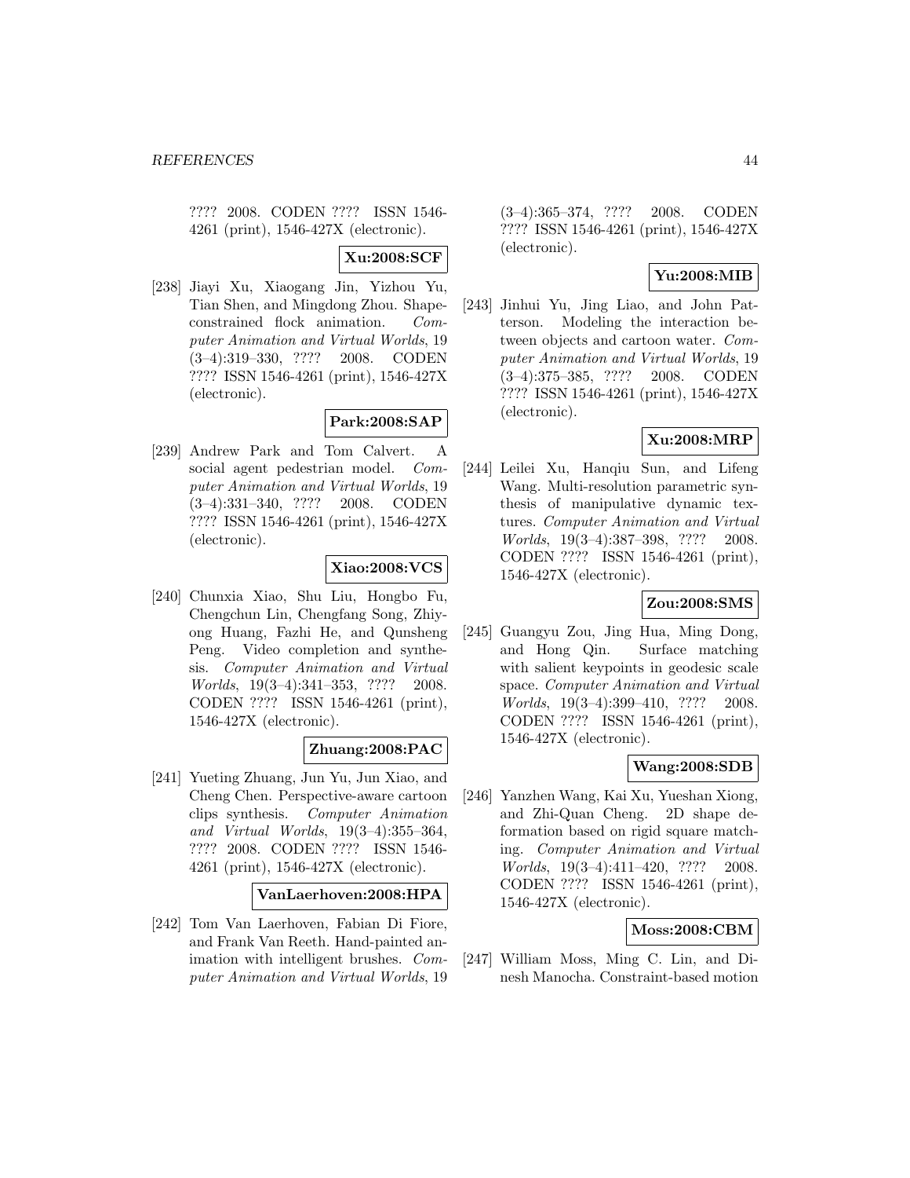???? 2008. CODEN ???? ISSN 1546-4261 (print), 1546-427X (electronic).

**Xu:2008:SCF**

[238] Jiayi Xu, Xiaogang Jin, Yizhou Yu, Tian Shen, and Mingdong Zhou. Shape-constrained flock animation. *Computer Animation and Virtual Worlds*, 19 (3–4):319–330, ???? 2008. CODEN ???? ISSN 1546-4261 (print), 1546-427X (electronic).

**Park:2008:SAP**

[239] Andrew Park and Tom Calvert. A social agent pedestrian model. *Computer Animation and Virtual Worlds*, 19 (3–4):331–340, ???? 2008. CODEN ???? ISSN 1546-4261 (print), 1546-427X (electronic).

**Xiao:2008:VCS**

[240] Chunxia Xiao, Shu Liu, Hongbo Fu, Chengchun Lin, Chengfang Song, Zhiyong Huang, Fazhi He, and Qunsheng Peng. Video completion and synthesis. *Computer Animation and Virtual Worlds*, 19(3–4):341–353, ???? 2008. CODEN ???? ISSN 1546-4261 (print), 1546-427X (electronic).

**Zhuang:2008:PAC**

[241] Yueting Zhuang, Jun Yu, Jun Xiao, and Cheng Chen. Perspective-aware cartoon clips synthesis. *Computer Animation and Virtual Worlds*, 19(3–4):355–364, ???? 2008. CODEN ???? ISSN 1546-4261 (print), 1546-427X (electronic).

**VanLaerhoven:2008:HPA**

[242] Tom Van Laerhoven, Fabian Di Fiore, and Frank Van Reeth. Hand-painted animation with intelligent brushes. *Computer Animation and Virtual Worlds*, 19 (3–4):365–374, ???? 2008. CODEN ???? ISSN 1546-4261 (print), 1546-427X (electronic).

**Yu:2008:MIB**

[243] Jinhui Yu, Jing Liao, and John Patterson. Modeling the interaction between objects and cartoon water. *Computer Animation and Virtual Worlds*, 19 (3–4):375–385, ???? 2008. CODEN ???? ISSN 1546-4261 (print), 1546-427X (electronic).

**Xu:2008:MRP**

[244] Leilei Xu, Hanqiu Sun, and Lifeng Wang. Multi-resolution parametric synthesis of manipulative dynamic textures. *Computer Animation and Virtual Worlds*, 19(3–4):387–398, ???? 2008. CODEN ???? ISSN 1546-4261 (print), 1546-427X (electronic).

**Zou:2008:SMS**

[245] Guangyu Zou, Jing Hua, Ming Dong, and Hong Qin. Surface matching with salient keypoints in geodesic scale space. *Computer Animation and Virtual Worlds*, 19(3–4):399–410, ???? 2008. CODEN ???? ISSN 1546-4261 (print), 1546-427X (electronic).

**Wang:2008:SDB**

[246] Yanzhen Wang, Kai Xu, Yueshan Xiong, and Zhi-Quan Cheng. 2D shape deformation based on rigid square matching. *Computer Animation and Virtual Worlds*, 19(3–4):411–420, ???? 2008. CODEN ???? ISSN 1546-4261 (print), 1546-427X (electronic).

**Moss:2008:CBM**

[247] William Moss, Ming C. Lin, and Dinesh Manocha. Constraint-based motion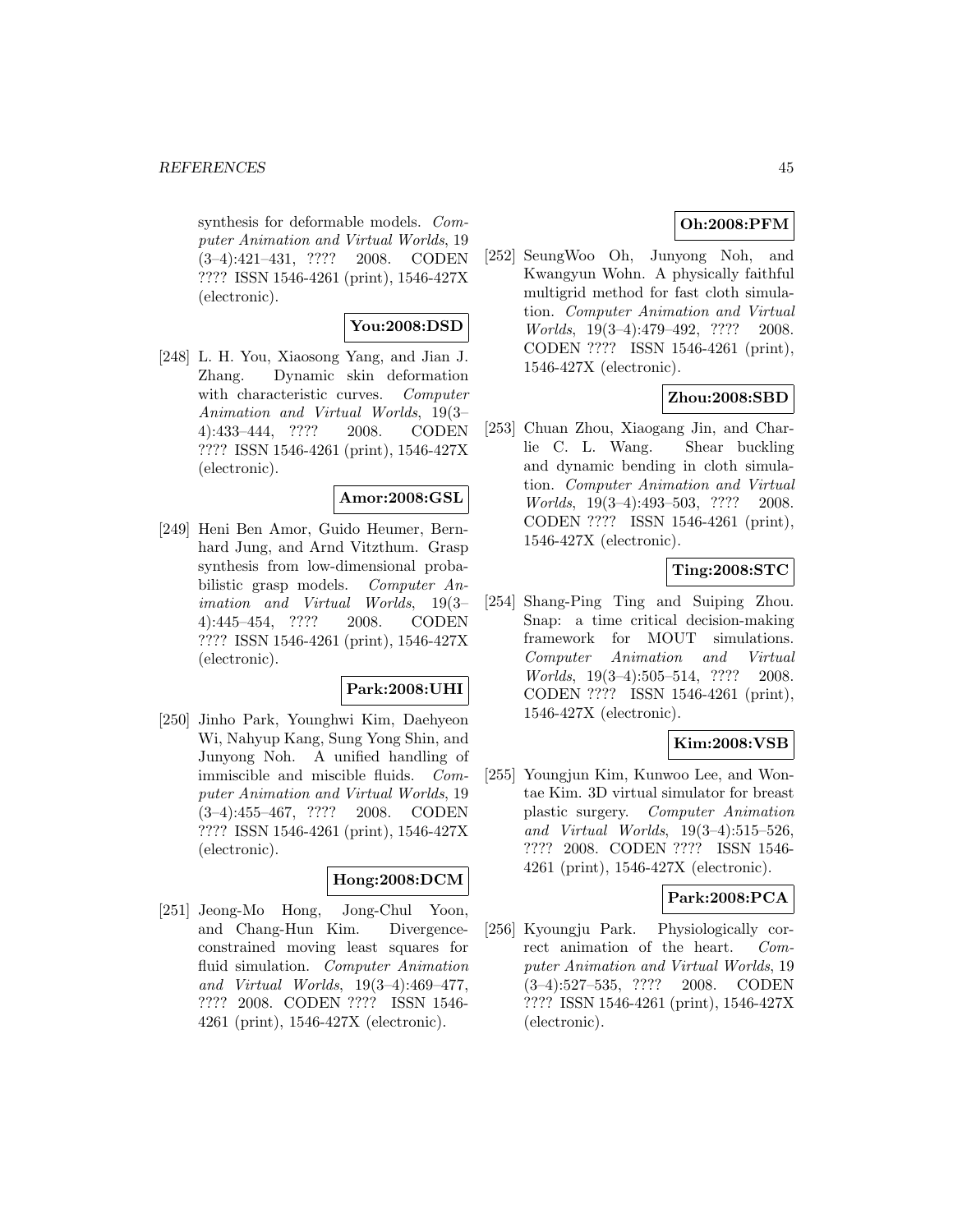synthesis for deformable models. *Computer Animation and Virtual Worlds*, 19 (3–4):421–431, ???? 2008. CODEN ???? ISSN 1546-4261 (print), 1546-427X (electronic).

**You:2008:DSD**

[248] L. H. You, Xiaosong Yang, and Jian J. Zhang. Dynamic skin deformation with characteristic curves. *Computer Animation and Virtual Worlds*, 19(3–4):433–444, ???? 2008. CODEN ???? ISSN 1546-4261 (print), 1546-427X (electronic).

**Amor:2008:GSL**

[249] Heni Ben Amor, Guido Heumer, Bernhard Jung, and Arnd Vitzthum. Grasp synthesis from low-dimensional probabilistic grasp models. *Computer Animation and Virtual Worlds*, 19(3–4):445–454, ???? 2008. CODEN ???? ISSN 1546-4261 (print), 1546-427X (electronic).

**Park:2008:UHI**

[250] Jinho Park, Younghwi Kim, Daehyeon Wi, Nahyup Kang, Sung Yong Shin, and Junyong Noh. A unified handling of immiscible and miscible fluids. *Computer Animation and Virtual Worlds*, 19 (3–4):455–467, ???? 2008. CODEN ???? ISSN 1546-4261 (print), 1546-427X (electronic).

**Hong:2008:DCM**

[251] Jeong-Mo Hong, Jong-Chul Yoon, and Chang-Hun Kim. Divergence-constrained moving least squares for fluid simulation. *Computer Animation and Virtual Worlds*, 19(3–4):469–477, ???? 2008. CODEN ???? ISSN 1546-4261 (print), 1546-427X (electronic).

**Oh:2008:PFM**

[252] SeungWoo Oh, Junyong Noh, and Kwangyun Wohn. A physically faithful multigrid method for fast cloth simulation. *Computer Animation and Virtual Worlds*, 19(3–4):479–492, ???? 2008. CODEN ???? ISSN 1546-4261 (print), 1546-427X (electronic).

**Zhou:2008:SBD**

[253] Chuan Zhou, Xiaogang Jin, and Charlie C. L. Wang. Shear buckling and dynamic bending in cloth simulation. *Computer Animation and Virtual Worlds*, 19(3–4):493–503, ???? 2008. CODEN ???? ISSN 1546-4261 (print), 1546-427X (electronic).

**Ting:2008:STC**

[254] Shang-Ping Ting and Suiping Zhou. Snap: a time critical decision-making framework for MOUT simulations. *Computer Animation and Virtual Worlds*, 19(3–4):505–514, ???? 2008. CODEN ???? ISSN 1546-4261 (print), 1546-427X (electronic).

**Kim:2008:VSB**

[255] Youngjun Kim, Kunwoo Lee, and Wontae Kim. 3D virtual simulator for breast plastic surgery. *Computer Animation and Virtual Worlds*, 19(3–4):515–526, ???? 2008. CODEN ???? ISSN 1546-4261 (print), 1546-427X (electronic).

**Park:2008:PCA**

[256] Kyoungju Park. Physiologically correct animation of the heart. *Computer Animation and Virtual Worlds*, 19 (3–4):527–535, ???? 2008. CODEN ???? ISSN 1546-4261 (print), 1546-427X (electronic).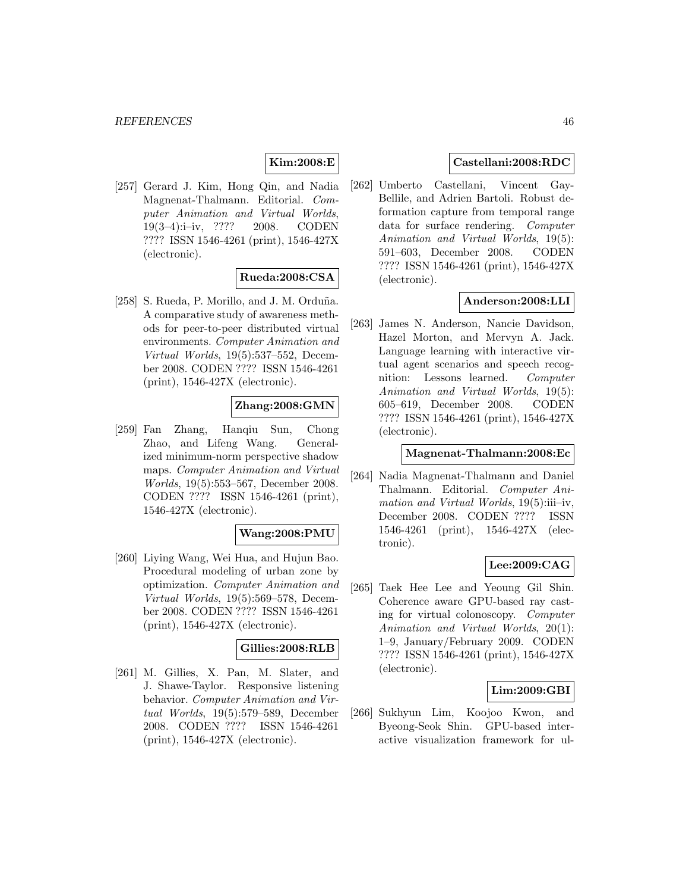**Kim:2008:E**

[257] Gerard J. Kim, Hong Qin, and Nadia Magnenat-Thalmann. Editorial. *Computer Animation and Virtual Worlds*, 19(3–4):i–iv, ???? 2008. CODEN ???? ISSN 1546-4261 (print), 1546-427X (electronic).

**Rueda:2008:CSA**

[258] S. Rueda, P. Morillo, and J. M. Orduña. A comparative study of awareness methods for peer-to-peer distributed virtual environments. *Computer Animation and Virtual Worlds*, 19(5):537–552, December 2008. CODEN ???? ISSN 1546-4261 (print), 1546-427X (electronic).

**Zhang:2008:GMN**

[259] Fan Zhang, Hanqiu Sun, Chong Zhao, and Lifeng Wang. Generalized minimum-norm perspective shadow maps. *Computer Animation and Virtual Worlds*, 19(5):553–567, December 2008. CODEN ???? ISSN 1546-4261 (print), 1546-427X (electronic).

**Wang:2008:PMU**

[260] Liying Wang, Wei Hua, and Hujun Bao. Procedural modeling of urban zone by optimization. *Computer Animation and Virtual Worlds*, 19(5):569–578, December 2008. CODEN ???? ISSN 1546-4261 (print), 1546-427X (electronic).

**Gillies:2008:RLB**

[261] M. Gillies, X. Pan, M. Slater, and J. Shawe-Taylor. Responsive listening behavior. *Computer Animation and Virtual Worlds*, 19(5):579–589, December 2008. CODEN ???? ISSN 1546-4261 (print), 1546-427X (electronic).

**Castellani:2008:RDC**

[262] Umberto Castellani, Vincent Gay-Bellile, and Adrien Bartoli. Robust deformation capture from temporal range data for surface rendering. *Computer Animation and Virtual Worlds*, 19(5): 591–603, December 2008. CODEN ???? ISSN 1546-4261 (print), 1546-427X (electronic).

**Anderson:2008:LLI**

[263] James N. Anderson, Nancie Davidson, Hazel Morton, and Mervyn A. Jack. Language learning with interactive virtual agent scenarios and speech recognition: Lessons learned. *Computer Animation and Virtual Worlds*, 19(5): 605–619, December 2008. CODEN ???? ISSN 1546-4261 (print), 1546-427X (electronic).

**Magnenat-Thalmann:2008:Ec**

[264] Nadia Magnenat-Thalmann and Daniel Thalmann. Editorial. *Computer Animation and Virtual Worlds*, 19(5):iii–iv, December 2008. CODEN ???? ISSN 1546-4261 (print), 1546-427X (electronic).

**Lee:2009:CAG**

[265] Taek Hee Lee and Yeoung Gil Shin. Coherence aware GPU-based ray casting for virtual colonoscopy. *Computer Animation and Virtual Worlds*, 20(1): 1–9, January/February 2009. CODEN ???? ISSN 1546-4261 (print), 1546-427X (electronic).

**Lim:2009:GBI**

[266] Sukhyun Lim, Koojoo Kwon, and Byeong-Seok Shin. GPU-based interactive visualization framework for ul-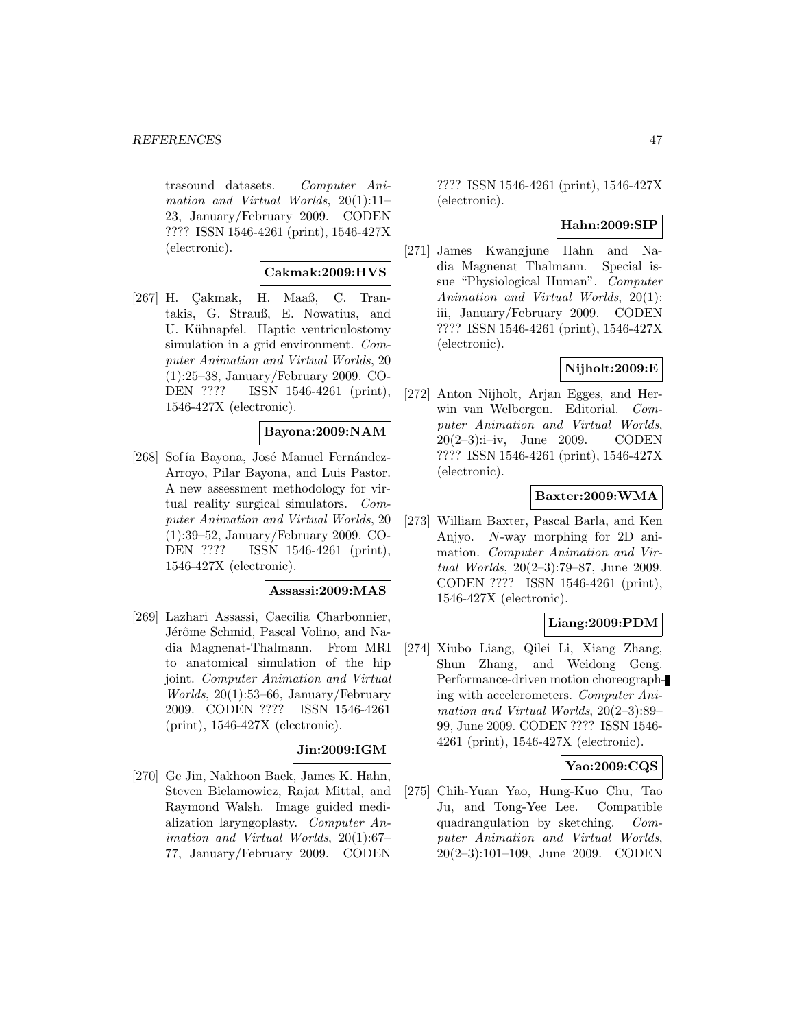trasound datasets. *Computer Animation and Virtual Worlds*, 20(1):11–23, January/February 2009. CODEN ???? ISSN 1546-4261 (print), 1546-427X (electronic).

**Cakmak:2009:HVS**

[267] H. Çakmak, H. Maaß, C. Trantakis, G. Strauß, E. Nowatius, and U. Kühnapfel. Haptic ventriculostomy simulation in a grid environment. *Computer Animation and Virtual Worlds*, 20 (1):25–38, January/February 2009. CODEN ???? ISSN 1546-4261 (print), 1546-427X (electronic).

**Bayona:2009:NAM**

[268] Sof ía Bayona, José Manuel Fernández-Arroyo, Pilar Bayona, and Luis Pastor. A new assessment methodology for virtual reality surgical simulators. *Computer Animation and Virtual Worlds*, 20 (1):39–52, January/February 2009. CODEN ???? ISSN 1546-4261 (print), 1546-427X (electronic).

**Assassi:2009:MAS**

[269] Lazhari Assassi, Caecilia Charbonnier, Jérôme Schmid, Pascal Volino, and Nadia Magnenat-Thalmann. From MRI to anatomical simulation of the hip joint. *Computer Animation and Virtual Worlds*, 20(1):53–66, January/February 2009. CODEN ???? ISSN 1546-4261 (print), 1546-427X (electronic).

**Jin:2009:IGM**

[270] Ge Jin, Nakhoon Baek, James K. Hahn, Steven Bielamowicz, Rajat Mittal, and Raymond Walsh. Image guided medialization laryngoplasty. *Computer Animation and Virtual Worlds*, 20(1):67–77, January/February 2009. CODEN ???? ISSN 1546-4261 (print), 1546-427X (electronic).

**Hahn:2009:SIP**

[271] James Kwangjune Hahn and Nadia Magnenat Thalmann. Special issue "Physiological Human". *Computer Animation and Virtual Worlds*, 20(1): iii, January/February 2009. CODEN ???? ISSN 1546-4261 (print), 1546-427X (electronic).

**Nijholt:2009:E**

[272] Anton Nijholt, Arjan Egges, and Herwin van Welbergen. Editorial. *Computer Animation and Virtual Worlds*, 20(2–3):i–iv, June 2009. CODEN ???? ISSN 1546-4261 (print), 1546-427X (electronic).

**Baxter:2009:WMA**

[273] William Baxter, Pascal Barla, and Ken Anjyo. $N$-way morphing for 2D animation. *Computer Animation and Virtual Worlds*, 20(2–3):79–87, June 2009. CODEN ???? ISSN 1546-4261 (print), 1546-427X (electronic).

**Liang:2009:PDM**

[274] Xiubo Liang, Qilei Li, Xiang Zhang, Shun Zhang, and Weidong Geng. Performance-driven motion choreographing with accelerometers. *Computer Animation and Virtual Worlds*, 20(2–3):89–99, June 2009. CODEN ???? ISSN 1546-4261 (print), 1546-427X (electronic).

**Yao:2009:CQS**

[275] Chih-Yuan Yao, Hung-Kuo Chu, Tao Ju, and Tong-Yee Lee. Compatible quadrangulation by sketching. *Computer Animation and Virtual Worlds*, 20(2–3):101–109, June 2009. CODEN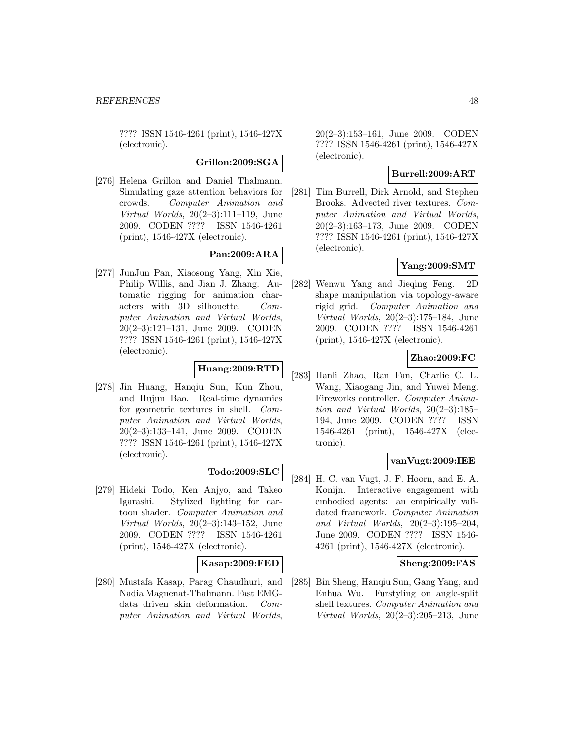???? ISSN 1546-4261 (print), 1546-427X (electronic).

**Grillon:2009:SGA**

[276] Helena Grillon and Daniel Thalmann. Simulating gaze attention behaviors for crowds. *Computer Animation and Virtual Worlds*, 20(2–3):111–119, June 2009. CODEN ???? ISSN 1546-4261 (print), 1546-427X (electronic).

**Pan:2009:ARA**

[277] JunJun Pan, Xiaosong Yang, Xin Xie, Philip Willis, and Jian J. Zhang. Automatic rigging for animation characters with 3D silhouette. *Computer Animation and Virtual Worlds*, 20(2–3):121–131, June 2009. CODEN ???? ISSN 1546-4261 (print), 1546-427X (electronic).

**Huang:2009:RTD**

[278] Jin Huang, Hanqiu Sun, Kun Zhou, and Hujun Bao. Real-time dynamics for geometric textures in shell. *Computer Animation and Virtual Worlds*, 20(2–3):133–141, June 2009. CODEN ???? ISSN 1546-4261 (print), 1546-427X (electronic).

**Todo:2009:SLC**

[279] Hideki Todo, Ken Anjyo, and Takeo Igarashi. Stylized lighting for cartoon shader. *Computer Animation and Virtual Worlds*, 20(2–3):143–152, June 2009. CODEN ???? ISSN 1546-4261 (print), 1546-427X (electronic).

**Kasap:2009:FED**

[280] Mustafa Kasap, Parag Chaudhuri, and Nadia Magnenat-Thalmann. Fast EMG-data driven skin deformation. *Computer Animation and Virtual Worlds*, 20(2–3):153–161, June 2009. CODEN ???? ISSN 1546-4261 (print), 1546-427X (electronic).

**Burrell:2009:ART**

[281] Tim Burrell, Dirk Arnold, and Stephen Brooks. Advected river textures. *Computer Animation and Virtual Worlds*, 20(2–3):163–173, June 2009. CODEN ???? ISSN 1546-4261 (print), 1546-427X (electronic).

**Yang:2009:SMT**

[282] Wenwu Yang and Jieqing Feng. 2D shape manipulation via topology-aware rigid grid. *Computer Animation and Virtual Worlds*, 20(2–3):175–184, June 2009. CODEN ???? ISSN 1546-4261 (print), 1546-427X (electronic).

**Zhao:2009:FC**

[283] Hanli Zhao, Ran Fan, Charlie C. L. Wang, Xiaogang Jin, and Yuwei Meng. Fireworks controller. *Computer Animation and Virtual Worlds*, 20(2–3):185–194, June 2009. CODEN ???? ISSN 1546-4261 (print), 1546-427X (electronic).

**vanVugt:2009:IEE**

[284] H. C. van Vugt, J. F. Hoorn, and E. A. Konijn. Interactive engagement with embodied agents: an empirically validated framework. *Computer Animation and Virtual Worlds*, 20(2–3):195–204, June 2009. CODEN ???? ISSN 1546-4261 (print), 1546-427X (electronic).

**Sheng:2009:FAS**

[285] Bin Sheng, Hanqiu Sun, Gang Yang, and Enhua Wu. Furstyling on angle-split shell textures. *Computer Animation and Virtual Worlds*, 20(2–3):205–213, June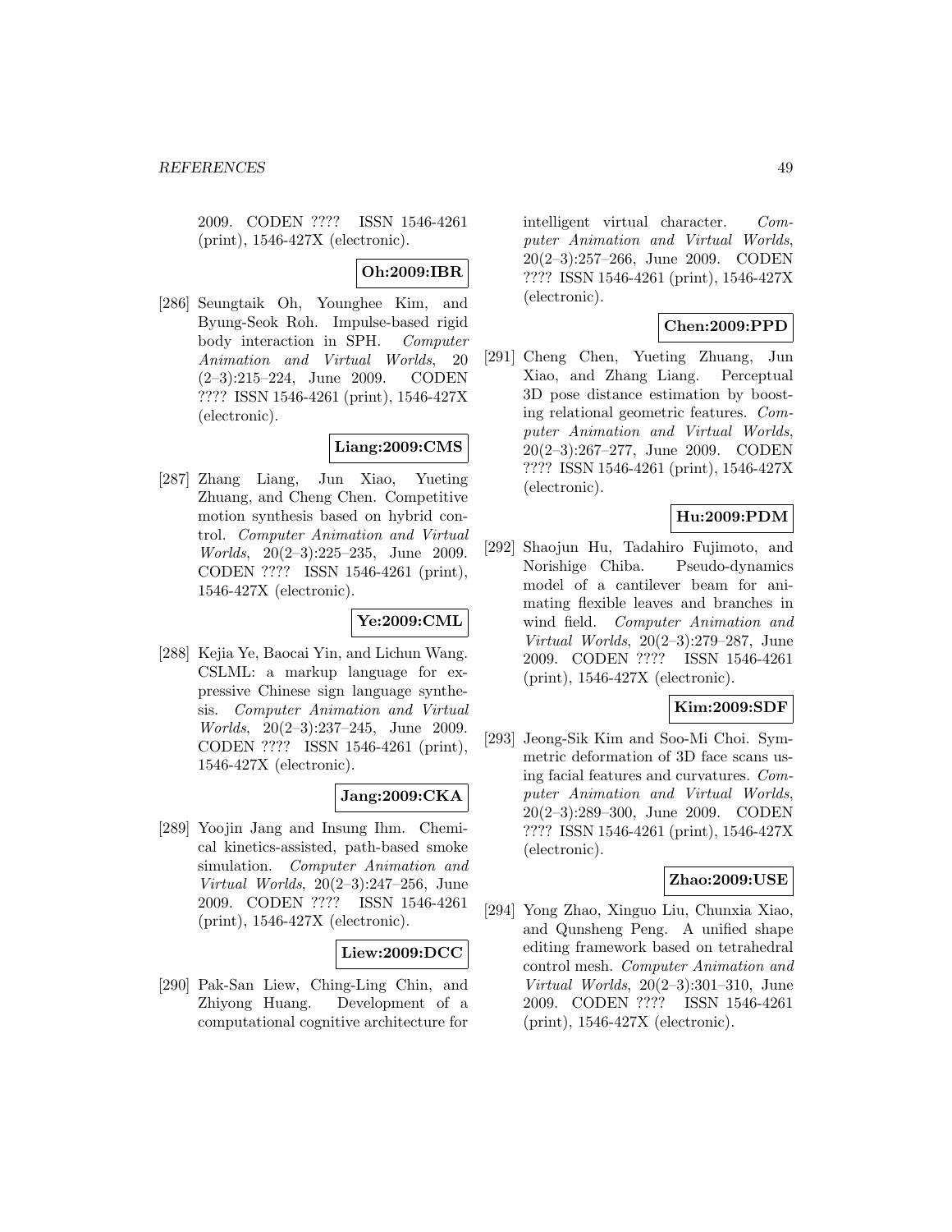2009. CODEN ???? ISSN 1546-4261 (print), 1546-427X (electronic).

**Oh:2009:IBR**

[286] Seungtaik Oh, Younghee Kim, and Byung-Seok Roh. Impulse-based rigid body interaction in SPH. *Computer Animation and Virtual Worlds*, 20 (2–3):215–224, June 2009. CODEN ???? ISSN 1546-4261 (print), 1546-427X (electronic).

**Liang:2009:CMS**

[287] Zhang Liang, Jun Xiao, Yueting Zhuang, and Cheng Chen. Competitive motion synthesis based on hybrid control. *Computer Animation and Virtual Worlds*, 20(2–3):225–235, June 2009. CODEN ???? ISSN 1546-4261 (print), 1546-427X (electronic).

**Ye:2009:CML**

[288] Kejia Ye, Baocai Yin, and Lichun Wang. CSLML: a markup language for expressive Chinese sign language synthesis. *Computer Animation and Virtual Worlds*, 20(2–3):237–245, June 2009. CODEN ???? ISSN 1546-4261 (print), 1546-427X (electronic).

**Jang:2009:CKA**

[289] Yoojin Jang and Insung Ihm. Chemical kinetics-assisted, path-based smoke simulation. *Computer Animation and Virtual Worlds*, 20(2–3):247–256, June 2009. CODEN ???? ISSN 1546-4261 (print), 1546-427X (electronic).

**Liew:2009:DCC**

[290] Pak-San Liew, Ching-Ling Chin, and Zhiyong Huang. Development of a computational cognitive architecture for intelligent virtual character. *Computer Animation and Virtual Worlds*, 20(2–3):257–266, June 2009. CODEN ???? ISSN 1546-4261 (print), 1546-427X (electronic).

**Chen:2009:PPD**

[291] Cheng Chen, Yueting Zhuang, Jun Xiao, and Zhang Liang. Perceptual 3D pose distance estimation by boosting relational geometric features. *Computer Animation and Virtual Worlds*, 20(2–3):267–277, June 2009. CODEN ???? ISSN 1546-4261 (print), 1546-427X (electronic).

**Hu:2009:PDM**

[292] Shaojun Hu, Tadahiro Fujimoto, and Norishige Chiba. Pseudo-dynamics model of a cantilever beam for animating flexible leaves and branches in wind field. *Computer Animation and Virtual Worlds*, 20(2–3):279–287, June 2009. CODEN ???? ISSN 1546-4261 (print), 1546-427X (electronic).

**Kim:2009:SDF**

[293] Jeong-Sik Kim and Soo-Mi Choi. Symmetric deformation of 3D face scans using facial features and curvatures. *Computer Animation and Virtual Worlds*, 20(2–3):289–300, June 2009. CODEN ???? ISSN 1546-4261 (print), 1546-427X (electronic).

**Zhao:2009:USE**

[294] Yong Zhao, Xinguo Liu, Chunxia Xiao, and Qunsheng Peng. A unified shape editing framework based on tetrahedral control mesh. *Computer Animation and Virtual Worlds*, 20(2–3):301–310, June 2009. CODEN ???? ISSN 1546-4261 (print), 1546-427X (electronic).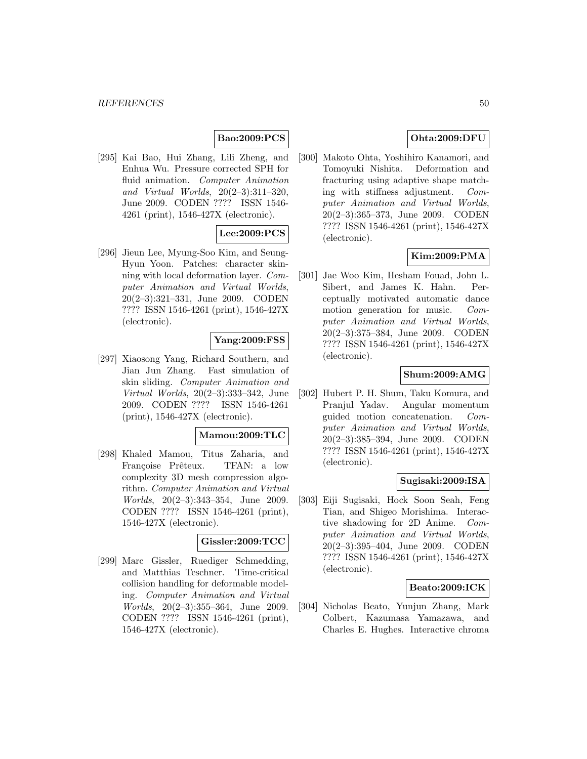**Bao:2009:PCS**

[295] Kai Bao, Hui Zhang, Lili Zheng, and Enhua Wu. Pressure corrected SPH for fluid animation. *Computer Animation and Virtual Worlds*, 20(2–3):311–320, June 2009. CODEN ???? ISSN 1546-4261 (print), 1546-427X (electronic).

**Lee:2009:PCS**

[296] Jieun Lee, Myung-Soo Kim, and Seung-Hyun Yoon. Patches: character skinning with local deformation layer. *Computer Animation and Virtual Worlds*, 20(2–3):321–331, June 2009. CODEN ???? ISSN 1546-4261 (print), 1546-427X (electronic).

**Yang:2009:FSS**

[297] Xiaosong Yang, Richard Southern, and Jian Jun Zhang. Fast simulation of skin sliding. *Computer Animation and Virtual Worlds*, 20(2–3):333–342, June 2009. CODEN ???? ISSN 1546-4261 (print), 1546-427X (electronic).

**Mamou:2009:TLC**

[298] Khaled Mamou, Titus Zaharia, and Françoise Prêteux. TFAN: a low complexity 3D mesh compression algorithm. *Computer Animation and Virtual Worlds*, 20(2–3):343–354, June 2009. CODEN ???? ISSN 1546-4261 (print), 1546-427X (electronic).

**Gissler:2009:TCC**

[299] Marc Gissler, Ruediger Schmedding, and Matthias Teschner. Time-critical collision handling for deformable modeling. *Computer Animation and Virtual Worlds*, 20(2–3):355–364, June 2009. CODEN ???? ISSN 1546-4261 (print), 1546-427X (electronic).

**Ohta:2009:DFU**

[300] Makoto Ohta, Yoshihiro Kanamori, and Tomoyuki Nishita. Deformation and fracturing using adaptive shape matching with stiffness adjustment. *Computer Animation and Virtual Worlds*, 20(2–3):365–373, June 2009. CODEN ???? ISSN 1546-4261 (print), 1546-427X (electronic).

**Kim:2009:PMA**

[301] Jae Woo Kim, Hesham Fouad, John L. Sibert, and James K. Hahn. Perceptually motivated automatic dance motion generation for music. *Computer Animation and Virtual Worlds*, 20(2–3):375–384, June 2009. CODEN ???? ISSN 1546-4261 (print), 1546-427X (electronic).

**Shum:2009:AMG**

[302] Hubert P. H. Shum, Taku Komura, and Pranjul Yadav. Angular momentum guided motion concatenation. *Computer Animation and Virtual Worlds*, 20(2–3):385–394, June 2009. CODEN ???? ISSN 1546-4261 (print), 1546-427X (electronic).

**Sugisaki:2009:ISA**

[303] Eiji Sugisaki, Hock Soon Seah, Feng Tian, and Shigeo Morishima. Interactive shadowing for 2D Anime. *Computer Animation and Virtual Worlds*, 20(2–3):395–404, June 2009. CODEN ???? ISSN 1546-4261 (print), 1546-427X (electronic).

**Beato:2009:ICK**

[304] Nicholas Beato, Yunjun Zhang, Mark Colbert, Kazumasa Yamazawa, and Charles E. Hughes. Interactive chroma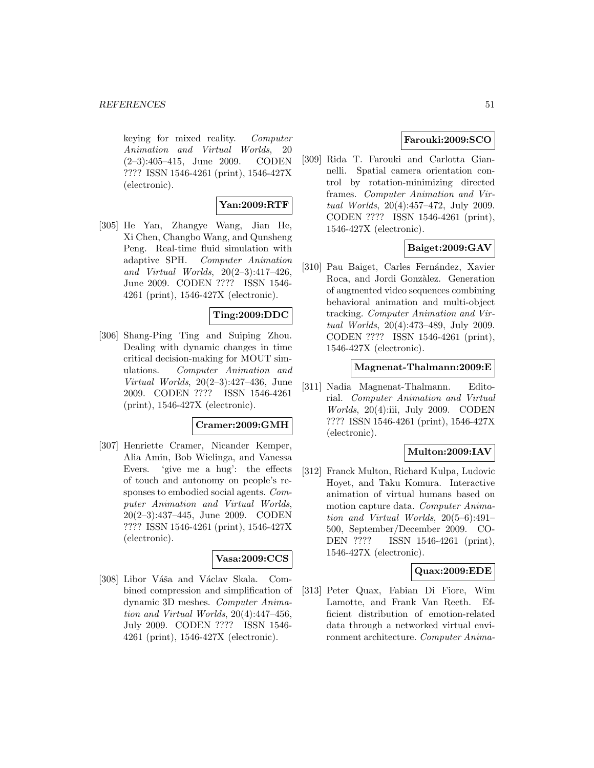keying for mixed reality. *Computer Animation and Virtual Worlds*, 20 (2–3):405–415, June 2009. CODEN ???? ISSN 1546-4261 (print), 1546-427X (electronic).

**Yan:2009:RTF**

[305] He Yan, Zhangye Wang, Jian He, Xi Chen, Changbo Wang, and Qunsheng Peng. Real-time fluid simulation with adaptive SPH. *Computer Animation and Virtual Worlds*, 20(2–3):417–426, June 2009. CODEN ???? ISSN 1546-4261 (print), 1546-427X (electronic).

**Ting:2009:DDC**

[306] Shang-Ping Ting and Suiping Zhou. Dealing with dynamic changes in time critical decision-making for MOUT simulations. *Computer Animation and Virtual Worlds*, 20(2–3):427–436, June 2009. CODEN ???? ISSN 1546-4261 (print), 1546-427X (electronic).

**Cramer:2009:GMH**

[307] Henriette Cramer, Nicander Kemper, Alia Amin, Bob Wielinga, and Vanessa Evers. 'give me a hug': the effects of touch and autonomy on people's responses to embodied social agents. *Computer Animation and Virtual Worlds*, 20(2–3):437–445, June 2009. CODEN ???? ISSN 1546-4261 (print), 1546-427X (electronic).

**Vasa:2009:CCS**

[308] Libor Váša and Václav Skala. Combined compression and simplification of dynamic 3D meshes. *Computer Animation and Virtual Worlds*, 20(4):447–456, July 2009. CODEN ???? ISSN 1546-4261 (print), 1546-427X (electronic).

**Farouki:2009:SCO**

[309] Rida T. Farouki and Carlotta Giannelli. Spatial camera orientation control by rotation-minimizing directed frames. *Computer Animation and Virtual Worlds*, 20(4):457–472, July 2009. CODEN ???? ISSN 1546-4261 (print), 1546-427X (electronic).

**Baiget:2009:GAV**

[310] Pau Baiget, Carles Fernández, Xavier Roca, and Jordi Gonzàlez. Generation of augmented video sequences combining behavioral animation and multi-object tracking. *Computer Animation and Virtual Worlds*, 20(4):473–489, July 2009. CODEN ???? ISSN 1546-4261 (print), 1546-427X (electronic).

**Magnenat-Thalmann:2009:E**

[311] Nadia Magnenat-Thalmann. Editorial. *Computer Animation and Virtual Worlds*, 20(4):iii, July 2009. CODEN ???? ISSN 1546-4261 (print), 1546-427X (electronic).

**Multon:2009:IAV**

[312] Franck Multon, Richard Kulpa, Ludovic Hoyet, and Taku Komura. Interactive animation of virtual humans based on motion capture data. *Computer Animation and Virtual Worlds*, 20(5–6):491–500, September/December 2009. CODEN ???? ISSN 1546-4261 (print), 1546-427X (electronic).

**Quax:2009:EDE**

[313] Peter Quax, Fabian Di Fiore, Wim Lamotte, and Frank Van Reeth. Efficient distribution of emotion-related data through a networked virtual environment architecture. *Computer Anima-*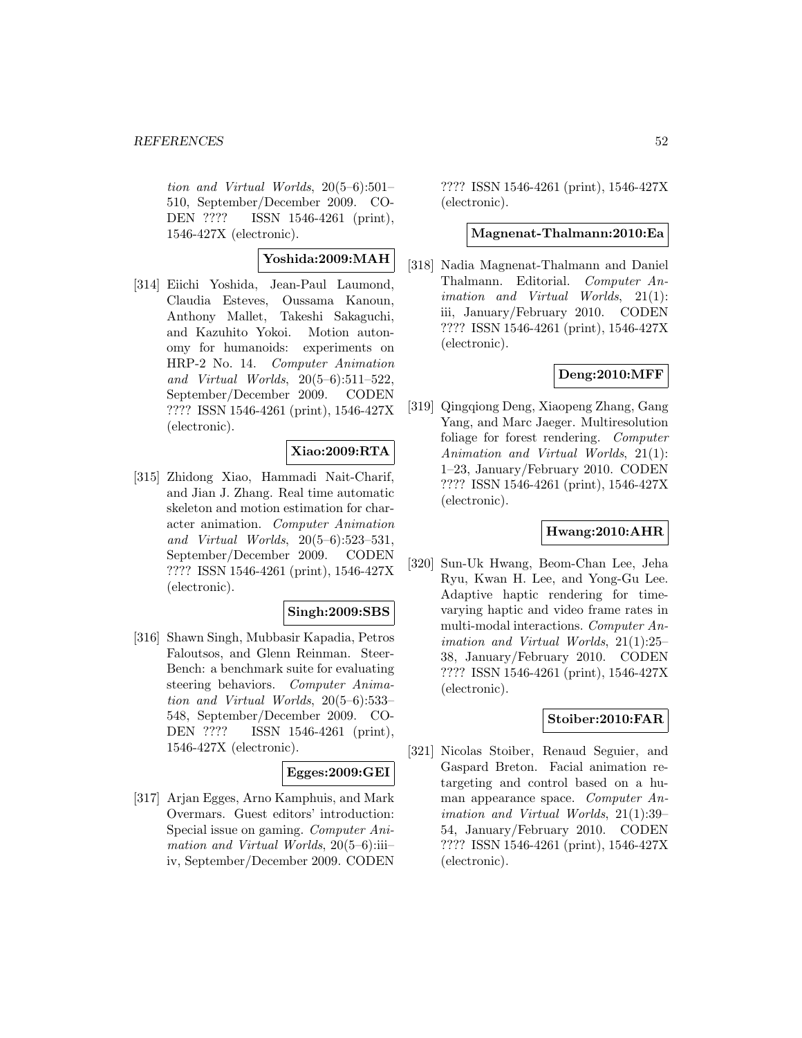tion and Virtual Worlds*, 20(5–6):501–510, September/December 2009. CODEN ???? ISSN 1546-4261 (print), 1546-427X (electronic).

**Yoshida:2009:MAH**

[314] Eiichi Yoshida, Jean-Paul Laumond, Claudia Esteves, Oussama Kanoun, Anthony Mallet, Takeshi Sakaguchi, and Kazuhito Yokoi. Motion autonomy for humanoids: experiments on HRP-2 No. 14. *Computer Animation and Virtual Worlds*, 20(5–6):511–522, September/December 2009. CODEN ???? ISSN 1546-4261 (print), 1546-427X (electronic).

**Xiao:2009:RTA**

[315] Zhidong Xiao, Hammadi Nait-Charif, and Jian J. Zhang. Real time automatic skeleton and motion estimation for character animation. *Computer Animation and Virtual Worlds*, 20(5–6):523–531, September/December 2009. CODEN ???? ISSN 1546-4261 (print), 1546-427X (electronic).

**Singh:2009:SBS**

[316] Shawn Singh, Mubbasir Kapadia, Petros Faloutsos, and Glenn Reinman. SteerBench: a benchmark suite for evaluating steering behaviors. *Computer Animation and Virtual Worlds*, 20(5–6):533–548, September/December 2009. CODEN ???? ISSN 1546-4261 (print), 1546-427X (electronic).

**Egges:2009:GEI**

[317] Arjan Egges, Arno Kamphuis, and Mark Overmars. Guest editors' introduction: Special issue on gaming. *Computer Animation and Virtual Worlds*, 20(5–6):iii–iv, September/December 2009. CODEN ???? ISSN 1546-4261 (print), 1546-427X (electronic).

**Magnenat-Thalmann:2010:Ea**

[318] Nadia Magnenat-Thalmann and Daniel Thalmann. Editorial. *Computer Animation and Virtual Worlds*, 21(1): iii, January/February 2010. CODEN ???? ISSN 1546-4261 (print), 1546-427X (electronic).

**Deng:2010:MFF**

[319] Qingqiong Deng, Xiaopeng Zhang, Gang Yang, and Marc Jaeger. Multiresolution foliage for forest rendering. *Computer Animation and Virtual Worlds*, 21(1): 1–23, January/February 2010. CODEN ???? ISSN 1546-4261 (print), 1546-427X (electronic).

**Hwang:2010:AHR**

[320] Sun-Uk Hwang, Beom-Chan Lee, Jeha Ryu, Kwan H. Lee, and Yong-Gu Lee. Adaptive haptic rendering for time-varying haptic and video frame rates in multi-modal interactions. *Computer Animation and Virtual Worlds*, 21(1):25–38, January/February 2010. CODEN ???? ISSN 1546-4261 (print), 1546-427X (electronic).

**Stoiber:2010:FAR**

[321] Nicolas Stoiber, Renaud Seguier, and Gaspard Breton. Facial animation retargeting and control based on a human appearance space. *Computer Animation and Virtual Worlds*, 21(1):39–54, January/February 2010. CODEN ???? ISSN 1546-4261 (print), 1546-427X (electronic).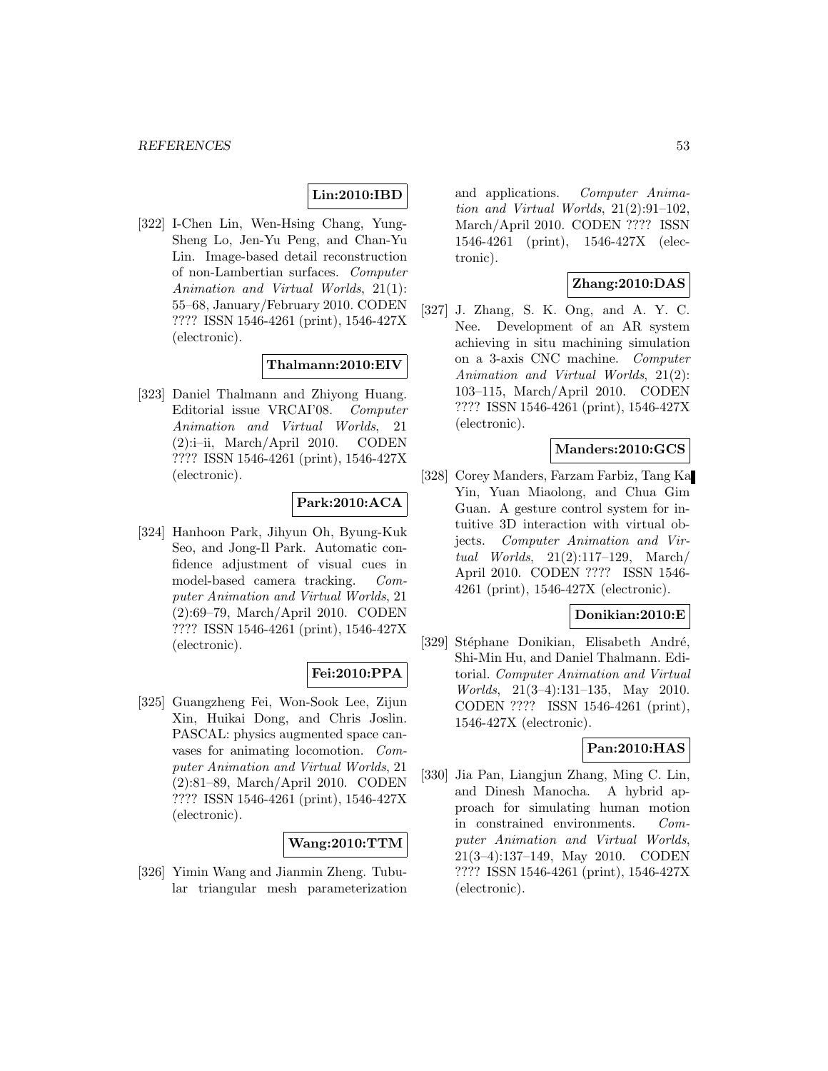**Lin:2010:IBD**

[322] I-Chen Lin, Wen-Hsing Chang, Yung-Sheng Lo, Jen-Yu Peng, and Chan-Yu Lin. Image-based detail reconstruction of non-Lambertian surfaces. *Computer Animation and Virtual Worlds*, 21(1): 55–68, January/February 2010. CODEN ???? ISSN 1546-4261 (print), 1546-427X (electronic).

**Thalmann:2010:EIV**

[323] Daniel Thalmann and Zhiyong Huang. Editorial issue VRCAI'08. *Computer Animation and Virtual Worlds*, 21 (2):i–ii, March/April 2010. CODEN ???? ISSN 1546-4261 (print), 1546-427X (electronic).

**Park:2010:ACA**

[324] Hanhoon Park, Jihyun Oh, Byung-Kuk Seo, and Jong-Il Park. Automatic confidence adjustment of visual cues in model-based camera tracking. *Computer Animation and Virtual Worlds*, 21 (2):69–79, March/April 2010. CODEN ???? ISSN 1546-4261 (print), 1546-427X (electronic).

**Fei:2010:PPA**

[325] Guangzheng Fei, Won-Sook Lee, Zijun Xin, Huikai Dong, and Chris Joslin. PASCAL: physics augmented space canvases for animating locomotion. *Computer Animation and Virtual Worlds*, 21 (2):81–89, March/April 2010. CODEN ???? ISSN 1546-4261 (print), 1546-427X (electronic).

**Wang:2010:TTM**

[326] Yimin Wang and Jianmin Zheng. Tubular triangular mesh parameterization and applications. *Computer Animation and Virtual Worlds*, 21(2):91–102, March/April 2010. CODEN ???? ISSN 1546-4261 (print), 1546-427X (electronic).

**Zhang:2010:DAS**

[327] J. Zhang, S. K. Ong, and A. Y. C. Nee. Development of an AR system achieving in situ machining simulation on a 3-axis CNC machine. *Computer Animation and Virtual Worlds*, 21(2): 103–115, March/April 2010. CODEN ???? ISSN 1546-4261 (print), 1546-427X (electronic).

**Manders:2010:GCS**

[328] Corey Manders, Farzam Farbiz, Tang Ka Yin, Yuan Miaolong, and Chua Gim Guan. A gesture control system for intuitive 3D interaction with virtual objects. *Computer Animation and Virtual Worlds*, 21(2):117–129, March/April 2010. CODEN ???? ISSN 1546-4261 (print), 1546-427X (electronic).

**Donikian:2010:E**

[329] Stéphane Donikian, Elisabeth André, Shi-Min Hu, and Daniel Thalmann. Editorial. *Computer Animation and Virtual Worlds*, 21(3–4):131–135, May 2010. CODEN ???? ISSN 1546-4261 (print), 1546-427X (electronic).

**Pan:2010:HAS**

[330] Jia Pan, Liangjun Zhang, Ming C. Lin, and Dinesh Manocha. A hybrid approach for simulating human motion in constrained environments. *Computer Animation and Virtual Worlds*, 21(3–4):137–149, May 2010. CODEN ???? ISSN 1546-4261 (print), 1546-427X (electronic).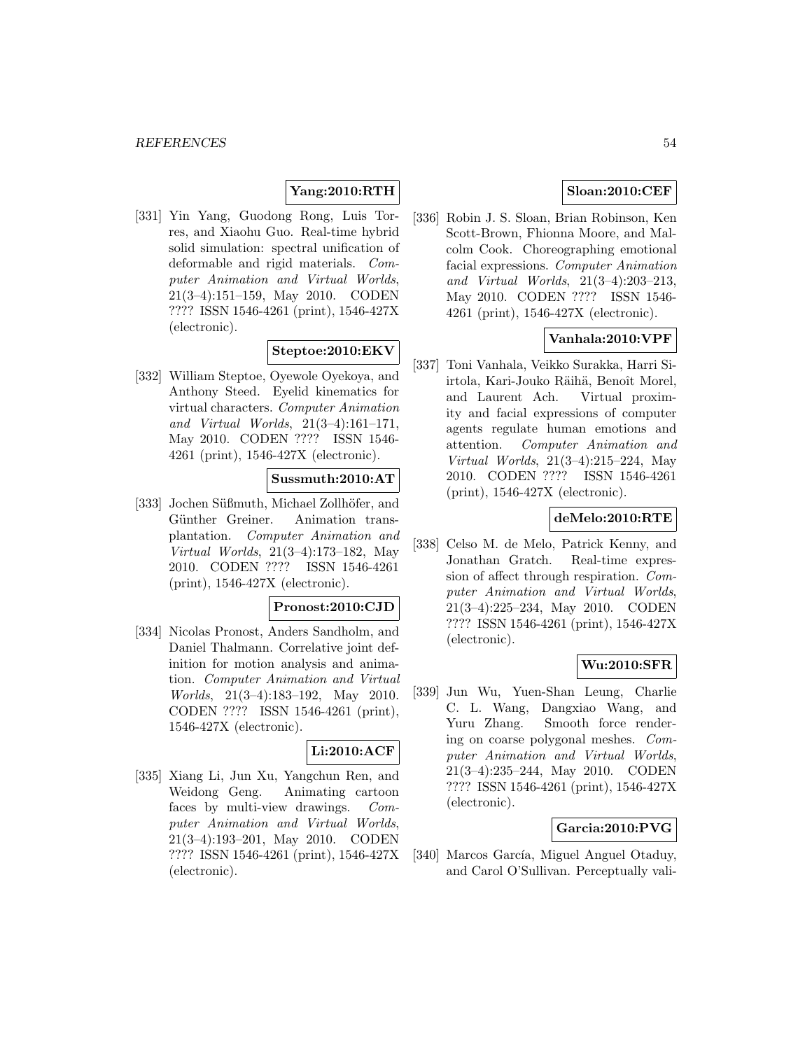**Yang:2010:RTH**

[331] Yin Yang, Guodong Rong, Luis Torres, and Xiaohu Guo. Real-time hybrid solid simulation: spectral unification of deformable and rigid materials. *Computer Animation and Virtual Worlds*, 21(3–4):151–159, May 2010. CODEN ???? ISSN 1546-4261 (print), 1546-427X (electronic).

**Steptoe:2010:EKV**

[332] William Steptoe, Oyewole Oyekoya, and Anthony Steed. Eyelid kinematics for virtual characters. *Computer Animation and Virtual Worlds*, 21(3–4):161–171, May 2010. CODEN ???? ISSN 1546-4261 (print), 1546-427X (electronic).

**Sussmuth:2010:AT**

[333] Jochen Süßmuth, Michael Zollhöfer, and Günther Greiner. Animation transplantation. *Computer Animation and Virtual Worlds*, 21(3–4):173–182, May 2010. CODEN ???? ISSN 1546-4261 (print), 1546-427X (electronic).

**Pronost:2010:CJD**

[334] Nicolas Pronost, Anders Sandholm, and Daniel Thalmann. Correlative joint definition for motion analysis and animation. *Computer Animation and Virtual Worlds*, 21(3–4):183–192, May 2010. CODEN ???? ISSN 1546-4261 (print), 1546-427X (electronic).

**Li:2010:ACF**

[335] Xiang Li, Jun Xu, Yangchun Ren, and Weidong Geng. Animating cartoon faces by multi-view drawings. *Computer Animation and Virtual Worlds*, 21(3–4):193–201, May 2010. CODEN ???? ISSN 1546-4261 (print), 1546-427X (electronic).

**Sloan:2010:CEF**

[336] Robin J. S. Sloan, Brian Robinson, Ken Scott-Brown, Fhionna Moore, and Malcolm Cook. Choreographing emotional facial expressions. *Computer Animation and Virtual Worlds*, 21(3–4):203–213, May 2010. CODEN ???? ISSN 1546-4261 (print), 1546-427X (electronic).

**Vanhala:2010:VPF**

[337] Toni Vanhala, Veikko Surakka, Harri Siirtola, Kari-Jouko Räihä, Benoît Morel, and Laurent Ach. Virtual proximity and facial expressions of computer agents regulate human emotions and attention. *Computer Animation and Virtual Worlds*, 21(3–4):215–224, May 2010. CODEN ???? ISSN 1546-4261 (print), 1546-427X (electronic).

**deMelo:2010:RTE**

[338] Celso M. de Melo, Patrick Kenny, and Jonathan Gratch. Real-time expression of affect through respiration. *Computer Animation and Virtual Worlds*, 21(3–4):225–234, May 2010. CODEN ???? ISSN 1546-4261 (print), 1546-427X (electronic).

**Wu:2010:SFR**

[339] Jun Wu, Yuen-Shan Leung, Charlie C. L. Wang, Dangxiao Wang, and Yuru Zhang. Smooth force rendering on coarse polygonal meshes. *Computer Animation and Virtual Worlds*, 21(3–4):235–244, May 2010. CODEN ???? ISSN 1546-4261 (print), 1546-427X (electronic).

**Garcia:2010:PVG**

[340] Marcos García, Miguel Anguel Otaduy, and Carol O'Sullivan. Perceptually vali-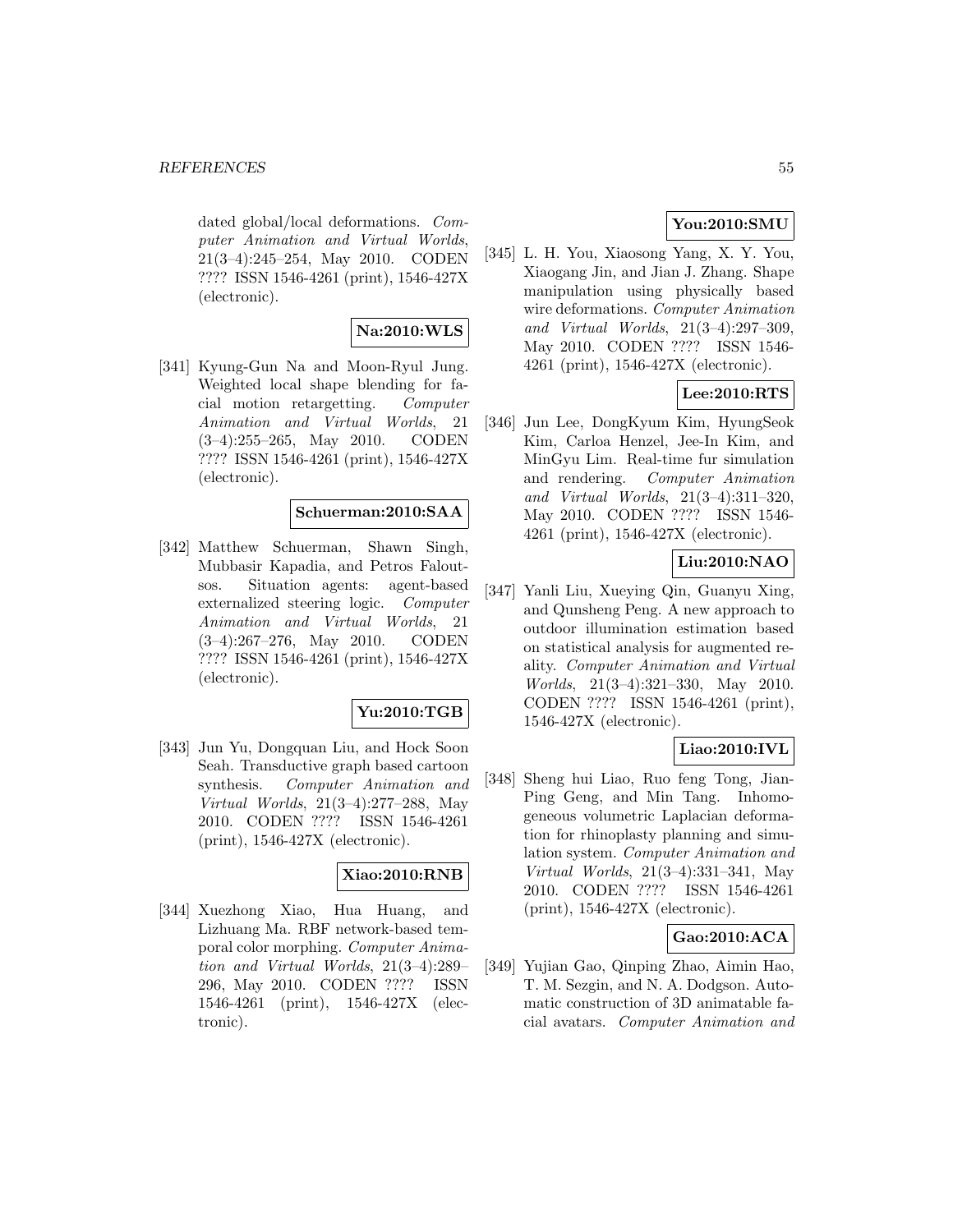dated global/local deformations. *Computer Animation and Virtual Worlds*, 21(3–4):245–254, May 2010. CODEN ???? ISSN 1546-4261 (print), 1546-427X (electronic).

**Na:2010:WLS**

[341] Kyung-Gun Na and Moon-Ryul Jung. Weighted local shape blending for facial motion retargetting. *Computer Animation and Virtual Worlds*, 21 (3–4):255–265, May 2010. CODEN ???? ISSN 1546-4261 (print), 1546-427X (electronic).

**Schuerman:2010:SAA**

[342] Matthew Schuerman, Shawn Singh, Mubbasir Kapadia, and Petros Faloutsos. Situation agents: agent-based externalized steering logic. *Computer Animation and Virtual Worlds*, 21 (3–4):267–276, May 2010. CODEN ???? ISSN 1546-4261 (print), 1546-427X (electronic).

**Yu:2010:TGB**

[343] Jun Yu, Dongquan Liu, and Hock Soon Seah. Transductive graph based cartoon synthesis. *Computer Animation and Virtual Worlds*, 21(3–4):277–288, May 2010. CODEN ???? ISSN 1546-4261 (print), 1546-427X (electronic).

**Xiao:2010:RNB**

[344] Xuezhong Xiao, Hua Huang, and Lizhuang Ma. RBF network-based temporal color morphing. *Computer Animation and Virtual Worlds*, 21(3–4):289–296, May 2010. CODEN ???? ISSN 1546-4261 (print), 1546-427X (electronic).

**You:2010:SMU**

[345] L. H. You, Xiaosong Yang, X. Y. You, Xiaogang Jin, and Jian J. Zhang. Shape manipulation using physically based wire deformations. *Computer Animation and Virtual Worlds*, 21(3–4):297–309, May 2010. CODEN ???? ISSN 1546-4261 (print), 1546-427X (electronic).

**Lee:2010:RTS**

[346] Jun Lee, DongKyum Kim, HyungSeok Kim, Carloa Henzel, Jee-In Kim, and MinGyu Lim. Real-time fur simulation and rendering. *Computer Animation and Virtual Worlds*, 21(3–4):311–320, May 2010. CODEN ???? ISSN 1546-4261 (print), 1546-427X (electronic).

**Liu:2010:NAO**

[347] Yanli Liu, Xueying Qin, Guanyu Xing, and Qunsheng Peng. A new approach to outdoor illumination estimation based on statistical analysis for augmented reality. *Computer Animation and Virtual Worlds*, 21(3–4):321–330, May 2010. CODEN ???? ISSN 1546-4261 (print), 1546-427X (electronic).

**Liao:2010:IVL**

[348] Sheng hui Liao, Ruo feng Tong, Jian-Ping Geng, and Min Tang. Inhomogeneous volumetric Laplacian deformation for rhinoplasty planning and simulation system. *Computer Animation and Virtual Worlds*, 21(3–4):331–341, May 2010. CODEN ???? ISSN 1546-4261 (print), 1546-427X (electronic).

**Gao:2010:ACA**

[349] Yujian Gao, Qinping Zhao, Aimin Hao, T. M. Sezgin, and N. A. Dodgson. Automatic construction of 3D animatable facial avatars. *Computer Animation and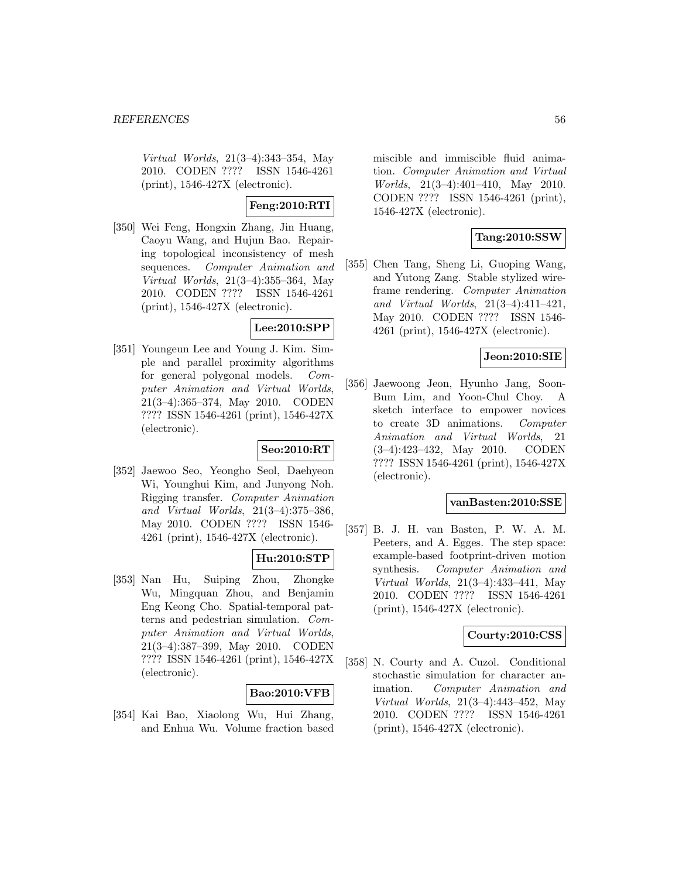*Virtual Worlds*, 21(3–4):343–354, May 2010. CODEN ???? ISSN 1546-4261 (print), 1546-427X (electronic).

**Feng:2010:RTI**

[350] Wei Feng, Hongxin Zhang, Jin Huang, Caoyu Wang, and Hujun Bao. Repairing topological inconsistency of mesh sequences. *Computer Animation and Virtual Worlds*, 21(3–4):355–364, May 2010. CODEN ???? ISSN 1546-4261 (print), 1546-427X (electronic).

**Lee:2010:SPP**

[351] Youngeun Lee and Young J. Kim. Simple and parallel proximity algorithms for general polygonal models. *Computer Animation and Virtual Worlds*, 21(3–4):365–374, May 2010. CODEN ???? ISSN 1546-4261 (print), 1546-427X (electronic).

**Seo:2010:RT**

[352] Jaewoo Seo, Yeongho Seol, Daehyeon Wi, Younghui Kim, and Junyong Noh. Rigging transfer. *Computer Animation and Virtual Worlds*, 21(3–4):375–386, May 2010. CODEN ???? ISSN 1546-4261 (print), 1546-427X (electronic).

**Hu:2010:STP**

[353] Nan Hu, Suiping Zhou, Zhongke Wu, Mingquan Zhou, and Benjamin Eng Keong Cho. Spatial-temporal patterns and pedestrian simulation. *Computer Animation and Virtual Worlds*, 21(3–4):387–399, May 2010. CODEN ???? ISSN 1546-4261 (print), 1546-427X (electronic).

**Bao:2010:VFB**

[354] Kai Bao, Xiaolong Wu, Hui Zhang, and Enhua Wu. Volume fraction based miscible and immiscible fluid animation. *Computer Animation and Virtual Worlds*, 21(3–4):401–410, May 2010. CODEN ???? ISSN 1546-4261 (print), 1546-427X (electronic).

**Tang:2010:SSW**

[355] Chen Tang, Sheng Li, Guoping Wang, and Yutong Zang. Stable stylized wireframe rendering. *Computer Animation and Virtual Worlds*, 21(3–4):411–421, May 2010. CODEN ???? ISSN 1546-4261 (print), 1546-427X (electronic).

**Jeon:2010:SIE**

[356] Jaewoong Jeon, Hyunho Jang, Soon-Bum Lim, and Yoon-Chul Choy. A sketch interface to empower novices to create 3D animations. *Computer Animation and Virtual Worlds*, 21 (3–4):423–432, May 2010. CODEN ???? ISSN 1546-4261 (print), 1546-427X (electronic).

**vanBasten:2010:SSE**

[357] B. J. H. van Basten, P. W. A. M. Peeters, and A. Egges. The step space: example-based footprint-driven motion synthesis. *Computer Animation and Virtual Worlds*, 21(3–4):433–441, May 2010. CODEN ???? ISSN 1546-4261 (print), 1546-427X (electronic).

**Courty:2010:CSS**

[358] N. Courty and A. Cuzol. Conditional stochastic simulation for character animation. *Computer Animation and Virtual Worlds*, 21(3–4):443–452, May 2010. CODEN ???? ISSN 1546-4261 (print), 1546-427X (electronic).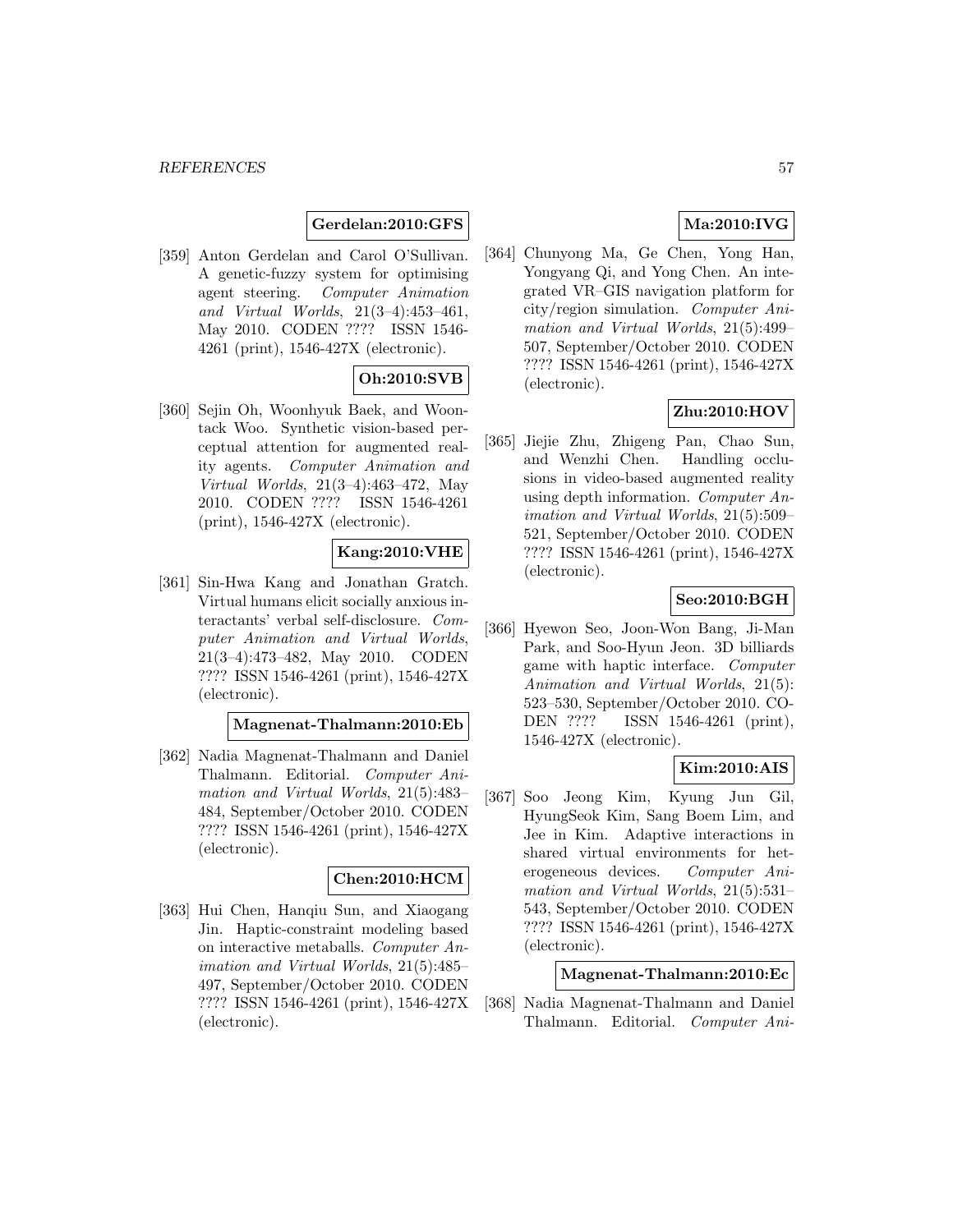**Gerdelan:2010:GFS**

[359] Anton Gerdelan and Carol O'Sullivan. A genetic-fuzzy system for optimising agent steering. *Computer Animation and Virtual Worlds*, 21(3–4):453–461, May 2010. CODEN ???? ISSN 1546-4261 (print), 1546-427X (electronic).

**Oh:2010:SVB**

[360] Sejin Oh, Woonhyuk Baek, and Woontack Woo. Synthetic vision-based perceptual attention for augmented reality agents. *Computer Animation and Virtual Worlds*, 21(3–4):463–472, May 2010. CODEN ???? ISSN 1546-4261 (print), 1546-427X (electronic).

**Kang:2010:VHE**

[361] Sin-Hwa Kang and Jonathan Gratch. Virtual humans elicit socially anxious interactants' verbal self-disclosure. *Computer Animation and Virtual Worlds*, 21(3–4):473–482, May 2010. CODEN ???? ISSN 1546-4261 (print), 1546-427X (electronic).

**Magnenat-Thalmann:2010:Eb**

[362] Nadia Magnenat-Thalmann and Daniel Thalmann. Editorial. *Computer Animation and Virtual Worlds*, 21(5):483–484, September/October 2010. CODEN ???? ISSN 1546-4261 (print), 1546-427X (electronic).

**Chen:2010:HCM**

[363] Hui Chen, Hanqiu Sun, and Xiaogang Jin. Haptic-constraint modeling based on interactive metaballs. *Computer Animation and Virtual Worlds*, 21(5):485–497, September/October 2010. CODEN ???? ISSN 1546-4261 (print), 1546-427X (electronic).

**Ma:2010:IVG**

[364] Chunyong Ma, Ge Chen, Yong Han, Yongyang Qi, and Yong Chen. An integrated VR–GIS navigation platform for city/region simulation. *Computer Animation and Virtual Worlds*, 21(5):499–507, September/October 2010. CODEN ???? ISSN 1546-4261 (print), 1546-427X (electronic).

**Zhu:2010:HOV**

[365] Jiejie Zhu, Zhigeng Pan, Chao Sun, and Wenzhi Chen. Handling occlusions in video-based augmented reality using depth information. *Computer Animation and Virtual Worlds*, 21(5):509–521, September/October 2010. CODEN ???? ISSN 1546-4261 (print), 1546-427X (electronic).

**Seo:2010:BGH**

[366] Hyewon Seo, Joon-Won Bang, Ji-Man Park, and Soo-Hyun Jeon. 3D billiards game with haptic interface. *Computer Animation and Virtual Worlds*, 21(5): 523–530, September/October 2010. CODEN ???? ISSN 1546-4261 (print), 1546-427X (electronic).

**Kim:2010:AIS**

[367] Soo Jeong Kim, Kyung Jun Gil, HyungSeok Kim, Sang Boem Lim, and Jee in Kim. Adaptive interactions in shared virtual environments for heterogeneous devices. *Computer Animation and Virtual Worlds*, 21(5):531–543, September/October 2010. CODEN ???? ISSN 1546-4261 (print), 1546-427X (electronic).

**Magnenat-Thalmann:2010:Ec**

[368] Nadia Magnenat-Thalmann and Daniel Thalmann. Editorial. *Computer Ani-*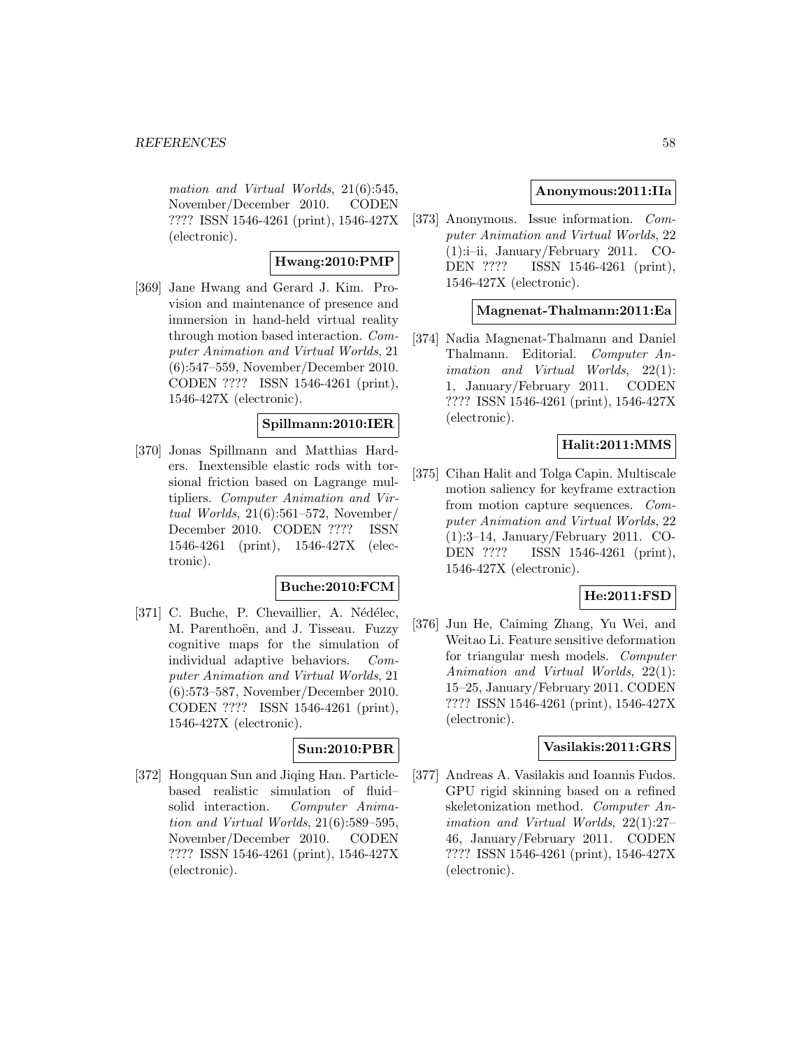*mation and Virtual Worlds*, 21(6):545, November/December 2010. CODEN ???? ISSN 1546-4261 (print), 1546-427X (electronic).

**Hwang:2010:PMP**

[369] Jane Hwang and Gerard J. Kim. Provision and maintenance of presence and immersion in hand-held virtual reality through motion based interaction. *Computer Animation and Virtual Worlds*, 21 (6):547–559, November/December 2010. CODEN ???? ISSN 1546-4261 (print), 1546-427X (electronic).

**Spillmann:2010:IER**

[370] Jonas Spillmann and Matthias Harders. Inextensible elastic rods with torsional friction based on Lagrange multipliers. *Computer Animation and Virtual Worlds*, 21(6):561–572, November/December 2010. CODEN ???? ISSN 1546-4261 (print), 1546-427X (electronic).

**Buche:2010:FCM**

[371] C. Buche, P. Chevaillier, A. Nédélec, M. Parenthoën, and J. Tisseau. Fuzzy cognitive maps for the simulation of individual adaptive behaviors. *Computer Animation and Virtual Worlds*, 21 (6):573–587, November/December 2010. CODEN ???? ISSN 1546-4261 (print), 1546-427X (electronic).

**Sun:2010:PBR**

[372] Hongquan Sun and Jiqing Han. Particle-based realistic simulation of fluid–solid interaction. *Computer Animation and Virtual Worlds*, 21(6):589–595, November/December 2010. CODEN ???? ISSN 1546-4261 (print), 1546-427X (electronic).

**Anonymous:2011:IIa**

[373] Anonymous. Issue information. *Computer Animation and Virtual Worlds*, 22 (1):i–ii, January/February 2011. CODEN ???? ISSN 1546-4261 (print), 1546-427X (electronic).

**Magnenat-Thalmann:2011:Ea**

[374] Nadia Magnenat-Thalmann and Daniel Thalmann. Editorial. *Computer Animation and Virtual Worlds*, 22(1): 1, January/February 2011. CODEN ???? ISSN 1546-4261 (print), 1546-427X (electronic).

**Halit:2011:MMS**

[375] Cihan Halit and Tolga Capin. Multiscale motion saliency for keyframe extraction from motion capture sequences. *Computer Animation and Virtual Worlds*, 22 (1):3–14, January/February 2011. CODEN ???? ISSN 1546-4261 (print), 1546-427X (electronic).

**He:2011:FSD**

[376] Jun He, Caiming Zhang, Yu Wei, and Weitao Li. Feature sensitive deformation for triangular mesh models. *Computer Animation and Virtual Worlds*, 22(1): 15–25, January/February 2011. CODEN ???? ISSN 1546-4261 (print), 1546-427X (electronic).

**Vasilakis:2011:GRS**

[377] Andreas A. Vasilakis and Ioannis Fudos. GPU rigid skinning based on a refined skeletonization method. *Computer Animation and Virtual Worlds*, 22(1):27–46, January/February 2011. CODEN ???? ISSN 1546-4261 (print), 1546-427X (electronic).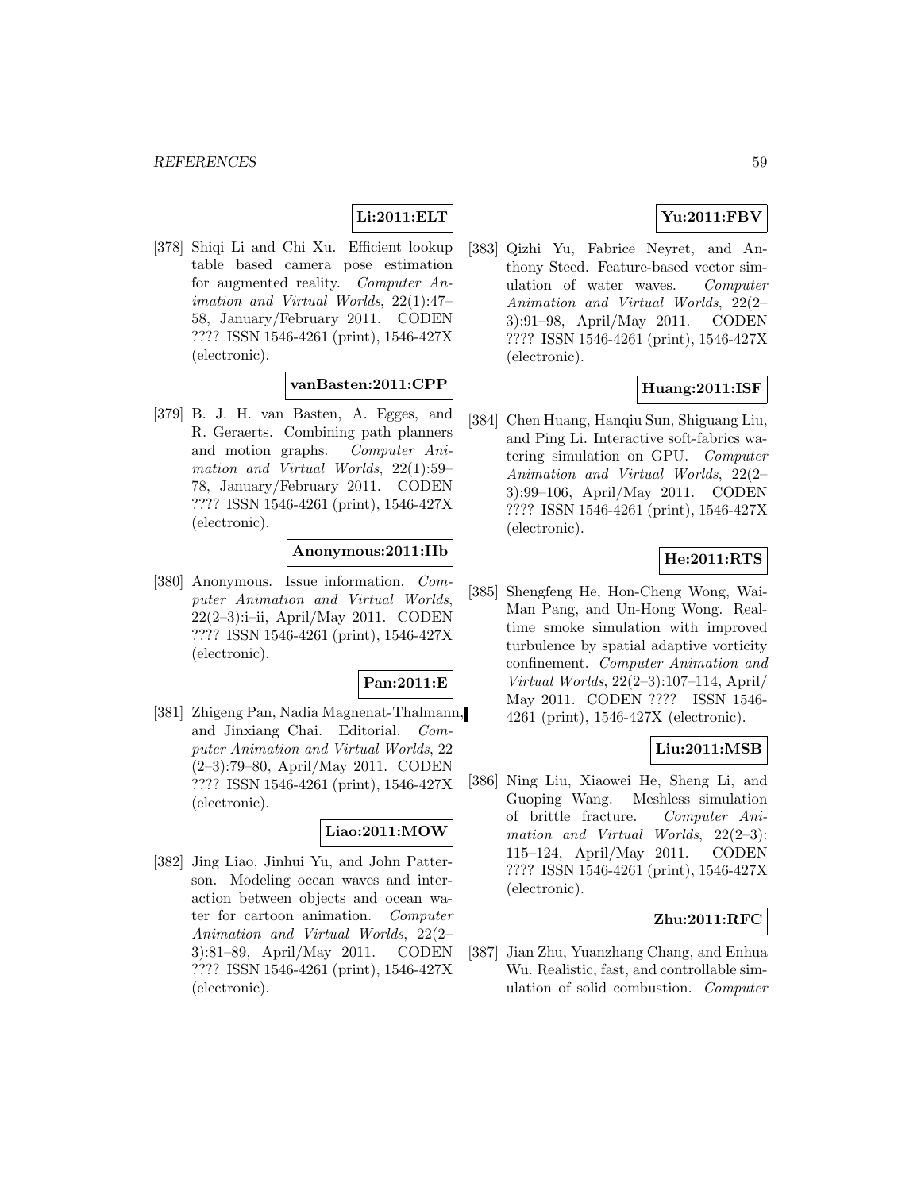**Li:2011:ELT**

[378] Shiqi Li and Chi Xu. Efficient lookup table based camera pose estimation for augmented reality. *Computer Animation and Virtual Worlds*, 22(1):47–58, January/February 2011. CODEN ???? ISSN 1546-4261 (print), 1546-427X (electronic).

**vanBasten:2011:CPP**

[379] B. J. H. van Basten, A. Egges, and R. Geraerts. Combining path planners and motion graphs. *Computer Animation and Virtual Worlds*, 22(1):59–78, January/February 2011. CODEN ???? ISSN 1546-4261 (print), 1546-427X (electronic).

**Anonymous:2011:IIb**

[380] Anonymous. Issue information. *Computer Animation and Virtual Worlds*, 22(2–3):i–ii, April/May 2011. CODEN ???? ISSN 1546-4261 (print), 1546-427X (electronic).

**Pan:2011:E**

[381] Zhigeng Pan, Nadia Magnenat-Thalmann, and Jinxiang Chai. Editorial. *Computer Animation and Virtual Worlds*, 22 (2–3):79–80, April/May 2011. CODEN ???? ISSN 1546-4261 (print), 1546-427X (electronic).

**Liao:2011:MOW**

[382] Jing Liao, Jinhui Yu, and John Patterson. Modeling ocean waves and interaction between objects and ocean water for cartoon animation. *Computer Animation and Virtual Worlds*, 22(2–3):81–89, April/May 2011. CODEN ???? ISSN 1546-4261 (print), 1546-427X (electronic).

**Yu:2011:FBV**

[383] Qizhi Yu, Fabrice Neyret, and Anthony Steed. Feature-based vector simulation of water waves. *Computer Animation and Virtual Worlds*, 22(2–3):91–98, April/May 2011. CODEN ???? ISSN 1546-4261 (print), 1546-427X (electronic).

**Huang:2011:ISF**

[384] Chen Huang, Hanqiu Sun, Shiguang Liu, and Ping Li. Interactive soft-fabrics watering simulation on GPU. *Computer Animation and Virtual Worlds*, 22(2–3):99–106, April/May 2011. CODEN ???? ISSN 1546-4261 (print), 1546-427X (electronic).

**He:2011:RTS**

[385] Shengfeng He, Hon-Cheng Wong, Wai-Man Pang, and Un-Hong Wong. Real-time smoke simulation with improved turbulence by spatial adaptive vorticity confinement. *Computer Animation and Virtual Worlds*, 22(2–3):107–114, April/May 2011. CODEN ???? ISSN 1546-4261 (print), 1546-427X (electronic).

**Liu:2011:MSB**

[386] Ning Liu, Xiaowei He, Sheng Li, and Guoping Wang. Meshless simulation of brittle fracture. *Computer Animation and Virtual Worlds*, 22(2–3): 115–124, April/May 2011. CODEN ???? ISSN 1546-4261 (print), 1546-427X (electronic).

**Zhu:2011:RFC**

[387] Jian Zhu, Yuanzhang Chang, and Enhua Wu. Realistic, fast, and controllable simulation of solid combustion. *Computer*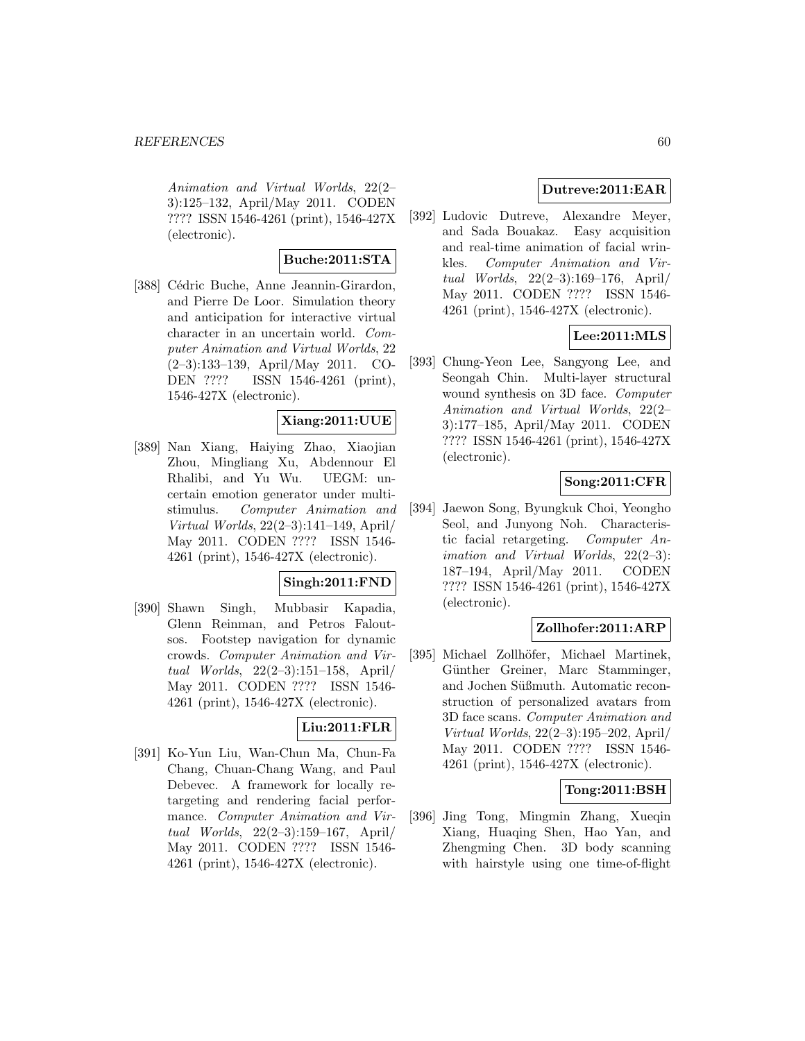Animation and Virtual Worlds, 22(2–3):125–132, April/May 2011. CODEN ???? ISSN 1546-4261 (print), 1546-427X (electronic).

**Buche:2011:STA**

[388] Cédric Buche, Anne Jeannin-Girardon, and Pierre De Loor. Simulation theory and anticipation for interactive virtual character in an uncertain world. *Computer Animation and Virtual Worlds*, 22 (2–3):133–139, April/May 2011. CODEN ???? ISSN 1546-4261 (print), 1546-427X (electronic).

**Xiang:2011:UUE**

[389] Nan Xiang, Haiying Zhao, Xiaojian Zhou, Mingliang Xu, Abdennour El Rhalibi, and Yu Wu. UEGM: uncertain emotion generator under multi-stimulus. *Computer Animation and Virtual Worlds*, 22(2–3):141–149, April/May 2011. CODEN ???? ISSN 1546-4261 (print), 1546-427X (electronic).

**Singh:2011:FND**

[390] Shawn Singh, Mubbasir Kapadia, Glenn Reinman, and Petros Faloutsos. Footstep navigation for dynamic crowds. *Computer Animation and Virtual Worlds*, 22(2–3):151–158, April/May 2011. CODEN ???? ISSN 1546-4261 (print), 1546-427X (electronic).

**Liu:2011:FLR**

[391] Ko-Yun Liu, Wan-Chun Ma, Chun-Fa Chang, Chuan-Chang Wang, and Paul Debevec. A framework for locally retargeting and rendering facial performance. *Computer Animation and Virtual Worlds*, 22(2–3):159–167, April/May 2011. CODEN ???? ISSN 1546-4261 (print), 1546-427X (electronic).

**Dutreve:2011:EAR**

[392] Ludovic Dutreve, Alexandre Meyer, and Sada Bouakaz. Easy acquisition and real-time animation of facial wrinkles. *Computer Animation and Virtual Worlds*, 22(2–3):169–176, April/May 2011. CODEN ???? ISSN 1546-4261 (print), 1546-427X (electronic).

**Lee:2011:MLS**

[393] Chung-Yeon Lee, Sangyong Lee, and Seongah Chin. Multi-layer structural wound synthesis on 3D face. *Computer Animation and Virtual Worlds*, 22(2–3):177–185, April/May 2011. CODEN ???? ISSN 1546-4261 (print), 1546-427X (electronic).

**Song:2011:CFR**

[394] Jaewon Song, Byungkuk Choi, Yeongho Seol, and Junyong Noh. Characteristic facial retargeting. *Computer Animation and Virtual Worlds*, 22(2–3):187–194, April/May 2011. CODEN ???? ISSN 1546-4261 (print), 1546-427X (electronic).

**Zollhofer:2011:ARP**

[395] Michael Zollhöfer, Michael Martinek, Günther Greiner, Marc Stamminger, and Jochen Süßmuth. Automatic reconstruction of personalized avatars from 3D face scans. *Computer Animation and Virtual Worlds*, 22(2–3):195–202, April/May 2011. CODEN ???? ISSN 1546-4261 (print), 1546-427X (electronic).

**Tong:2011:BSH**

[396] Jing Tong, Mingmin Zhang, Xueqin Xiang, Huaqing Shen, Hao Yan, and Zhengming Chen. 3D body scanning with hairstyle using one time-of-flight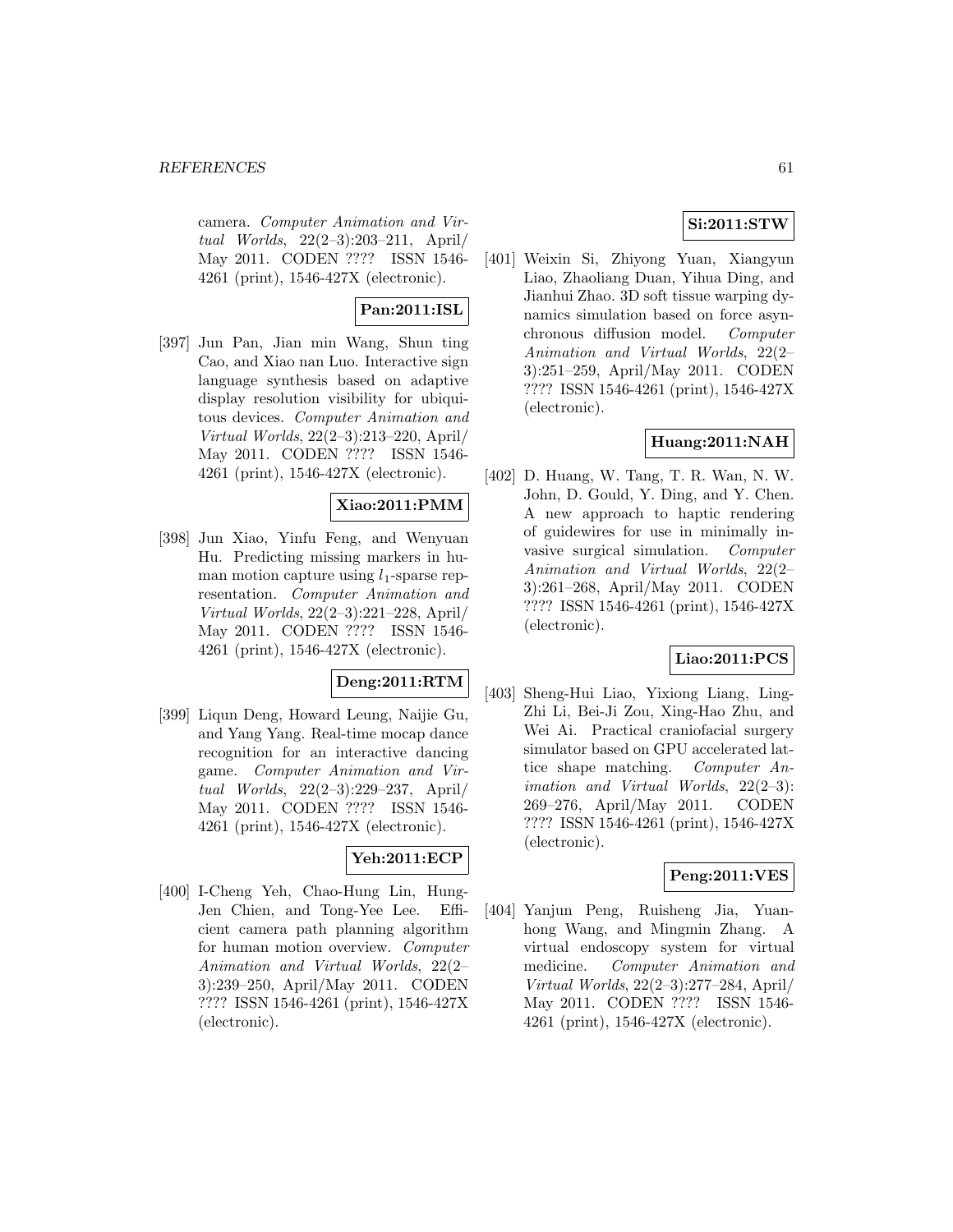camera. *Computer Animation and Virtual Worlds*, 22(2–3):203–211, April/ May 2011. CODEN ???? ISSN 1546-4261 (print), 1546-427X (electronic).

**Pan:2011:ISL**

[397] Jun Pan, Jian min Wang, Shun ting Cao, and Xiao nan Luo. Interactive sign language synthesis based on adaptive display resolution visibility for ubiquitous devices. *Computer Animation and Virtual Worlds*, 22(2–3):213–220, April/ May 2011. CODEN ???? ISSN 1546-4261 (print), 1546-427X (electronic).

**Xiao:2011:PMM**

[398] Jun Xiao, Yinfu Feng, and Wenyuan Hu. Predicting missing markers in human motion capture using $l_1$-sparse representation. *Computer Animation and Virtual Worlds*, 22(2–3):221–228, April/ May 2011. CODEN ???? ISSN 1546-4261 (print), 1546-427X (electronic).

**Deng:2011:RTM**

[399] Liqun Deng, Howard Leung, Naijie Gu, and Yang Yang. Real-time mocap dance recognition for an interactive dancing game. *Computer Animation and Virtual Worlds*, 22(2–3):229–237, April/ May 2011. CODEN ???? ISSN 1546-4261 (print), 1546-427X (electronic).

**Yeh:2011:ECP**

[400] I-Cheng Yeh, Chao-Hung Lin, Hung-Jen Chien, and Tong-Yee Lee. Efficient camera path planning algorithm for human motion overview. *Computer Animation and Virtual Worlds*, 22(2–3):239–250, April/May 2011. CODEN ???? ISSN 1546-4261 (print), 1546-427X (electronic).

**Si:2011:STW**

[401] Weixin Si, Zhiyong Yuan, Xiangyun Liao, Zhaoliang Duan, Yihua Ding, and Jianhui Zhao. 3D soft tissue warping dynamics simulation based on force asynchronous diffusion model. *Computer Animation and Virtual Worlds*, 22(2–3):251–259, April/May 2011. CODEN ???? ISSN 1546-4261 (print), 1546-427X (electronic).

**Huang:2011:NAH**

[402] D. Huang, W. Tang, T. R. Wan, N. W. John, D. Gould, Y. Ding, and Y. Chen. A new approach to haptic rendering of guidewires for use in minimally invasive surgical simulation. *Computer Animation and Virtual Worlds*, 22(2–3):261–268, April/May 2011. CODEN ???? ISSN 1546-4261 (print), 1546-427X (electronic).

**Liao:2011:PCS**

[403] Sheng-Hui Liao, Yixiong Liang, Ling-Zhi Li, Bei-Ji Zou, Xing-Hao Zhu, and Wei Ai. Practical craniofacial surgery simulator based on GPU accelerated lattice shape matching. *Computer Animation and Virtual Worlds*, 22(2–3): 269–276, April/May 2011. CODEN ???? ISSN 1546-4261 (print), 1546-427X (electronic).

**Peng:2011:VES**

[404] Yanjun Peng, Ruisheng Jia, Yuanhong Wang, and Mingmin Zhang. A virtual endoscopy system for virtual medicine. *Computer Animation and Virtual Worlds*, 22(2–3):277–284, April/ May 2011. CODEN ???? ISSN 1546-4261 (print), 1546-427X (electronic).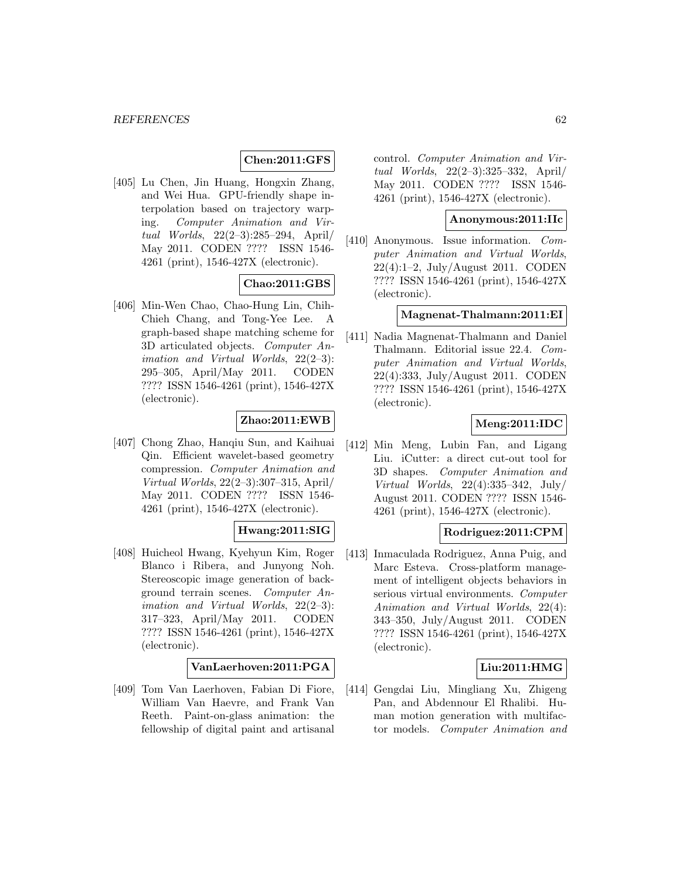**Chen:2011:GFS**

[405] Lu Chen, Jin Huang, Hongxin Zhang, and Wei Hua. GPU-friendly shape interpolation based on trajectory warping. *Computer Animation and Virtual Worlds*, 22(2–3):285–294, April/ May 2011. CODEN ???? ISSN 1546-4261 (print), 1546-427X (electronic).

**Chao:2011:GBS**

[406] Min-Wen Chao, Chao-Hung Lin, Chih-Chieh Chang, and Tong-Yee Lee. A graph-based shape matching scheme for 3D articulated objects. *Computer Animation and Virtual Worlds*, 22(2–3): 295–305, April/May 2011. CODEN ???? ISSN 1546-4261 (print), 1546-427X (electronic).

**Zhao:2011:EWB**

[407] Chong Zhao, Hanqiu Sun, and Kaihuai Qin. Efficient wavelet-based geometry compression. *Computer Animation and Virtual Worlds*, 22(2–3):307–315, April/ May 2011. CODEN ???? ISSN 1546-4261 (print), 1546-427X (electronic).

**Hwang:2011:SIG**

[408] Huicheol Hwang, Kyehyun Kim, Roger Blanco i Ribera, and Junyong Noh. Stereoscopic image generation of background terrain scenes. *Computer Animation and Virtual Worlds*, 22(2–3): 317–323, April/May 2011. CODEN ???? ISSN 1546-4261 (print), 1546-427X (electronic).

**VanLaerhoven:2011:PGA**

[409] Tom Van Laerhoven, Fabian Di Fiore, William Van Haevre, and Frank Van Reeth. Paint-on-glass animation: the fellowship of digital paint and artisanal control. *Computer Animation and Virtual Worlds*, 22(2–3):325–332, April/ May 2011. CODEN ???? ISSN 1546-4261 (print), 1546-427X (electronic).

**Anonymous:2011:IIc**

[410] Anonymous. Issue information. *Computer Animation and Virtual Worlds*, 22(4):1–2, July/August 2011. CODEN ???? ISSN 1546-4261 (print), 1546-427X (electronic).

**Magnenat-Thalmann:2011:EI**

[411] Nadia Magnenat-Thalmann and Daniel Thalmann. Editorial issue 22.4. *Computer Animation and Virtual Worlds*, 22(4):333, July/August 2011. CODEN ???? ISSN 1546-4261 (print), 1546-427X (electronic).

**Meng:2011:IDC**

[412] Min Meng, Lubin Fan, and Ligang Liu. iCutter: a direct cut-out tool for 3D shapes. *Computer Animation and Virtual Worlds*, 22(4):335–342, July/ August 2011. CODEN ???? ISSN 1546-4261 (print), 1546-427X (electronic).

**Rodriguez:2011:CPM**

[413] Inmaculada Rodriguez, Anna Puig, and Marc Esteva. Cross-platform management of intelligent objects behaviors in serious virtual environments. *Computer Animation and Virtual Worlds*, 22(4): 343–350, July/August 2011. CODEN ???? ISSN 1546-4261 (print), 1546-427X (electronic).

**Liu:2011:HMG**

[414] Gengdai Liu, Mingliang Xu, Zhigeng Pan, and Abdennour El Rhalibi. Human motion generation with multifactor models. *Computer Animation and*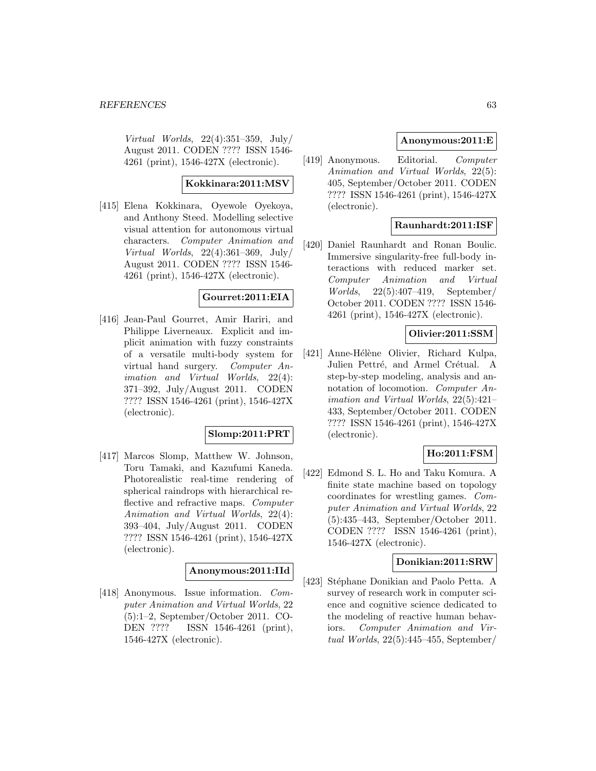*Virtual Worlds*, 22(4):351–359, July/ August 2011. CODEN ???? ISSN 1546-4261 (print), 1546-427X (electronic).

**Kokkinara:2011:MSV**

[415] Elena Kokkinara, Oyewole Oyekoya, and Anthony Steed. Modelling selective visual attention for autonomous virtual characters. *Computer Animation and Virtual Worlds*, 22(4):361–369, July/ August 2011. CODEN ???? ISSN 1546-4261 (print), 1546-427X (electronic).

**Gourret:2011:EIA**

[416] Jean-Paul Gourret, Amir Hariri, and Philippe Liverneaux. Explicit and implicit animation with fuzzy constraints of a versatile multi-body system for virtual hand surgery. *Computer Animation and Virtual Worlds*, 22(4): 371–392, July/August 2011. CODEN ???? ISSN 1546-4261 (print), 1546-427X (electronic).

**Slomp:2011:PRT**

[417] Marcos Slomp, Matthew W. Johnson, Toru Tamaki, and Kazufumi Kaneda. Photorealistic real-time rendering of spherical raindrops with hierarchical reflective and refractive maps. *Computer Animation and Virtual Worlds*, 22(4): 393–404, July/August 2011. CODEN ???? ISSN 1546-4261 (print), 1546-427X (electronic).

**Anonymous:2011:IId**

[418] Anonymous. Issue information. *Computer Animation and Virtual Worlds*, 22 (5):1–2, September/October 2011. CODEN ???? ISSN 1546-4261 (print), 1546-427X (electronic).

**Anonymous:2011:E**

[419] Anonymous. Editorial. *Computer Animation and Virtual Worlds*, 22(5): 405, September/October 2011. CODEN ???? ISSN 1546-4261 (print), 1546-427X (electronic).

**Raunhardt:2011:ISF**

[420] Daniel Raunhardt and Ronan Boulic. Immersive singularity-free full-body interactions with reduced marker set. *Computer Animation and Virtual Worlds*, 22(5):407–419, September/ October 2011. CODEN ???? ISSN 1546-4261 (print), 1546-427X (electronic).

**Olivier:2011:SSM**

[421] Anne-Hélène Olivier, Richard Kulpa, Julien Pettré, and Armel Crétual. A step-by-step modeling, analysis and annotation of locomotion. *Computer Animation and Virtual Worlds*, 22(5):421–433, September/October 2011. CODEN ???? ISSN 1546-4261 (print), 1546-427X (electronic).

**Ho:2011:FSM**

[422] Edmond S. L. Ho and Taku Komura. A finite state machine based on topology coordinates for wrestling games. *Computer Animation and Virtual Worlds*, 22 (5):435–443, September/October 2011. CODEN ???? ISSN 1546-4261 (print), 1546-427X (electronic).

**Donikian:2011:SRW**

[423] Stéphane Donikian and Paolo Petta. A survey of research work in computer science and cognitive science dedicated to the modeling of reactive human behaviors. *Computer Animation and Virtual Worlds*, 22(5):445–455, September/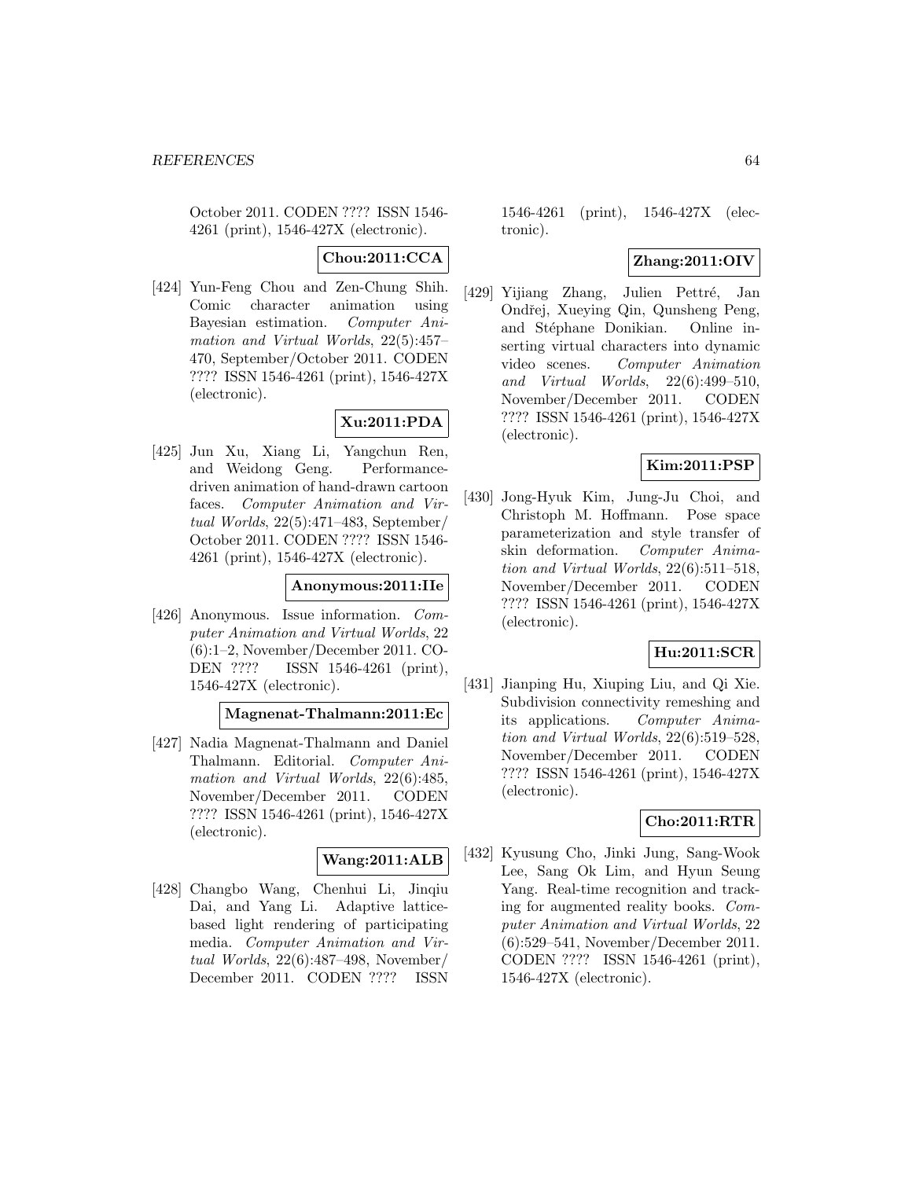October 2011. CODEN ???? ISSN 1546-4261 (print), 1546-427X (electronic).

**Chou:2011:CCA**

[424] Yun-Feng Chou and Zen-Chung Shih. Comic character animation using Bayesian estimation. *Computer Animation and Virtual Worlds*, 22(5):457–470, September/October 2011. CODEN ???? ISSN 1546-4261 (print), 1546-427X (electronic).

**Xu:2011:PDA**

[425] Jun Xu, Xiang Li, Yangchun Ren, and Weidong Geng. Performance-driven animation of hand-drawn cartoon faces. *Computer Animation and Virtual Worlds*, 22(5):471–483, September/October 2011. CODEN ???? ISSN 1546-4261 (print), 1546-427X (electronic).

**Anonymous:2011:IIe**

[426] Anonymous. Issue information. *Computer Animation and Virtual Worlds*, 22 (6):1–2, November/December 2011. CODEN ???? ISSN 1546-4261 (print), 1546-427X (electronic).

**Magnenat-Thalmann:2011:Ec**

[427] Nadia Magnenat-Thalmann and Daniel Thalmann. Editorial. *Computer Animation and Virtual Worlds*, 22(6):485, November/December 2011. CODEN ???? ISSN 1546-4261 (print), 1546-427X (electronic).

**Wang:2011:ALB**

[428] Changbo Wang, Chenhui Li, Jinqiu Dai, and Yang Li. Adaptive lattice-based light rendering of participating media. *Computer Animation and Virtual Worlds*, 22(6):487–498, November/December 2011. CODEN ???? ISSN 1546-4261 (print), 1546-427X (electronic).

**Zhang:2011:OIV**

[429] Yijiang Zhang, Julien Pettré, Jan Ondřej, Xueying Qin, Qunsheng Peng, and Stéphane Donikian. Online inserting virtual characters into dynamic video scenes. *Computer Animation and Virtual Worlds*, 22(6):499–510, November/December 2011. CODEN ???? ISSN 1546-4261 (print), 1546-427X (electronic).

**Kim:2011:PSP**

[430] Jong-Hyuk Kim, Jung-Ju Choi, and Christoph M. Hoffmann. Pose space parameterization and style transfer of skin deformation. *Computer Animation and Virtual Worlds*, 22(6):511–518, November/December 2011. CODEN ???? ISSN 1546-4261 (print), 1546-427X (electronic).

**Hu:2011:SCR**

[431] Jianping Hu, Xiuping Liu, and Qi Xie. Subdivision connectivity remeshing and its applications. *Computer Animation and Virtual Worlds*, 22(6):519–528, November/December 2011. CODEN ???? ISSN 1546-4261 (print), 1546-427X (electronic).

**Cho:2011:RTR**

[432] Kyusung Cho, Jinki Jung, Sang-Wook Lee, Sang Ok Lim, and Hyun Seung Yang. Real-time recognition and tracking for augmented reality books. *Computer Animation and Virtual Worlds*, 22 (6):529–541, November/December 2011. CODEN ???? ISSN 1546-4261 (print), 1546-427X (electronic).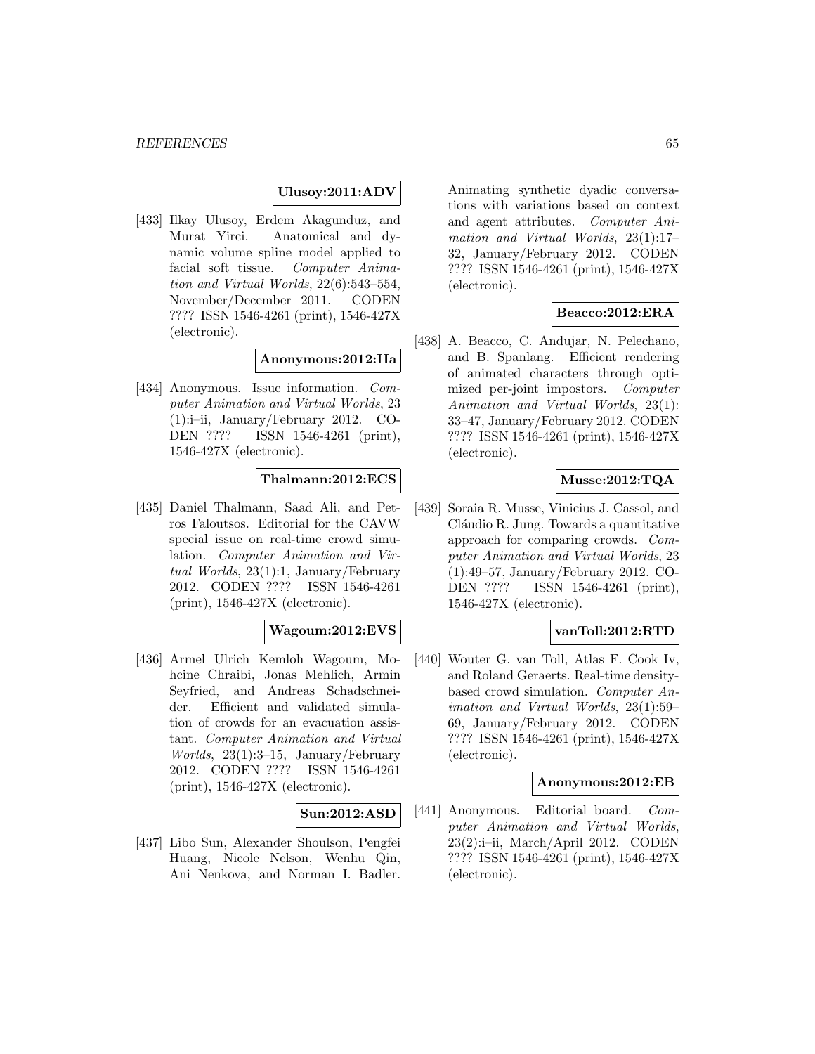**Ulusoy:2011:ADV**

[433] Ilkay Ulusoy, Erdem Akagunduz, and Murat Yirci. Anatomical and dynamic volume spline model applied to facial soft tissue. *Computer Animation and Virtual Worlds*, 22(6):543–554, November/December 2011. CODEN ???? ISSN 1546-4261 (print), 1546-427X (electronic).

**Anonymous:2012:IIa**

[434] Anonymous. Issue information. *Computer Animation and Virtual Worlds*, 23 (1):i–ii, January/February 2012. CODEN ???? ISSN 1546-4261 (print), 1546-427X (electronic).

**Thalmann:2012:ECS**

[435] Daniel Thalmann, Saad Ali, and Petros Faloutsos. Editorial for the CAVW special issue on real-time crowd simulation. *Computer Animation and Virtual Worlds*, 23(1):1, January/February 2012. CODEN ???? ISSN 1546-4261 (print), 1546-427X (electronic).

**Wagoum:2012:EVS**

[436] Armel Ulrich Kemloh Wagoum, Mohcine Chraibi, Jonas Mehlich, Armin Seyfried, and Andreas Schadschneider. Efficient and validated simulation of crowds for an evacuation assistant. *Computer Animation and Virtual Worlds*, 23(1):3–15, January/February 2012. CODEN ???? ISSN 1546-4261 (print), 1546-427X (electronic).

**Sun:2012:ASD**

[437] Libo Sun, Alexander Shoulson, Pengfei Huang, Nicole Nelson, Wenhu Qin, Ani Nenkova, and Norman I. Badler. Animating synthetic dyadic conversations with variations based on context and agent attributes. *Computer Animation and Virtual Worlds*, 23(1):17–32, January/February 2012. CODEN ???? ISSN 1546-4261 (print), 1546-427X (electronic).

**Beacco:2012:ERA**

[438] A. Beacco, C. Andujar, N. Pelechano, and B. Spanlang. Efficient rendering of animated characters through optimized per-joint impostors. *Computer Animation and Virtual Worlds*, 23(1): 33–47, January/February 2012. CODEN ???? ISSN 1546-4261 (print), 1546-427X (electronic).

**Musse:2012:TQA**

[439] Soraia R. Musse, Vinicius J. Cassol, and Cláudio R. Jung. Towards a quantitative approach for comparing crowds. *Computer Animation and Virtual Worlds*, 23 (1):49–57, January/February 2012. CODEN ???? ISSN 1546-4261 (print), 1546-427X (electronic).

**vanToll:2012:RTD**

[440] Wouter G. van Toll, Atlas F. Cook Iv, and Roland Geraerts. Real-time density-based crowd simulation. *Computer Animation and Virtual Worlds*, 23(1):59–69, January/February 2012. CODEN ???? ISSN 1546-4261 (print), 1546-427X (electronic).

**Anonymous:2012:EB**

[441] Anonymous. Editorial board. *Computer Animation and Virtual Worlds*, 23(2):i–ii, March/April 2012. CODEN ???? ISSN 1546-4261 (print), 1546-427X (electronic).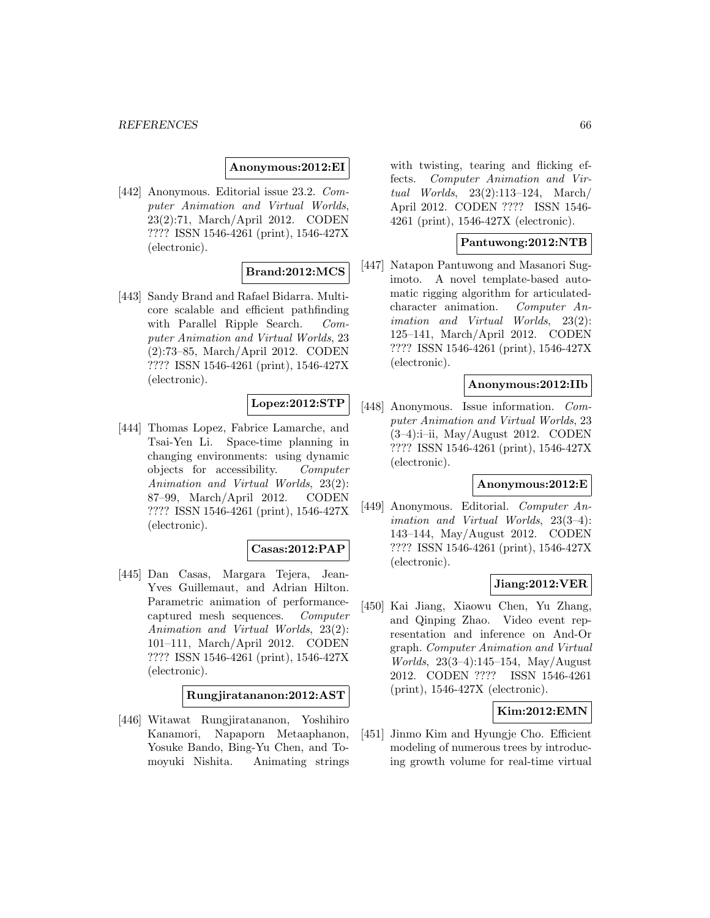**Anonymous:2012:EI**

[442] Anonymous. Editorial issue 23.2. *Computer Animation and Virtual Worlds*, 23(2):71, March/April 2012. CODEN ???? ISSN 1546-4261 (print), 1546-427X (electronic).

**Brand:2012:MCS**

[443] Sandy Brand and Rafael Bidarra. Multi-core scalable and efficient pathfinding with Parallel Ripple Search. *Computer Animation and Virtual Worlds*, 23 (2):73–85, March/April 2012. CODEN ???? ISSN 1546-4261 (print), 1546-427X (electronic).

**Lopez:2012:STP**

[444] Thomas Lopez, Fabrice Lamarche, and Tsai-Yen Li. Space-time planning in changing environments: using dynamic objects for accessibility. *Computer Animation and Virtual Worlds*, 23(2): 87–99, March/April 2012. CODEN ???? ISSN 1546-4261 (print), 1546-427X (electronic).

**Casas:2012:PAP**

[445] Dan Casas, Margara Tejera, Jean-Yves Guillemaut, and Adrian Hilton. Parametric animation of performance-captured mesh sequences. *Computer Animation and Virtual Worlds*, 23(2): 101–111, March/April 2012. CODEN ???? ISSN 1546-4261 (print), 1546-427X (electronic).

**Rungjiratananon:2012:AST**

[446] Witawat Rungjiratananon, Yoshihiro Kanamori, Napaporn Metaaphanon, Yosuke Bando, Bing-Yu Chen, and Tomoyuki Nishita. Animating strings with twisting, tearing and flicking effects. *Computer Animation and Virtual Worlds*, 23(2):113–124, March/April 2012. CODEN ???? ISSN 1546-4261 (print), 1546-427X (electronic).

**Pantuwong:2012:NTB**

[447] Natapon Pantuwong and Masanori Sugimoto. A novel template-based automatic rigging algorithm for articulated-character animation. *Computer Animation and Virtual Worlds*, 23(2): 125–141, March/April 2012. CODEN ???? ISSN 1546-4261 (print), 1546-427X (electronic).

**Anonymous:2012:IIb**

[448] Anonymous. Issue information. *Computer Animation and Virtual Worlds*, 23 (3–4):i–ii, May/August 2012. CODEN ???? ISSN 1546-4261 (print), 1546-427X (electronic).

**Anonymous:2012:E**

[449] Anonymous. Editorial. *Computer Animation and Virtual Worlds*, 23(3–4): 143–144, May/August 2012. CODEN ???? ISSN 1546-4261 (print), 1546-427X (electronic).

**Jiang:2012:VER**

[450] Kai Jiang, Xiaowu Chen, Yu Zhang, and Qinping Zhao. Video event representation and inference on And-Or graph. *Computer Animation and Virtual Worlds*, 23(3–4):145–154, May/August 2012. CODEN ???? ISSN 1546-4261 (print), 1546-427X (electronic).

**Kim:2012:EMN**

[451] Jinmo Kim and Hyungje Cho. Efficient modeling of numerous trees by introducing growth volume for real-time virtual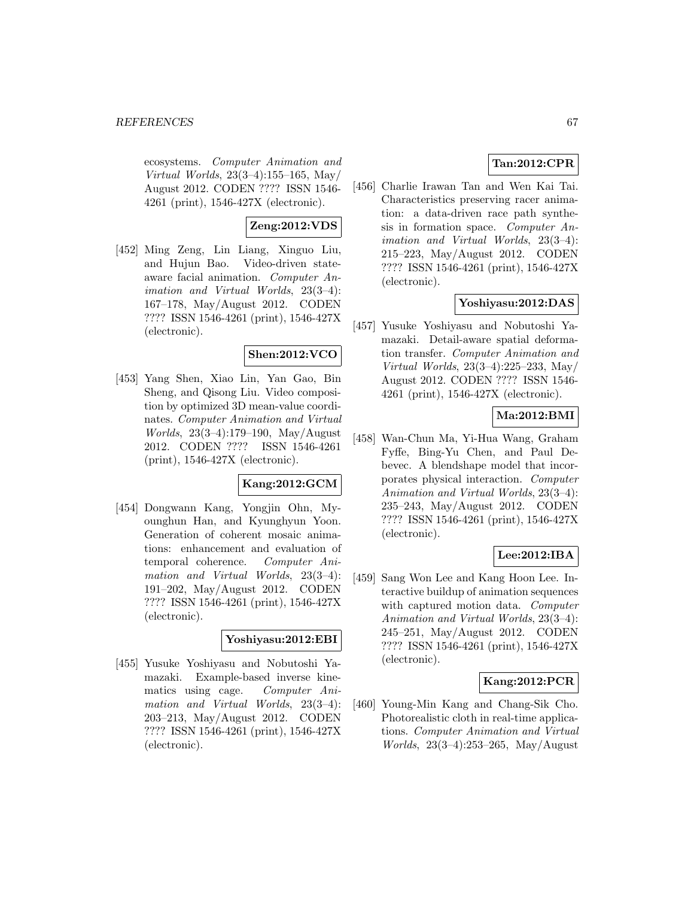ecosystems. *Computer Animation and Virtual Worlds*, 23(3–4):155–165, May/August 2012. CODEN ???? ISSN 1546-4261 (print), 1546-427X (electronic).

**Zeng:2012:VDS**

[452] Ming Zeng, Lin Liang, Xinguo Liu, and Hujun Bao. Video-driven state-aware facial animation. *Computer Animation and Virtual Worlds*, 23(3–4): 167–178, May/August 2012. CODEN ???? ISSN 1546-4261 (print), 1546-427X (electronic).

**Shen:2012:VCO**

[453] Yang Shen, Xiao Lin, Yan Gao, Bin Sheng, and Qisong Liu. Video composition by optimized 3D mean-value coordinates. *Computer Animation and Virtual Worlds*, 23(3–4):179–190, May/August 2012. CODEN ???? ISSN 1546-4261 (print), 1546-427X (electronic).

**Kang:2012:GCM**

[454] Dongwann Kang, Yongjin Ohn, Myounghun Han, and Kyunghyun Yoon. Generation of coherent mosaic animations: enhancement and evaluation of temporal coherence. *Computer Animation and Virtual Worlds*, 23(3–4): 191–202, May/August 2012. CODEN ???? ISSN 1546-4261 (print), 1546-427X (electronic).

**Yoshiyasu:2012:EBI**

[455] Yusuke Yoshiyasu and Nobutoshi Yamazaki. Example-based inverse kinematics using cage. *Computer Animation and Virtual Worlds*, 23(3–4): 203–213, May/August 2012. CODEN ???? ISSN 1546-4261 (print), 1546-427X (electronic).

**Tan:2012:CPR**

[456] Charlie Irawan Tan and Wen Kai Tai. Characteristics preserving racer animation: a data-driven race path synthesis in formation space. *Computer Animation and Virtual Worlds*, 23(3–4): 215–223, May/August 2012. CODEN ???? ISSN 1546-4261 (print), 1546-427X (electronic).

**Yoshiyasu:2012:DAS**

[457] Yusuke Yoshiyasu and Nobutoshi Yamazaki. Detail-aware spatial deformation transfer. *Computer Animation and Virtual Worlds*, 23(3–4):225–233, May/August 2012. CODEN ???? ISSN 1546-4261 (print), 1546-427X (electronic).

**Ma:2012:BMI**

[458] Wan-Chun Ma, Yi-Hua Wang, Graham Fyffe, Bing-Yu Chen, and Paul Debevec. A blendshape model that incorporates physical interaction. *Computer Animation and Virtual Worlds*, 23(3–4): 235–243, May/August 2012. CODEN ???? ISSN 1546-4261 (print), 1546-427X (electronic).

**Lee:2012:IBA**

[459] Sang Won Lee and Kang Hoon Lee. Interactive buildup of animation sequences with captured motion data. *Computer Animation and Virtual Worlds*, 23(3–4): 245–251, May/August 2012. CODEN ???? ISSN 1546-4261 (print), 1546-427X (electronic).

**Kang:2012:PCR**

[460] Young-Min Kang and Chang-Sik Cho. Photorealistic cloth in real-time applications. *Computer Animation and Virtual Worlds*, 23(3–4):253–265, May/August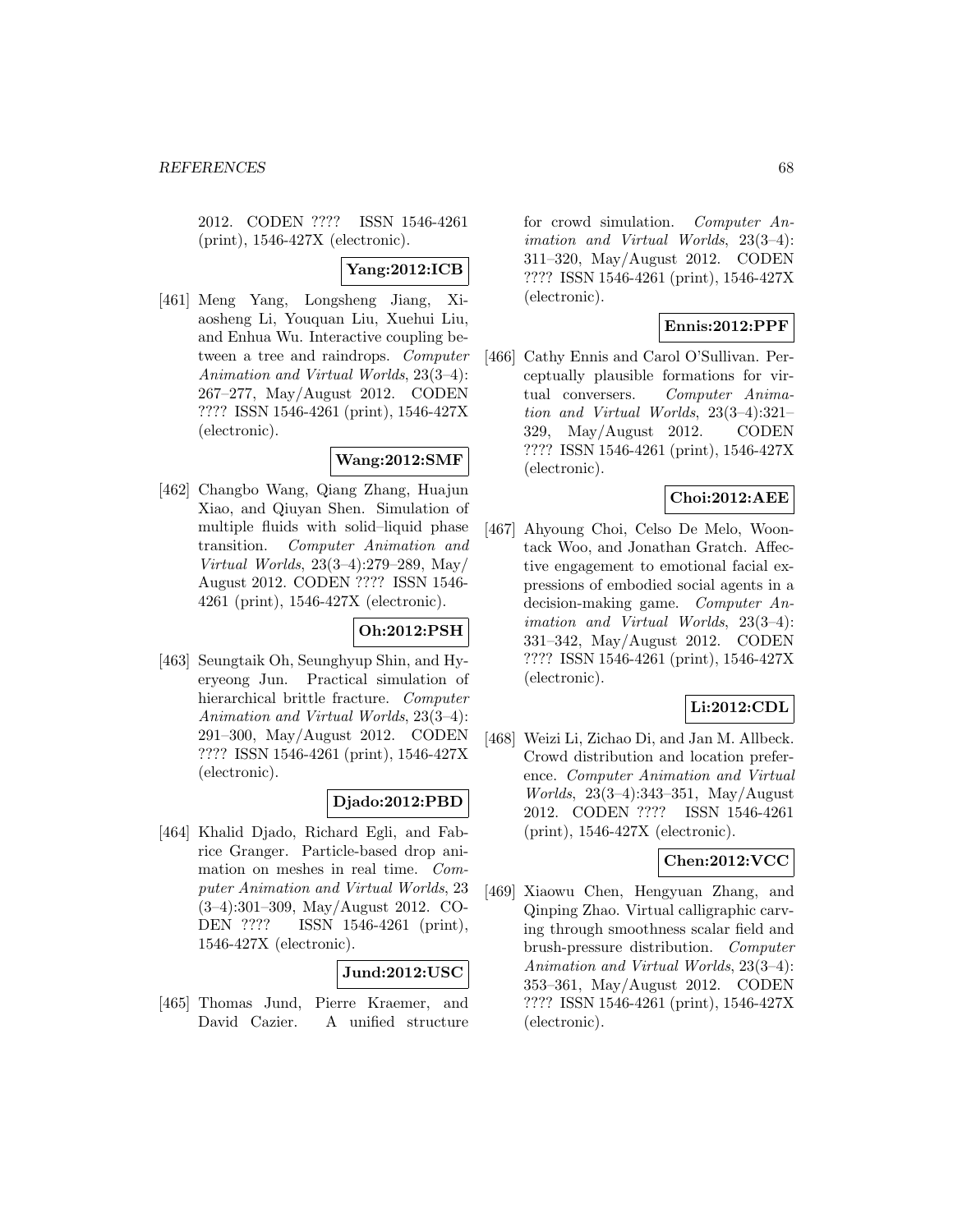2012. CODEN ???? ISSN 1546-4261 (print), 1546-427X (electronic).

**Yang:2012:ICB**

[461] Meng Yang, Longsheng Jiang, Xiaosheng Li, Youquan Liu, Xuehui Liu, and Enhua Wu. Interactive coupling between a tree and raindrops. *Computer Animation and Virtual Worlds*, 23(3–4): 267–277, May/August 2012. CODEN ???? ISSN 1546-4261 (print), 1546-427X (electronic).

**Wang:2012:SMF**

[462] Changbo Wang, Qiang Zhang, Huajun Xiao, and Qiuyan Shen. Simulation of multiple fluids with solid–liquid phase transition. *Computer Animation and Virtual Worlds*, 23(3–4):279–289, May/August 2012. CODEN ???? ISSN 1546-4261 (print), 1546-427X (electronic).

**Oh:2012:PSH**

[463] Seungtaik Oh, Seunghyup Shin, and Hyeryeong Jun. Practical simulation of hierarchical brittle fracture. *Computer Animation and Virtual Worlds*, 23(3–4): 291–300, May/August 2012. CODEN ???? ISSN 1546-4261 (print), 1546-427X (electronic).

**Djado:2012:PBD**

[464] Khalid Djado, Richard Egli, and Fabrice Granger. Particle-based drop animation on meshes in real time. *Computer Animation and Virtual Worlds*, 23 (3–4):301–309, May/August 2012. CODEN ???? ISSN 1546-4261 (print), 1546-427X (electronic).

**Jund:2012:USC**

[465] Thomas Jund, Pierre Kraemer, and David Cazier. A unified structure for crowd simulation. *Computer Animation and Virtual Worlds*, 23(3–4): 311–320, May/August 2012. CODEN ???? ISSN 1546-4261 (print), 1546-427X (electronic).

**Ennis:2012:PPF**

[466] Cathy Ennis and Carol O'Sullivan. Perceptually plausible formations for virtual conversers. *Computer Animation and Virtual Worlds*, 23(3–4):321–329, May/August 2012. CODEN ???? ISSN 1546-4261 (print), 1546-427X (electronic).

**Choi:2012:AEE**

[467] Ahyoung Choi, Celso De Melo, Woontack Woo, and Jonathan Gratch. Affective engagement to emotional facial expressions of embodied social agents in a decision-making game. *Computer Animation and Virtual Worlds*, 23(3–4): 331–342, May/August 2012. CODEN ???? ISSN 1546-4261 (print), 1546-427X (electronic).

**Li:2012:CDL**

[468] Weizi Li, Zichao Di, and Jan M. Allbeck. Crowd distribution and location preference. *Computer Animation and Virtual Worlds*, 23(3–4):343–351, May/August 2012. CODEN ???? ISSN 1546-4261 (print), 1546-427X (electronic).

**Chen:2012:VCC**

[469] Xiaowu Chen, Hengyuan Zhang, and Qinping Zhao. Virtual calligraphic carving through smoothness scalar field and brush-pressure distribution. *Computer Animation and Virtual Worlds*, 23(3–4): 353–361, May/August 2012. CODEN ???? ISSN 1546-4261 (print), 1546-427X (electronic).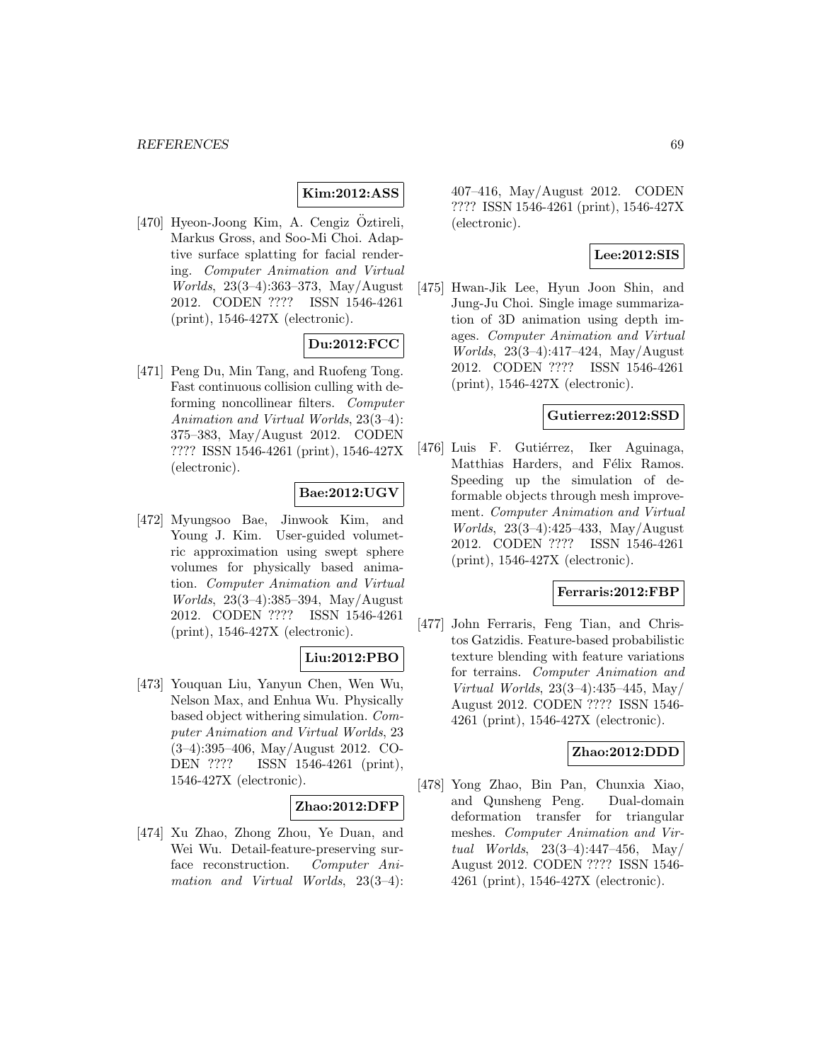**Kim:2012:ASS**

[470] Hyeon-Joong Kim, A. Cengiz Öztireli, Markus Gross, and Soo-Mi Choi. Adaptive surface splatting for facial rendering. *Computer Animation and Virtual Worlds*, 23(3–4):363–373, May/August 2012. CODEN ???? ISSN 1546-4261 (print), 1546-427X (electronic).

**Du:2012:FCC**

[471] Peng Du, Min Tang, and Ruofeng Tong. Fast continuous collision culling with deforming noncollinear filters. *Computer Animation and Virtual Worlds*, 23(3–4): 375–383, May/August 2012. CODEN ???? ISSN 1546-4261 (print), 1546-427X (electronic).

**Bae:2012:UGV**

[472] Myungsoo Bae, Jinwook Kim, and Young J. Kim. User-guided volumetric approximation using swept sphere volumes for physically based animation. *Computer Animation and Virtual Worlds*, 23(3–4):385–394, May/August 2012. CODEN ???? ISSN 1546-4261 (print), 1546-427X (electronic).

**Liu:2012:PBO**

[473] Youquan Liu, Yanyun Chen, Wen Wu, Nelson Max, and Enhua Wu. Physically based object withering simulation. *Computer Animation and Virtual Worlds*, 23 (3–4):395–406, May/August 2012. CODEN ???? ISSN 1546-4261 (print), 1546-427X (electronic).

**Zhao:2012:DFP**

[474] Xu Zhao, Zhong Zhou, Ye Duan, and Wei Wu. Detail-feature-preserving surface reconstruction. *Computer Animation and Virtual Worlds*, 23(3–4): 407–416, May/August 2012. CODEN ???? ISSN 1546-4261 (print), 1546-427X (electronic).

**Lee:2012:SIS**

[475] Hwan-Jik Lee, Hyun Joon Shin, and Jung-Ju Choi. Single image summarization of 3D animation using depth images. *Computer Animation and Virtual Worlds*, 23(3–4):417–424, May/August 2012. CODEN ???? ISSN 1546-4261 (print), 1546-427X (electronic).

**Gutierrez:2012:SSD**

[476] Luis F. Gutiérrez, Iker Aguinaga, Matthias Harders, and Félix Ramos. Speeding up the simulation of deformable objects through mesh improvement. *Computer Animation and Virtual Worlds*, 23(3–4):425–433, May/August 2012. CODEN ???? ISSN 1546-4261 (print), 1546-427X (electronic).

**Ferraris:2012:FBP**

[477] John Ferraris, Feng Tian, and Christos Gatzidis. Feature-based probabilistic texture blending with feature variations for terrains. *Computer Animation and Virtual Worlds*, 23(3–4):435–445, May/ August 2012. CODEN ???? ISSN 1546-4261 (print), 1546-427X (electronic).

**Zhao:2012:DDD**

[478] Yong Zhao, Bin Pan, Chunxia Xiao, and Qunsheng Peng. Dual-domain deformation transfer for triangular meshes. *Computer Animation and Virtual Worlds*, 23(3–4):447–456, May/ August 2012. CODEN ???? ISSN 1546-4261 (print), 1546-427X (electronic).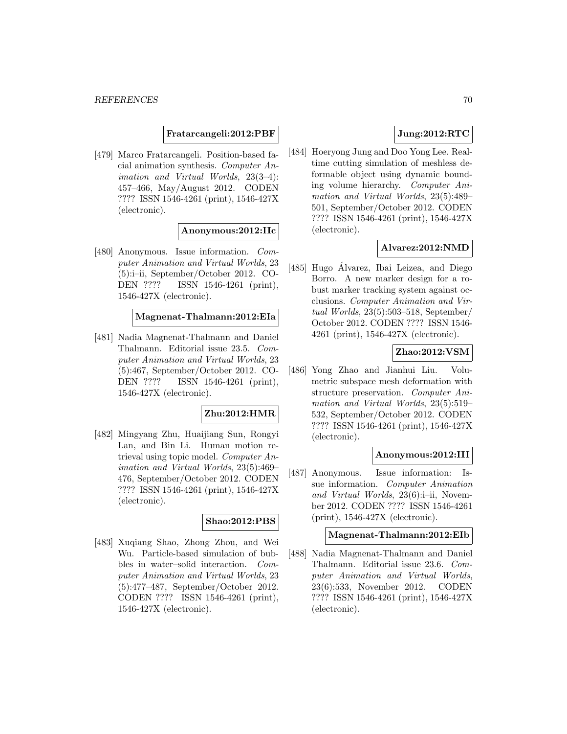**Fratarcangeli:2012:PBF**

[479] Marco Fratarcangeli. Position-based facial animation synthesis. *Computer Animation and Virtual Worlds*, 23(3–4): 457–466, May/August 2012. CODEN ???? ISSN 1546-4261 (print), 1546-427X (electronic).

**Anonymous:2012:IIc**

[480] Anonymous. Issue information. *Computer Animation and Virtual Worlds*, 23 (5):i–ii, September/October 2012. CODEN ???? ISSN 1546-4261 (print), 1546-427X (electronic).

**Magnenat-Thalmann:2012:EIa**

[481] Nadia Magnenat-Thalmann and Daniel Thalmann. Editorial issue 23.5. *Computer Animation and Virtual Worlds*, 23 (5):467, September/October 2012. CODEN ???? ISSN 1546-4261 (print), 1546-427X (electronic).

**Zhu:2012:HMR**

[482] Mingyang Zhu, Huaijiang Sun, Rongyi Lan, and Bin Li. Human motion retrieval using topic model. *Computer Animation and Virtual Worlds*, 23(5):469–476, September/October 2012. CODEN ???? ISSN 1546-4261 (print), 1546-427X (electronic).

**Shao:2012:PBS**

[483] Xuqiang Shao, Zhong Zhou, and Wei Wu. Particle-based simulation of bubbles in water–solid interaction. *Computer Animation and Virtual Worlds*, 23 (5):477–487, September/October 2012. CODEN ???? ISSN 1546-4261 (print), 1546-427X (electronic).

**Jung:2012:RTC**

[484] Hoeryong Jung and Doo Yong Lee. Real-time cutting simulation of meshless deformable object using dynamic bounding volume hierarchy. *Computer Animation and Virtual Worlds*, 23(5):489–501, September/October 2012. CODEN ???? ISSN 1546-4261 (print), 1546-427X (electronic).

**Alvarez:2012:NMD**

[485] Hugo Álvarez, Ibai Leizea, and Diego Borro. A new marker design for a robust marker tracking system against occlusions. *Computer Animation and Virtual Worlds*, 23(5):503–518, September/October 2012. CODEN ???? ISSN 1546-4261 (print), 1546-427X (electronic).

**Zhao:2012:VSM**

[486] Yong Zhao and Jianhui Liu. Volumetric subspace mesh deformation with structure preservation. *Computer Animation and Virtual Worlds*, 23(5):519–532, September/October 2012. CODEN ???? ISSN 1546-4261 (print), 1546-427X (electronic).

**Anonymous:2012:III**

[487] Anonymous. Issue information: Issue information. *Computer Animation and Virtual Worlds*, 23(6):i–ii, November 2012. CODEN ???? ISSN 1546-4261 (print), 1546-427X (electronic).

**Magnenat-Thalmann:2012:EIb**

[488] Nadia Magnenat-Thalmann and Daniel Thalmann. Editorial issue 23.6. *Computer Animation and Virtual Worlds*, 23(6):533, November 2012. CODEN ???? ISSN 1546-4261 (print), 1546-427X (electronic).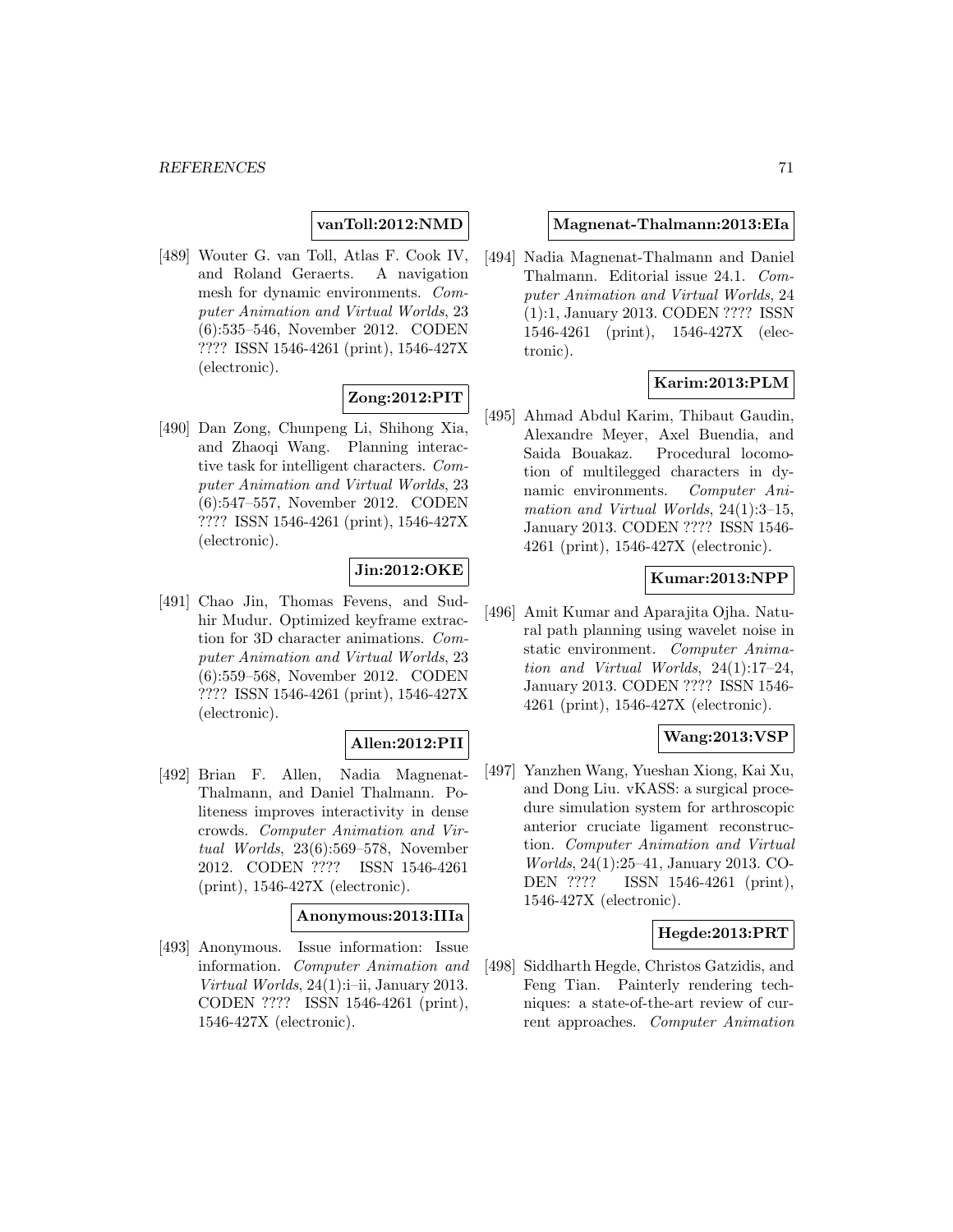**vanToll:2012:NMD**

[489] Wouter G. van Toll, Atlas F. Cook IV, and Roland Geraerts. A navigation mesh for dynamic environments. *Computer Animation and Virtual Worlds*, 23 (6):535–546, November 2012. CODEN ???? ISSN 1546-4261 (print), 1546-427X (electronic).

**Zong:2012:PIT**

[490] Dan Zong, Chunpeng Li, Shihong Xia, and Zhaoqi Wang. Planning interactive task for intelligent characters. *Computer Animation and Virtual Worlds*, 23 (6):547–557, November 2012. CODEN ???? ISSN 1546-4261 (print), 1546-427X (electronic).

**Jin:2012:OKE**

[491] Chao Jin, Thomas Fevens, and Sudhir Mudur. Optimized keyframe extraction for 3D character animations. *Computer Animation and Virtual Worlds*, 23 (6):559–568, November 2012. CODEN ???? ISSN 1546-4261 (print), 1546-427X (electronic).

**Allen:2012:PII**

[492] Brian F. Allen, Nadia Magnenat-Thalmann, and Daniel Thalmann. Politeness improves interactivity in dense crowds. *Computer Animation and Virtual Worlds*, 23(6):569–578, November 2012. CODEN ???? ISSN 1546-4261 (print), 1546-427X (electronic).

**Anonymous:2013:IIIa**

[493] Anonymous. Issue information: Issue information. *Computer Animation and Virtual Worlds*, 24(1):i–ii, January 2013. CODEN ???? ISSN 1546-4261 (print), 1546-427X (electronic).

**Magnenat-Thalmann:2013:EIa**

[494] Nadia Magnenat-Thalmann and Daniel Thalmann. Editorial issue 24.1. *Computer Animation and Virtual Worlds*, 24 (1):1, January 2013. CODEN ???? ISSN 1546-4261 (print), 1546-427X (electronic).

**Karim:2013:PLM**

[495] Ahmad Abdul Karim, Thibaut Gaudin, Alexandre Meyer, Axel Buendia, and Saida Bouakaz. Procedural locomotion of multilegged characters in dynamic environments. *Computer Animation and Virtual Worlds*, 24(1):3–15, January 2013. CODEN ???? ISSN 1546-4261 (print), 1546-427X (electronic).

**Kumar:2013:NPP**

[496] Amit Kumar and Aparajita Ojha. Natural path planning using wavelet noise in static environment. *Computer Animation and Virtual Worlds*, 24(1):17–24, January 2013. CODEN ???? ISSN 1546-4261 (print), 1546-427X (electronic).

**Wang:2013:VSP**

[497] Yanzhen Wang, Yueshan Xiong, Kai Xu, and Dong Liu. vKASS: a surgical procedure simulation system for arthroscopic anterior cruciate ligament reconstruction. *Computer Animation and Virtual Worlds*, 24(1):25–41, January 2013. CODEN ???? ISSN 1546-4261 (print), 1546-427X (electronic).

**Hegde:2013:PRT**

[498] Siddharth Hegde, Christos Gatzidis, and Feng Tian. Painterly rendering techniques: a state-of-the-art review of current approaches. *Computer Animation*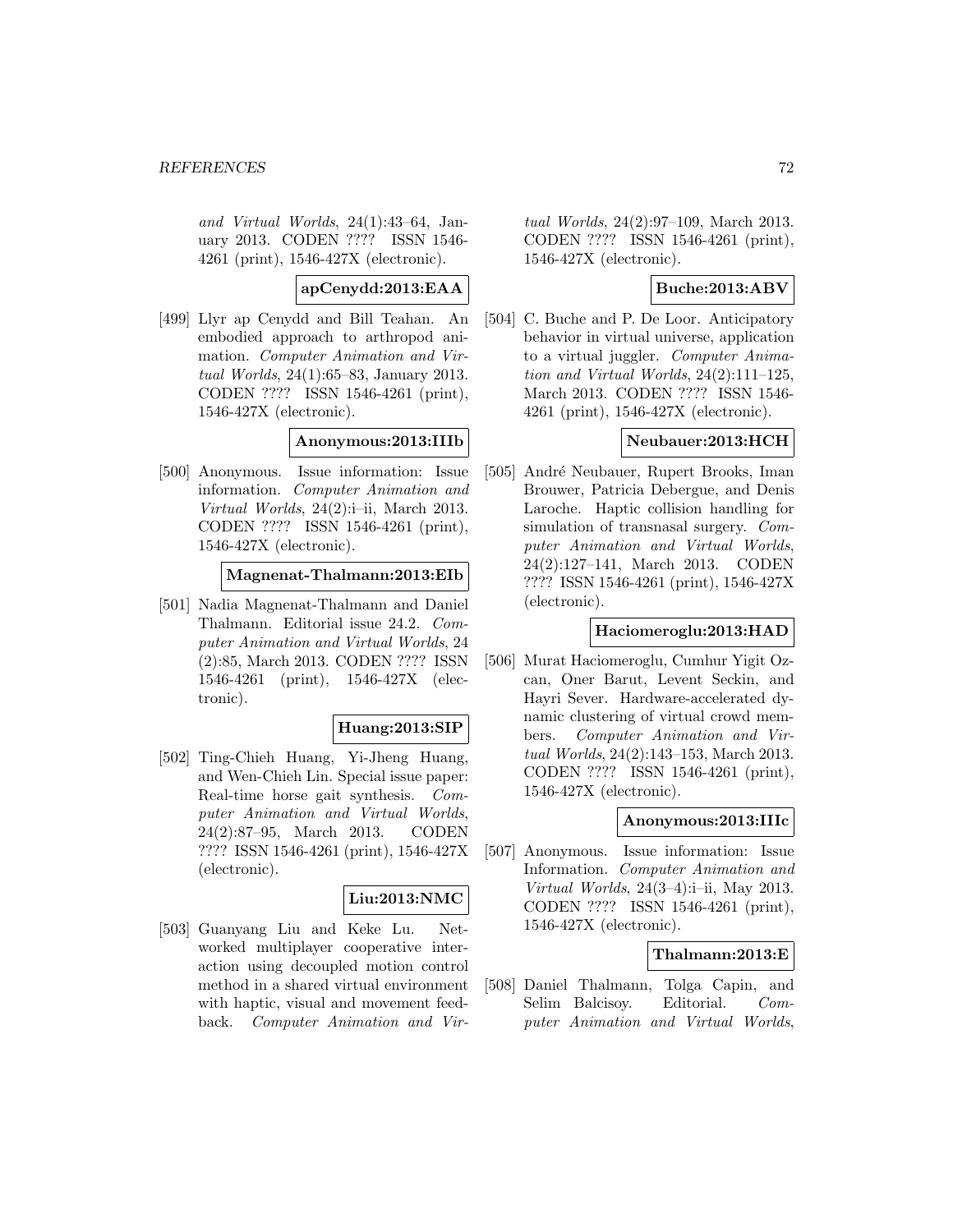*and Virtual Worlds*, 24(1):43–64, January 2013. CODEN ???? ISSN 1546-4261 (print), 1546-427X (electronic).

**apCenydd:2013:EAA**

[499] Llyr ap Cenydd and Bill Teahan. An embodied approach to arthropod animation. *Computer Animation and Virtual Worlds*, 24(1):65–83, January 2013. CODEN ???? ISSN 1546-4261 (print), 1546-427X (electronic).

**Anonymous:2013:IIIb**

[500] Anonymous. Issue information: Issue information. *Computer Animation and Virtual Worlds*, 24(2):i–ii, March 2013. CODEN ???? ISSN 1546-4261 (print), 1546-427X (electronic).

**Magnenat-Thalmann:2013:EIb**

[501] Nadia Magnenat-Thalmann and Daniel Thalmann. Editorial issue 24.2. *Computer Animation and Virtual Worlds*, 24 (2):85, March 2013. CODEN ???? ISSN 1546-4261 (print), 1546-427X (electronic).

**Huang:2013:SIP**

[502] Ting-Chieh Huang, Yi-Jheng Huang, and Wen-Chieh Lin. Special issue paper: Real-time horse gait synthesis. *Computer Animation and Virtual Worlds*, 24(2):87–95, March 2013. CODEN ???? ISSN 1546-4261 (print), 1546-427X (electronic).

**Liu:2013:NMC**

[503] Guanyang Liu and Keke Lu. Networked multiplayer cooperative interaction using decoupled motion control method in a shared virtual environment with haptic, visual and movement feedback. *Computer Animation and Virtual Worlds*, 24(2):97–109, March 2013. CODEN ???? ISSN 1546-4261 (print), 1546-427X (electronic).

**Buche:2013:ABV**

[504] C. Buche and P. De Loor. Anticipatory behavior in virtual universe, application to a virtual juggler. *Computer Animation and Virtual Worlds*, 24(2):111–125, March 2013. CODEN ???? ISSN 1546-4261 (print), 1546-427X (electronic).

**Neubauer:2013:HCH**

[505] André Neubauer, Rupert Brooks, Iman Brouwer, Patricia Debergue, and Denis Laroche. Haptic collision handling for simulation of transnasal surgery. *Computer Animation and Virtual Worlds*, 24(2):127–141, March 2013. CODEN ???? ISSN 1546-4261 (print), 1546-427X (electronic).

**Haciomeroglu:2013:HAD**

[506] Murat Haciomeroglu, Cumhur Yigit Ozcan, Oner Barut, Levent Seckin, and Hayri Sever. Hardware-accelerated dynamic clustering of virtual crowd members. *Computer Animation and Virtual Worlds*, 24(2):143–153, March 2013. CODEN ???? ISSN 1546-4261 (print), 1546-427X (electronic).

**Anonymous:2013:IIIc**

[507] Anonymous. Issue information: Issue Information. *Computer Animation and Virtual Worlds*, 24(3–4):i–ii, May 2013. CODEN ???? ISSN 1546-4261 (print), 1546-427X (electronic).

**Thalmann:2013:E**

[508] Daniel Thalmann, Tolga Capin, and Selim Balcisoy. Editorial. *Computer Animation and Virtual Worlds*,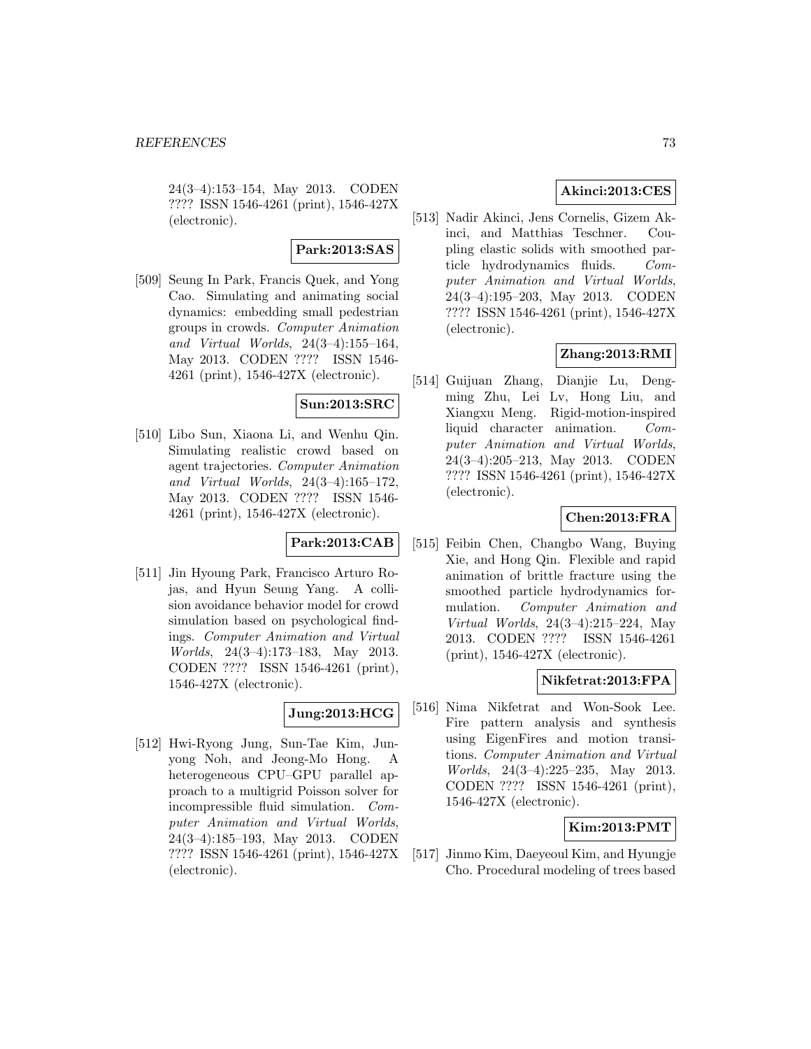24(3–4):153–154, May 2013. CODEN ???? ISSN 1546-4261 (print), 1546-427X (electronic).

**Park:2013:SAS**

[509] Seung In Park, Francis Quek, and Yong Cao. Simulating and animating social dynamics: embedding small pedestrian groups in crowds. *Computer Animation and Virtual Worlds*, 24(3–4):155–164, May 2013. CODEN ???? ISSN 1546-4261 (print), 1546-427X (electronic).

**Sun:2013:SRC**

[510] Libo Sun, Xiaona Li, and Wenhu Qin. Simulating realistic crowd based on agent trajectories. *Computer Animation and Virtual Worlds*, 24(3–4):165–172, May 2013. CODEN ???? ISSN 1546-4261 (print), 1546-427X (electronic).

**Park:2013:CAB**

[511] Jin Hyoung Park, Francisco Arturo Rojas, and Hyun Seung Yang. A collision avoidance behavior model for crowd simulation based on psychological findings. *Computer Animation and Virtual Worlds*, 24(3–4):173–183, May 2013. CODEN ???? ISSN 1546-4261 (print), 1546-427X (electronic).

**Jung:2013:HCG**

[512] Hwi-Ryong Jung, Sun-Tae Kim, Junyong Noh, and Jeong-Mo Hong. A heterogeneous CPU–GPU parallel approach to a multigrid Poisson solver for incompressible fluid simulation. *Computer Animation and Virtual Worlds*, 24(3–4):185–193, May 2013. CODEN ???? ISSN 1546-4261 (print), 1546-427X (electronic).

**Akinci:2013:CES**

[513] Nadir Akinci, Jens Cornelis, Gizem Akinci, and Matthias Teschner. Coupling elastic solids with smoothed particle hydrodynamics fluids. *Computer Animation and Virtual Worlds*, 24(3–4):195–203, May 2013. CODEN ???? ISSN 1546-4261 (print), 1546-427X (electronic).

**Zhang:2013:RMI**

[514] Guijuan Zhang, Dianjie Lu, Dengming Zhu, Lei Lv, Hong Liu, and Xiangxu Meng. Rigid-motion-inspired liquid character animation. *Computer Animation and Virtual Worlds*, 24(3–4):205–213, May 2013. CODEN ???? ISSN 1546-4261 (print), 1546-427X (electronic).

**Chen:2013:FRA**

[515] Feibin Chen, Changbo Wang, Buying Xie, and Hong Qin. Flexible and rapid animation of brittle fracture using the smoothed particle hydrodynamics formulation. *Computer Animation and Virtual Worlds*, 24(3–4):215–224, May 2013. CODEN ???? ISSN 1546-4261 (print), 1546-427X (electronic).

**Nikfetrat:2013:FPA**

[516] Nima Nikfetrat and Won-Sook Lee. Fire pattern analysis and synthesis using EigenFires and motion transitions. *Computer Animation and Virtual Worlds*, 24(3–4):225–235, May 2013. CODEN ???? ISSN 1546-4261 (print), 1546-427X (electronic).

**Kim:2013:PMT**

[517] Jinmo Kim, Daeyeoul Kim, and Hyungje Cho. Procedural modeling of trees based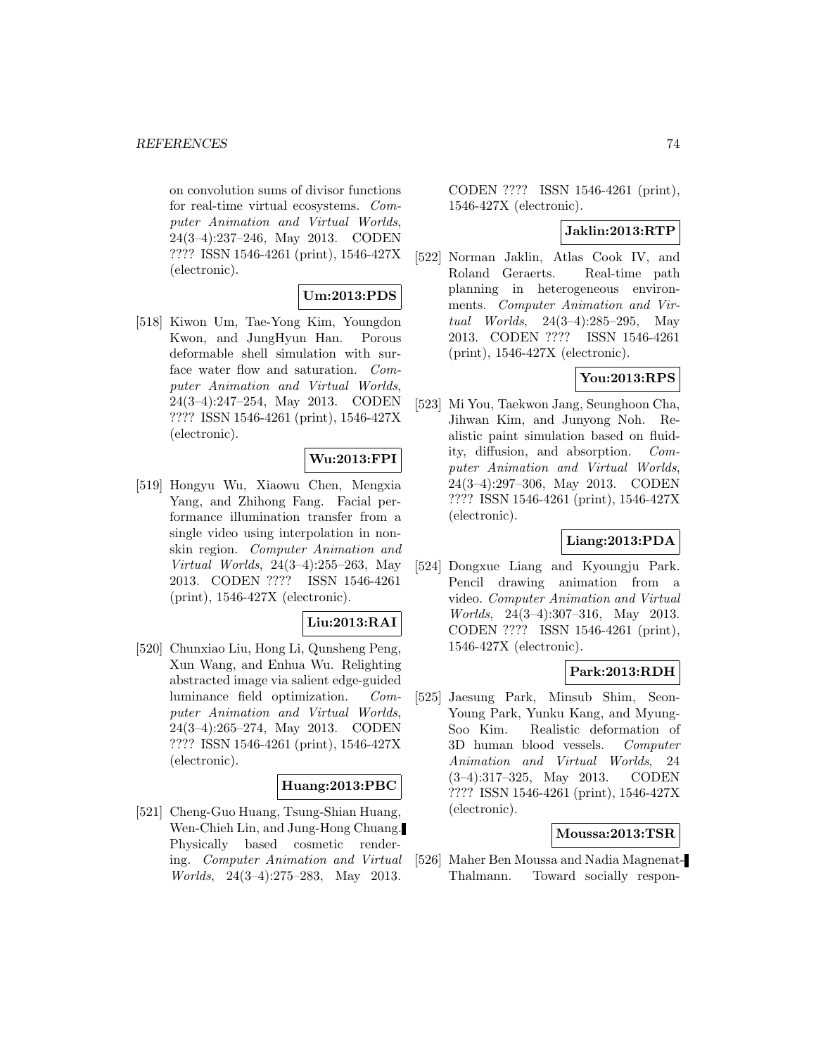on convolution sums of divisor functions for real-time virtual ecosystems. *Computer Animation and Virtual Worlds*, 24(3–4):237–246, May 2013. CODEN ???? ISSN 1546-4261 (print), 1546-427X (electronic).

**Um:2013:PDS**

[518] Kiwon Um, Tae-Yong Kim, Youngdon Kwon, and JungHyun Han. Porous deformable shell simulation with surface water flow and saturation. *Computer Animation and Virtual Worlds*, 24(3–4):247–254, May 2013. CODEN ???? ISSN 1546-4261 (print), 1546-427X (electronic).

**Wu:2013:FPI**

[519] Hongyu Wu, Xiaowu Chen, Mengxia Yang, and Zhihong Fang. Facial performance illumination transfer from a single video using interpolation in non-skin region. *Computer Animation and Virtual Worlds*, 24(3–4):255–263, May 2013. CODEN ???? ISSN 1546-4261 (print), 1546-427X (electronic).

**Liu:2013:RAI**

[520] Chunxiao Liu, Hong Li, Qunsheng Peng, Xun Wang, and Enhua Wu. Relighting abstracted image via salient edge-guided luminance field optimization. *Computer Animation and Virtual Worlds*, 24(3–4):265–274, May 2013. CODEN ???? ISSN 1546-4261 (print), 1546-427X (electronic).

**Huang:2013:PBC**

[521] Cheng-Guo Huang, Tsung-Shian Huang, Wen-Chieh Lin, and Jung-Hong Chuang. Physically based cosmetic rendering. *Computer Animation and Virtual Worlds*, 24(3–4):275–283, May 2013. CODEN ???? ISSN 1546-4261 (print), 1546-427X (electronic).

**Jaklin:2013:RTP**

[522] Norman Jaklin, Atlas Cook IV, and Roland Geraerts. Real-time path planning in heterogeneous environments. *Computer Animation and Virtual Worlds*, 24(3–4):285–295, May 2013. CODEN ???? ISSN 1546-4261 (print), 1546-427X (electronic).

**You:2013:RPS**

[523] Mi You, Taekwon Jang, Seunghoon Cha, Jihwan Kim, and Junyong Noh. Realistic paint simulation based on fluidity, diffusion, and absorption. *Computer Animation and Virtual Worlds*, 24(3–4):297–306, May 2013. CODEN ???? ISSN 1546-4261 (print), 1546-427X (electronic).

**Liang:2013:PDA**

[524] Dongxue Liang and Kyoungju Park. Pencil drawing animation from a video. *Computer Animation and Virtual Worlds*, 24(3–4):307–316, May 2013. CODEN ???? ISSN 1546-4261 (print), 1546-427X (electronic).

**Park:2013:RDH**

[525] Jaesung Park, Minsub Shim, Seon-Young Park, Yunku Kang, and Myung-Soo Kim. Realistic deformation of 3D human blood vessels. *Computer Animation and Virtual Worlds*, 24 (3–4):317–325, May 2013. CODEN ???? ISSN 1546-4261 (print), 1546-427X (electronic).

**Moussa:2013:TSR**

[526] Maher Ben Moussa and Nadia Magnenat-Thalmann. Toward socially respon-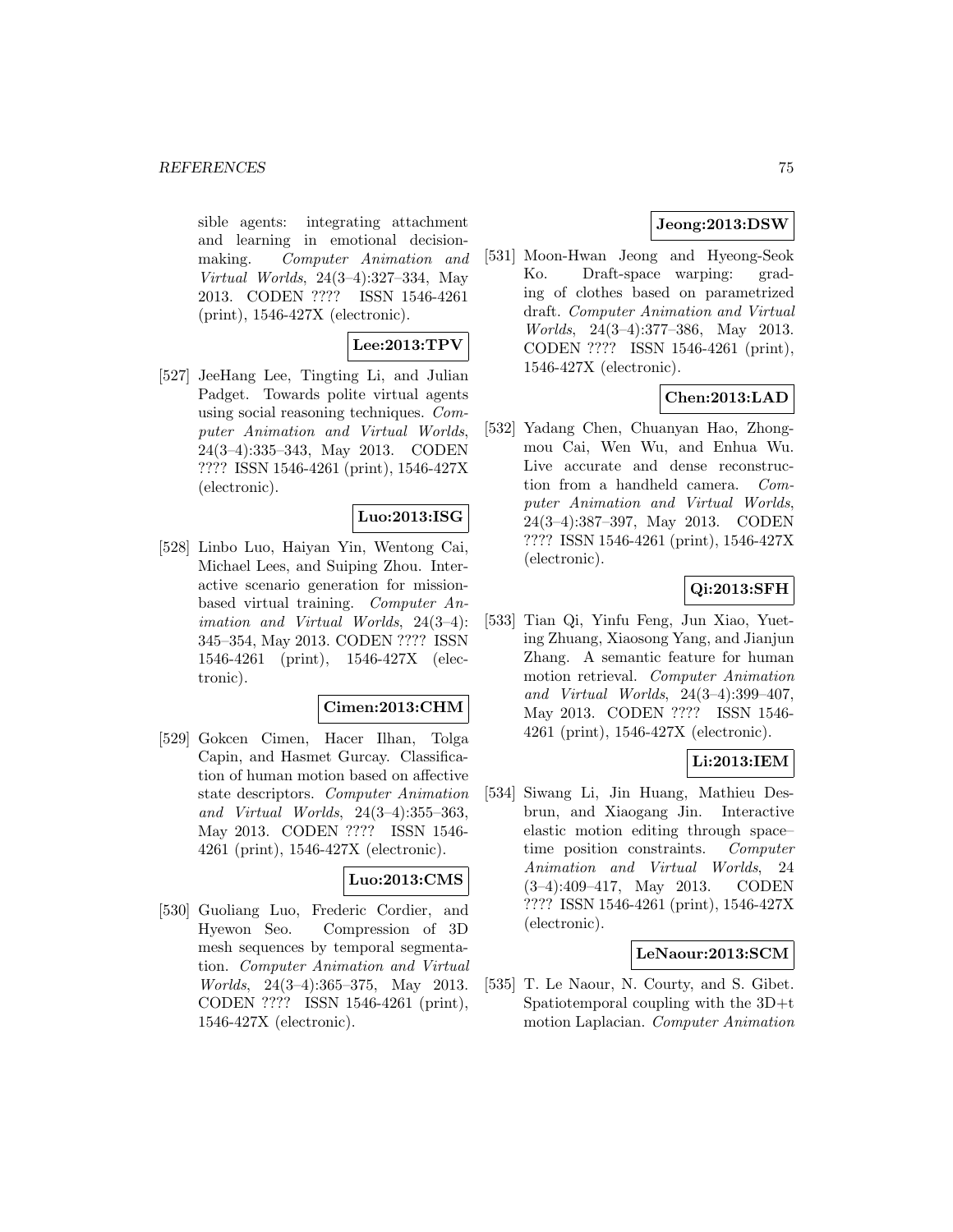sible agents: integrating attachment and learning in emotional decision-making. *Computer Animation and Virtual Worlds*, 24(3–4):327–334, May 2013. CODEN ???? ISSN 1546-4261 (print), 1546-427X (electronic).

**Lee:2013:TPV**

[527] JeeHang Lee, Tingting Li, and Julian Padget. Towards polite virtual agents using social reasoning techniques. *Computer Animation and Virtual Worlds*, 24(3–4):335–343, May 2013. CODEN ???? ISSN 1546-4261 (print), 1546-427X (electronic).

**Luo:2013:ISG**

[528] Linbo Luo, Haiyan Yin, Wentong Cai, Michael Lees, and Suiping Zhou. Interactive scenario generation for mission-based virtual training. *Computer Animation and Virtual Worlds*, 24(3–4): 345–354, May 2013. CODEN ???? ISSN 1546-4261 (print), 1546-427X (electronic).

**Cimen:2013:CHM**

[529] Gokcen Cimen, Hacer Ilhan, Tolga Capin, and Hasmet Gurcay. Classification of human motion based on affective state descriptors. *Computer Animation and Virtual Worlds*, 24(3–4):355–363, May 2013. CODEN ???? ISSN 1546-4261 (print), 1546-427X (electronic).

**Luo:2013:CMS**

[530] Guoliang Luo, Frederic Cordier, and Hyewon Seo. Compression of 3D mesh sequences by temporal segmentation. *Computer Animation and Virtual Worlds*, 24(3–4):365–375, May 2013. CODEN ???? ISSN 1546-4261 (print), 1546-427X (electronic).

**Jeong:2013:DSW**

[531] Moon-Hwan Jeong and Hyeong-Seok Ko. Draft-space warping: grading of clothes based on parametrized draft. *Computer Animation and Virtual Worlds*, 24(3–4):377–386, May 2013. CODEN ???? ISSN 1546-4261 (print), 1546-427X (electronic).

**Chen:2013:LAD**

[532] Yadang Chen, Chuanyan Hao, Zhongmou Cai, Wen Wu, and Enhua Wu. Live accurate and dense reconstruction from a handheld camera. *Computer Animation and Virtual Worlds*, 24(3–4):387–397, May 2013. CODEN ???? ISSN 1546-4261 (print), 1546-427X (electronic).

**Qi:2013:SFH**

[533] Tian Qi, Yinfu Feng, Jun Xiao, Yueting Zhuang, Xiaosong Yang, and Jianjun Zhang. A semantic feature for human motion retrieval. *Computer Animation and Virtual Worlds*, 24(3–4):399–407, May 2013. CODEN ???? ISSN 1546-4261 (print), 1546-427X (electronic).

**Li:2013:IEM**

[534] Siwang Li, Jin Huang, Mathieu Desbrun, and Xiaogang Jin. Interactive elastic motion editing through space–time position constraints. *Computer Animation and Virtual Worlds*, 24 (3–4):409–417, May 2013. CODEN ???? ISSN 1546-4261 (print), 1546-427X (electronic).

**LeNaour:2013:SCM**

[535] T. Le Naour, N. Courty, and S. Gibet. Spatiotemporal coupling with the 3D+t motion Laplacian. *Computer Animation*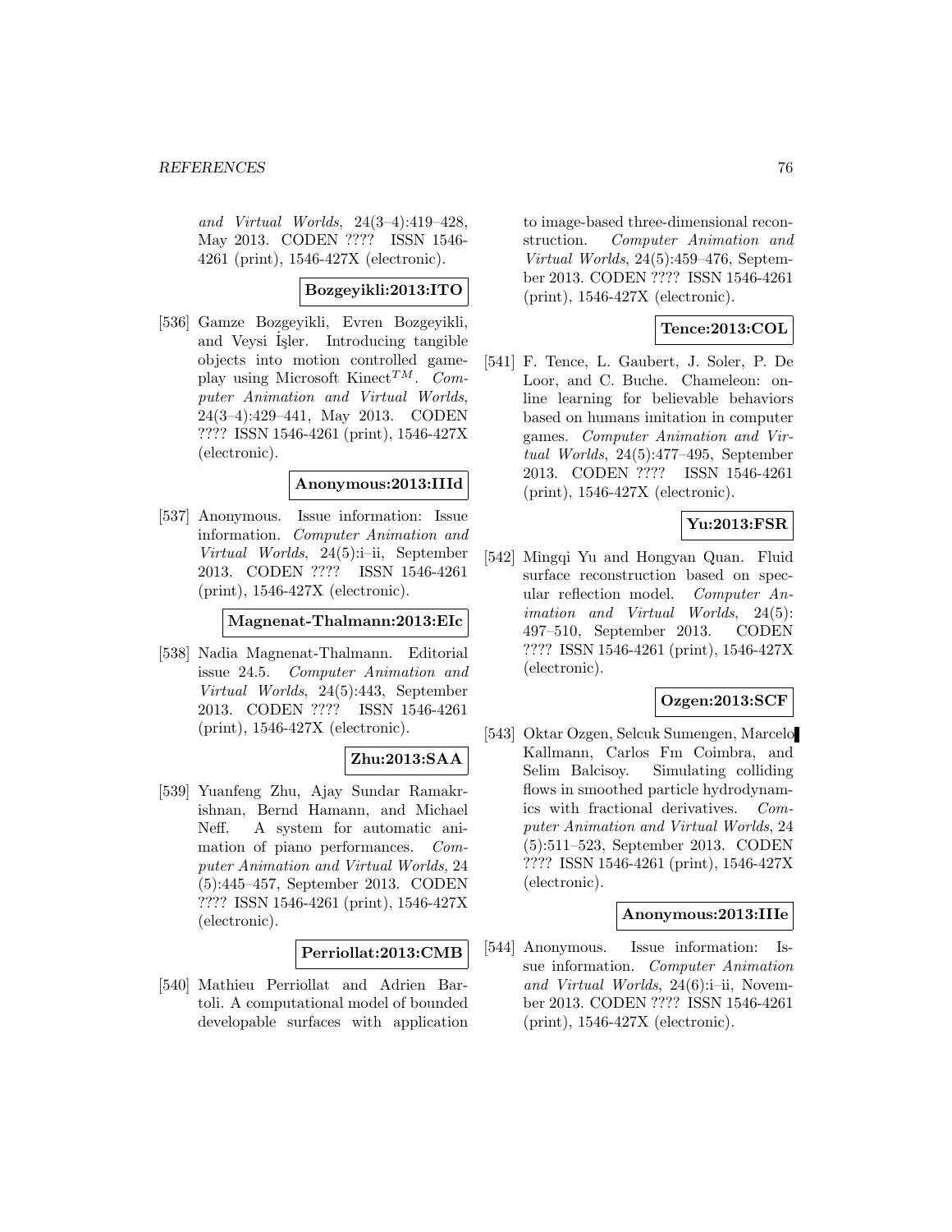and Virtual Worlds, 24(3–4):419–428, May 2013. CODEN ???? ISSN 1546-4261 (print), 1546-427X (electronic).

**Bozgeyikli:2013:ITO**

[536] Gamze Bozgeyikli, Evren Bozgeyikli, and Veysi İşler. Introducing tangible objects into motion controlled gameplay using Microsoft Kinect$^{TM}$. *Computer Animation and Virtual Worlds*, 24(3–4):429–441, May 2013. CODEN ???? ISSN 1546-4261 (print), 1546-427X (electronic).

**Anonymous:2013:IIId**

[537] Anonymous. Issue information: Issue information. *Computer Animation and Virtual Worlds*, 24(5):i–ii, September 2013. CODEN ???? ISSN 1546-4261 (print), 1546-427X (electronic).

**Magnenat-Thalmann:2013:EIc**

[538] Nadia Magnenat-Thalmann. Editorial issue 24.5. *Computer Animation and Virtual Worlds*, 24(5):443, September 2013. CODEN ???? ISSN 1546-4261 (print), 1546-427X (electronic).

**Zhu:2013:SAA**

[539] Yuanfeng Zhu, Ajay Sundar Ramakrishnan, Bernd Hamann, and Michael Neff. A system for automatic animation of piano performances. *Computer Animation and Virtual Worlds*, 24 (5):445–457, September 2013. CODEN ???? ISSN 1546-4261 (print), 1546-427X (electronic).

**Perriollat:2013:CMB**

[540] Mathieu Perriollat and Adrien Bartoli. A computational model of bounded developable surfaces with application to image-based three-dimensional reconstruction. *Computer Animation and Virtual Worlds*, 24(5):459–476, September 2013. CODEN ???? ISSN 1546-4261 (print), 1546-427X (electronic).

**Tence:2013:COL**

[541] F. Tence, L. Gaubert, J. Soler, P. De Loor, and C. Buche. Chameleon: online learning for believable behaviors based on humans imitation in computer games. *Computer Animation and Virtual Worlds*, 24(5):477–495, September 2013. CODEN ???? ISSN 1546-4261 (print), 1546-427X (electronic).

**Yu:2013:FSR**

[542] Mingqi Yu and Hongyan Quan. Fluid surface reconstruction based on specular reflection model. *Computer Animation and Virtual Worlds*, 24(5): 497–510, September 2013. CODEN ???? ISSN 1546-4261 (print), 1546-427X (electronic).

**Ozgen:2013:SCF**

[543] Oktar Ozgen, Selcuk Sumengen, Marcelo Kallmann, Carlos Fm Coimbra, and Selim Balcisoy. Simulating colliding flows in smoothed particle hydrodynamics with fractional derivatives. *Computer Animation and Virtual Worlds*, 24 (5):511–523, September 2013. CODEN ???? ISSN 1546-4261 (print), 1546-427X (electronic).

**Anonymous:2013:IIIe**

[544] Anonymous. Issue information: Issue information. *Computer Animation and Virtual Worlds*, 24(6):i–ii, November 2013. CODEN ???? ISSN 1546-4261 (print), 1546-427X (electronic).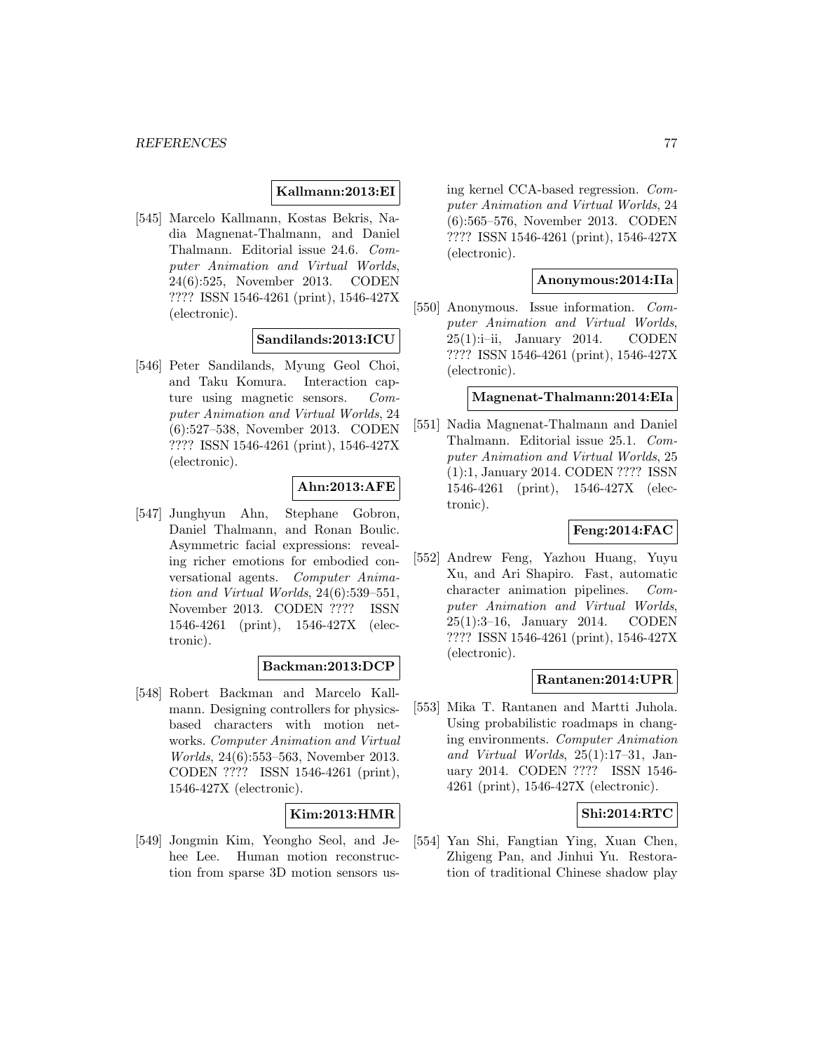**Kallmann:2013:EI**

[545] Marcelo Kallmann, Kostas Bekris, Nadia Magnenat-Thalmann, and Daniel Thalmann. Editorial issue 24.6. *Computer Animation and Virtual Worlds*, 24(6):525, November 2013. CODEN ???? ISSN 1546-4261 (print), 1546-427X (electronic).

**Sandilands:2013:ICU**

[546] Peter Sandilands, Myung Geol Choi, and Taku Komura. Interaction capture using magnetic sensors. *Computer Animation and Virtual Worlds*, 24 (6):527–538, November 2013. CODEN ???? ISSN 1546-4261 (print), 1546-427X (electronic).

**Ahn:2013:AFE**

[547] Junghyun Ahn, Stephane Gobron, Daniel Thalmann, and Ronan Boulic. Asymmetric facial expressions: revealing richer emotions for embodied conversational agents. *Computer Animation and Virtual Worlds*, 24(6):539–551, November 2013. CODEN ???? ISSN 1546-4261 (print), 1546-427X (electronic).

**Backman:2013:DCP**

[548] Robert Backman and Marcelo Kallmann. Designing controllers for physics-based characters with motion networks. *Computer Animation and Virtual Worlds*, 24(6):553–563, November 2013. CODEN ???? ISSN 1546-4261 (print), 1546-427X (electronic).

**Kim:2013:HMR**

[549] Jongmin Kim, Yeongho Seol, and Jehee Lee. Human motion reconstruction from sparse 3D motion sensors using kernel CCA-based regression. *Computer Animation and Virtual Worlds*, 24 (6):565–576, November 2013. CODEN ???? ISSN 1546-4261 (print), 1546-427X (electronic).

**Anonymous:2014:IIa**

[550] Anonymous. Issue information. *Computer Animation and Virtual Worlds*, 25(1):i–ii, January 2014. CODEN ???? ISSN 1546-4261 (print), 1546-427X (electronic).

**Magnenat-Thalmann:2014:EIa**

[551] Nadia Magnenat-Thalmann and Daniel Thalmann. Editorial issue 25.1. *Computer Animation and Virtual Worlds*, 25 (1):1, January 2014. CODEN ???? ISSN 1546-4261 (print), 1546-427X (electronic).

**Feng:2014:FAC**

[552] Andrew Feng, Yazhou Huang, Yuyu Xu, and Ari Shapiro. Fast, automatic character animation pipelines. *Computer Animation and Virtual Worlds*, 25(1):3–16, January 2014. CODEN ???? ISSN 1546-4261 (print), 1546-427X (electronic).

**Rantanen:2014:UPR**

[553] Mika T. Rantanen and Martti Juhola. Using probabilistic roadmaps in changing environments. *Computer Animation and Virtual Worlds*, 25(1):17–31, January 2014. CODEN ???? ISSN 1546-4261 (print), 1546-427X (electronic).

**Shi:2014:RTC**

[554] Yan Shi, Fangtian Ying, Xuan Chen, Zhigeng Pan, and Jinhui Yu. Restoration of traditional Chinese shadow play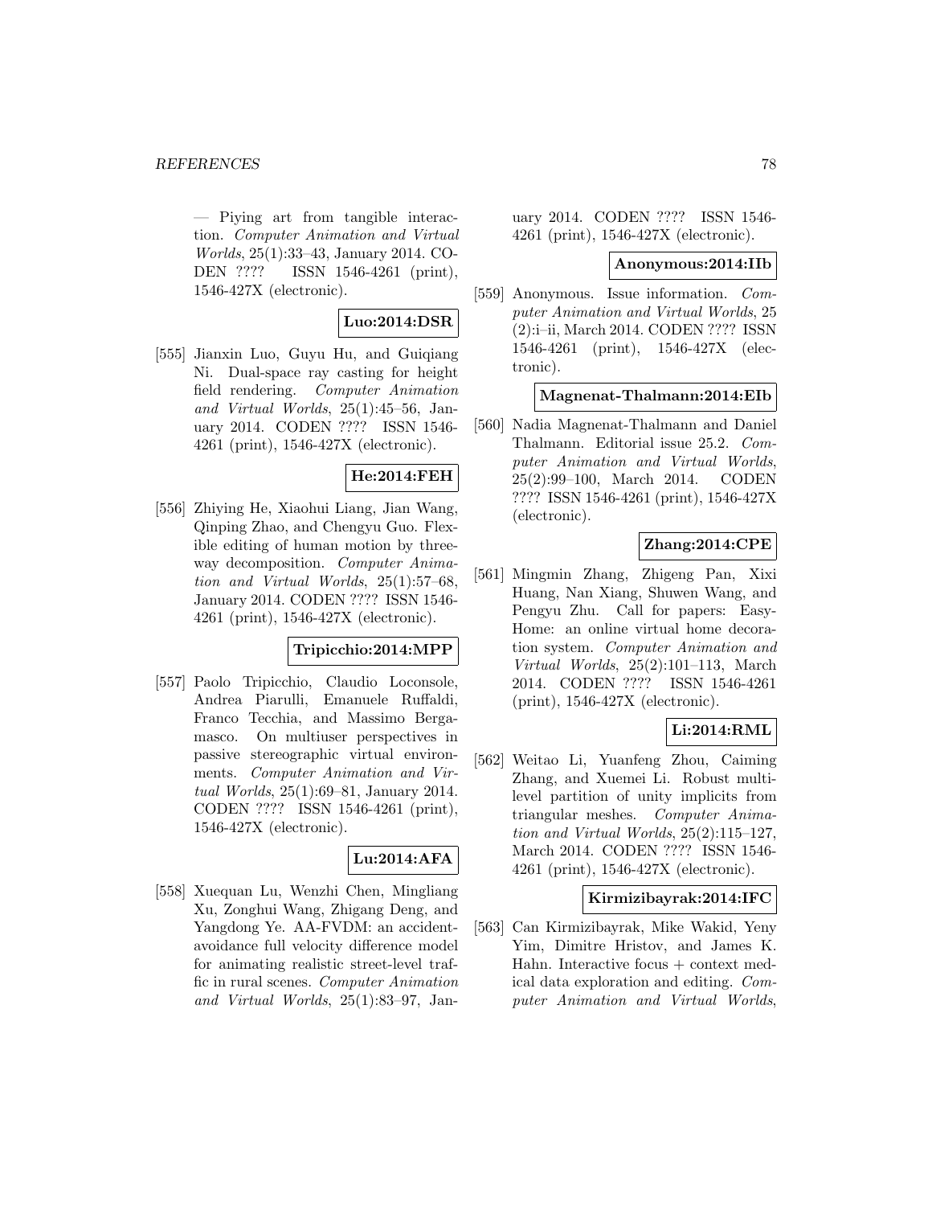— Piying art from tangible interaction. *Computer Animation and Virtual Worlds*, 25(1):33–43, January 2014. CODEN ???? ISSN 1546-4261 (print), 1546-427X (electronic).

**Luo:2014:DSR**

[555] Jianxin Luo, Guyu Hu, and Guiqiang Ni. Dual-space ray casting for height field rendering. *Computer Animation and Virtual Worlds*, 25(1):45–56, January 2014. CODEN ???? ISSN 1546-4261 (print), 1546-427X (electronic).

**He:2014:FEH**

[556] Zhiying He, Xiaohui Liang, Jian Wang, Qinping Zhao, and Chengyu Guo. Flexible editing of human motion by three-way decomposition. *Computer Animation and Virtual Worlds*, 25(1):57–68, January 2014. CODEN ???? ISSN 1546-4261 (print), 1546-427X (electronic).

**Tripicchio:2014:MPP**

[557] Paolo Tripicchio, Claudio Loconsole, Andrea Piarulli, Emanuele Ruffaldi, Franco Tecchia, and Massimo Bergamasco. On multiuser perspectives in passive stereographic virtual environments. *Computer Animation and Virtual Worlds*, 25(1):69–81, January 2014. CODEN ???? ISSN 1546-4261 (print), 1546-427X (electronic).

**Lu:2014:AFA**

[558] Xuequan Lu, Wenzhi Chen, Mingliang Xu, Zonghui Wang, Zhigang Deng, and Yangdong Ye. AA-FVDM: an accident-avoidance full velocity difference model for animating realistic street-level traffic in rural scenes. *Computer Animation and Virtual Worlds*, 25(1):83–97, January 2014. CODEN ???? ISSN 1546-4261 (print), 1546-427X (electronic).

**Anonymous:2014:IIb**

[559] Anonymous. Issue information. *Computer Animation and Virtual Worlds*, 25 (2):i–ii, March 2014. CODEN ???? ISSN 1546-4261 (print), 1546-427X (electronic).

**Magnenat-Thalmann:2014:EIb**

[560] Nadia Magnenat-Thalmann and Daniel Thalmann. Editorial issue 25.2. *Computer Animation and Virtual Worlds*, 25(2):99–100, March 2014. CODEN ???? ISSN 1546-4261 (print), 1546-427X (electronic).

**Zhang:2014:CPE**

[561] Mingmin Zhang, Zhigeng Pan, Xixi Huang, Nan Xiang, Shuwen Wang, and Pengyu Zhu. Call for papers: Easy-Home: an online virtual home decoration system. *Computer Animation and Virtual Worlds*, 25(2):101–113, March 2014. CODEN ???? ISSN 1546-4261 (print), 1546-427X (electronic).

**Li:2014:RML**

[562] Weitao Li, Yuanfeng Zhou, Caiming Zhang, and Xuemei Li. Robust multi-level partition of unity implicits from triangular meshes. *Computer Animation and Virtual Worlds*, 25(2):115–127, March 2014. CODEN ???? ISSN 1546-4261 (print), 1546-427X (electronic).

**Kirmizibayrak:2014:IFC**

[563] Can Kirmizibayrak, Mike Wakid, Yeny Yim, Dimitre Hristov, and James K. Hahn. Interactive focus + context medical data exploration and editing. *Computer Animation and Virtual Worlds*,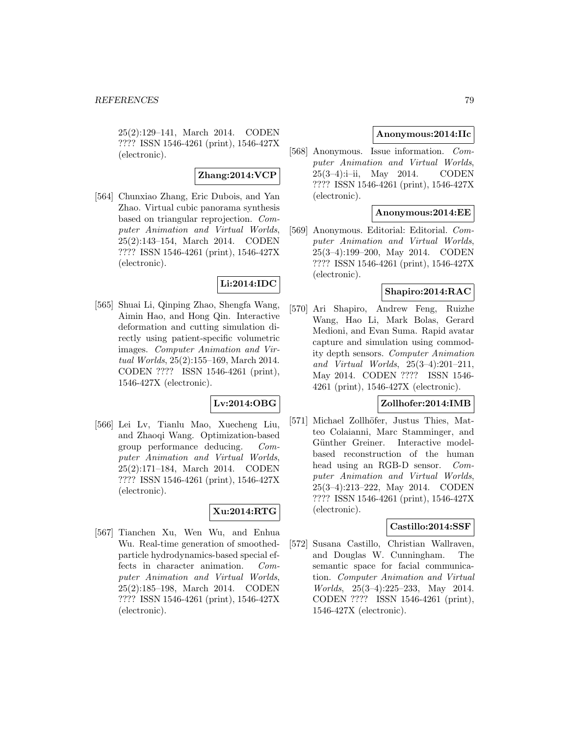25(2):129–141, March 2014. CODEN ???? ISSN 1546-4261 (print), 1546-427X (electronic).

**Zhang:2014:VCP**

[564] Chunxiao Zhang, Eric Dubois, and Yan Zhao. Virtual cubic panorama synthesis based on triangular reprojection. *Computer Animation and Virtual Worlds*, 25(2):143–154, March 2014. CODEN ???? ISSN 1546-4261 (print), 1546-427X (electronic).

**Li:2014:IDC**

[565] Shuai Li, Qinping Zhao, Shengfa Wang, Aimin Hao, and Hong Qin. Interactive deformation and cutting simulation directly using patient-specific volumetric images. *Computer Animation and Virtual Worlds*, 25(2):155–169, March 2014. CODEN ???? ISSN 1546-4261 (print), 1546-427X (electronic).

**Lv:2014:OBG**

[566] Lei Lv, Tianlu Mao, Xuecheng Liu, and Zhaoqi Wang. Optimization-based group performance deducing. *Computer Animation and Virtual Worlds*, 25(2):171–184, March 2014. CODEN ???? ISSN 1546-4261 (print), 1546-427X (electronic).

**Xu:2014:RTG**

[567] Tianchen Xu, Wen Wu, and Enhua Wu. Real-time generation of smoothed-particle hydrodynamics-based special effects in character animation. *Computer Animation and Virtual Worlds*, 25(2):185–198, March 2014. CODEN ???? ISSN 1546-4261 (print), 1546-427X (electronic).

**Anonymous:2014:IIc**

[568] Anonymous. Issue information. *Computer Animation and Virtual Worlds*, 25(3–4):i–ii, May 2014. CODEN ???? ISSN 1546-4261 (print), 1546-427X (electronic).

**Anonymous:2014:EE**

[569] Anonymous. Editorial: Editorial. *Computer Animation and Virtual Worlds*, 25(3–4):199–200, May 2014. CODEN ???? ISSN 1546-4261 (print), 1546-427X (electronic).

**Shapiro:2014:RAC**

[570] Ari Shapiro, Andrew Feng, Ruizhe Wang, Hao Li, Mark Bolas, Gerard Medioni, and Evan Suma. Rapid avatar capture and simulation using commodity depth sensors. *Computer Animation and Virtual Worlds*, 25(3–4):201–211, May 2014. CODEN ???? ISSN 1546-4261 (print), 1546-427X (electronic).

**Zollhofer:2014:IMB**

[571] Michael Zollhöfer, Justus Thies, Matteo Colaianni, Marc Stamminger, and Günther Greiner. Interactive model-based reconstruction of the human head using an RGB-D sensor. *Computer Animation and Virtual Worlds*, 25(3–4):213–222, May 2014. CODEN ???? ISSN 1546-4261 (print), 1546-427X (electronic).

**Castillo:2014:SSF**

[572] Susana Castillo, Christian Wallraven, and Douglas W. Cunningham. The semantic space for facial communication. *Computer Animation and Virtual Worlds*, 25(3–4):225–233, May 2014. CODEN ???? ISSN 1546-4261 (print), 1546-427X (electronic).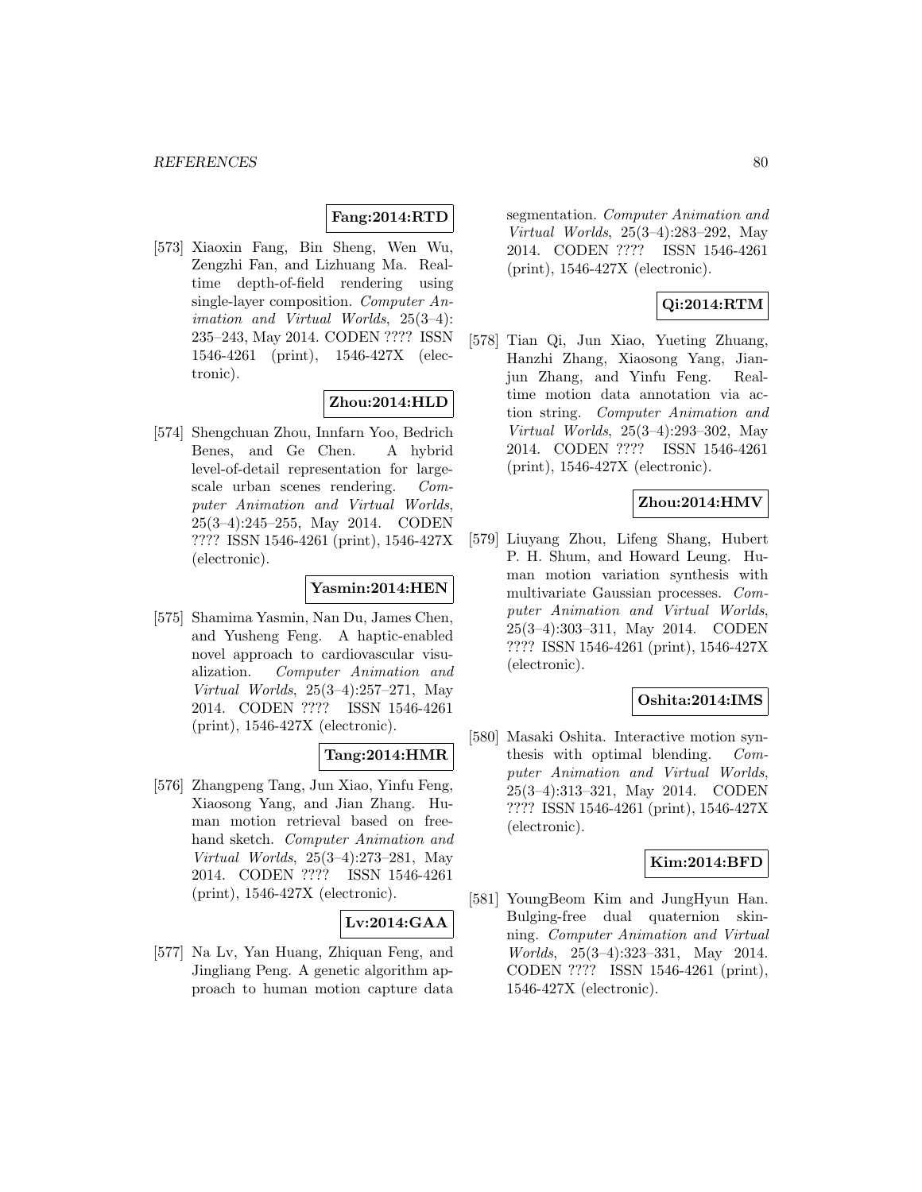**Fang:2014:RTD**

[573] Xiaoxin Fang, Bin Sheng, Wen Wu, Zengzhi Fan, and Lizhuang Ma. Real-time depth-of-field rendering using single-layer composition. *Computer Animation and Virtual Worlds*, 25(3–4): 235–243, May 2014. CODEN ???? ISSN 1546-4261 (print), 1546-427X (electronic).

**Zhou:2014:HLD**

[574] Shengchuan Zhou, Innfarn Yoo, Bedrich Benes, and Ge Chen. A hybrid level-of-detail representation for large-scale urban scenes rendering. *Computer Animation and Virtual Worlds*, 25(3–4):245–255, May 2014. CODEN ???? ISSN 1546-4261 (print), 1546-427X (electronic).

**Yasmin:2014:HEN**

[575] Shamima Yasmin, Nan Du, James Chen, and Yusheng Feng. A haptic-enabled novel approach to cardiovascular visualization. *Computer Animation and Virtual Worlds*, 25(3–4):257–271, May 2014. CODEN ???? ISSN 1546-4261 (print), 1546-427X (electronic).

**Tang:2014:HMR**

[576] Zhangpeng Tang, Jun Xiao, Yinfu Feng, Xiaosong Yang, and Jian Zhang. Human motion retrieval based on freehand sketch. *Computer Animation and Virtual Worlds*, 25(3–4):273–281, May 2014. CODEN ???? ISSN 1546-4261 (print), 1546-427X (electronic).

**Lv:2014:GAA**

[577] Na Lv, Yan Huang, Zhiquan Feng, and Jingliang Peng. A genetic algorithm approach to human motion capture data segmentation. *Computer Animation and Virtual Worlds*, 25(3–4):283–292, May 2014. CODEN ???? ISSN 1546-4261 (print), 1546-427X (electronic).

**Qi:2014:RTM**

[578] Tian Qi, Jun Xiao, Yueting Zhuang, Hanzhi Zhang, Xiaosong Yang, Jianjun Zhang, and Yinfu Feng. Real-time motion data annotation via action string. *Computer Animation and Virtual Worlds*, 25(3–4):293–302, May 2014. CODEN ???? ISSN 1546-4261 (print), 1546-427X (electronic).

**Zhou:2014:HMV**

[579] Liuyang Zhou, Lifeng Shang, Hubert P. H. Shum, and Howard Leung. Human motion variation synthesis with multivariate Gaussian processes. *Computer Animation and Virtual Worlds*, 25(3–4):303–311, May 2014. CODEN ???? ISSN 1546-4261 (print), 1546-427X (electronic).

**Oshita:2014:IMS**

[580] Masaki Oshita. Interactive motion synthesis with optimal blending. *Computer Animation and Virtual Worlds*, 25(3–4):313–321, May 2014. CODEN ???? ISSN 1546-4261 (print), 1546-427X (electronic).

**Kim:2014:BFD**

[581] YoungBeom Kim and JungHyun Han. Bulging-free dual quaternion skinning. *Computer Animation and Virtual Worlds*, 25(3–4):323–331, May 2014. CODEN ???? ISSN 1546-4261 (print), 1546-427X (electronic).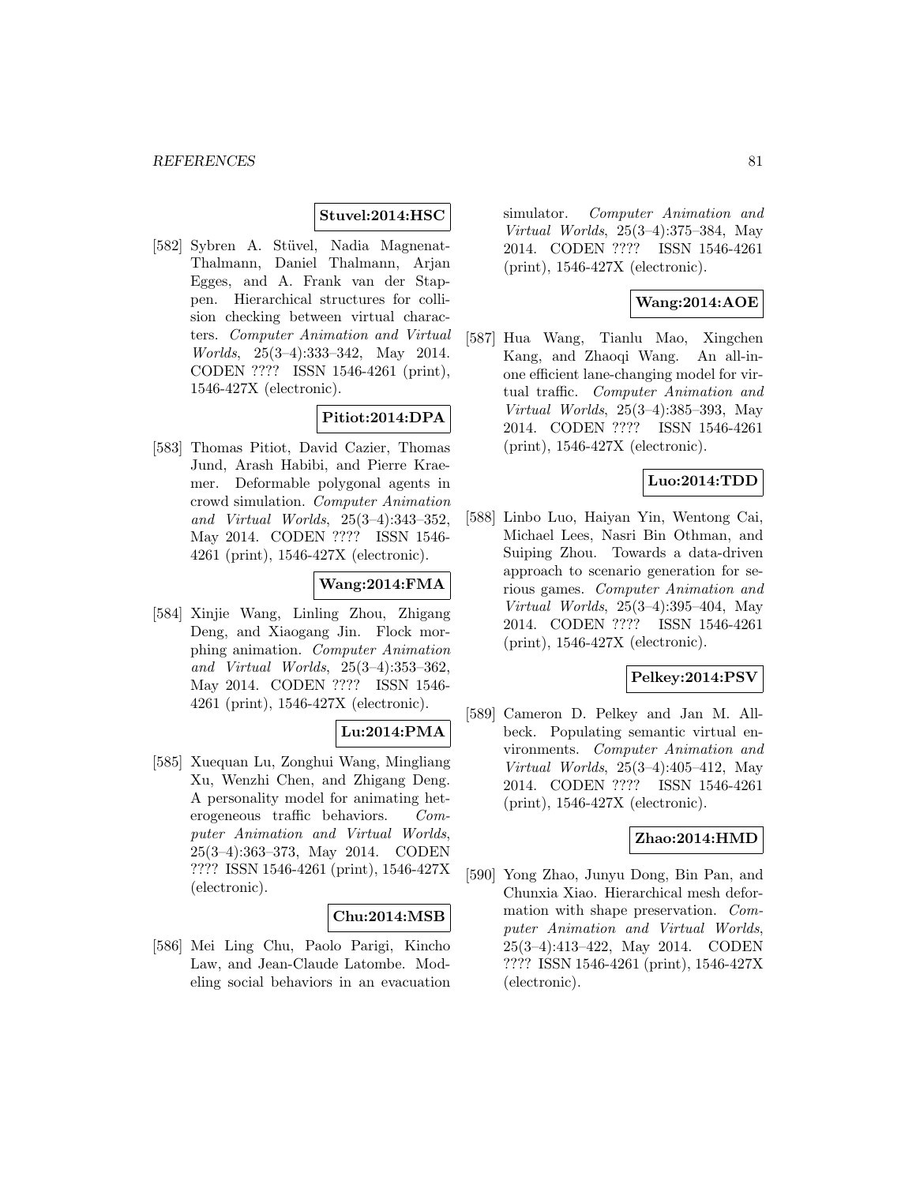**Stuvel:2014:HSC**

[582] Sybren A. Stüvel, Nadia Magnenat-Thalmann, Daniel Thalmann, Arjan Egges, and A. Frank van der Stappen. Hierarchical structures for collision checking between virtual characters. *Computer Animation and Virtual Worlds*, 25(3–4):333–342, May 2014. CODEN ???? ISSN 1546-4261 (print), 1546-427X (electronic).

**Pitiot:2014:DPA**

[583] Thomas Pitiot, David Cazier, Thomas Jund, Arash Habibi, and Pierre Kraemer. Deformable polygonal agents in crowd simulation. *Computer Animation and Virtual Worlds*, 25(3–4):343–352, May 2014. CODEN ???? ISSN 1546-4261 (print), 1546-427X (electronic).

**Wang:2014:FMA**

[584] Xinjie Wang, Linling Zhou, Zhigang Deng, and Xiaogang Jin. Flock morphing animation. *Computer Animation and Virtual Worlds*, 25(3–4):353–362, May 2014. CODEN ???? ISSN 1546-4261 (print), 1546-427X (electronic).

**Lu:2014:PMA**

[585] Xuequan Lu, Zonghui Wang, Mingliang Xu, Wenzhi Chen, and Zhigang Deng. A personality model for animating heterogeneous traffic behaviors. *Computer Animation and Virtual Worlds*, 25(3–4):363–373, May 2014. CODEN ???? ISSN 1546-4261 (print), 1546-427X (electronic).

**Chu:2014:MSB**

[586] Mei Ling Chu, Paolo Parigi, Kincho Law, and Jean-Claude Latombe. Modeling social behaviors in an evacuation simulator. *Computer Animation and Virtual Worlds*, 25(3–4):375–384, May 2014. CODEN ???? ISSN 1546-4261 (print), 1546-427X (electronic).

**Wang:2014:AOE**

[587] Hua Wang, Tianlu Mao, Xingchen Kang, and Zhaoqi Wang. An all-in-one efficient lane-changing model for virtual traffic. *Computer Animation and Virtual Worlds*, 25(3–4):385–393, May 2014. CODEN ???? ISSN 1546-4261 (print), 1546-427X (electronic).

**Luo:2014:TDD**

[588] Linbo Luo, Haiyan Yin, Wentong Cai, Michael Lees, Nasri Bin Othman, and Suiping Zhou. Towards a data-driven approach to scenario generation for serious games. *Computer Animation and Virtual Worlds*, 25(3–4):395–404, May 2014. CODEN ???? ISSN 1546-4261 (print), 1546-427X (electronic).

**Pelkey:2014:PSV**

[589] Cameron D. Pelkey and Jan M. Allbeck. Populating semantic virtual environments. *Computer Animation and Virtual Worlds*, 25(3–4):405–412, May 2014. CODEN ???? ISSN 1546-4261 (print), 1546-427X (electronic).

**Zhao:2014:HMD**

[590] Yong Zhao, Junyu Dong, Bin Pan, and Chunxia Xiao. Hierarchical mesh deformation with shape preservation. *Computer Animation and Virtual Worlds*, 25(3–4):413–422, May 2014. CODEN ???? ISSN 1546-4261 (print), 1546-427X (electronic).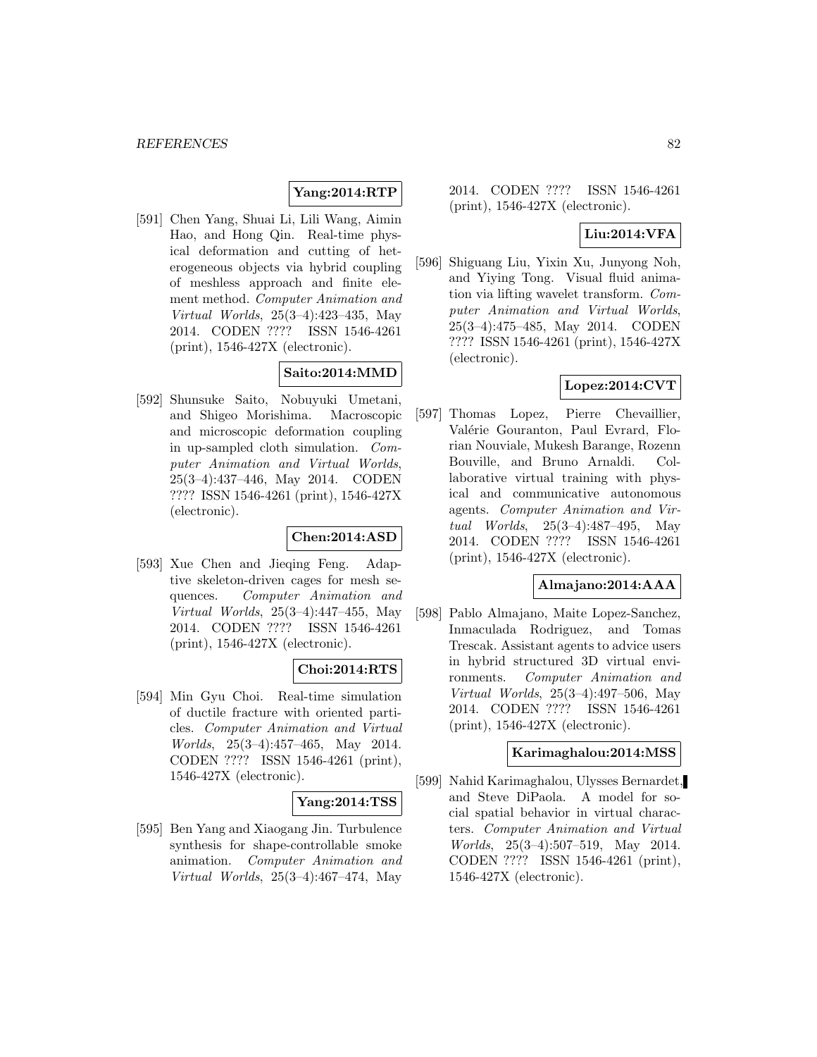**Yang:2014:RTP**

[591] Chen Yang, Shuai Li, Lili Wang, Aimin Hao, and Hong Qin. Real-time physical deformation and cutting of heterogeneous objects via hybrid coupling of meshless approach and finite element method. *Computer Animation and Virtual Worlds*, 25(3–4):423–435, May 2014. CODEN ???? ISSN 1546-4261 (print), 1546-427X (electronic).

**Saito:2014:MMD**

[592] Shunsuke Saito, Nobuyuki Umetani, and Shigeo Morishima. Macroscopic and microscopic deformation coupling in up-sampled cloth simulation. *Computer Animation and Virtual Worlds*, 25(3–4):437–446, May 2014. CODEN ???? ISSN 1546-4261 (print), 1546-427X (electronic).

**Chen:2014:ASD**

[593] Xue Chen and Jieqing Feng. Adaptive skeleton-driven cages for mesh sequences. *Computer Animation and Virtual Worlds*, 25(3–4):447–455, May 2014. CODEN ???? ISSN 1546-4261 (print), 1546-427X (electronic).

**Choi:2014:RTS**

[594] Min Gyu Choi. Real-time simulation of ductile fracture with oriented particles. *Computer Animation and Virtual Worlds*, 25(3–4):457–465, May 2014. CODEN ???? ISSN 1546-4261 (print), 1546-427X (electronic).

**Yang:2014:TSS**

[595] Ben Yang and Xiaogang Jin. Turbulence synthesis for shape-controllable smoke animation. *Computer Animation and Virtual Worlds*, 25(3–4):467–474, May 2014. CODEN ???? ISSN 1546-4261 (print), 1546-427X (electronic).

**Liu:2014:VFA**

[596] Shiguang Liu, Yixin Xu, Junyong Noh, and Yiying Tong. Visual fluid animation via lifting wavelet transform. *Computer Animation and Virtual Worlds*, 25(3–4):475–485, May 2014. CODEN ???? ISSN 1546-4261 (print), 1546-427X (electronic).

**Lopez:2014:CVT**

[597] Thomas Lopez, Pierre Chevaillier, Valérie Gouranton, Paul Evrard, Florian Nouviale, Mukesh Barange, Rozenn Bouville, and Bruno Arnaldi. Collaborative virtual training with physical and communicative autonomous agents. *Computer Animation and Virtual Worlds*, 25(3–4):487–495, May 2014. CODEN ???? ISSN 1546-4261 (print), 1546-427X (electronic).

**Almajano:2014:AAA**

[598] Pablo Almajano, Maite Lopez-Sanchez, Inmaculada Rodriguez, and Tomas Trescak. Assistant agents to advice users in hybrid structured 3D virtual environments. *Computer Animation and Virtual Worlds*, 25(3–4):497–506, May 2014. CODEN ???? ISSN 1546-4261 (print), 1546-427X (electronic).

**Karimaghalou:2014:MSS**

[599] Nahid Karimaghalou, Ulysses Bernardet, and Steve DiPaola. A model for social spatial behavior in virtual characters. *Computer Animation and Virtual Worlds*, 25(3–4):507–519, May 2014. CODEN ???? ISSN 1546-4261 (print), 1546-427X (electronic).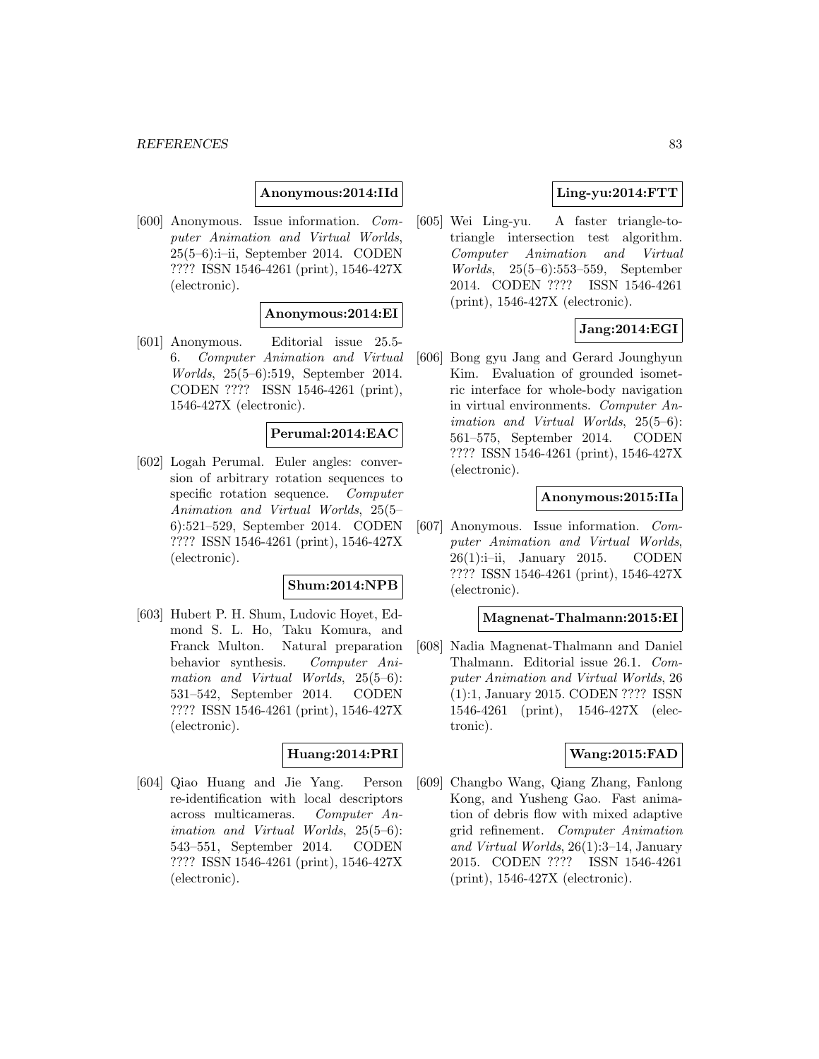**Anonymous:2014:IId**

[600] Anonymous. Issue information. *Computer Animation and Virtual Worlds*, 25(5–6):i–ii, September 2014. CODEN ???? ISSN 1546-4261 (print), 1546-427X (electronic).

**Anonymous:2014:EI**

[601] Anonymous. Editorial issue 25.5-6. *Computer Animation and Virtual Worlds*, 25(5–6):519, September 2014. CODEN ???? ISSN 1546-4261 (print), 1546-427X (electronic).

**Perumal:2014:EAC**

[602] Logah Perumal. Euler angles: conversion of arbitrary rotation sequences to specific rotation sequence. *Computer Animation and Virtual Worlds*, 25(5–6):521–529, September 2014. CODEN ???? ISSN 1546-4261 (print), 1546-427X (electronic).

**Shum:2014:NPB**

[603] Hubert P. H. Shum, Ludovic Hoyet, Edmond S. L. Ho, Taku Komura, and Franck Multon. Natural preparation behavior synthesis. *Computer Animation and Virtual Worlds*, 25(5–6): 531–542, September 2014. CODEN ???? ISSN 1546-4261 (print), 1546-427X (electronic).

**Huang:2014:PRI**

[604] Qiao Huang and Jie Yang. Person re-identification with local descriptors across multicameras. *Computer Animation and Virtual Worlds*, 25(5–6): 543–551, September 2014. CODEN ???? ISSN 1546-4261 (print), 1546-427X (electronic).

**Ling-yu:2014:FTT**

[605] Wei Ling-yu. A faster triangle-to-triangle intersection test algorithm. *Computer Animation and Virtual Worlds*, 25(5–6):553–559, September 2014. CODEN ???? ISSN 1546-4261 (print), 1546-427X (electronic).

**Jang:2014:EGI**

[606] Bong gyu Jang and Gerard Jounghyun Kim. Evaluation of grounded isometric interface for whole-body navigation in virtual environments. *Computer Animation and Virtual Worlds*, 25(5–6): 561–575, September 2014. CODEN ???? ISSN 1546-4261 (print), 1546-427X (electronic).

**Anonymous:2015:IIa**

[607] Anonymous. Issue information. *Computer Animation and Virtual Worlds*, 26(1):i–ii, January 2015. CODEN ???? ISSN 1546-4261 (print), 1546-427X (electronic).

**Magnenat-Thalmann:2015:EI**

[608] Nadia Magnenat-Thalmann and Daniel Thalmann. Editorial issue 26.1. *Computer Animation and Virtual Worlds*, 26 (1):1, January 2015. CODEN ???? ISSN 1546-4261 (print), 1546-427X (electronic).

**Wang:2015:FAD**

[609] Changbo Wang, Qiang Zhang, Fanlong Kong, and Yusheng Gao. Fast animation of debris flow with mixed adaptive grid refinement. *Computer Animation and Virtual Worlds*, 26(1):3–14, January 2015. CODEN ???? ISSN 1546-4261 (print), 1546-427X (electronic).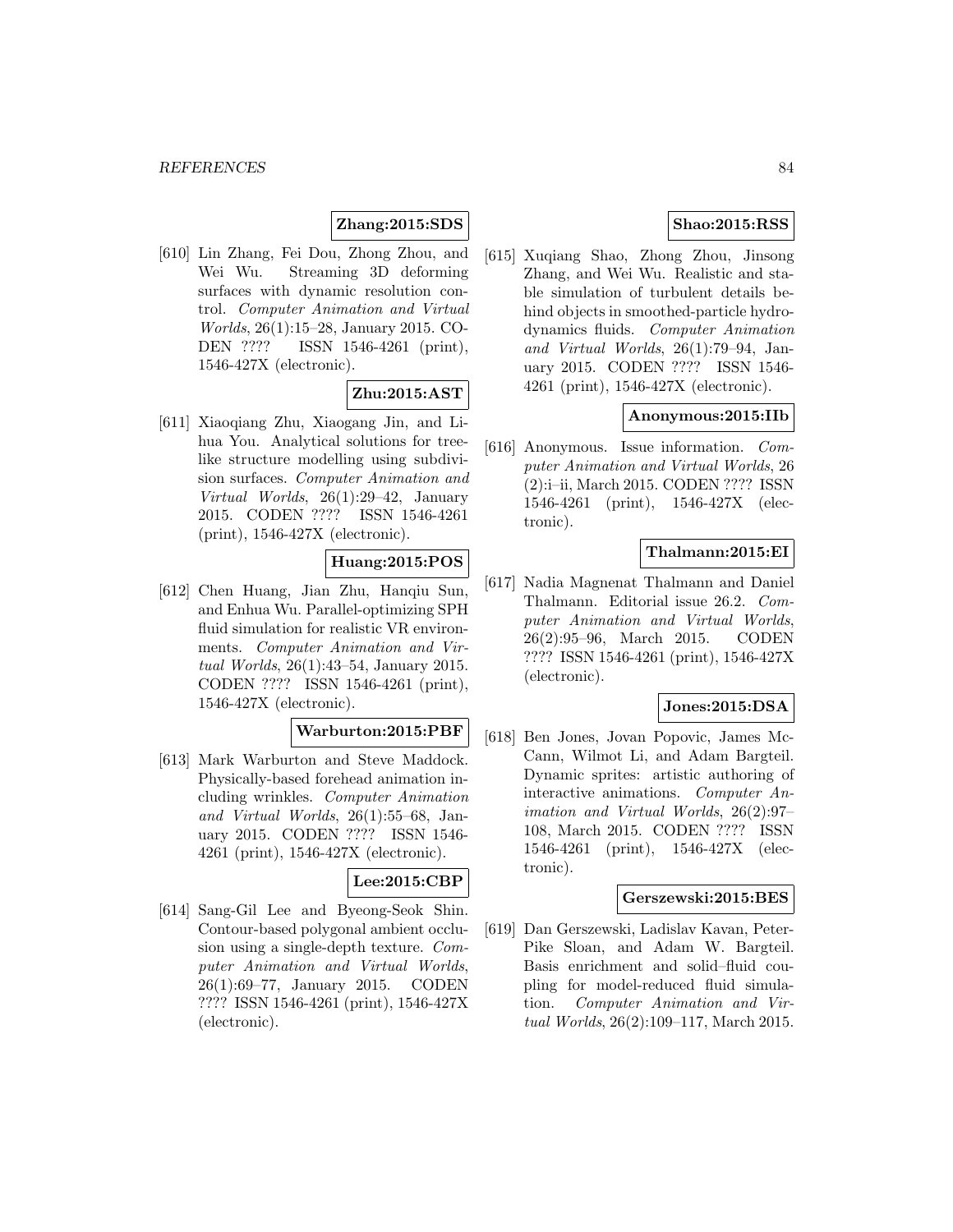**Zhang:2015:SDS**

[610] Lin Zhang, Fei Dou, Zhong Zhou, and Wei Wu. Streaming 3D deforming surfaces with dynamic resolution control. *Computer Animation and Virtual Worlds*, 26(1):15–28, January 2015. CODEN ???? ISSN 1546-4261 (print), 1546-427X (electronic).

**Zhu:2015:AST**

[611] Xiaoqiang Zhu, Xiaogang Jin, and Lihua You. Analytical solutions for treelike structure modelling using subdivision surfaces. *Computer Animation and Virtual Worlds*, 26(1):29–42, January 2015. CODEN ???? ISSN 1546-4261 (print), 1546-427X (electronic).

**Huang:2015:POS**

[612] Chen Huang, Jian Zhu, Hanqiu Sun, and Enhua Wu. Parallel-optimizing SPH fluid simulation for realistic VR environments. *Computer Animation and Virtual Worlds*, 26(1):43–54, January 2015. CODEN ???? ISSN 1546-4261 (print), 1546-427X (electronic).

**Warburton:2015:PBF**

[613] Mark Warburton and Steve Maddock. Physically-based forehead animation including wrinkles. *Computer Animation and Virtual Worlds*, 26(1):55–68, January 2015. CODEN ???? ISSN 1546-4261 (print), 1546-427X (electronic).

**Lee:2015:CBP**

[614] Sang-Gil Lee and Byeong-Seok Shin. Contour-based polygonal ambient occlusion using a single-depth texture. *Computer Animation and Virtual Worlds*, 26(1):69–77, January 2015. CODEN ???? ISSN 1546-4261 (print), 1546-427X (electronic).

**Shao:2015:RSS**

[615] Xuqiang Shao, Zhong Zhou, Jinsong Zhang, and Wei Wu. Realistic and stable simulation of turbulent details behind objects in smoothed-particle hydrodynamics fluids. *Computer Animation and Virtual Worlds*, 26(1):79–94, January 2015. CODEN ???? ISSN 1546-4261 (print), 1546-427X (electronic).

**Anonymous:2015:IIb**

[616] Anonymous. Issue information. *Computer Animation and Virtual Worlds*, 26 (2):i–ii, March 2015. CODEN ???? ISSN 1546-4261 (print), 1546-427X (electronic).

**Thalmann:2015:EI**

[617] Nadia Magnenat Thalmann and Daniel Thalmann. Editorial issue 26.2. *Computer Animation and Virtual Worlds*, 26(2):95–96, March 2015. CODEN ???? ISSN 1546-4261 (print), 1546-427X (electronic).

**Jones:2015:DSA**

[618] Ben Jones, Jovan Popovic, James McCann, Wilmot Li, and Adam Bargteil. Dynamic sprites: artistic authoring of interactive animations. *Computer Animation and Virtual Worlds*, 26(2):97–108, March 2015. CODEN ???? ISSN 1546-4261 (print), 1546-427X (electronic).

**Gerszewski:2015:BES**

[619] Dan Gerszewski, Ladislav Kavan, Peter-Pike Sloan, and Adam W. Bargteil. Basis enrichment and solid–fluid coupling for model-reduced fluid simulation. *Computer Animation and Virtual Worlds*, 26(2):109–117, March 2015.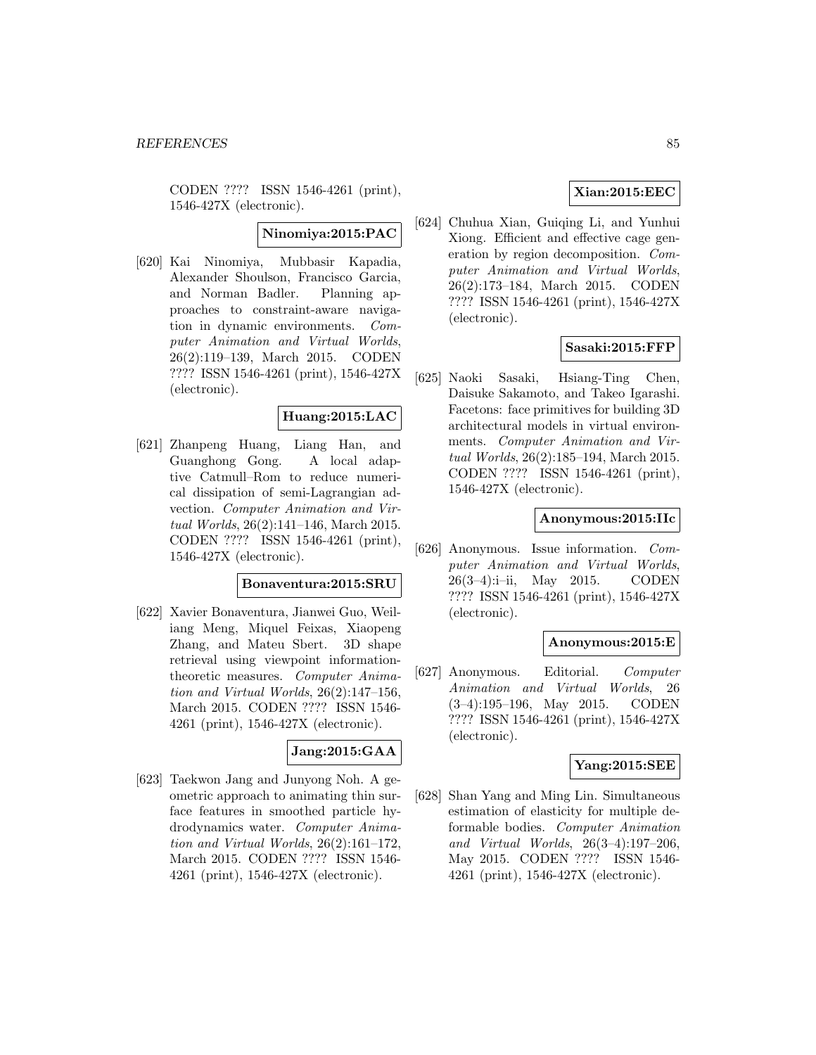CODEN ???? ISSN 1546-4261 (print), 1546-427X (electronic).

**Ninomiya:2015:PAC**

[620] Kai Ninomiya, Mubbasir Kapadia, Alexander Shoulson, Francisco Garcia, and Norman Badler. Planning approaches to constraint-aware navigation in dynamic environments. *Computer Animation and Virtual Worlds*, 26(2):119–139, March 2015. CODEN ???? ISSN 1546-4261 (print), 1546-427X (electronic).

**Huang:2015:LAC**

[621] Zhanpeng Huang, Liang Han, and Guanghong Gong. A local adaptive Catmull–Rom to reduce numerical dissipation of semi-Lagrangian advection. *Computer Animation and Virtual Worlds*, 26(2):141–146, March 2015. CODEN ???? ISSN 1546-4261 (print), 1546-427X (electronic).

**Bonaventura:2015:SRU**

[622] Xavier Bonaventura, Jianwei Guo, Weiliang Meng, Miquel Feixas, Xiaopeng Zhang, and Mateu Sbert. 3D shape retrieval using viewpoint information-theoretic measures. *Computer Animation and Virtual Worlds*, 26(2):147–156, March 2015. CODEN ???? ISSN 1546-4261 (print), 1546-427X (electronic).

**Jang:2015:GAA**

[623] Taekwon Jang and Junyong Noh. A geometric approach to animating thin surface features in smoothed particle hydrodynamics water. *Computer Animation and Virtual Worlds*, 26(2):161–172, March 2015. CODEN ???? ISSN 1546-4261 (print), 1546-427X (electronic).

**Xian:2015:EEC**

[624] Chuhua Xian, Guiqing Li, and Yunhui Xiong. Efficient and effective cage generation by region decomposition. *Computer Animation and Virtual Worlds*, 26(2):173–184, March 2015. CODEN ???? ISSN 1546-4261 (print), 1546-427X (electronic).

**Sasaki:2015:FFP**

[625] Naoki Sasaki, Hsiang-Ting Chen, Daisuke Sakamoto, and Takeo Igarashi. Facetons: face primitives for building 3D architectural models in virtual environments. *Computer Animation and Virtual Worlds*, 26(2):185–194, March 2015. CODEN ???? ISSN 1546-4261 (print), 1546-427X (electronic).

**Anonymous:2015:IIc**

[626] Anonymous. Issue information. *Computer Animation and Virtual Worlds*, 26(3–4):i–ii, May 2015. CODEN ???? ISSN 1546-4261 (print), 1546-427X (electronic).

**Anonymous:2015:E**

[627] Anonymous. Editorial. *Computer Animation and Virtual Worlds*, 26 (3–4):195–196, May 2015. CODEN ???? ISSN 1546-4261 (print), 1546-427X (electronic).

**Yang:2015:SEE**

[628] Shan Yang and Ming Lin. Simultaneous estimation of elasticity for multiple deformable bodies. *Computer Animation and Virtual Worlds*, 26(3–4):197–206, May 2015. CODEN ???? ISSN 1546-4261 (print), 1546-427X (electronic).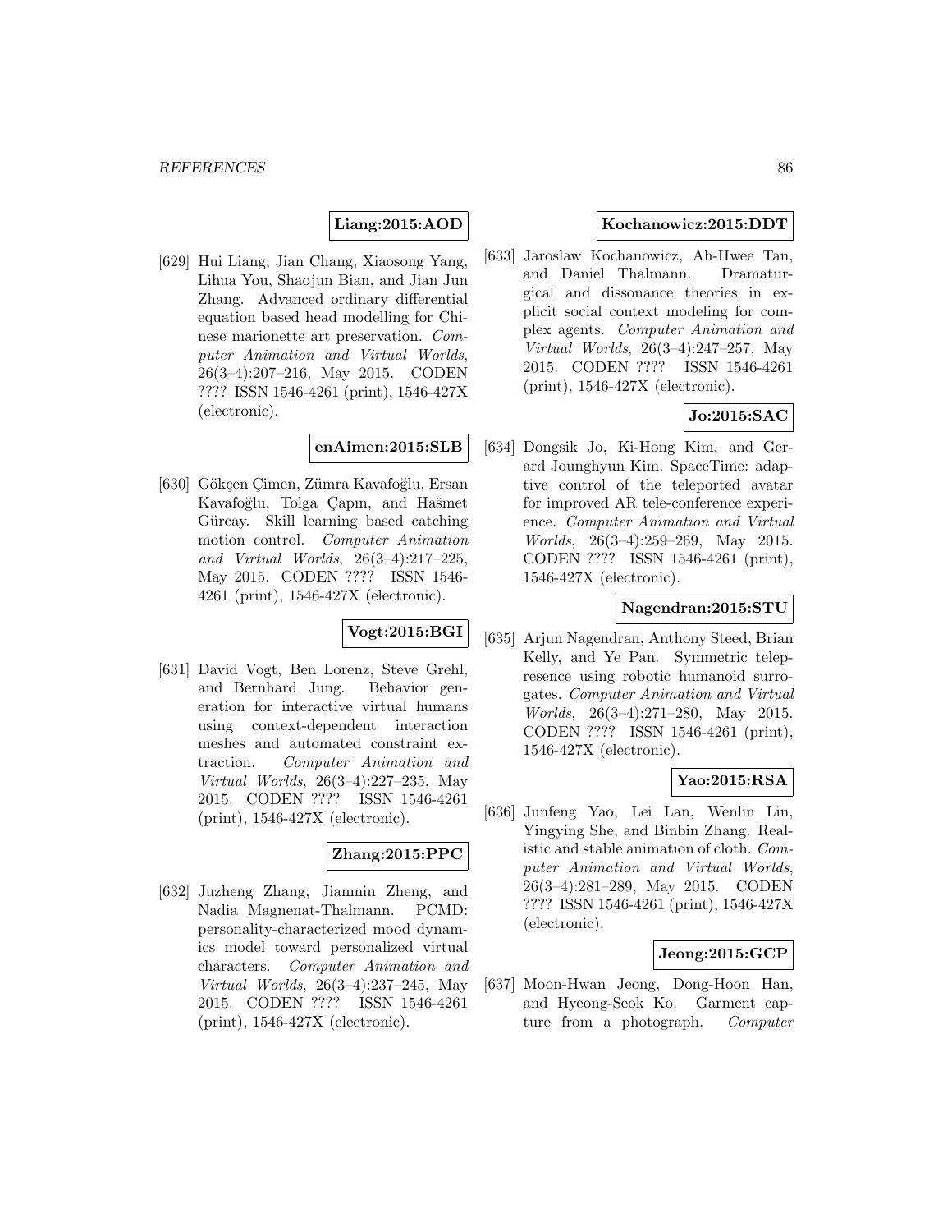**Liang:2015:AOD**

[629] Hui Liang, Jian Chang, Xiaosong Yang, Lihua You, Shaojun Bian, and Jian Jun Zhang. Advanced ordinary differential equation based head modelling for Chinese marionette art preservation. *Computer Animation and Virtual Worlds*, 26(3–4):207–216, May 2015. CODEN ???? ISSN 1546-4261 (print), 1546-427X (electronic).

**enAimen:2015:SLB**

[630] Gökçen Çimen, Zümra Kavafoğlu, Ersan Kavafoğlu, Tolga Çapın, and Hašmet Gürcay. Skill learning based catching motion control. *Computer Animation and Virtual Worlds*, 26(3–4):217–225, May 2015. CODEN ???? ISSN 1546-4261 (print), 1546-427X (electronic).

**Vogt:2015:BGI**

[631] David Vogt, Ben Lorenz, Steve Grehl, and Bernhard Jung. Behavior generation for interactive virtual humans using context-dependent interaction meshes and automated constraint extraction. *Computer Animation and Virtual Worlds*, 26(3–4):227–235, May 2015. CODEN ???? ISSN 1546-4261 (print), 1546-427X (electronic).

**Zhang:2015:PPC**

[632] Juzheng Zhang, Jianmin Zheng, and Nadia Magnenat-Thalmann. PCMD: personality-characterized mood dynamics model toward personalized virtual characters. *Computer Animation and Virtual Worlds*, 26(3–4):237–245, May 2015. CODEN ???? ISSN 1546-4261 (print), 1546-427X (electronic).

**Kochanowicz:2015:DDT**

[633] Jaroslaw Kochanowicz, Ah-Hwee Tan, and Daniel Thalmann. Dramaturgical and dissonance theories in explicit social context modeling for complex agents. *Computer Animation and Virtual Worlds*, 26(3–4):247–257, May 2015. CODEN ???? ISSN 1546-4261 (print), 1546-427X (electronic).

**Jo:2015:SAC**

[634] Dongsik Jo, Ki-Hong Kim, and Gerard Jounghyun Kim. SpaceTime: adaptive control of the teleported avatar for improved AR tele-conference experience. *Computer Animation and Virtual Worlds*, 26(3–4):259–269, May 2015. CODEN ???? ISSN 1546-4261 (print), 1546-427X (electronic).

**Nagendran:2015:STU**

[635] Arjun Nagendran, Anthony Steed, Brian Kelly, and Ye Pan. Symmetric telepresence using robotic humanoid surrogates. *Computer Animation and Virtual Worlds*, 26(3–4):271–280, May 2015. CODEN ???? ISSN 1546-4261 (print), 1546-427X (electronic).

**Yao:2015:RSA**

[636] Junfeng Yao, Lei Lan, Wenlin Lin, Yingying She, and Binbin Zhang. Realistic and stable animation of cloth. *Computer Animation and Virtual Worlds*, 26(3–4):281–289, May 2015. CODEN ???? ISSN 1546-4261 (print), 1546-427X (electronic).

**Jeong:2015:GCP**

[637] Moon-Hwan Jeong, Dong-Hoon Han, and Hyeong-Seok Ko. Garment capture from a photograph. *Computer*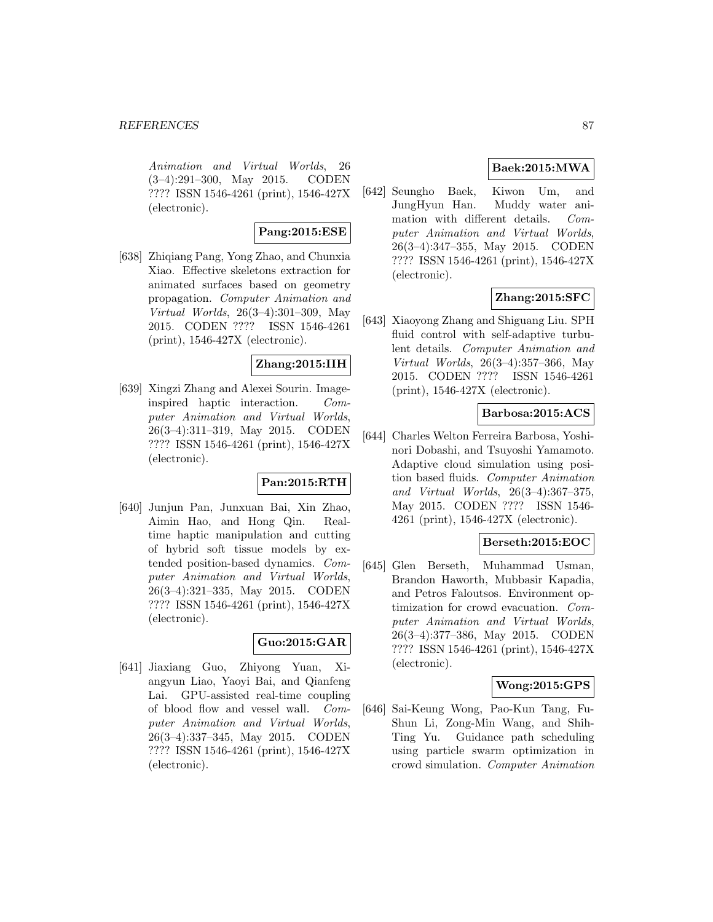Animation and Virtual Worlds, 26 (3–4):291–300, May 2015. CODEN ???? ISSN 1546-4261 (print), 1546-427X (electronic).

**Pang:2015:ESE**

[638] Zhiqiang Pang, Yong Zhao, and Chunxia Xiao. Effective skeletons extraction for animated surfaces based on geometry propagation. *Computer Animation and Virtual Worlds*, 26(3–4):301–309, May 2015. CODEN ???? ISSN 1546-4261 (print), 1546-427X (electronic).

**Zhang:2015:IIH**

[639] Xingzi Zhang and Alexei Sourin. Image-inspired haptic interaction. *Computer Animation and Virtual Worlds*, 26(3–4):311–319, May 2015. CODEN ???? ISSN 1546-4261 (print), 1546-427X (electronic).

**Pan:2015:RTH**

[640] Junjun Pan, Junxuan Bai, Xin Zhao, Aimin Hao, and Hong Qin. Real-time haptic manipulation and cutting of hybrid soft tissue models by extended position-based dynamics. *Computer Animation and Virtual Worlds*, 26(3–4):321–335, May 2015. CODEN ???? ISSN 1546-4261 (print), 1546-427X (electronic).

**Guo:2015:GAR**

[641] Jiaxiang Guo, Zhiyong Yuan, Xiangyun Liao, Yaoyi Bai, and Qianfeng Lai. GPU-assisted real-time coupling of blood flow and vessel wall. *Computer Animation and Virtual Worlds*, 26(3–4):337–345, May 2015. CODEN ???? ISSN 1546-4261 (print), 1546-427X (electronic).

**Baek:2015:MWA**

[642] Seungho Baek, Kiwon Um, and JungHyun Han. Muddy water animation with different details. *Computer Animation and Virtual Worlds*, 26(3–4):347–355, May 2015. CODEN ???? ISSN 1546-4261 (print), 1546-427X (electronic).

**Zhang:2015:SFC**

[643] Xiaoyong Zhang and Shiguang Liu. SPH fluid control with self-adaptive turbulent details. *Computer Animation and Virtual Worlds*, 26(3–4):357–366, May 2015. CODEN ???? ISSN 1546-4261 (print), 1546-427X (electronic).

**Barbosa:2015:ACS**

[644] Charles Welton Ferreira Barbosa, Yoshinori Dobashi, and Tsuyoshi Yamamoto. Adaptive cloud simulation using position based fluids. *Computer Animation and Virtual Worlds*, 26(3–4):367–375, May 2015. CODEN ???? ISSN 1546-4261 (print), 1546-427X (electronic).

**Berseth:2015:EOC**

[645] Glen Berseth, Muhammad Usman, Brandon Haworth, Mubbasir Kapadia, and Petros Faloutsos. Environment optimization for crowd evacuation. *Computer Animation and Virtual Worlds*, 26(3–4):377–386, May 2015. CODEN ???? ISSN 1546-4261 (print), 1546-427X (electronic).

**Wong:2015:GPS**

[646] Sai-Keung Wong, Pao-Kun Tang, Fu-Shun Li, Zong-Min Wang, and Shih-Ting Yu. Guidance path scheduling using particle swarm optimization in crowd simulation. *Computer Animation*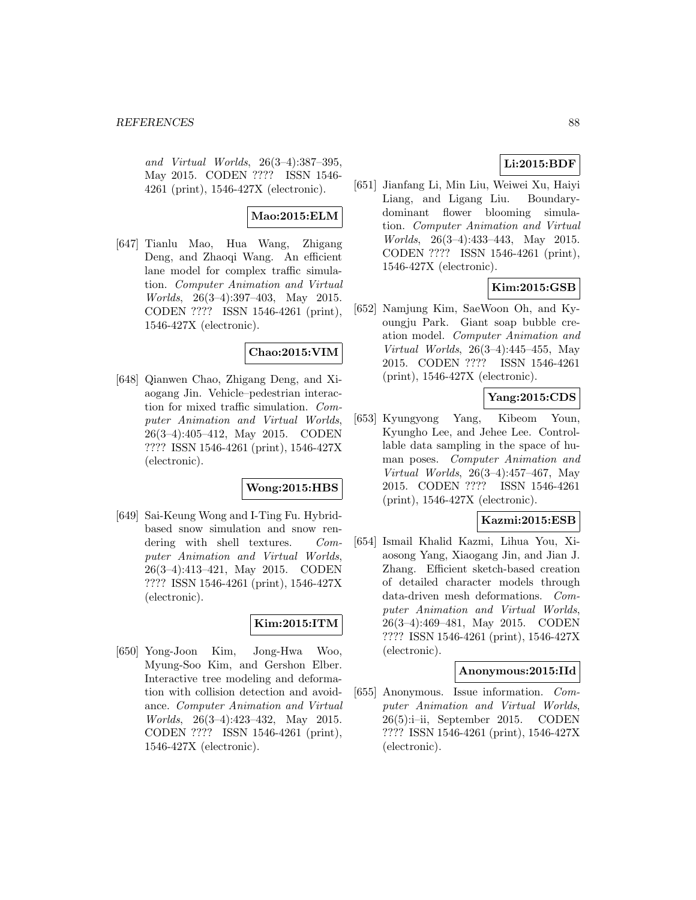*and Virtual Worlds*, 26(3–4):387–395, May 2015. CODEN ???? ISSN 1546-4261 (print), 1546-427X (electronic).

**Mao:2015:ELM**

[647] Tianlu Mao, Hua Wang, Zhigang Deng, and Zhaoqi Wang. An efficient lane model for complex traffic simulation. *Computer Animation and Virtual Worlds*, 26(3–4):397–403, May 2015. CODEN ???? ISSN 1546-4261 (print), 1546-427X (electronic).

**Chao:2015:VIM**

[648] Qianwen Chao, Zhigang Deng, and Xiaogang Jin. Vehicle–pedestrian interaction for mixed traffic simulation. *Computer Animation and Virtual Worlds*, 26(3–4):405–412, May 2015. CODEN ???? ISSN 1546-4261 (print), 1546-427X (electronic).

**Wong:2015:HBS**

[649] Sai-Keung Wong and I-Ting Fu. Hybrid-based snow simulation and snow rendering with shell textures. *Computer Animation and Virtual Worlds*, 26(3–4):413–421, May 2015. CODEN ???? ISSN 1546-4261 (print), 1546-427X (electronic).

**Kim:2015:ITM**

[650] Yong-Joon Kim, Jong-Hwa Woo, Myung-Soo Kim, and Gershon Elber. Interactive tree modeling and deformation with collision detection and avoidance. *Computer Animation and Virtual Worlds*, 26(3–4):423–432, May 2015. CODEN ???? ISSN 1546-4261 (print), 1546-427X (electronic).

**Li:2015:BDF**

[651] Jianfang Li, Min Liu, Weiwei Xu, Haiyi Liang, and Ligang Liu. Boundary-dominant flower blooming simulation. *Computer Animation and Virtual Worlds*, 26(3–4):433–443, May 2015. CODEN ???? ISSN 1546-4261 (print), 1546-427X (electronic).

**Kim:2015:GSB**

[652] Namjung Kim, SaeWoon Oh, and Kyoungju Park. Giant soap bubble creation model. *Computer Animation and Virtual Worlds*, 26(3–4):445–455, May 2015. CODEN ???? ISSN 1546-4261 (print), 1546-427X (electronic).

**Yang:2015:CDS**

[653] Kyungyong Yang, Kibeom Youn, Kyungho Lee, and Jehee Lee. Controllable data sampling in the space of human poses. *Computer Animation and Virtual Worlds*, 26(3–4):457–467, May 2015. CODEN ???? ISSN 1546-4261 (print), 1546-427X (electronic).

**Kazmi:2015:ESB**

[654] Ismail Khalid Kazmi, Lihua You, Xiaosong Yang, Xiaogang Jin, and Jian J. Zhang. Efficient sketch-based creation of detailed character models through data-driven mesh deformations. *Computer Animation and Virtual Worlds*, 26(3–4):469–481, May 2015. CODEN ???? ISSN 1546-4261 (print), 1546-427X (electronic).

**Anonymous:2015:IId**

[655] Anonymous. Issue information. *Computer Animation and Virtual Worlds*, 26(5):i–ii, September 2015. CODEN ???? ISSN 1546-4261 (print), 1546-427X (electronic).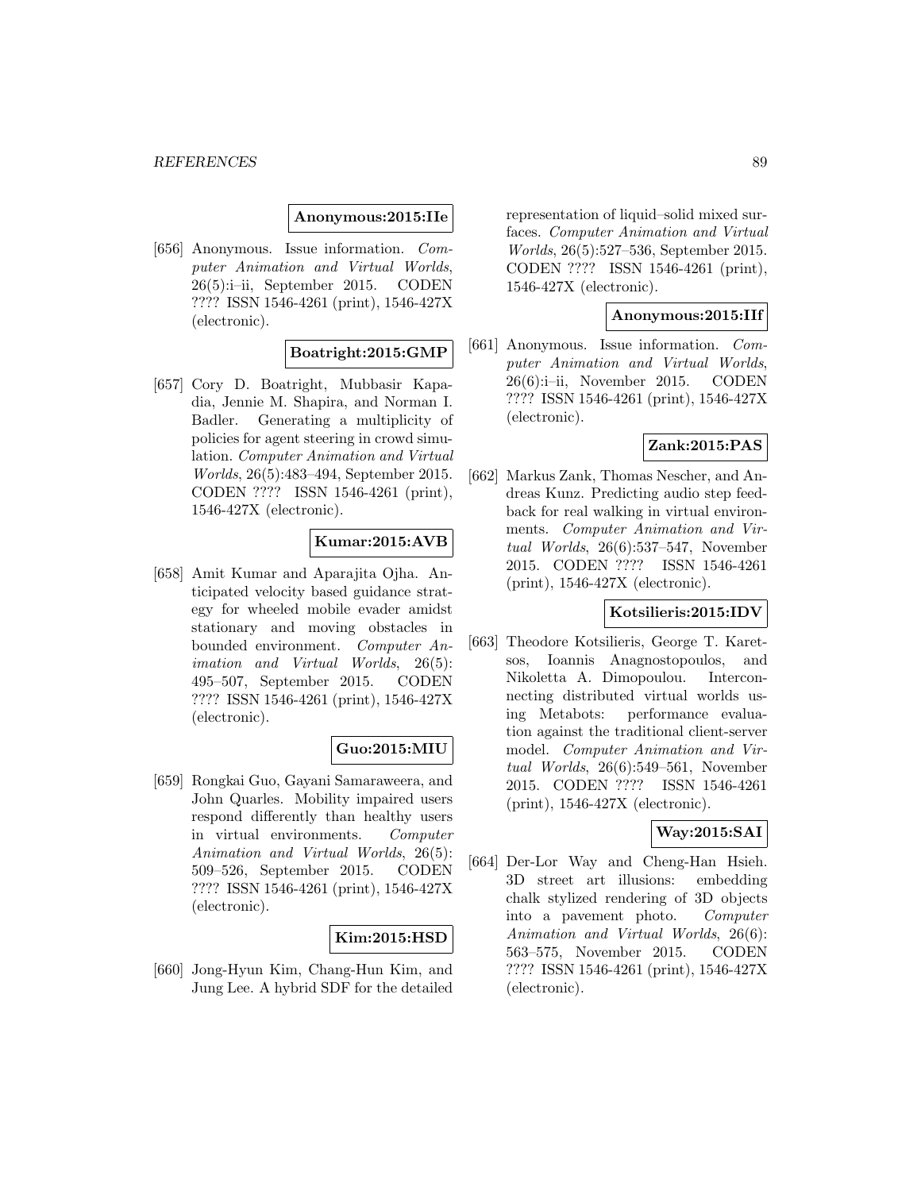**Anonymous:2015:IIe**

[656] Anonymous. Issue information. *Computer Animation and Virtual Worlds*, 26(5):i–ii, September 2015. CODEN ???? ISSN 1546-4261 (print), 1546-427X (electronic).

**Boatright:2015:GMP**

[657] Cory D. Boatright, Mubbasir Kapadia, Jennie M. Shapira, and Norman I. Badler. Generating a multiplicity of policies for agent steering in crowd simulation. *Computer Animation and Virtual Worlds*, 26(5):483–494, September 2015. CODEN ???? ISSN 1546-4261 (print), 1546-427X (electronic).

**Kumar:2015:AVB**

[658] Amit Kumar and Aparajita Ojha. Anticipated velocity based guidance strategy for wheeled mobile evader amidst stationary and moving obstacles in bounded environment. *Computer Animation and Virtual Worlds*, 26(5): 495–507, September 2015. CODEN ???? ISSN 1546-4261 (print), 1546-427X (electronic).

**Guo:2015:MIU**

[659] Rongkai Guo, Gayani Samaraweera, and John Quarles. Mobility impaired users respond differently than healthy users in virtual environments. *Computer Animation and Virtual Worlds*, 26(5): 509–526, September 2015. CODEN ???? ISSN 1546-4261 (print), 1546-427X (electronic).

**Kim:2015:HSD**

[660] Jong-Hyun Kim, Chang-Hun Kim, and Jung Lee. A hybrid SDF for the detailed representation of liquid–solid mixed surfaces. *Computer Animation and Virtual Worlds*, 26(5):527–536, September 2015. CODEN ???? ISSN 1546-4261 (print), 1546-427X (electronic).

**Anonymous:2015:IIf**

[661] Anonymous. Issue information. *Computer Animation and Virtual Worlds*, 26(6):i–ii, November 2015. CODEN ???? ISSN 1546-4261 (print), 1546-427X (electronic).

**Zank:2015:PAS**

[662] Markus Zank, Thomas Nescher, and Andreas Kunz. Predicting audio step feedback for real walking in virtual environments. *Computer Animation and Virtual Worlds*, 26(6):537–547, November 2015. CODEN ???? ISSN 1546-4261 (print), 1546-427X (electronic).

**Kotsilieris:2015:IDV**

[663] Theodore Kotsilieris, George T. Karetsos, Ioannis Anagnostopoulos, and Nikoletta A. Dimopoulou. Interconnecting distributed virtual worlds using Metabots: performance evaluation against the traditional client-server model. *Computer Animation and Virtual Worlds*, 26(6):549–561, November 2015. CODEN ???? ISSN 1546-4261 (print), 1546-427X (electronic).

**Way:2015:SAI**

[664] Der-Lor Way and Cheng-Han Hsieh. 3D street art illusions: embedding chalk stylized rendering of 3D objects into a pavement photo. *Computer Animation and Virtual Worlds*, 26(6): 563–575, November 2015. CODEN ???? ISSN 1546-4261 (print), 1546-427X (electronic).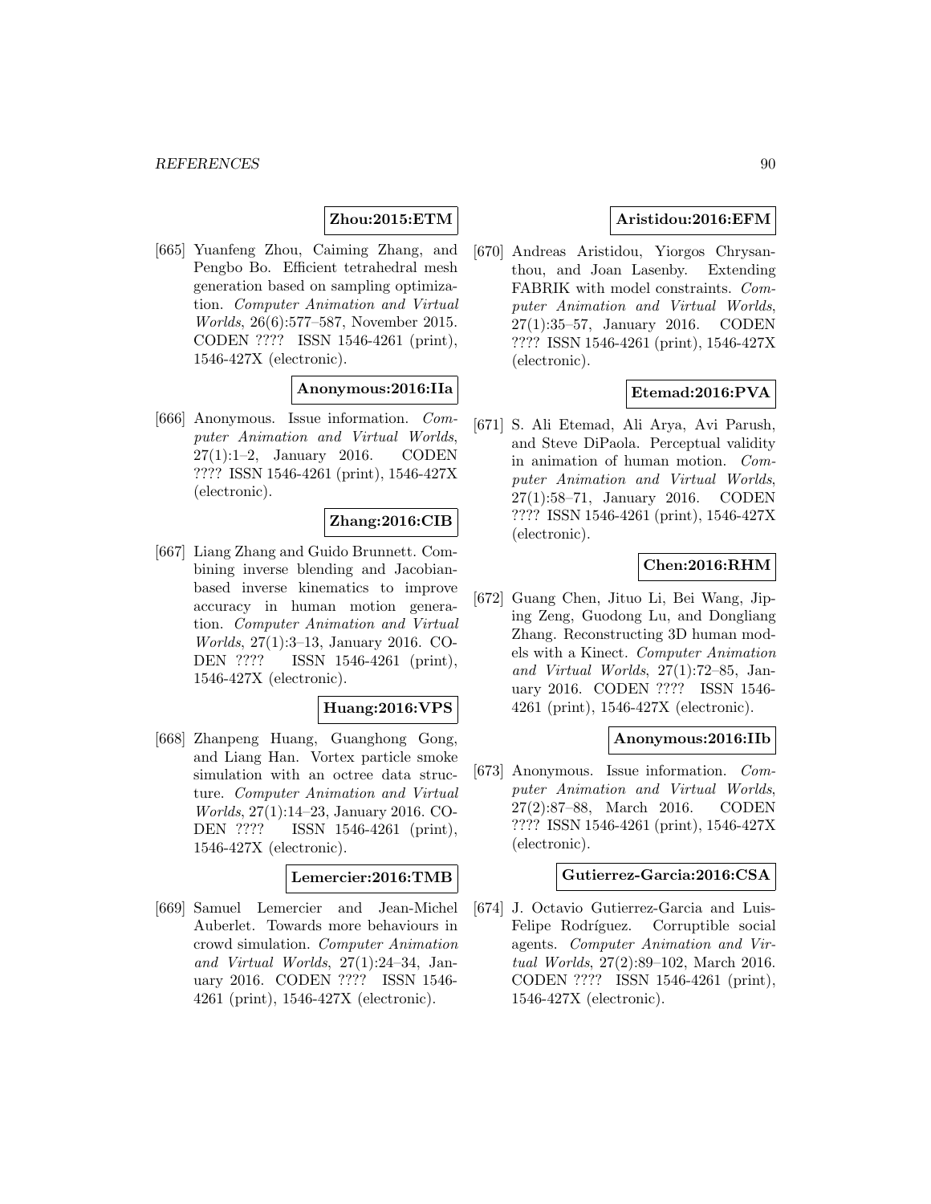**Zhou:2015:ETM**

[665] Yuanfeng Zhou, Caiming Zhang, and Pengbo Bo. Efficient tetrahedral mesh generation based on sampling optimization. *Computer Animation and Virtual Worlds*, 26(6):577–587, November 2015. CODEN ???? ISSN 1546-4261 (print), 1546-427X (electronic).

**Anonymous:2016:IIa**

[666] Anonymous. Issue information. *Computer Animation and Virtual Worlds*, 27(1):1–2, January 2016. CODEN ???? ISSN 1546-4261 (print), 1546-427X (electronic).

**Zhang:2016:CIB**

[667] Liang Zhang and Guido Brunnett. Combining inverse blending and Jacobian-based inverse kinematics to improve accuracy in human motion generation. *Computer Animation and Virtual Worlds*, 27(1):3–13, January 2016. CODEN ???? ISSN 1546-4261 (print), 1546-427X (electronic).

**Huang:2016:VPS**

[668] Zhanpeng Huang, Guanghong Gong, and Liang Han. Vortex particle smoke simulation with an octree data structure. *Computer Animation and Virtual Worlds*, 27(1):14–23, January 2016. CODEN ???? ISSN 1546-4261 (print), 1546-427X (electronic).

**Lemercier:2016:TMB**

[669] Samuel Lemercier and Jean-Michel Auberlet. Towards more behaviours in crowd simulation. *Computer Animation and Virtual Worlds*, 27(1):24–34, January 2016. CODEN ???? ISSN 1546-4261 (print), 1546-427X (electronic).

**Aristidou:2016:EFM**

[670] Andreas Aristidou, Yiorgos Chrysanthou, and Joan Lasenby. Extending FABRIK with model constraints. *Computer Animation and Virtual Worlds*, 27(1):35–57, January 2016. CODEN ???? ISSN 1546-4261 (print), 1546-427X (electronic).

**Etemad:2016:PVA**

[671] S. Ali Etemad, Ali Arya, Avi Parush, and Steve DiPaola. Perceptual validity in animation of human motion. *Computer Animation and Virtual Worlds*, 27(1):58–71, January 2016. CODEN ???? ISSN 1546-4261 (print), 1546-427X (electronic).

**Chen:2016:RHM**

[672] Guang Chen, Jituo Li, Bei Wang, Jiping Zeng, Guodong Lu, and Dongliang Zhang. Reconstructing 3D human models with a Kinect. *Computer Animation and Virtual Worlds*, 27(1):72–85, January 2016. CODEN ???? ISSN 1546-4261 (print), 1546-427X (electronic).

**Anonymous:2016:IIb**

[673] Anonymous. Issue information. *Computer Animation and Virtual Worlds*, 27(2):87–88, March 2016. CODEN ???? ISSN 1546-4261 (print), 1546-427X (electronic).

**Gutierrez-Garcia:2016:CSA**

[674] J. Octavio Gutierrez-Garcia and Luis-Felipe Rodríguez. Corruptible social agents. *Computer Animation and Virtual Worlds*, 27(2):89–102, March 2016. CODEN ???? ISSN 1546-4261 (print), 1546-427X (electronic).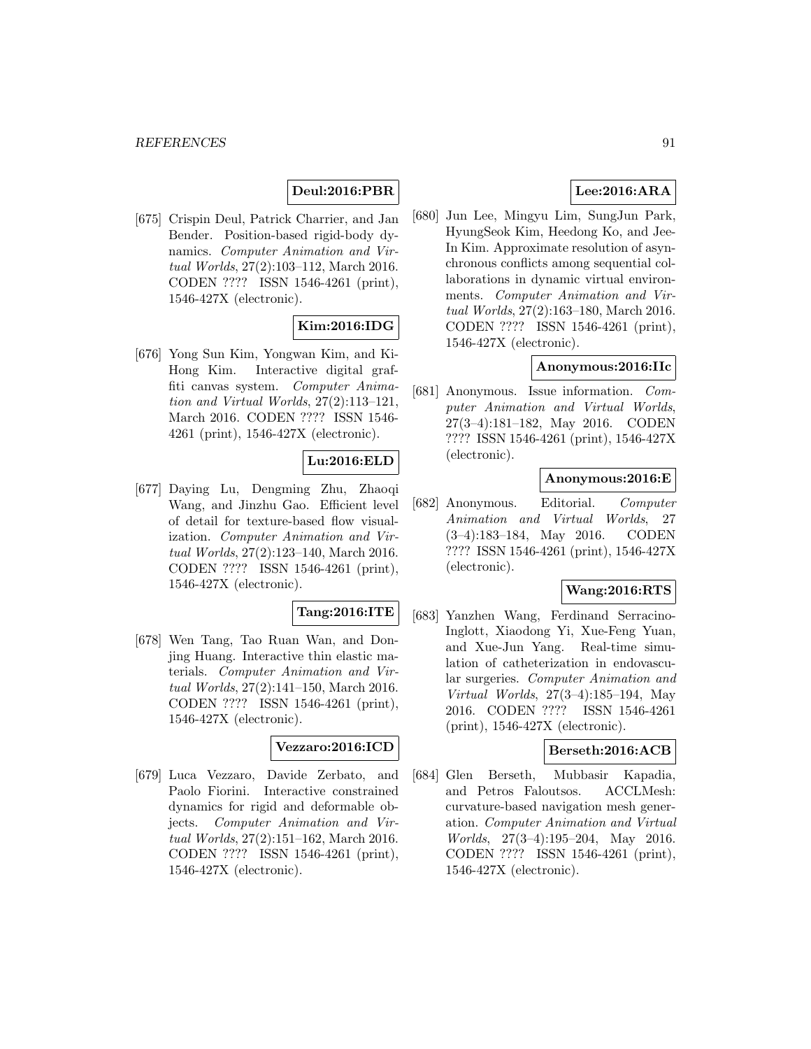**Deul:2016:PBR**

[675] Crispin Deul, Patrick Charrier, and Jan Bender. Position-based rigid-body dynamics. *Computer Animation and Virtual Worlds*, 27(2):103–112, March 2016. CODEN ???? ISSN 1546-4261 (print), 1546-427X (electronic).

**Kim:2016:IDG**

[676] Yong Sun Kim, Yongwan Kim, and Ki-Hong Kim. Interactive digital graffiti canvas system. *Computer Animation and Virtual Worlds*, 27(2):113–121, March 2016. CODEN ???? ISSN 1546-4261 (print), 1546-427X (electronic).

**Lu:2016:ELD**

[677] Daying Lu, Dengming Zhu, Zhaoqi Wang, and Jinzhu Gao. Efficient level of detail for texture-based flow visualization. *Computer Animation and Virtual Worlds*, 27(2):123–140, March 2016. CODEN ???? ISSN 1546-4261 (print), 1546-427X (electronic).

**Tang:2016:ITE**

[678] Wen Tang, Tao Ruan Wan, and Donjing Huang. Interactive thin elastic materials. *Computer Animation and Virtual Worlds*, 27(2):141–150, March 2016. CODEN ???? ISSN 1546-4261 (print), 1546-427X (electronic).

**Vezzaro:2016:ICD**

[679] Luca Vezzaro, Davide Zerbato, and Paolo Fiorini. Interactive constrained dynamics for rigid and deformable objects. *Computer Animation and Virtual Worlds*, 27(2):151–162, March 2016. CODEN ???? ISSN 1546-4261 (print), 1546-427X (electronic).

**Lee:2016:ARA**

[680] Jun Lee, Mingyu Lim, SungJun Park, HyungSeok Kim, Heedong Ko, and Jee-In Kim. Approximate resolution of asynchronous conflicts among sequential collaborations in dynamic virtual environments. *Computer Animation and Virtual Worlds*, 27(2):163–180, March 2016. CODEN ???? ISSN 1546-4261 (print), 1546-427X (electronic).

**Anonymous:2016:IIc**

[681] Anonymous. Issue information. *Computer Animation and Virtual Worlds*, 27(3–4):181–182, May 2016. CODEN ???? ISSN 1546-4261 (print), 1546-427X (electronic).

**Anonymous:2016:E**

[682] Anonymous. Editorial. *Computer Animation and Virtual Worlds*, 27 (3–4):183–184, May 2016. CODEN ???? ISSN 1546-4261 (print), 1546-427X (electronic).

**Wang:2016:RTS**

[683] Yanzhen Wang, Ferdinand Serracino-Inglott, Xiaodong Yi, Xue-Feng Yuan, and Xue-Jun Yang. Real-time simulation of catheterization in endovascular surgeries. *Computer Animation and Virtual Worlds*, 27(3–4):185–194, May 2016. CODEN ???? ISSN 1546-4261 (print), 1546-427X (electronic).

**Berseth:2016:ACB**

[684] Glen Berseth, Mubbasir Kapadia, and Petros Faloutsos. ACCLMesh: curvature-based navigation mesh generation. *Computer Animation and Virtual Worlds*, 27(3–4):195–204, May 2016. CODEN ???? ISSN 1546-4261 (print), 1546-427X (electronic).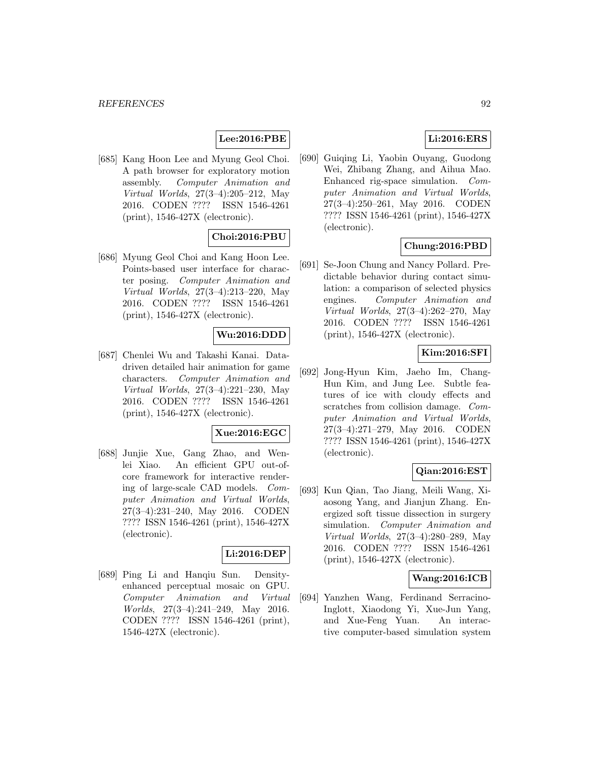**Lee:2016:PBE**

[685] Kang Hoon Lee and Myung Geol Choi. A path browser for exploratory motion assembly. *Computer Animation and Virtual Worlds*, 27(3–4):205–212, May 2016. CODEN ???? ISSN 1546-4261 (print), 1546-427X (electronic).

**Choi:2016:PBU**

[686] Myung Geol Choi and Kang Hoon Lee. Points-based user interface for character posing. *Computer Animation and Virtual Worlds*, 27(3–4):213–220, May 2016. CODEN ???? ISSN 1546-4261 (print), 1546-427X (electronic).

**Wu:2016:DDD**

[687] Chenlei Wu and Takashi Kanai. Data-driven detailed hair animation for game characters. *Computer Animation and Virtual Worlds*, 27(3–4):221–230, May 2016. CODEN ???? ISSN 1546-4261 (print), 1546-427X (electronic).

**Xue:2016:EGC**

[688] Junjie Xue, Gang Zhao, and Wenlei Xiao. An efficient GPU out-of-core framework for interactive rendering of large-scale CAD models. *Computer Animation and Virtual Worlds*, 27(3–4):231–240, May 2016. CODEN ???? ISSN 1546-4261 (print), 1546-427X (electronic).

**Li:2016:DEP**

[689] Ping Li and Hanqiu Sun. Density-enhanced perceptual mosaic on GPU. *Computer Animation and Virtual Worlds*, 27(3–4):241–249, May 2016. CODEN ???? ISSN 1546-4261 (print), 1546-427X (electronic).

**Li:2016:ERS**

[690] Guiqing Li, Yaobin Ouyang, Guodong Wei, Zhibang Zhang, and Aihua Mao. Enhanced rig-space simulation. *Computer Animation and Virtual Worlds*, 27(3–4):250–261, May 2016. CODEN ???? ISSN 1546-4261 (print), 1546-427X (electronic).

**Chung:2016:PBD**

[691] Se-Joon Chung and Nancy Pollard. Predictable behavior during contact simulation: a comparison of selected physics engines. *Computer Animation and Virtual Worlds*, 27(3–4):262–270, May 2016. CODEN ???? ISSN 1546-4261 (print), 1546-427X (electronic).

**Kim:2016:SFI**

[692] Jong-Hyun Kim, Jaeho Im, Chang-Hun Kim, and Jung Lee. Subtle features of ice with cloudy effects and scratches from collision damage. *Computer Animation and Virtual Worlds*, 27(3–4):271–279, May 2016. CODEN ???? ISSN 1546-4261 (print), 1546-427X (electronic).

**Qian:2016:EST**

[693] Kun Qian, Tao Jiang, Meili Wang, Xiaosong Yang, and Jianjun Zhang. Energized soft tissue dissection in surgery simulation. *Computer Animation and Virtual Worlds*, 27(3–4):280–289, May 2016. CODEN ???? ISSN 1546-4261 (print), 1546-427X (electronic).

**Wang:2016:ICB**

[694] Yanzhen Wang, Ferdinand Serracino-Inglott, Xiaodong Yi, Xue-Jun Yang, and Xue-Feng Yuan. An interactive computer-based simulation system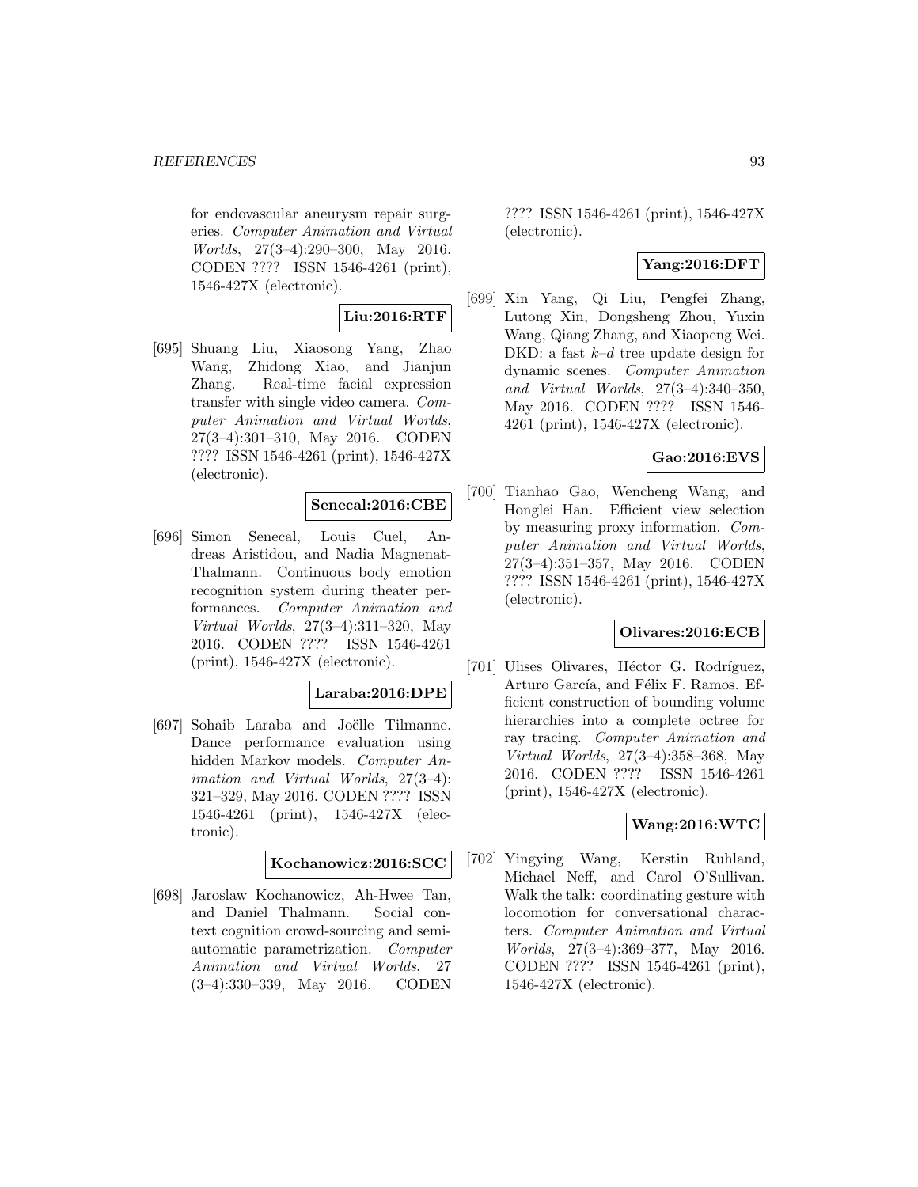for endovascular aneurysm repair surgeries. *Computer Animation and Virtual Worlds*, 27(3–4):290–300, May 2016. CODEN ???? ISSN 1546-4261 (print), 1546-427X (electronic).

**Liu:2016:RTF**

[695] Shuang Liu, Xiaosong Yang, Zhao Wang, Zhidong Xiao, and Jianjun Zhang. Real-time facial expression transfer with single video camera. *Computer Animation and Virtual Worlds*, 27(3–4):301–310, May 2016. CODEN ???? ISSN 1546-4261 (print), 1546-427X (electronic).

**Senecal:2016:CBE**

[696] Simon Senecal, Louis Cuel, Andreas Aristidou, and Nadia Magnenat-Thalmann. Continuous body emotion recognition system during theater performances. *Computer Animation and Virtual Worlds*, 27(3–4):311–320, May 2016. CODEN ???? ISSN 1546-4261 (print), 1546-427X (electronic).

**Laraba:2016:DPE**

[697] Sohaib Laraba and Joëlle Tilmanne. Dance performance evaluation using hidden Markov models. *Computer Animation and Virtual Worlds*, 27(3–4): 321–329, May 2016. CODEN ???? ISSN 1546-4261 (print), 1546-427X (electronic).

**Kochanowicz:2016:SCC**

[698] Jaroslaw Kochanowicz, Ah-Hwee Tan, and Daniel Thalmann. Social context cognition crowd-sourcing and semi-automatic parametrization. *Computer Animation and Virtual Worlds*, 27 (3–4):330–339, May 2016. CODEN ???? ISSN 1546-4261 (print), 1546-427X (electronic).

**Yang:2016:DFT**

[699] Xin Yang, Qi Liu, Pengfei Zhang, Lutong Xin, Dongsheng Zhou, Yuxin Wang, Qiang Zhang, and Xiaopeng Wei. DKD: a fast $k$–$d$ tree update design for dynamic scenes. *Computer Animation and Virtual Worlds*, 27(3–4):340–350, May 2016. CODEN ???? ISSN 1546-4261 (print), 1546-427X (electronic).

**Gao:2016:EVS**

[700] Tianhao Gao, Wencheng Wang, and Honglei Han. Efficient view selection by measuring proxy information. *Computer Animation and Virtual Worlds*, 27(3–4):351–357, May 2016. CODEN ???? ISSN 1546-4261 (print), 1546-427X (electronic).

**Olivares:2016:ECB**

[701] Ulises Olivares, Héctor G. Rodríguez, Arturo García, and Félix F. Ramos. Efficient construction of bounding volume hierarchies into a complete octree for ray tracing. *Computer Animation and Virtual Worlds*, 27(3–4):358–368, May 2016. CODEN ???? ISSN 1546-4261 (print), 1546-427X (electronic).

**Wang:2016:WTC**

[702] Yingying Wang, Kerstin Ruhland, Michael Neff, and Carol O'Sullivan. Walk the talk: coordinating gesture with locomotion for conversational characters. *Computer Animation and Virtual Worlds*, 27(3–4):369–377, May 2016. CODEN ???? ISSN 1546-4261 (print), 1546-427X (electronic).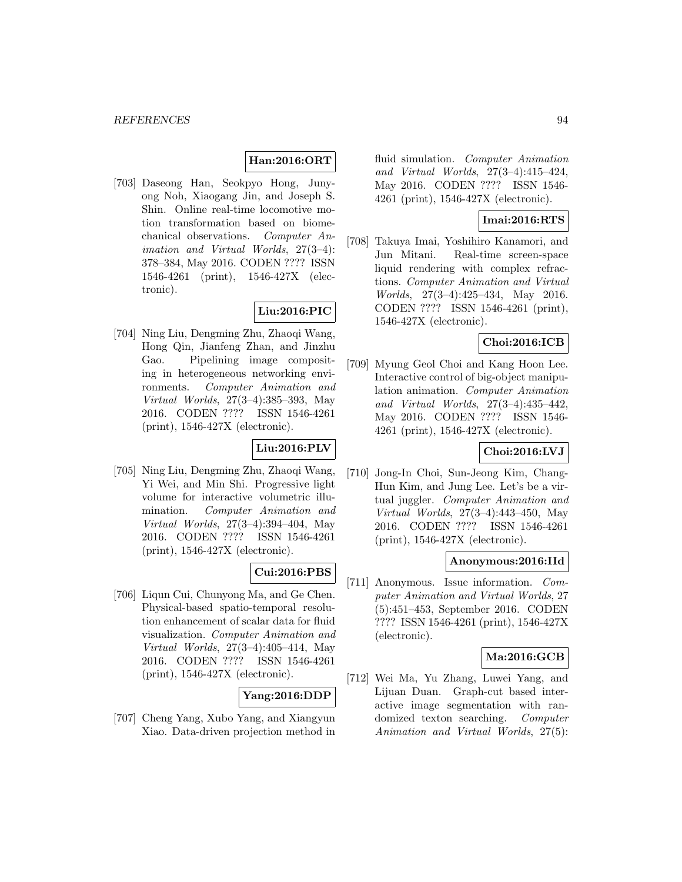**Han:2016:ORT**

[703] Daseong Han, Seokpyo Hong, Junyong Noh, Xiaogang Jin, and Joseph S. Shin. Online real-time locomotive motion transformation based on biomechanical observations. *Computer Animation and Virtual Worlds*, 27(3–4): 378–384, May 2016. CODEN ???? ISSN 1546-4261 (print), 1546-427X (electronic).

**Liu:2016:PIC**

[704] Ning Liu, Dengming Zhu, Zhaoqi Wang, Hong Qin, Jianfeng Zhan, and Jinzhu Gao. Pipelining image compositing in heterogeneous networking environments. *Computer Animation and Virtual Worlds*, 27(3–4):385–393, May 2016. CODEN ???? ISSN 1546-4261 (print), 1546-427X (electronic).

**Liu:2016:PLV**

[705] Ning Liu, Dengming Zhu, Zhaoqi Wang, Yi Wei, and Min Shi. Progressive light volume for interactive volumetric illumination. *Computer Animation and Virtual Worlds*, 27(3–4):394–404, May 2016. CODEN ???? ISSN 1546-4261 (print), 1546-427X (electronic).

**Cui:2016:PBS**

[706] Liqun Cui, Chunyong Ma, and Ge Chen. Physical-based spatio-temporal resolution enhancement of scalar data for fluid visualization. *Computer Animation and Virtual Worlds*, 27(3–4):405–414, May 2016. CODEN ???? ISSN 1546-4261 (print), 1546-427X (electronic).

**Yang:2016:DDP**

[707] Cheng Yang, Xubo Yang, and Xiangyun Xiao. Data-driven projection method in fluid simulation. *Computer Animation and Virtual Worlds*, 27(3–4):415–424, May 2016. CODEN ???? ISSN 1546-4261 (print), 1546-427X (electronic).

**Imai:2016:RTS**

[708] Takuya Imai, Yoshihiro Kanamori, and Jun Mitani. Real-time screen-space liquid rendering with complex refractions. *Computer Animation and Virtual Worlds*, 27(3–4):425–434, May 2016. CODEN ???? ISSN 1546-4261 (print), 1546-427X (electronic).

**Choi:2016:ICB**

[709] Myung Geol Choi and Kang Hoon Lee. Interactive control of big-object manipulation animation. *Computer Animation and Virtual Worlds*, 27(3–4):435–442, May 2016. CODEN ???? ISSN 1546-4261 (print), 1546-427X (electronic).

**Choi:2016:LVJ**

[710] Jong-In Choi, Sun-Jeong Kim, Chang-Hun Kim, and Jung Lee. Let's be a virtual juggler. *Computer Animation and Virtual Worlds*, 27(3–4):443–450, May 2016. CODEN ???? ISSN 1546-4261 (print), 1546-427X (electronic).

**Anonymous:2016:IId**

[711] Anonymous. Issue information. *Computer Animation and Virtual Worlds*, 27 (5):451–453, September 2016. CODEN ???? ISSN 1546-4261 (print), 1546-427X (electronic).

**Ma:2016:GCB**

[712] Wei Ma, Yu Zhang, Luwei Yang, and Lijuan Duan. Graph-cut based interactive image segmentation with randomized texton searching. *Computer Animation and Virtual Worlds*, 27(5):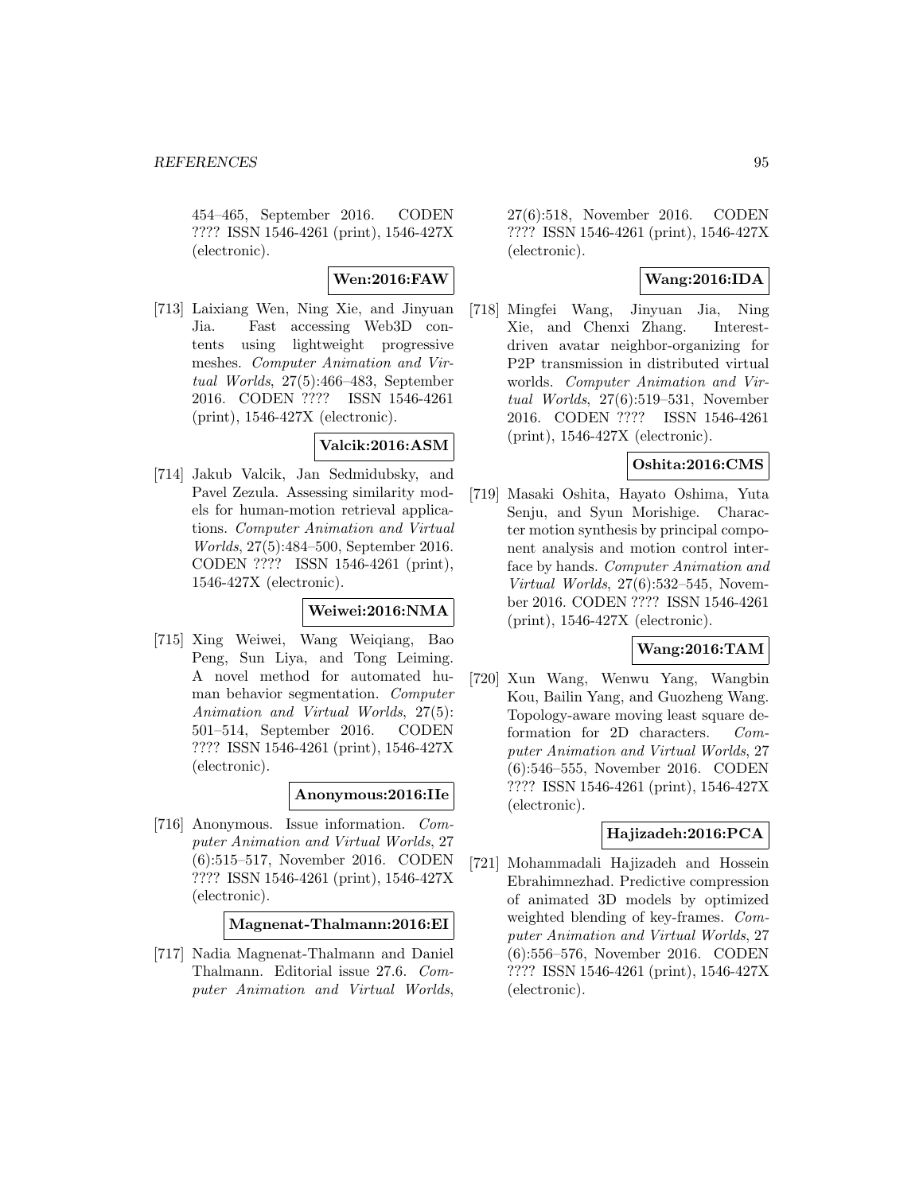454–465, September 2016. CODEN ???? ISSN 1546-4261 (print), 1546-427X (electronic).

**Wen:2016:FAW**

[713] Laixiang Wen, Ning Xie, and Jinyuan Jia. Fast accessing Web3D contents using lightweight progressive meshes. *Computer Animation and Virtual Worlds*, 27(5):466–483, September 2016. CODEN ???? ISSN 1546-4261 (print), 1546-427X (electronic).

**Valcik:2016:ASM**

[714] Jakub Valcik, Jan Sedmidubsky, and Pavel Zezula. Assessing similarity models for human-motion retrieval applications. *Computer Animation and Virtual Worlds*, 27(5):484–500, September 2016. CODEN ???? ISSN 1546-4261 (print), 1546-427X (electronic).

**Weiwei:2016:NMA**

[715] Xing Weiwei, Wang Weiqiang, Bao Peng, Sun Liya, and Tong Leiming. A novel method for automated human behavior segmentation. *Computer Animation and Virtual Worlds*, 27(5): 501–514, September 2016. CODEN ???? ISSN 1546-4261 (print), 1546-427X (electronic).

**Anonymous:2016:IIe**

[716] Anonymous. Issue information. *Computer Animation and Virtual Worlds*, 27 (6):515–517, November 2016. CODEN ???? ISSN 1546-4261 (print), 1546-427X (electronic).

**Magnenat-Thalmann:2016:EI**

[717] Nadia Magnenat-Thalmann and Daniel Thalmann. Editorial issue 27.6. *Computer Animation and Virtual Worlds*, 27(6):518, November 2016. CODEN ???? ISSN 1546-4261 (print), 1546-427X (electronic).

**Wang:2016:IDA**

[718] Mingfei Wang, Jinyuan Jia, Ning Xie, and Chenxi Zhang. Interest-driven avatar neighbor-organizing for P2P transmission in distributed virtual worlds. *Computer Animation and Virtual Worlds*, 27(6):519–531, November 2016. CODEN ???? ISSN 1546-4261 (print), 1546-427X (electronic).

**Oshita:2016:CMS**

[719] Masaki Oshita, Hayato Oshima, Yuta Senju, and Syun Morishige. Character motion synthesis by principal component analysis and motion control interface by hands. *Computer Animation and Virtual Worlds*, 27(6):532–545, November 2016. CODEN ???? ISSN 1546-4261 (print), 1546-427X (electronic).

**Wang:2016:TAM**

[720] Xun Wang, Wenwu Yang, Wangbin Kou, Bailin Yang, and Guozheng Wang. Topology-aware moving least square deformation for 2D characters. *Computer Animation and Virtual Worlds*, 27 (6):546–555, November 2016. CODEN ???? ISSN 1546-4261 (print), 1546-427X (electronic).

**Hajizadeh:2016:PCA**

[721] Mohammadali Hajizadeh and Hossein Ebrahimnezhad. Predictive compression of animated 3D models by optimized weighted blending of key-frames. *Computer Animation and Virtual Worlds*, 27 (6):556–576, November 2016. CODEN ???? ISSN 1546-4261 (print), 1546-427X (electronic).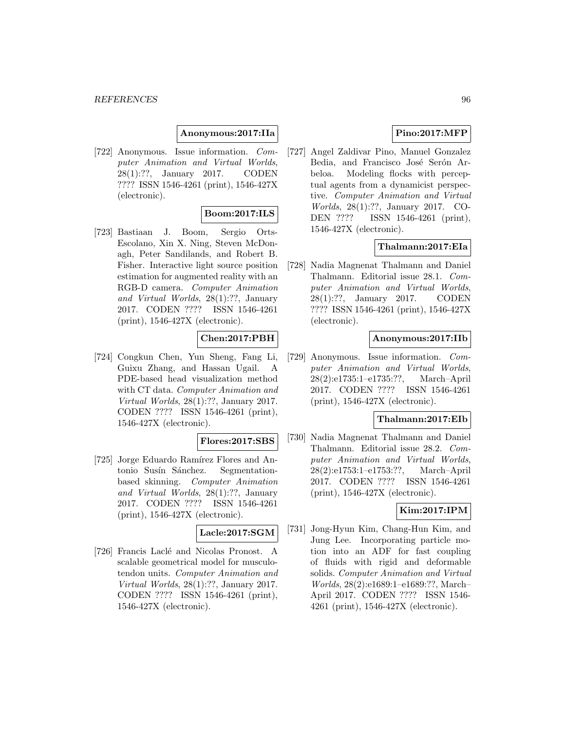**Anonymous:2017:IIa**

[722] Anonymous. Issue information. *Computer Animation and Virtual Worlds*, 28(1):??, January 2017. CODEN ???? ISSN 1546-4261 (print), 1546-427X (electronic).

**Boom:2017:ILS**

[723] Bastiaan J. Boom, Sergio Orts-Escolano, Xin X. Ning, Steven McDonagh, Peter Sandilands, and Robert B. Fisher. Interactive light source position estimation for augmented reality with an RGB-D camera. *Computer Animation and Virtual Worlds*, 28(1):??, January 2017. CODEN ???? ISSN 1546-4261 (print), 1546-427X (electronic).

**Chen:2017:PBH**

[724] Congkun Chen, Yun Sheng, Fang Li, Guixu Zhang, and Hassan Ugail. A PDE-based head visualization method with CT data. *Computer Animation and Virtual Worlds*, 28(1):??, January 2017. CODEN ???? ISSN 1546-4261 (print), 1546-427X (electronic).

**Flores:2017:SBS**

[725] Jorge Eduardo Ramírez Flores and Antonio Susín Sánchez. Segmentation-based skinning. *Computer Animation and Virtual Worlds*, 28(1):??, January 2017. CODEN ???? ISSN 1546-4261 (print), 1546-427X (electronic).

**Lacle:2017:SGM**

[726] Francis Laclé and Nicolas Pronost. A scalable geometrical model for musculotendon units. *Computer Animation and Virtual Worlds*, 28(1):??, January 2017. CODEN ???? ISSN 1546-4261 (print), 1546-427X (electronic).

**Pino:2017:MFP**

[727] Angel Zaldivar Pino, Manuel Gonzalez Bedia, and Francisco José Serón Arbeloa. Modeling flocks with perceptual agents from a dynamicist perspective. *Computer Animation and Virtual Worlds*, 28(1):??, January 2017. CODEN ???? ISSN 1546-4261 (print), 1546-427X (electronic).

**Thalmann:2017:EIa**

[728] Nadia Magnenat Thalmann and Daniel Thalmann. Editorial issue 28.1. *Computer Animation and Virtual Worlds*, 28(1):??, January 2017. CODEN ???? ISSN 1546-4261 (print), 1546-427X (electronic).

**Anonymous:2017:IIb**

[729] Anonymous. Issue information. *Computer Animation and Virtual Worlds*, 28(2):e1735:1–e1735:??, March–April 2017. CODEN ???? ISSN 1546-4261 (print), 1546-427X (electronic).

**Thalmann:2017:EIb**

[730] Nadia Magnenat Thalmann and Daniel Thalmann. Editorial issue 28.2. *Computer Animation and Virtual Worlds*, 28(2):e1753:1–e1753:??, March–April 2017. CODEN ???? ISSN 1546-4261 (print), 1546-427X (electronic).

**Kim:2017:IPM**

[731] Jong-Hyun Kim, Chang-Hun Kim, and Jung Lee. Incorporating particle motion into an ADF for fast coupling of fluids with rigid and deformable solids. *Computer Animation and Virtual Worlds*, 28(2):e1689:1–e1689:??, March–April 2017. CODEN ???? ISSN 1546-4261 (print), 1546-427X (electronic).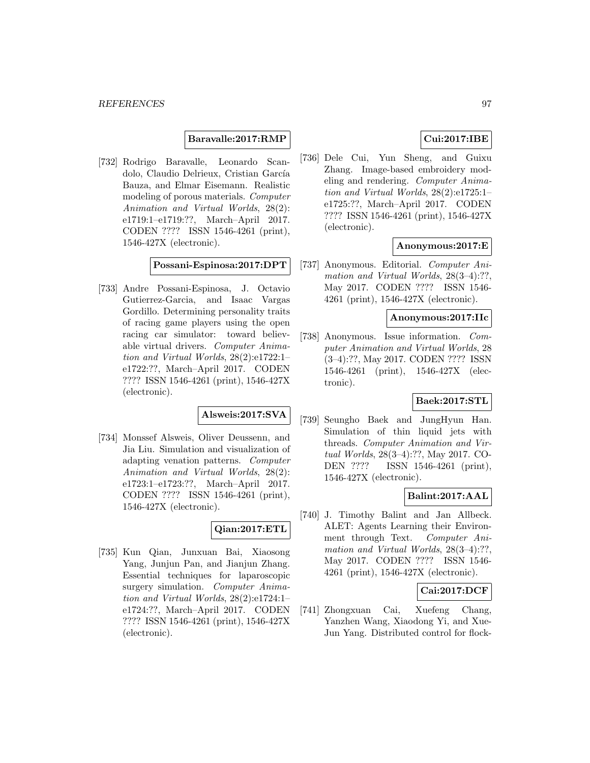**Baravalle:2017:RMP**

[732] Rodrigo Baravalle, Leonardo Scandolo, Claudio Delrieux, Cristian García Bauza, and Elmar Eisemann. Realistic modeling of porous materials. *Computer Animation and Virtual Worlds*, 28(2): e1719:1–e1719:??, March–April 2017. CODEN ???? ISSN 1546-4261 (print), 1546-427X (electronic).

**Possani-Espinosa:2017:DPT**

[733] Andre Possani-Espinosa, J. Octavio Gutierrez-Garcia, and Isaac Vargas Gordillo. Determining personality traits of racing game players using the open racing car simulator: toward believable virtual drivers. *Computer Animation and Virtual Worlds*, 28(2):e1722:1–e1722:??, March–April 2017. CODEN ???? ISSN 1546-4261 (print), 1546-427X (electronic).

**Alsweis:2017:SVA**

[734] Monssef Alsweis, Oliver Deussenn, and Jia Liu. Simulation and visualization of adapting venation patterns. *Computer Animation and Virtual Worlds*, 28(2): e1723:1–e1723:??, March–April 2017. CODEN ???? ISSN 1546-4261 (print), 1546-427X (electronic).

**Qian:2017:ETL**

[735] Kun Qian, Junxuan Bai, Xiaosong Yang, Junjun Pan, and Jianjun Zhang. Essential techniques for laparoscopic surgery simulation. *Computer Animation and Virtual Worlds*, 28(2):e1724:1–e1724:??, March–April 2017. CODEN ???? ISSN 1546-4261 (print), 1546-427X (electronic).

**Cui:2017:IBE**

[736] Dele Cui, Yun Sheng, and Guixu Zhang. Image-based embroidery modeling and rendering. *Computer Animation and Virtual Worlds*, 28(2):e1725:1–e1725:??, March–April 2017. CODEN ???? ISSN 1546-4261 (print), 1546-427X (electronic).

**Anonymous:2017:E**

[737] Anonymous. Editorial. *Computer Animation and Virtual Worlds*, 28(3–4):??, May 2017. CODEN ???? ISSN 1546-4261 (print), 1546-427X (electronic).

**Anonymous:2017:IIc**

[738] Anonymous. Issue information. *Computer Animation and Virtual Worlds*, 28 (3–4):??, May 2017. CODEN ???? ISSN 1546-4261 (print), 1546-427X (electronic).

**Baek:2017:STL**

[739] Seungho Baek and JungHyun Han. Simulation of thin liquid jets with threads. *Computer Animation and Virtual Worlds*, 28(3–4):??, May 2017. CODEN ???? ISSN 1546-4261 (print), 1546-427X (electronic).

**Balint:2017:AAL**

[740] J. Timothy Balint and Jan Allbeck. ALET: Agents Learning their Environment through Text. *Computer Animation and Virtual Worlds*, 28(3–4):??, May 2017. CODEN ???? ISSN 1546-4261 (print), 1546-427X (electronic).

**Cai:2017:DCF**

[741] Zhongxuan Cai, Xuefeng Chang, Yanzhen Wang, Xiaodong Yi, and Xue-Jun Yang. Distributed control for flock-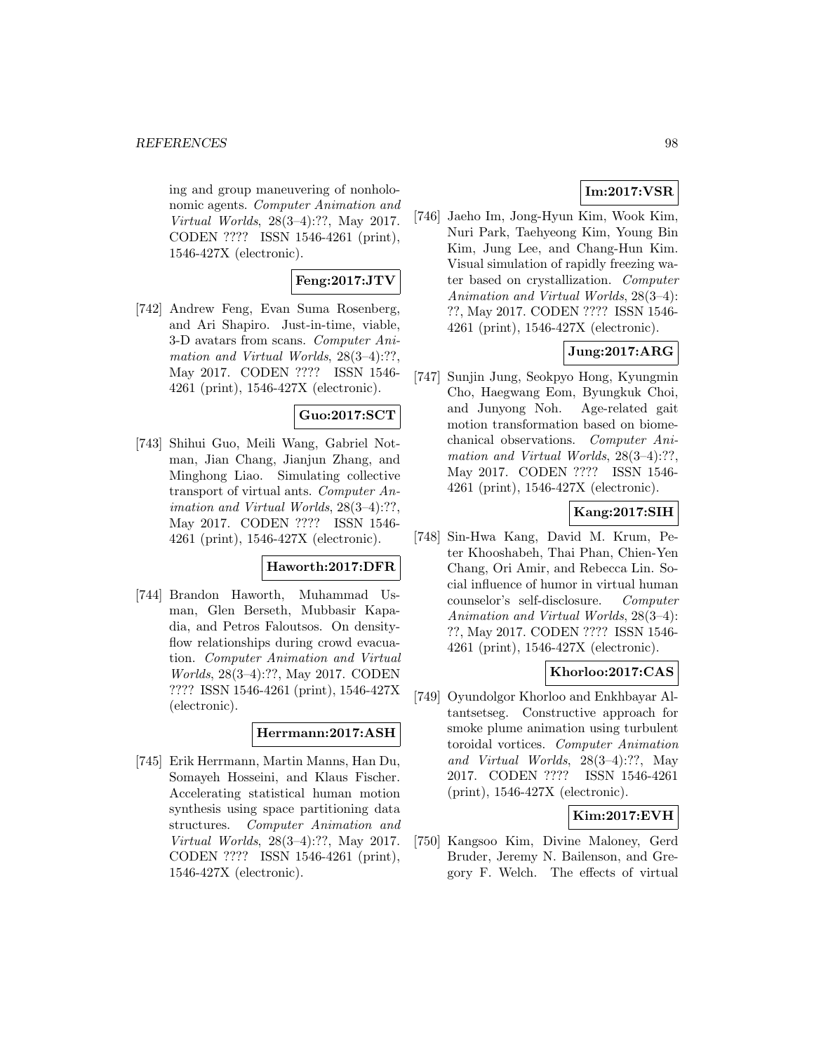ing and group maneuvering of nonholonomic agents. *Computer Animation and Virtual Worlds*, 28(3–4):??, May 2017. CODEN ???? ISSN 1546-4261 (print), 1546-427X (electronic).

**Feng:2017:JTV**

[742] Andrew Feng, Evan Suma Rosenberg, and Ari Shapiro. Just-in-time, viable, 3-D avatars from scans. *Computer Animation and Virtual Worlds*, 28(3–4):??, May 2017. CODEN ???? ISSN 1546-4261 (print), 1546-427X (electronic).

**Guo:2017:SCT**

[743] Shihui Guo, Meili Wang, Gabriel Notman, Jian Chang, Jianjun Zhang, and Minghong Liao. Simulating collective transport of virtual ants. *Computer Animation and Virtual Worlds*, 28(3–4):??, May 2017. CODEN ???? ISSN 1546-4261 (print), 1546-427X (electronic).

**Haworth:2017:DFR**

[744] Brandon Haworth, Muhammad Usman, Glen Berseth, Mubbasir Kapadia, and Petros Faloutsos. On density-flow relationships during crowd evacuation. *Computer Animation and Virtual Worlds*, 28(3–4):??, May 2017. CODEN ???? ISSN 1546-4261 (print), 1546-427X (electronic).

**Herrmann:2017:ASH**

[745] Erik Herrmann, Martin Manns, Han Du, Somayeh Hosseini, and Klaus Fischer. Accelerating statistical human motion synthesis using space partitioning data structures. *Computer Animation and Virtual Worlds*, 28(3–4):??, May 2017. CODEN ???? ISSN 1546-4261 (print), 1546-427X (electronic).

**Im:2017:VSR**

[746] Jaeho Im, Jong-Hyun Kim, Wook Kim, Nuri Park, Taehyeong Kim, Young Bin Kim, Jung Lee, and Chang-Hun Kim. Visual simulation of rapidly freezing water based on crystallization. *Computer Animation and Virtual Worlds*, 28(3–4): ??, May 2017. CODEN ???? ISSN 1546-4261 (print), 1546-427X (electronic).

**Jung:2017:ARG**

[747] Sunjin Jung, Seokpyo Hong, Kyungmin Cho, Haegwang Eom, Byungkuk Choi, and Junyong Noh. Age-related gait motion transformation based on biomechanical observations. *Computer Animation and Virtual Worlds*, 28(3–4):??, May 2017. CODEN ???? ISSN 1546-4261 (print), 1546-427X (electronic).

**Kang:2017:SIH**

[748] Sin-Hwa Kang, David M. Krum, Peter Khooshabeh, Thai Phan, Chien-Yen Chang, Ori Amir, and Rebecca Lin. Social influence of humor in virtual human counselor's self-disclosure. *Computer Animation and Virtual Worlds*, 28(3–4): ??, May 2017. CODEN ???? ISSN 1546-4261 (print), 1546-427X (electronic).

**Khorloo:2017:CAS**

[749] Oyundolgor Khorloo and Enkhbayar Altantsetseg. Constructive approach for smoke plume animation using turbulent toroidal vortices. *Computer Animation and Virtual Worlds*, 28(3–4):??, May 2017. CODEN ???? ISSN 1546-4261 (print), 1546-427X (electronic).

**Kim:2017:EVH**

[750] Kangsoo Kim, Divine Maloney, Gerd Bruder, Jeremy N. Bailenson, and Gregory F. Welch. The effects of virtual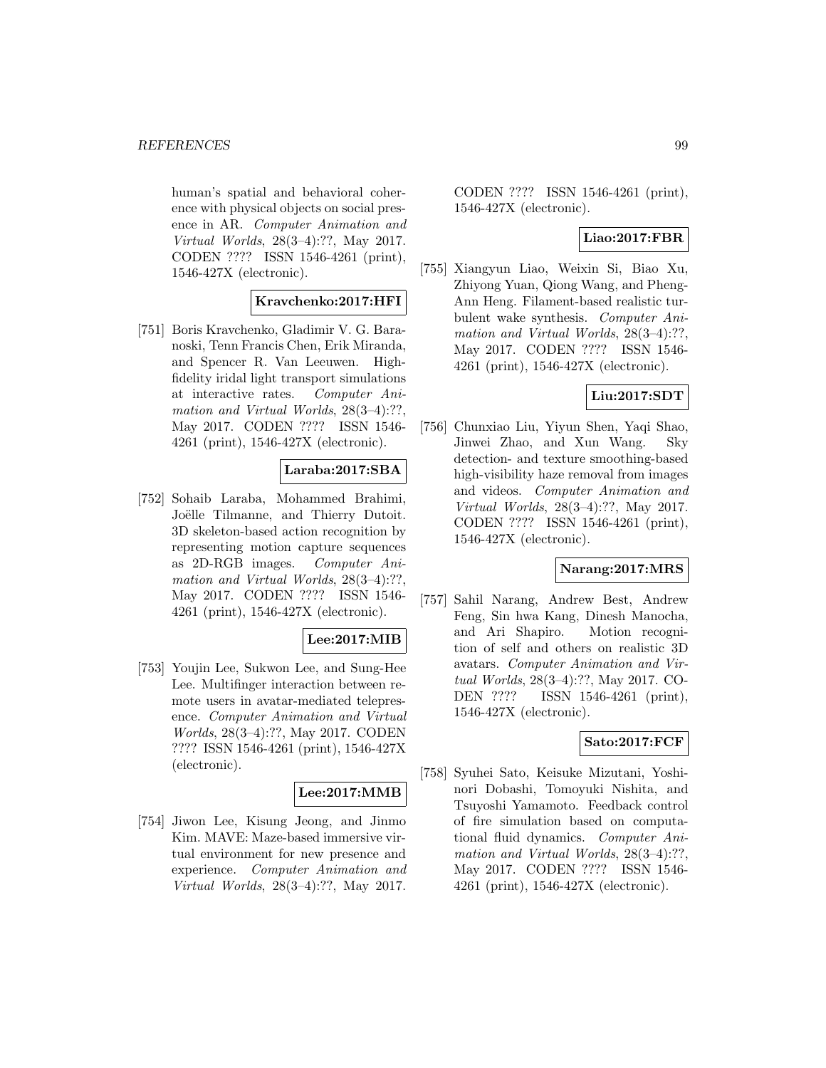human's spatial and behavioral coherence with physical objects on social presence in AR. *Computer Animation and Virtual Worlds*, 28(3–4):??, May 2017. CODEN ???? ISSN 1546-4261 (print), 1546-427X (electronic).

**Kravchenko:2017:HFI**

[751] Boris Kravchenko, Gladimir V. G. Baranoski, Tenn Francis Chen, Erik Miranda, and Spencer R. Van Leeuwen. High-fidelity iridal light transport simulations at interactive rates. *Computer Animation and Virtual Worlds*, 28(3–4):??, May 2017. CODEN ???? ISSN 1546-4261 (print), 1546-427X (electronic).

**Laraba:2017:SBA**

[752] Sohaib Laraba, Mohammed Brahimi, Joëlle Tilmanne, and Thierry Dutoit. 3D skeleton-based action recognition by representing motion capture sequences as 2D-RGB images. *Computer Animation and Virtual Worlds*, 28(3–4):??, May 2017. CODEN ???? ISSN 1546-4261 (print), 1546-427X (electronic).

**Lee:2017:MIB**

[753] Youjin Lee, Sukwon Lee, and Sung-Hee Lee. Multifinger interaction between remote users in avatar-mediated telepresence. *Computer Animation and Virtual Worlds*, 28(3–4):??, May 2017. CODEN ???? ISSN 1546-4261 (print), 1546-427X (electronic).

**Lee:2017:MMB**

[754] Jiwon Lee, Kisung Jeong, and Jinmo Kim. MAVE: Maze-based immersive virtual environment for new presence and experience. *Computer Animation and Virtual Worlds*, 28(3–4):??, May 2017. CODEN ???? ISSN 1546-4261 (print), 1546-427X (electronic).

**Liao:2017:FBR**

[755] Xiangyun Liao, Weixin Si, Biao Xu, Zhiyong Yuan, Qiong Wang, and Pheng-Ann Heng. Filament-based realistic turbulent wake synthesis. *Computer Animation and Virtual Worlds*, 28(3–4):??, May 2017. CODEN ???? ISSN 1546-4261 (print), 1546-427X (electronic).

**Liu:2017:SDT**

[756] Chunxiao Liu, Yiyun Shen, Yaqi Shao, Jinwei Zhao, and Xun Wang. Sky detection- and texture smoothing-based high-visibility haze removal from images and videos. *Computer Animation and Virtual Worlds*, 28(3–4):??, May 2017. CODEN ???? ISSN 1546-4261 (print), 1546-427X (electronic).

**Narang:2017:MRS**

[757] Sahil Narang, Andrew Best, Andrew Feng, Sin hwa Kang, Dinesh Manocha, and Ari Shapiro. Motion recognition of self and others on realistic 3D avatars. *Computer Animation and Virtual Worlds*, 28(3–4):??, May 2017. CODEN ???? ISSN 1546-4261 (print), 1546-427X (electronic).

**Sato:2017:FCF**

[758] Syuhei Sato, Keisuke Mizutani, Yoshinori Dobashi, Tomoyuki Nishita, and Tsuyoshi Yamamoto. Feedback control of fire simulation based on computational fluid dynamics. *Computer Animation and Virtual Worlds*, 28(3–4):??, May 2017. CODEN ???? ISSN 1546-4261 (print), 1546-427X (electronic).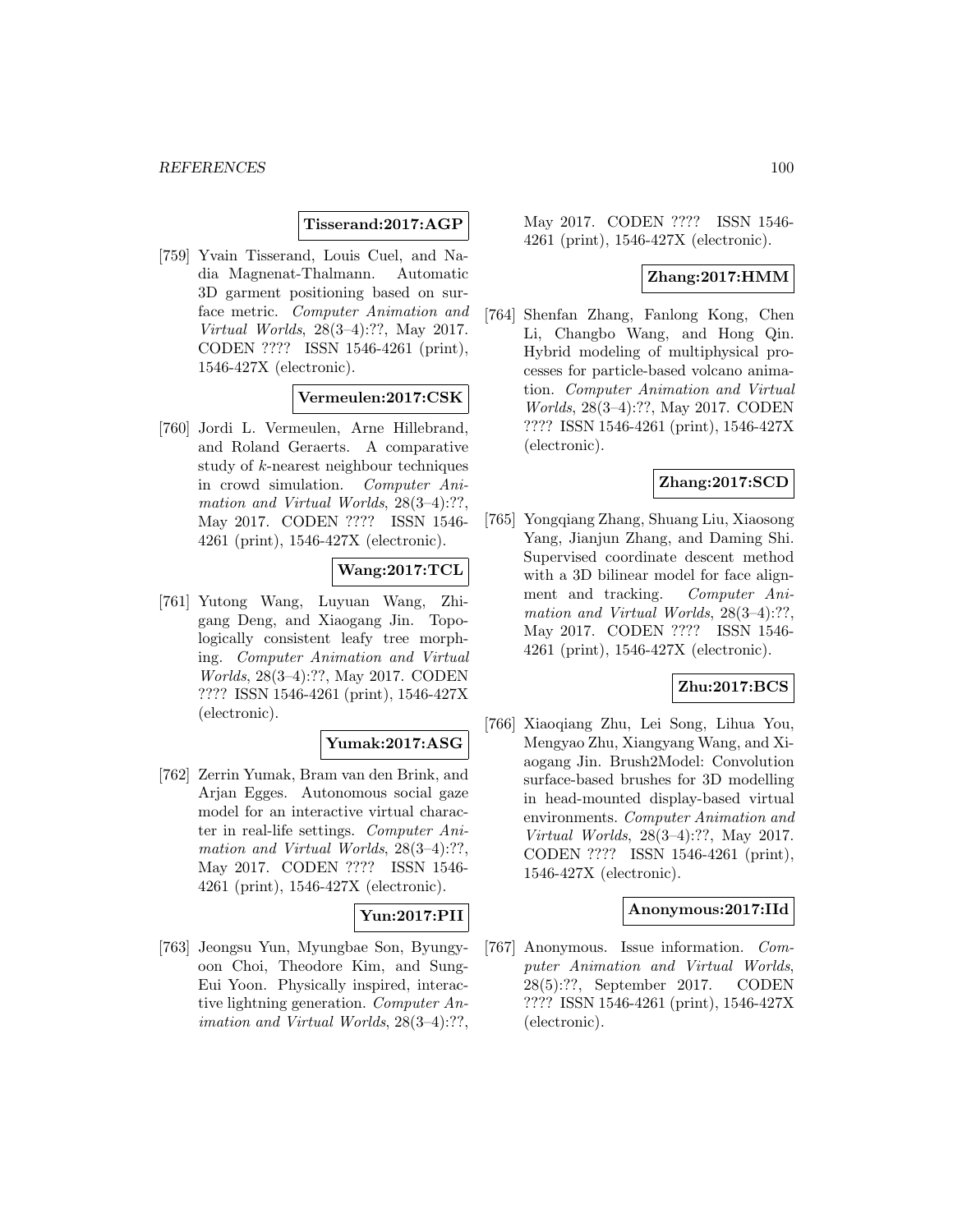**Tisserand:2017:AGP**

[759] Yvain Tisserand, Louis Cuel, and Nadia Magnenat-Thalmann. Automatic 3D garment positioning based on surface metric. *Computer Animation and Virtual Worlds*, 28(3–4):??, May 2017. CODEN ???? ISSN 1546-4261 (print), 1546-427X (electronic).

**Vermeulen:2017:CSK**

[760] Jordi L. Vermeulen, Arne Hillebrand, and Roland Geraerts. A comparative study of $k$-nearest neighbour techniques in crowd simulation. *Computer Animation and Virtual Worlds*, 28(3–4):??, May 2017. CODEN ???? ISSN 1546-4261 (print), 1546-427X (electronic).

**Wang:2017:TCL**

[761] Yutong Wang, Luyuan Wang, Zhigang Deng, and Xiaogang Jin. Topologically consistent leafy tree morphing. *Computer Animation and Virtual Worlds*, 28(3–4):??, May 2017. CODEN ???? ISSN 1546-4261 (print), 1546-427X (electronic).

**Yumak:2017:ASG**

[762] Zerrin Yumak, Bram van den Brink, and Arjan Egges. Autonomous social gaze model for an interactive virtual character in real-life settings. *Computer Animation and Virtual Worlds*, 28(3–4):??, May 2017. CODEN ???? ISSN 1546-4261 (print), 1546-427X (electronic).

**Yun:2017:PII**

[763] Jeongsu Yun, Myungbae Son, Byungyoon Choi, Theodore Kim, and Sung-Eui Yoon. Physically inspired, interactive lightning generation. *Computer Animation and Virtual Worlds*, 28(3–4):??, May 2017. CODEN ???? ISSN 1546-4261 (print), 1546-427X (electronic).

**Zhang:2017:HMM**

[764] Shenfan Zhang, Fanlong Kong, Chen Li, Changbo Wang, and Hong Qin. Hybrid modeling of multiphysical processes for particle-based volcano animation. *Computer Animation and Virtual Worlds*, 28(3–4):??, May 2017. CODEN ???? ISSN 1546-4261 (print), 1546-427X (electronic).

**Zhang:2017:SCD**

[765] Yongqiang Zhang, Shuang Liu, Xiaosong Yang, Jianjun Zhang, and Daming Shi. Supervised coordinate descent method with a 3D bilinear model for face alignment and tracking. *Computer Animation and Virtual Worlds*, 28(3–4):??, May 2017. CODEN ???? ISSN 1546-4261 (print), 1546-427X (electronic).

**Zhu:2017:BCS**

[766] Xiaoqiang Zhu, Lei Song, Lihua You, Mengyao Zhu, Xiangyang Wang, and Xiaogang Jin. Brush2Model: Convolution surface-based brushes for 3D modelling in head-mounted display-based virtual environments. *Computer Animation and Virtual Worlds*, 28(3–4):??, May 2017. CODEN ???? ISSN 1546-4261 (print), 1546-427X (electronic).

**Anonymous:2017:IId**

[767] Anonymous. Issue information. *Computer Animation and Virtual Worlds*, 28(5):??, September 2017. CODEN ???? ISSN 1546-4261 (print), 1546-427X (electronic).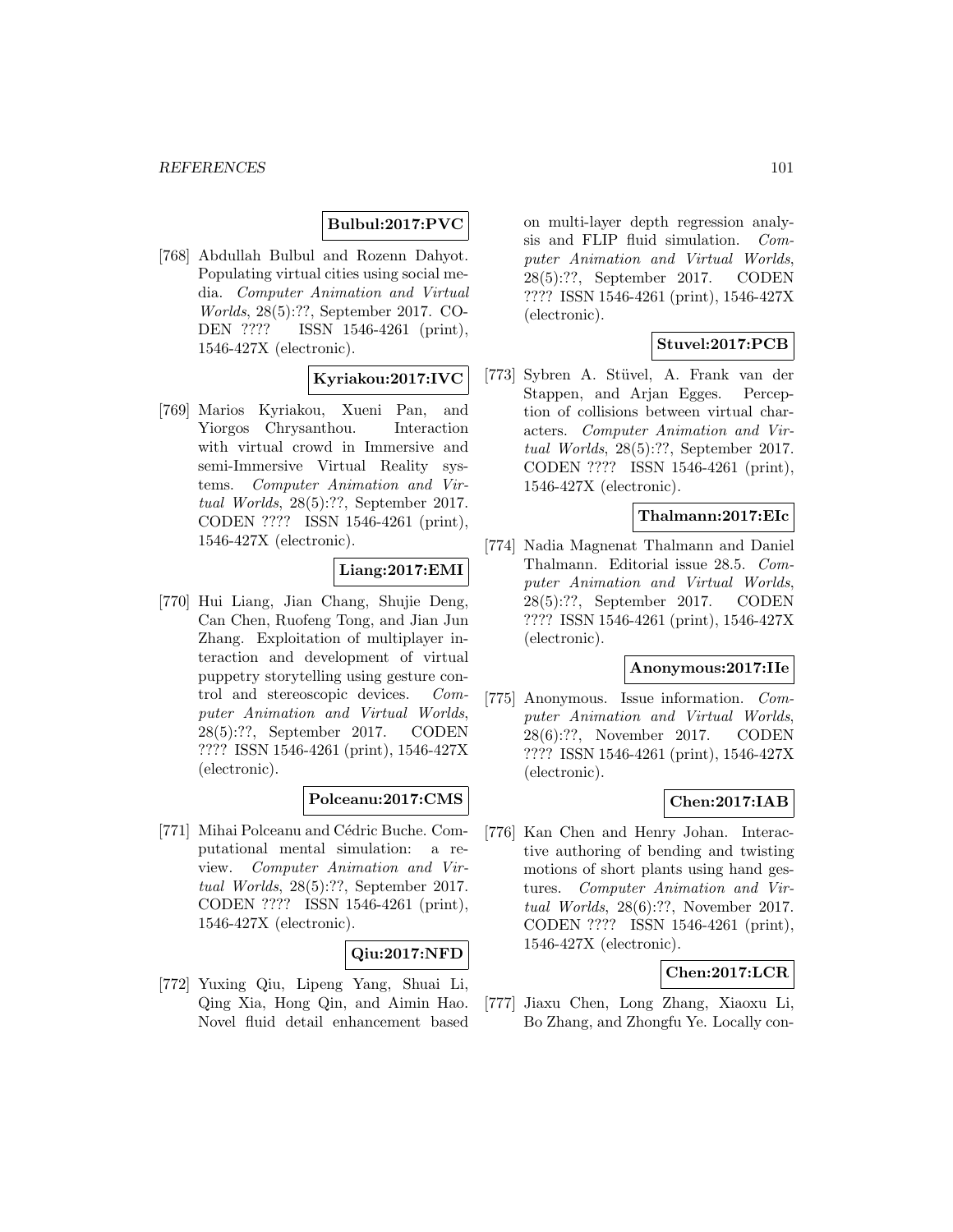**Bulbul:2017:PVC**

[768] Abdullah Bulbul and Rozenn Dahyot. Populating virtual cities using social media. *Computer Animation and Virtual Worlds*, 28(5):??, September 2017. CODEN ???? ISSN 1546-4261 (print), 1546-427X (electronic).

**Kyriakou:2017:IVC**

[769] Marios Kyriakou, Xueni Pan, and Yiorgos Chrysanthou. Interaction with virtual crowd in Immersive and semi-Immersive Virtual Reality systems. *Computer Animation and Virtual Worlds*, 28(5):??, September 2017. CODEN ???? ISSN 1546-4261 (print), 1546-427X (electronic).

**Liang:2017:EMI**

[770] Hui Liang, Jian Chang, Shujie Deng, Can Chen, Ruofeng Tong, and Jian Jun Zhang. Exploitation of multiplayer interaction and development of virtual puppetry storytelling using gesture control and stereoscopic devices. *Computer Animation and Virtual Worlds*, 28(5):??, September 2017. CODEN ???? ISSN 1546-4261 (print), 1546-427X (electronic).

**Polceanu:2017:CMS**

[771] Mihai Polceanu and Cédric Buche. Computational mental simulation: a review. *Computer Animation and Virtual Worlds*, 28(5):??, September 2017. CODEN ???? ISSN 1546-4261 (print), 1546-427X (electronic).

**Qiu:2017:NFD**

[772] Yuxing Qiu, Lipeng Yang, Shuai Li, Qing Xia, Hong Qin, and Aimin Hao. Novel fluid detail enhancement based on multi-layer depth regression analysis and FLIP fluid simulation. *Computer Animation and Virtual Worlds*, 28(5):??, September 2017. CODEN ???? ISSN 1546-4261 (print), 1546-427X (electronic).

**Stuvel:2017:PCB**

[773] Sybren A. Stüvel, A. Frank van der Stappen, and Arjan Egges. Perception of collisions between virtual characters. *Computer Animation and Virtual Worlds*, 28(5):??, September 2017. CODEN ???? ISSN 1546-4261 (print), 1546-427X (electronic).

**Thalmann:2017:EIc**

[774] Nadia Magnenat Thalmann and Daniel Thalmann. Editorial issue 28.5. *Computer Animation and Virtual Worlds*, 28(5):??, September 2017. CODEN ???? ISSN 1546-4261 (print), 1546-427X (electronic).

**Anonymous:2017:IIe**

[775] Anonymous. Issue information. *Computer Animation and Virtual Worlds*, 28(6):??, November 2017. CODEN ???? ISSN 1546-4261 (print), 1546-427X (electronic).

**Chen:2017:IAB**

[776] Kan Chen and Henry Johan. Interactive authoring of bending and twisting motions of short plants using hand gestures. *Computer Animation and Virtual Worlds*, 28(6):??, November 2017. CODEN ???? ISSN 1546-4261 (print), 1546-427X (electronic).

**Chen:2017:LCR**

[777] Jiaxu Chen, Long Zhang, Xiaoxu Li, Bo Zhang, and Zhongfu Ye. Locally con-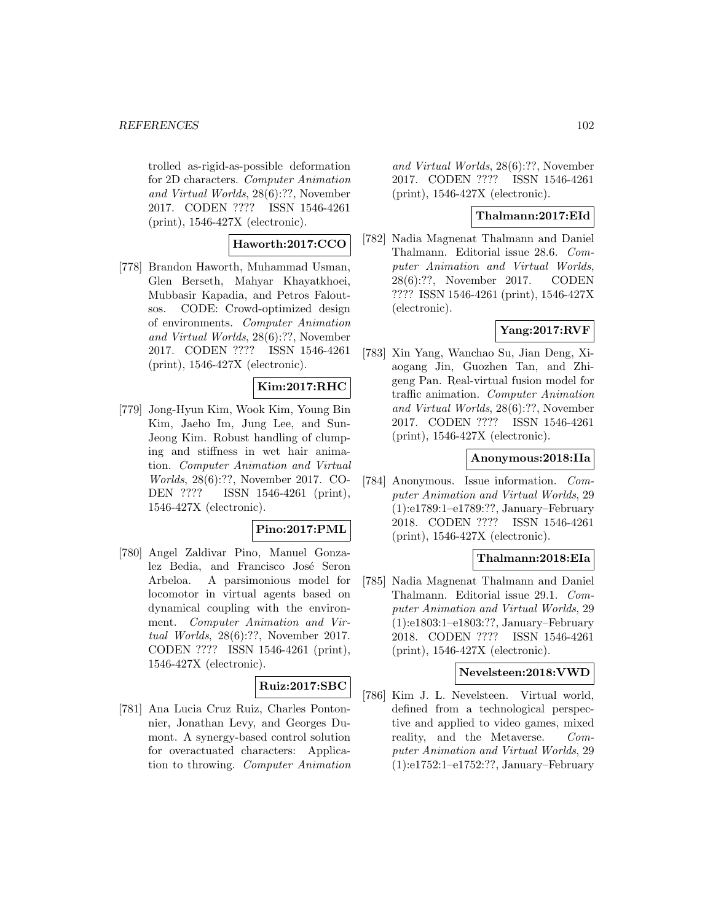trolled as-rigid-as-possible deformation for 2D characters. *Computer Animation and Virtual Worlds*, 28(6):??, November 2017. CODEN ???? ISSN 1546-4261 (print), 1546-427X (electronic).

**Haworth:2017:CCO**

[778] Brandon Haworth, Muhammad Usman, Glen Berseth, Mahyar Khayatkhoei, Mubbasir Kapadia, and Petros Faloutsos. CODE: Crowd-optimized design of environments. *Computer Animation and Virtual Worlds*, 28(6):??, November 2017. CODEN ???? ISSN 1546-4261 (print), 1546-427X (electronic).

**Kim:2017:RHC**

[779] Jong-Hyun Kim, Wook Kim, Young Bin Kim, Jaeho Im, Jung Lee, and Sun-Jeong Kim. Robust handling of clumping and stiffness in wet hair animation. *Computer Animation and Virtual Worlds*, 28(6):??, November 2017. CODEN ???? ISSN 1546-4261 (print), 1546-427X (electronic).

**Pino:2017:PML**

[780] Angel Zaldivar Pino, Manuel Gonzalez Bedia, and Francisco José Seron Arbeloa. A parsimonious model for locomotor in virtual agents based on dynamical coupling with the environment. *Computer Animation and Virtual Worlds*, 28(6):??, November 2017. CODEN ???? ISSN 1546-4261 (print), 1546-427X (electronic).

**Ruiz:2017:SBC**

[781] Ana Lucia Cruz Ruiz, Charles Pontonnier, Jonathan Levy, and Georges Dumont. A synergy-based control solution for overactuated characters: Application to throwing. *Computer Animation and Virtual Worlds*, 28(6):??, November 2017. CODEN ???? ISSN 1546-4261 (print), 1546-427X (electronic).

**Thalmann:2017:EId**

[782] Nadia Magnenat Thalmann and Daniel Thalmann. Editorial issue 28.6. *Computer Animation and Virtual Worlds*, 28(6):??, November 2017. CODEN ???? ISSN 1546-4261 (print), 1546-427X (electronic).

**Yang:2017:RVF**

[783] Xin Yang, Wanchao Su, Jian Deng, Xiaogang Jin, Guozhen Tan, and Zhigeng Pan. Real-virtual fusion model for traffic animation. *Computer Animation and Virtual Worlds*, 28(6):??, November 2017. CODEN ???? ISSN 1546-4261 (print), 1546-427X (electronic).

**Anonymous:2018:IIa**

[784] Anonymous. Issue information. *Computer Animation and Virtual Worlds*, 29 (1):e1789:1–e1789:??, January–February 2018. CODEN ???? ISSN 1546-4261 (print), 1546-427X (electronic).

**Thalmann:2018:EIa**

[785] Nadia Magnenat Thalmann and Daniel Thalmann. Editorial issue 29.1. *Computer Animation and Virtual Worlds*, 29 (1):e1803:1–e1803:??, January–February 2018. CODEN ???? ISSN 1546-4261 (print), 1546-427X (electronic).

**Nevelsteen:2018:VWD**

[786] Kim J. L. Nevelsteen. Virtual world, defined from a technological perspective and applied to video games, mixed reality, and the Metaverse. *Computer Animation and Virtual Worlds*, 29 (1):e1752:1–e1752:??, January–February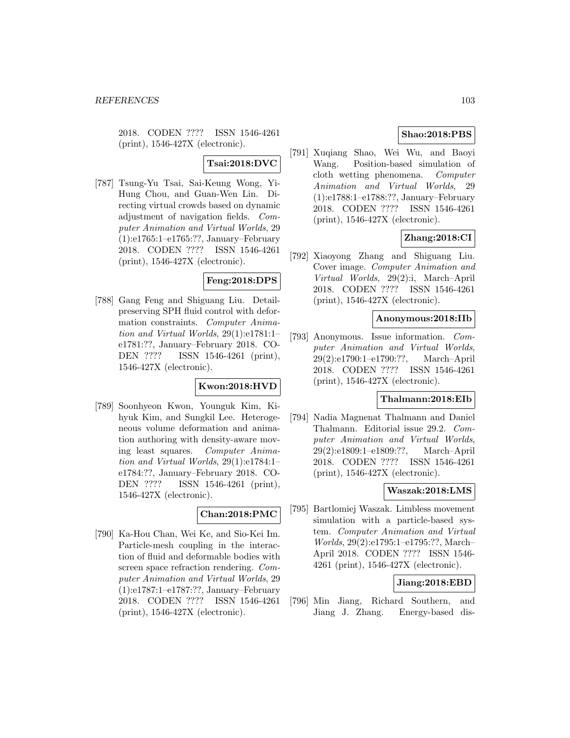2018. CODEN ???? ISSN 1546-4261 (print), 1546-427X (electronic).

**Tsai:2018:DVC**

[787] Tsung-Yu Tsai, Sai-Keung Wong, Yi-Hung Chou, and Guan-Wen Lin. Directing virtual crowds based on dynamic adjustment of navigation fields. *Computer Animation and Virtual Worlds*, 29 (1):e1765:1–e1765:??, January–February 2018. CODEN ???? ISSN 1546-4261 (print), 1546-427X (electronic).

**Feng:2018:DPS**

[788] Gang Feng and Shiguang Liu. Detail-preserving SPH fluid control with deformation constraints. *Computer Animation and Virtual Worlds*, 29(1):e1781:1–e1781:??, January–February 2018. CODEN ???? ISSN 1546-4261 (print), 1546-427X (electronic).

**Kwon:2018:HVD**

[789] Soonhyeon Kwon, Younguk Kim, Kihyuk Kim, and Sungkil Lee. Heterogeneous volume deformation and animation authoring with density-aware moving least squares. *Computer Animation and Virtual Worlds*, 29(1):e1784:1–e1784:??, January–February 2018. CODEN ???? ISSN 1546-4261 (print), 1546-427X (electronic).

**Chan:2018:PMC**

[790] Ka-Hou Chan, Wei Ke, and Sio-Kei Im. Particle-mesh coupling in the interaction of fluid and deformable bodies with screen space refraction rendering. *Computer Animation and Virtual Worlds*, 29 (1):e1787:1–e1787:??, January–February 2018. CODEN ???? ISSN 1546-4261 (print), 1546-427X (electronic).

**Shao:2018:PBS**

[791] Xuqiang Shao, Wei Wu, and Baoyi Wang. Position-based simulation of cloth wetting phenomena. *Computer Animation and Virtual Worlds*, 29 (1):e1788:1–e1788:??, January–February 2018. CODEN ???? ISSN 1546-4261 (print), 1546-427X (electronic).

**Zhang:2018:CI**

[792] Xiaoyong Zhang and Shiguang Liu. Cover image. *Computer Animation and Virtual Worlds*, 29(2):i, March–April 2018. CODEN ???? ISSN 1546-4261 (print), 1546-427X (electronic).

**Anonymous:2018:IIb**

[793] Anonymous. Issue information. *Computer Animation and Virtual Worlds*, 29(2):e1790:1–e1790:??, March–April 2018. CODEN ???? ISSN 1546-4261 (print), 1546-427X (electronic).

**Thalmann:2018:EIb**

[794] Nadia Magnenat Thalmann and Daniel Thalmann. Editorial issue 29.2. *Computer Animation and Virtual Worlds*, 29(2):e1809:1–e1809:??, March–April 2018. CODEN ???? ISSN 1546-4261 (print), 1546-427X (electronic).

**Waszak:2018:LMS**

[795] Bartlomiej Waszak. Limbless movement simulation with a particle-based system. *Computer Animation and Virtual Worlds*, 29(2):e1795:1–e1795:??, March–April 2018. CODEN ???? ISSN 1546-4261 (print), 1546-427X (electronic).

**Jiang:2018:EBD**

[796] Min Jiang, Richard Southern, and Jiang J. Zhang. Energy-based dis-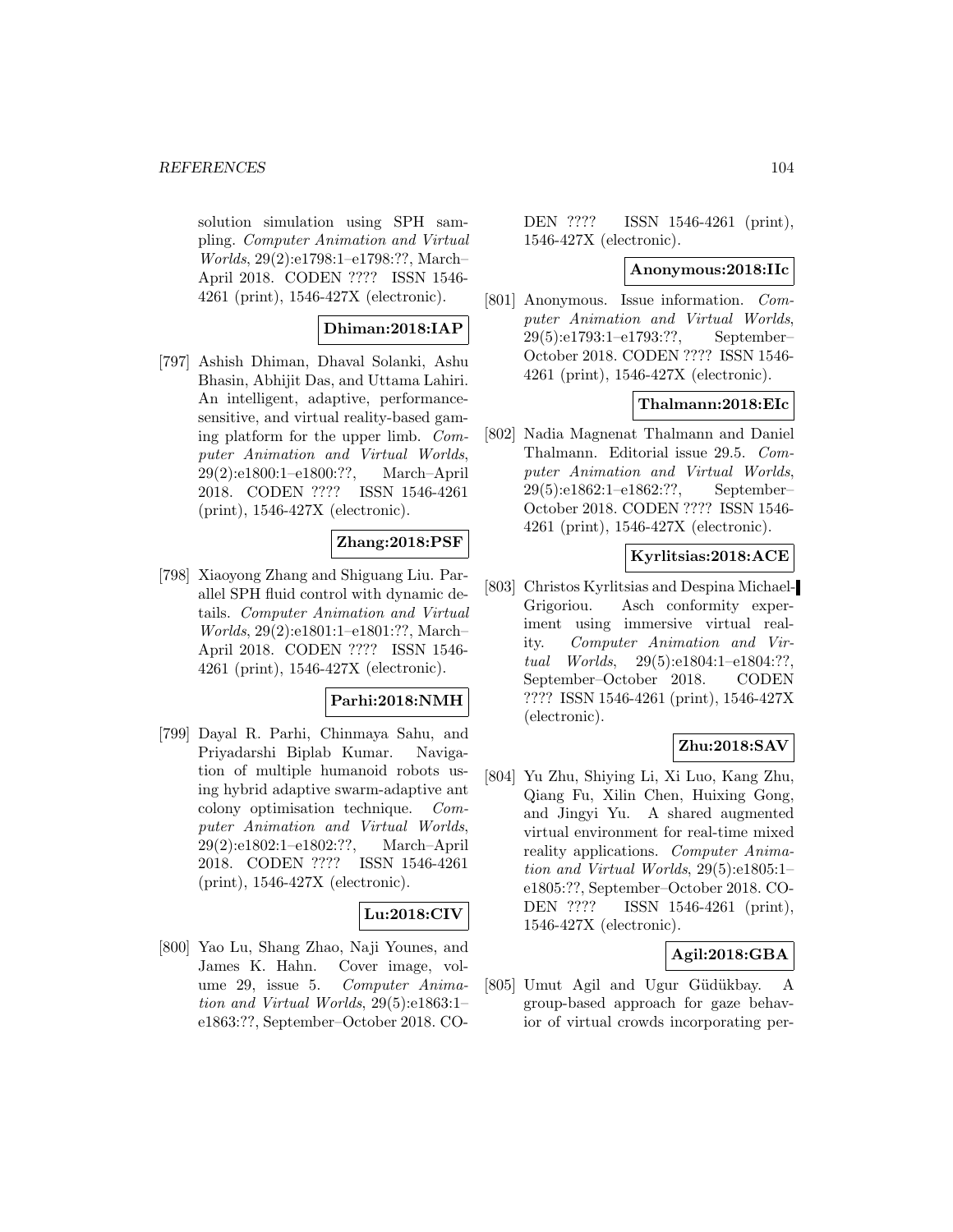solution simulation using SPH sampling. *Computer Animation and Virtual Worlds*, 29(2):e1798:1–e1798:??, March–April 2018. CODEN ???? ISSN 1546-4261 (print), 1546-427X (electronic).

**Dhiman:2018:IAP**

[797] Ashish Dhiman, Dhaval Solanki, Ashu Bhasin, Abhijit Das, and Uttama Lahiri. An intelligent, adaptive, performance-sensitive, and virtual reality-based gaming platform for the upper limb. *Computer Animation and Virtual Worlds*, 29(2):e1800:1–e1800:??, March–April 2018. CODEN ???? ISSN 1546-4261 (print), 1546-427X (electronic).

**Zhang:2018:PSF**

[798] Xiaoyong Zhang and Shiguang Liu. Parallel SPH fluid control with dynamic details. *Computer Animation and Virtual Worlds*, 29(2):e1801:1–e1801:??, March–April 2018. CODEN ???? ISSN 1546-4261 (print), 1546-427X (electronic).

**Parhi:2018:NMH**

[799] Dayal R. Parhi, Chinmaya Sahu, and Priyadarshi Biplab Kumar. Navigation of multiple humanoid robots using hybrid adaptive swarm-adaptive ant colony optimisation technique. *Computer Animation and Virtual Worlds*, 29(2):e1802:1–e1802:??, March–April 2018. CODEN ???? ISSN 1546-4261 (print), 1546-427X (electronic).

**Lu:2018:CIV**

[800] Yao Lu, Shang Zhao, Naji Younes, and James K. Hahn. Cover image, volume 29, issue 5. *Computer Animation and Virtual Worlds*, 29(5):e1863:1–e1863:??, September–October 2018. CODEN ???? ISSN 1546-4261 (print), 1546-427X (electronic).

**Anonymous:2018:IIc**

[801] Anonymous. Issue information. *Computer Animation and Virtual Worlds*, 29(5):e1793:1–e1793:??, September–October 2018. CODEN ???? ISSN 1546-4261 (print), 1546-427X (electronic).

**Thalmann:2018:EIc**

[802] Nadia Magnenat Thalmann and Daniel Thalmann. Editorial issue 29.5. *Computer Animation and Virtual Worlds*, 29(5):e1862:1–e1862:??, September–October 2018. CODEN ???? ISSN 1546-4261 (print), 1546-427X (electronic).

**Kyrlitsias:2018:ACE**

[803] Christos Kyrlitsias and Despina Michael-Grigoriou. Asch conformity experiment using immersive virtual reality. *Computer Animation and Virtual Worlds*, 29(5):e1804:1–e1804:??, September–October 2018. CODEN ???? ISSN 1546-4261 (print), 1546-427X (electronic).

**Zhu:2018:SAV**

[804] Yu Zhu, Shiying Li, Xi Luo, Kang Zhu, Qiang Fu, Xilin Chen, Huixing Gong, and Jingyi Yu. A shared augmented virtual environment for real-time mixed reality applications. *Computer Animation and Virtual Worlds*, 29(5):e1805:1–e1805:??, September–October 2018. CODEN ???? ISSN 1546-4261 (print), 1546-427X (electronic).

**Agil:2018:GBA**

[805] Umut Agil and Ugur Güdükbay. A group-based approach for gaze behavior of virtual crowds incorporating per-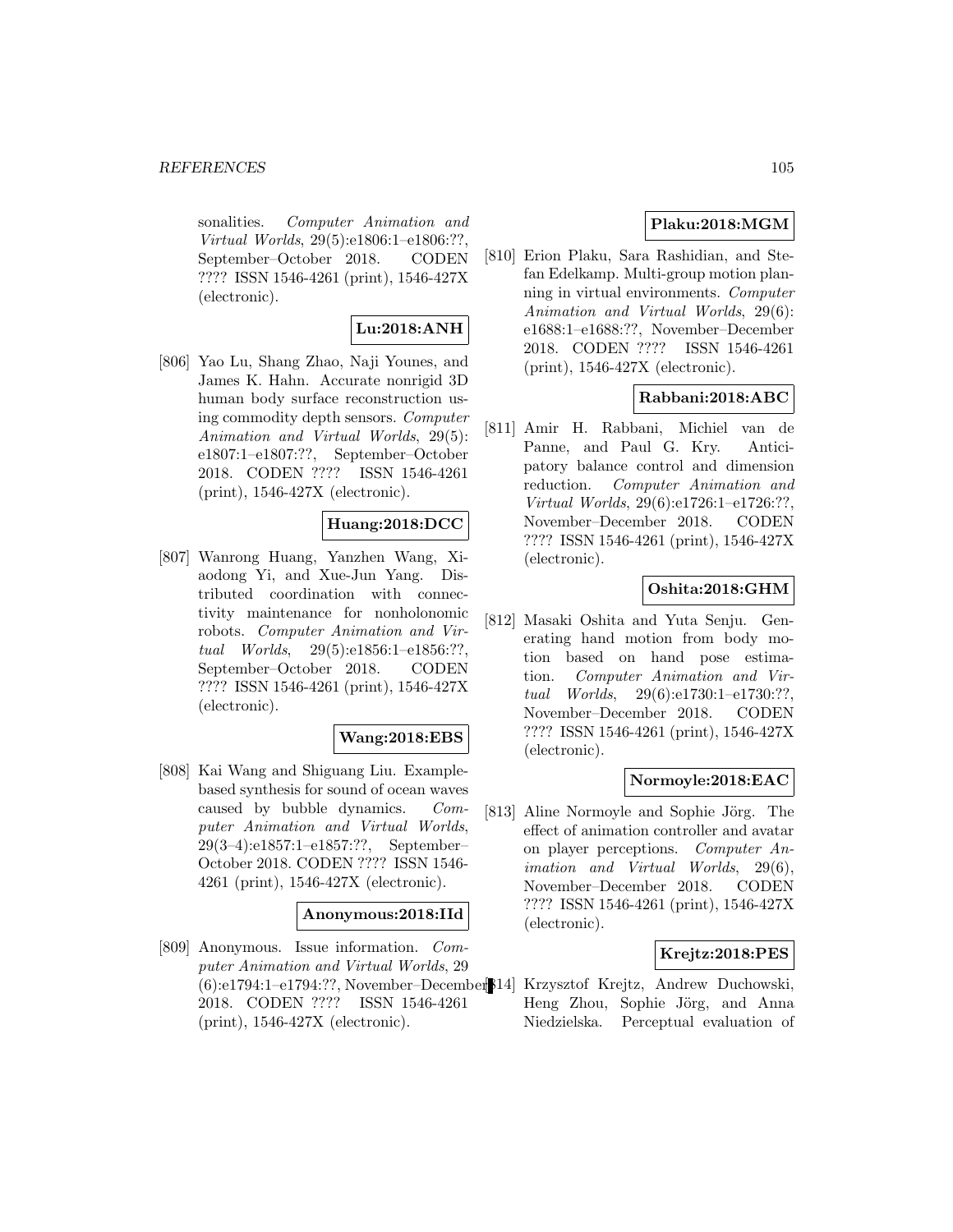sonalities. *Computer Animation and Virtual Worlds*, 29(5):e1806:1–e1806:??, September–October 2018. CODEN ???? ISSN 1546-4261 (print), 1546-427X (electronic).

**Lu:2018:ANH**

[806] Yao Lu, Shang Zhao, Naji Younes, and James K. Hahn. Accurate nonrigid 3D human body surface reconstruction using commodity depth sensors. *Computer Animation and Virtual Worlds*, 29(5): e1807:1–e1807:??, September–October 2018. CODEN ???? ISSN 1546-4261 (print), 1546-427X (electronic).

**Huang:2018:DCC**

[807] Wanrong Huang, Yanzhen Wang, Xiaodong Yi, and Xue-Jun Yang. Distributed coordination with connectivity maintenance for nonholonomic robots. *Computer Animation and Virtual Worlds*, 29(5):e1856:1–e1856:??, September–October 2018. CODEN ???? ISSN 1546-4261 (print), 1546-427X (electronic).

**Wang:2018:EBS**

[808] Kai Wang and Shiguang Liu. Example-based synthesis for sound of ocean waves caused by bubble dynamics. *Computer Animation and Virtual Worlds*, 29(3–4):e1857:1–e1857:??, September–October 2018. CODEN ???? ISSN 1546-4261 (print), 1546-427X (electronic).

**Anonymous:2018:IId**

[809] Anonymous. Issue information. *Computer Animation and Virtual Worlds*, 29 (6):e1794:1–e1794:??, November–December 2018. CODEN ???? ISSN 1546-4261 (print), 1546-427X (electronic).

**Plaku:2018:MGM**

[810] Erion Plaku, Sara Rashidian, and Stefan Edelkamp. Multi-group motion planning in virtual environments. *Computer Animation and Virtual Worlds*, 29(6): e1688:1–e1688:??, November–December 2018. CODEN ???? ISSN 1546-4261 (print), 1546-427X (electronic).

**Rabbani:2018:ABC**

[811] Amir H. Rabbani, Michiel van de Panne, and Paul G. Kry. Anticipatory balance control and dimension reduction. *Computer Animation and Virtual Worlds*, 29(6):e1726:1–e1726:??, November–December 2018. CODEN ???? ISSN 1546-4261 (print), 1546-427X (electronic).

**Oshita:2018:GHM**

[812] Masaki Oshita and Yuta Senju. Generating hand motion from body motion based on hand pose estimation. *Computer Animation and Virtual Worlds*, 29(6):e1730:1–e1730:??, November–December 2018. CODEN ???? ISSN 1546-4261 (print), 1546-427X (electronic).

**Normoyle:2018:EAC**

[813] Aline Normoyle and Sophie Jörg. The effect of animation controller and avatar on player perceptions. *Computer Animation and Virtual Worlds*, 29(6), November–December 2018. CODEN ???? ISSN 1546-4261 (print), 1546-427X (electronic).

**Krejtz:2018:PES**

[814] Krzysztof Krejtz, Andrew Duchowski, Heng Zhou, Sophie Jörg, and Anna Niedzielska. Perceptual evaluation of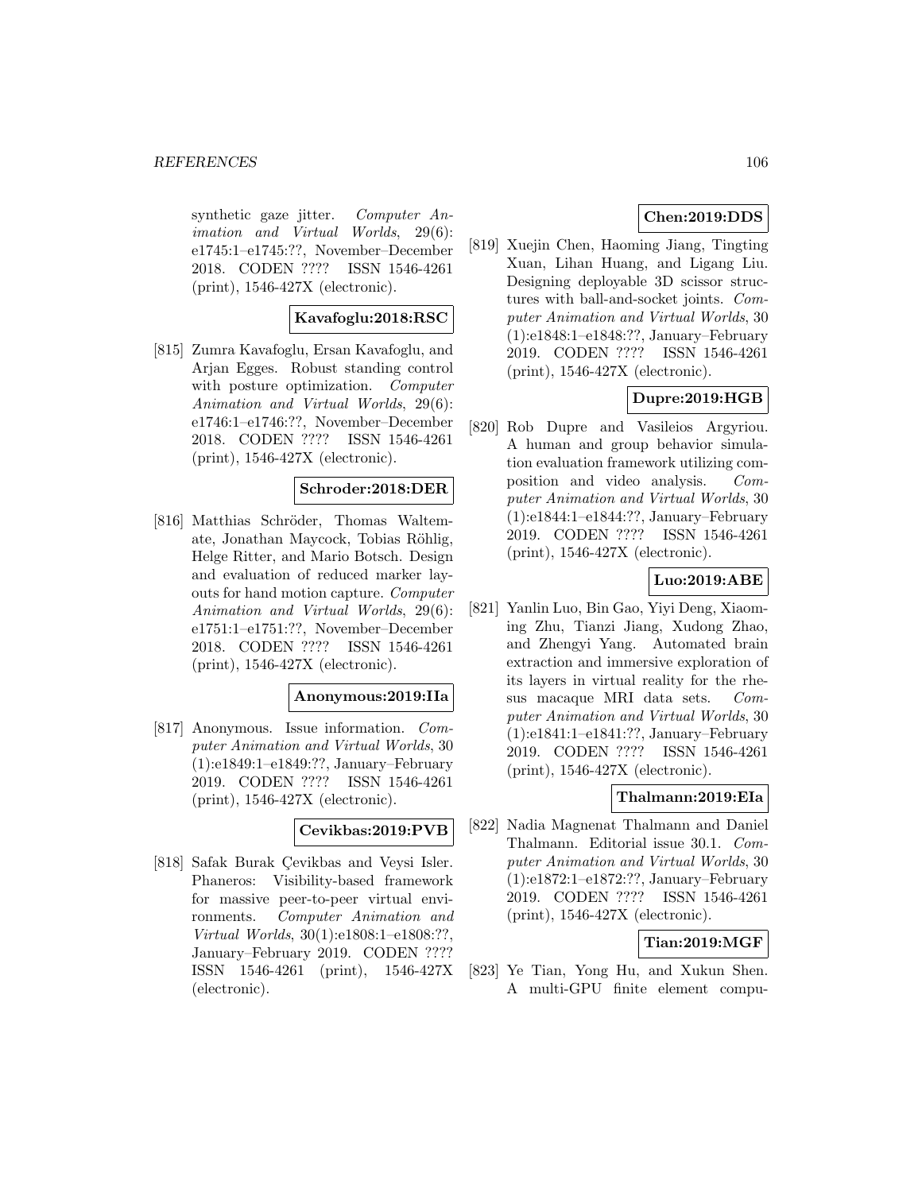synthetic gaze jitter. *Computer Animation and Virtual Worlds*, 29(6): e1745:1–e1745:??, November–December 2018. CODEN ???? ISSN 1546-4261 (print), 1546-427X (electronic).

**Kavafoglu:2018:RSC**

[815] Zumra Kavafoglu, Ersan Kavafoglu, and Arjan Egges. Robust standing control with posture optimization. *Computer Animation and Virtual Worlds*, 29(6): e1746:1–e1746:??, November–December 2018. CODEN ???? ISSN 1546-4261 (print), 1546-427X (electronic).

**Schroder:2018:DER**

[816] Matthias Schröder, Thomas Waltemate, Jonathan Maycock, Tobias Röhlig, Helge Ritter, and Mario Botsch. Design and evaluation of reduced marker layouts for hand motion capture. *Computer Animation and Virtual Worlds*, 29(6): e1751:1–e1751:??, November–December 2018. CODEN ???? ISSN 1546-4261 (print), 1546-427X (electronic).

**Anonymous:2019:IIa**

[817] Anonymous. Issue information. *Computer Animation and Virtual Worlds*, 30 (1):e1849:1–e1849:??, January–February 2019. CODEN ???? ISSN 1546-4261 (print), 1546-427X (electronic).

**Cevikbas:2019:PVB**

[818] Safak Burak Çevikbas and Veysi Isler. Phaneros: Visibility-based framework for massive peer-to-peer virtual environments. *Computer Animation and Virtual Worlds*, 30(1):e1808:1–e1808:??, January–February 2019. CODEN ???? ISSN 1546-4261 (print), 1546-427X (electronic).

**Chen:2019:DDS**

[819] Xuejin Chen, Haoming Jiang, Tingting Xuan, Lihan Huang, and Ligang Liu. Designing deployable 3D scissor structures with ball-and-socket joints. *Computer Animation and Virtual Worlds*, 30 (1):e1848:1–e1848:??, January–February 2019. CODEN ???? ISSN 1546-4261 (print), 1546-427X (electronic).

**Dupre:2019:HGB**

[820] Rob Dupre and Vasileios Argyriou. A human and group behavior simulation evaluation framework utilizing composition and video analysis. *Computer Animation and Virtual Worlds*, 30 (1):e1844:1–e1844:??, January–February 2019. CODEN ???? ISSN 1546-4261 (print), 1546-427X (electronic).

**Luo:2019:ABE**

[821] Yanlin Luo, Bin Gao, Yiyi Deng, Xiaoming Zhu, Tianzi Jiang, Xudong Zhao, and Zhengyi Yang. Automated brain extraction and immersive exploration of its layers in virtual reality for the rhesus macaque MRI data sets. *Computer Animation and Virtual Worlds*, 30 (1):e1841:1–e1841:??, January–February 2019. CODEN ???? ISSN 1546-4261 (print), 1546-427X (electronic).

**Thalmann:2019:EIa**

[822] Nadia Magnenat Thalmann and Daniel Thalmann. Editorial issue 30.1. *Computer Animation and Virtual Worlds*, 30 (1):e1872:1–e1872:??, January–February 2019. CODEN ???? ISSN 1546-4261 (print), 1546-427X (electronic).

**Tian:2019:MGF**

[823] Ye Tian, Yong Hu, and Xukun Shen. A multi-GPU finite element compu-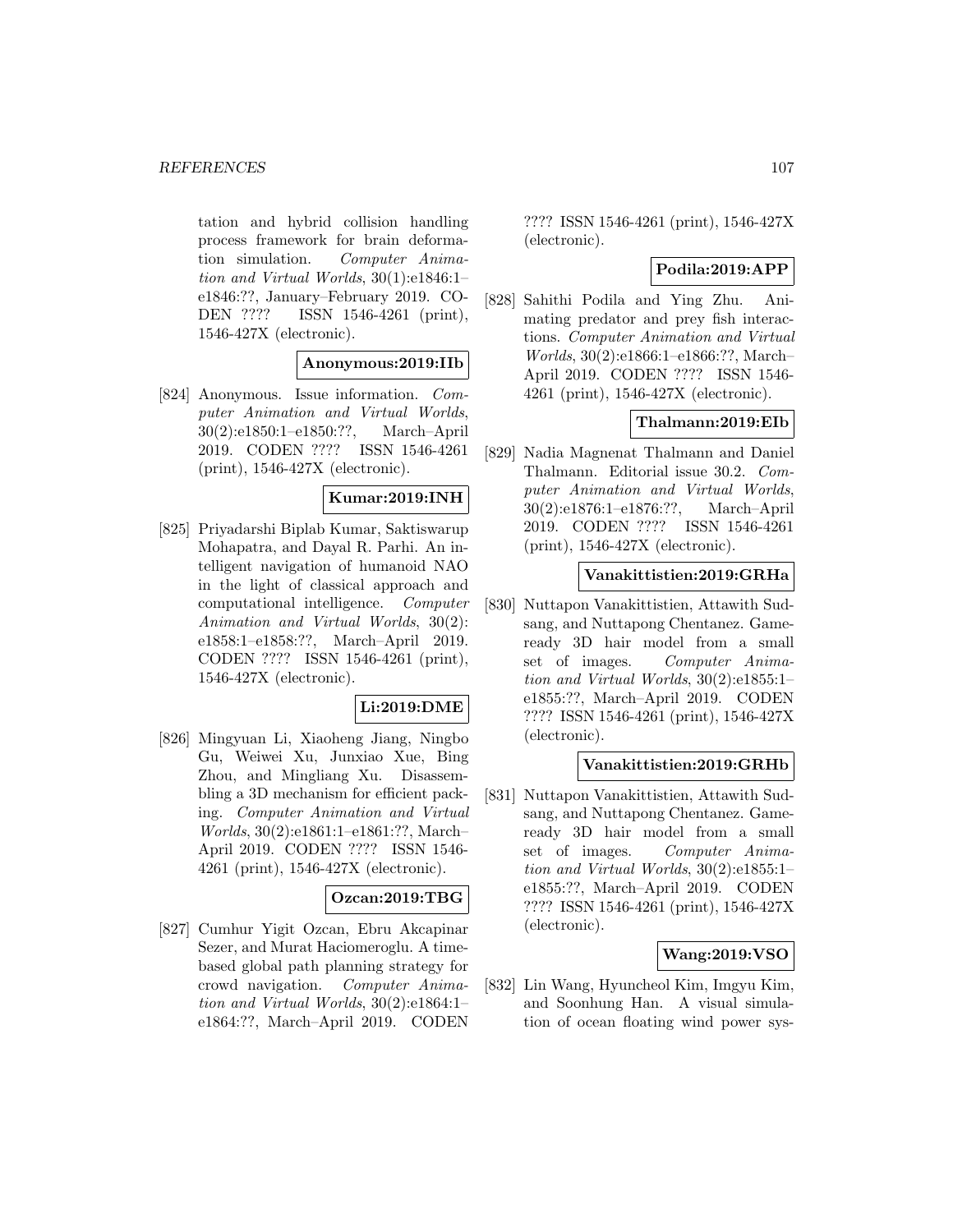tation and hybrid collision handling process framework for brain deformation simulation. *Computer Animation and Virtual Worlds*, 30(1):e1846:1–e1846:??, January–February 2019. CODEN ???? ISSN 1546-4261 (print), 1546-427X (electronic).

**Anonymous:2019:IIb**

[824] Anonymous. Issue information. *Computer Animation and Virtual Worlds*, 30(2):e1850:1–e1850:??, March–April 2019. CODEN ???? ISSN 1546-4261 (print), 1546-427X (electronic).

**Kumar:2019:INH**

[825] Priyadarshi Biplab Kumar, Saktiswarup Mohapatra, and Dayal R. Parhi. An intelligent navigation of humanoid NAO in the light of classical approach and computational intelligence. *Computer Animation and Virtual Worlds*, 30(2): e1858:1–e1858:??, March–April 2019. CODEN ???? ISSN 1546-4261 (print), 1546-427X (electronic).

**Li:2019:DME**

[826] Mingyuan Li, Xiaoheng Jiang, Ningbo Gu, Weiwei Xu, Junxiao Xue, Bing Zhou, and Mingliang Xu. Disassembling a 3D mechanism for efficient packing. *Computer Animation and Virtual Worlds*, 30(2):e1861:1–e1861:??, March–April 2019. CODEN ???? ISSN 1546-4261 (print), 1546-427X (electronic).

**Ozcan:2019:TBG**

[827] Cumhur Yigit Ozcan, Ebru Akcapinar Sezer, and Murat Haciomeroglu. A time-based global path planning strategy for crowd navigation. *Computer Animation and Virtual Worlds*, 30(2):e1864:1–e1864:??, March–April 2019. CODEN ???? ISSN 1546-4261 (print), 1546-427X (electronic).

**Podila:2019:APP**

[828] Sahithi Podila and Ying Zhu. Animating predator and prey fish interactions. *Computer Animation and Virtual Worlds*, 30(2):e1866:1–e1866:??, March–April 2019. CODEN ???? ISSN 1546-4261 (print), 1546-427X (electronic).

**Thalmann:2019:EIb**

[829] Nadia Magnenat Thalmann and Daniel Thalmann. Editorial issue 30.2. *Computer Animation and Virtual Worlds*, 30(2):e1876:1–e1876:??, March–April 2019. CODEN ???? ISSN 1546-4261 (print), 1546-427X (electronic).

**Vanakittistien:2019:GRHa**

[830] Nuttapon Vanakittistien, Attawith Sudsang, and Nuttapong Chentanez. Game-ready 3D hair model from a small set of images. *Computer Animation and Virtual Worlds*, 30(2):e1855:1–e1855:??, March–April 2019. CODEN ???? ISSN 1546-4261 (print), 1546-427X (electronic).

**Vanakittistien:2019:GRHb**

[831] Nuttapon Vanakittistien, Attawith Sudsang, and Nuttapong Chentanez. Game-ready 3D hair model from a small set of images. *Computer Animation and Virtual Worlds*, 30(2):e1855:1–e1855:??, March–April 2019. CODEN ???? ISSN 1546-4261 (print), 1546-427X (electronic).

**Wang:2019:VSO**

[832] Lin Wang, Hyuncheol Kim, Imgyu Kim, and Soonhung Han. A visual simulation of ocean floating wind power sys-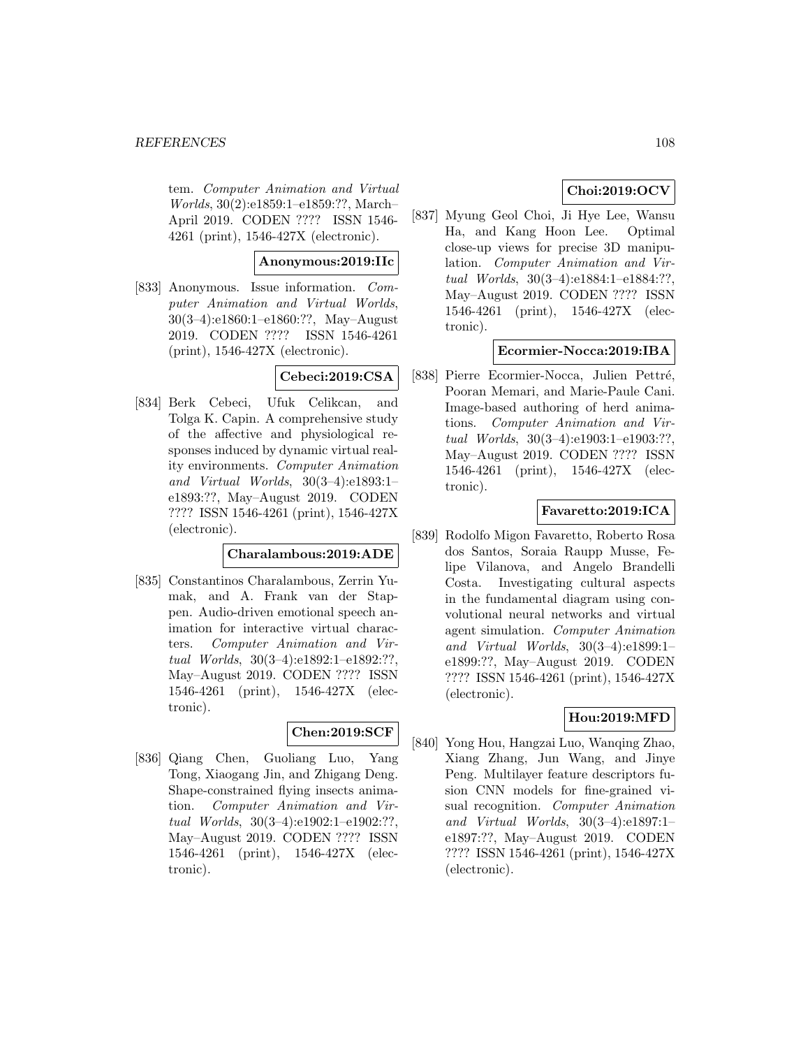tem. *Computer Animation and Virtual Worlds*, 30(2):e1859:1–e1859:??, March–April 2019. CODEN ???? ISSN 1546-4261 (print), 1546-427X (electronic).

**Anonymous:2019:IIc**

[833] Anonymous. Issue information. *Computer Animation and Virtual Worlds*, 30(3–4):e1860:1–e1860:??, May–August 2019. CODEN ???? ISSN 1546-4261 (print), 1546-427X (electronic).

**Cebeci:2019:CSA**

[834] Berk Cebeci, Ufuk Celikcan, and Tolga K. Capin. A comprehensive study of the affective and physiological responses induced by dynamic virtual reality environments. *Computer Animation and Virtual Worlds*, 30(3–4):e1893:1–e1893:??, May–August 2019. CODEN ???? ISSN 1546-4261 (print), 1546-427X (electronic).

**Charalambous:2019:ADE**

[835] Constantinos Charalambous, Zerrin Yumak, and A. Frank van der Stappen. Audio-driven emotional speech animation for interactive virtual characters. *Computer Animation and Virtual Worlds*, 30(3–4):e1892:1–e1892:??, May–August 2019. CODEN ???? ISSN 1546-4261 (print), 1546-427X (electronic).

**Chen:2019:SCF**

[836] Qiang Chen, Guoliang Luo, Yang Tong, Xiaogang Jin, and Zhigang Deng. Shape-constrained flying insects animation. *Computer Animation and Virtual Worlds*, 30(3–4):e1902:1–e1902:??, May–August 2019. CODEN ???? ISSN 1546-4261 (print), 1546-427X (electronic).

**Choi:2019:OCV**

[837] Myung Geol Choi, Ji Hye Lee, Wansu Ha, and Kang Hoon Lee. Optimal close-up views for precise 3D manipulation. *Computer Animation and Virtual Worlds*, 30(3–4):e1884:1–e1884:??, May–August 2019. CODEN ???? ISSN 1546-4261 (print), 1546-427X (electronic).

**Ecormier-Nocca:2019:IBA**

[838] Pierre Ecormier-Nocca, Julien Pettré, Pooran Memari, and Marie-Paule Cani. Image-based authoring of herd animations. *Computer Animation and Virtual Worlds*, 30(3–4):e1903:1–e1903:??, May–August 2019. CODEN ???? ISSN 1546-4261 (print), 1546-427X (electronic).

**Favaretto:2019:ICA**

[839] Rodolfo Migon Favaretto, Roberto Rosa dos Santos, Soraia Raupp Musse, Felipe Vilanova, and Angelo Brandelli Costa. Investigating cultural aspects in the fundamental diagram using convolutional neural networks and virtual agent simulation. *Computer Animation and Virtual Worlds*, 30(3–4):e1899:1–e1899:??, May–August 2019. CODEN ???? ISSN 1546-4261 (print), 1546-427X (electronic).

**Hou:2019:MFD**

[840] Yong Hou, Hangzai Luo, Wanqing Zhao, Xiang Zhang, Jun Wang, and Jinye Peng. Multilayer feature descriptors fusion CNN models for fine-grained visual recognition. *Computer Animation and Virtual Worlds*, 30(3–4):e1897:1–e1897:??, May–August 2019. CODEN ???? ISSN 1546-4261 (print), 1546-427X (electronic).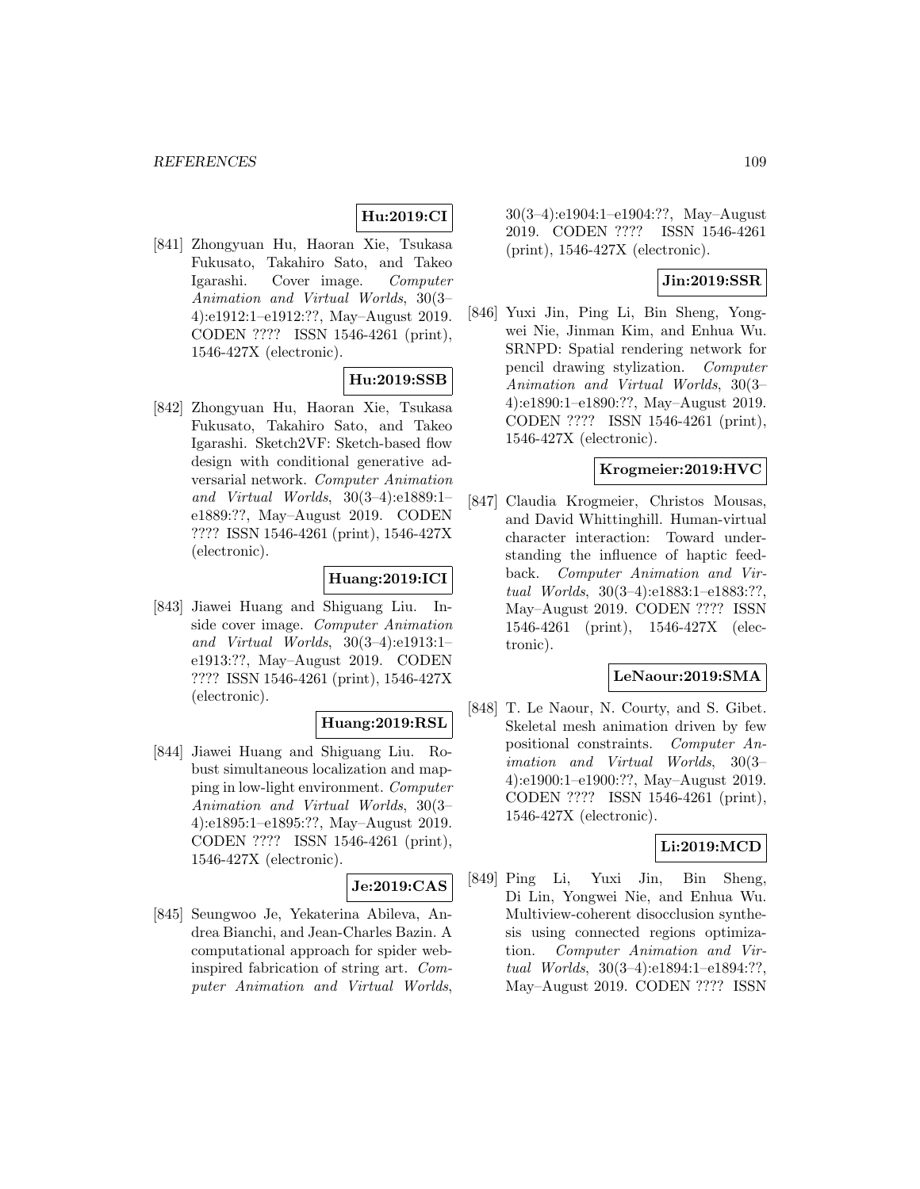**Hu:2019:CI**

[841] Zhongyuan Hu, Haoran Xie, Tsukasa Fukusato, Takahiro Sato, and Takeo Igarashi. Cover image. *Computer Animation and Virtual Worlds*, 30(3–4):e1912:1–e1912:??, May–August 2019. CODEN ???? ISSN 1546-4261 (print), 1546-427X (electronic).

**Hu:2019:SSB**

[842] Zhongyuan Hu, Haoran Xie, Tsukasa Fukusato, Takahiro Sato, and Takeo Igarashi. Sketch2VF: Sketch-based flow design with conditional generative adversarial network. *Computer Animation and Virtual Worlds*, 30(3–4):e1889:1–e1889:??, May–August 2019. CODEN ???? ISSN 1546-4261 (print), 1546-427X (electronic).

**Huang:2019:ICI**

[843] Jiawei Huang and Shiguang Liu. Inside cover image. *Computer Animation and Virtual Worlds*, 30(3–4):e1913:1–e1913:??, May–August 2019. CODEN ???? ISSN 1546-4261 (print), 1546-427X (electronic).

**Huang:2019:RSL**

[844] Jiawei Huang and Shiguang Liu. Robust simultaneous localization and mapping in low-light environment. *Computer Animation and Virtual Worlds*, 30(3–4):e1895:1–e1895:??, May–August 2019. CODEN ???? ISSN 1546-4261 (print), 1546-427X (electronic).

**Je:2019:CAS**

[845] Seungwoo Je, Yekaterina Abileva, Andrea Bianchi, and Jean-Charles Bazin. A computational approach for spider web-inspired fabrication of string art. *Computer Animation and Virtual Worlds*, 30(3–4):e1904:1–e1904:??, May–August 2019. CODEN ???? ISSN 1546-4261 (print), 1546-427X (electronic).

**Jin:2019:SSR**

[846] Yuxi Jin, Ping Li, Bin Sheng, Yongwei Nie, Jinman Kim, and Enhua Wu. SRNPD: Spatial rendering network for pencil drawing stylization. *Computer Animation and Virtual Worlds*, 30(3–4):e1890:1–e1890:??, May–August 2019. CODEN ???? ISSN 1546-4261 (print), 1546-427X (electronic).

**Krogmeier:2019:HVC**

[847] Claudia Krogmeier, Christos Mousas, and David Whittinghill. Human-virtual character interaction: Toward understanding the influence of haptic feedback. *Computer Animation and Virtual Worlds*, 30(3–4):e1883:1–e1883:??, May–August 2019. CODEN ???? ISSN 1546-4261 (print), 1546-427X (electronic).

**LeNaour:2019:SMA**

[848] T. Le Naour, N. Courty, and S. Gibet. Skeletal mesh animation driven by few positional constraints. *Computer Animation and Virtual Worlds*, 30(3–4):e1900:1–e1900:??, May–August 2019. CODEN ???? ISSN 1546-4261 (print), 1546-427X (electronic).

**Li:2019:MCD**

[849] Ping Li, Yuxi Jin, Bin Sheng, Di Lin, Yongwei Nie, and Enhua Wu. Multiview-coherent disocclusion synthesis using connected regions optimization. *Computer Animation and Virtual Worlds*, 30(3–4):e1894:1–e1894:??, May–August 2019. CODEN ???? ISSN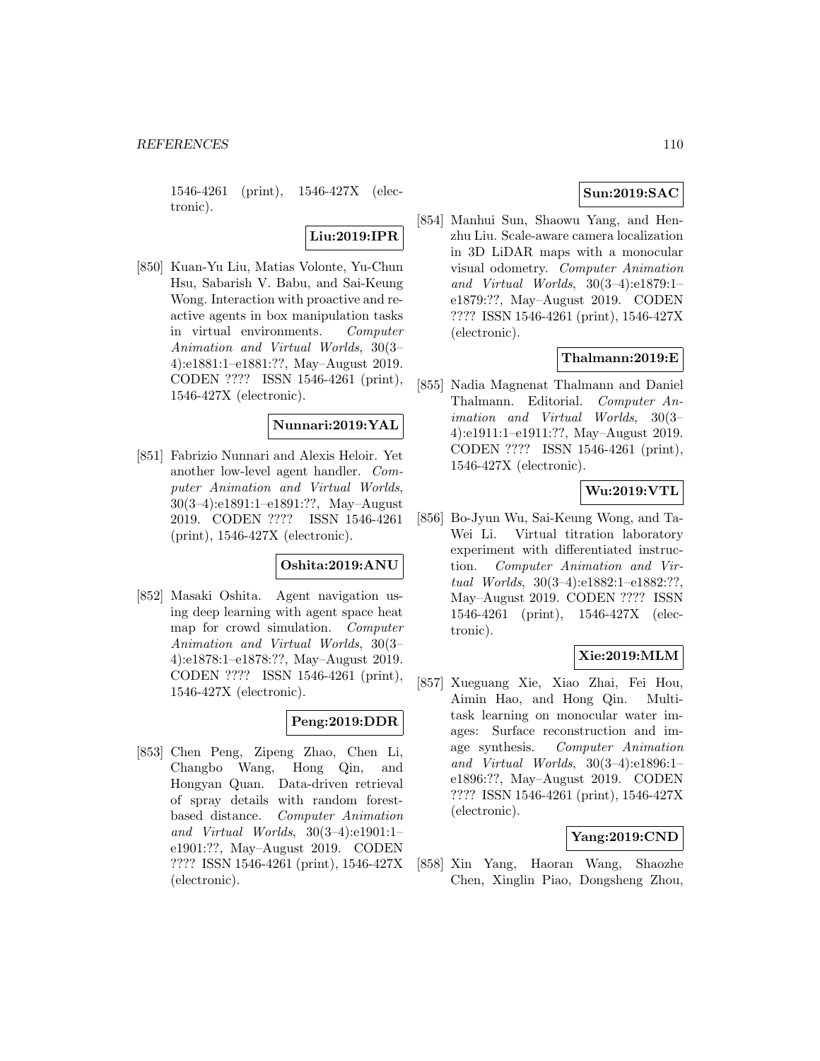1546-4261 (print), 1546-427X (electronic).

**Liu:2019:IPR**

[850] Kuan-Yu Liu, Matias Volonte, Yu-Chun Hsu, Sabarish V. Babu, and Sai-Keung Wong. Interaction with proactive and reactive agents in box manipulation tasks in virtual environments. *Computer Animation and Virtual Worlds*, 30(3–4):e1881:1–e1881:??, May–August 2019. CODEN ???? ISSN 1546-4261 (print), 1546-427X (electronic).

**Nunnari:2019:YAL**

[851] Fabrizio Nunnari and Alexis Heloir. Yet another low-level agent handler. *Computer Animation and Virtual Worlds*, 30(3–4):e1891:1–e1891:??, May–August 2019. CODEN ???? ISSN 1546-4261 (print), 1546-427X (electronic).

**Oshita:2019:ANU**

[852] Masaki Oshita. Agent navigation using deep learning with agent space heat map for crowd simulation. *Computer Animation and Virtual Worlds*, 30(3–4):e1878:1–e1878:??, May–August 2019. CODEN ???? ISSN 1546-4261 (print), 1546-427X (electronic).

**Peng:2019:DDR**

[853] Chen Peng, Zipeng Zhao, Chen Li, Changbo Wang, Hong Qin, and Hongyan Quan. Data-driven retrieval of spray details with random forest-based distance. *Computer Animation and Virtual Worlds*, 30(3–4):e1901:1–e1901:??, May–August 2019. CODEN ???? ISSN 1546-4261 (print), 1546-427X (electronic).

**Sun:2019:SAC**

[854] Manhui Sun, Shaowu Yang, and Henzhu Liu. Scale-aware camera localization in 3D LiDAR maps with a monocular visual odometry. *Computer Animation and Virtual Worlds*, 30(3–4):e1879:1–e1879:??, May–August 2019. CODEN ???? ISSN 1546-4261 (print), 1546-427X (electronic).

**Thalmann:2019:E**

[855] Nadia Magnenat Thalmann and Daniel Thalmann. Editorial. *Computer Animation and Virtual Worlds*, 30(3–4):e1911:1–e1911:??, May–August 2019. CODEN ???? ISSN 1546-4261 (print), 1546-427X (electronic).

**Wu:2019:VTL**

[856] Bo-Jyun Wu, Sai-Keung Wong, and Ta-Wei Li. Virtual titration laboratory experiment with differentiated instruction. *Computer Animation and Virtual Worlds*, 30(3–4):e1882:1–e1882:??, May–August 2019. CODEN ???? ISSN 1546-4261 (print), 1546-427X (electronic).

**Xie:2019:MLM**

[857] Xueguang Xie, Xiao Zhai, Fei Hou, Aimin Hao, and Hong Qin. Multitask learning on monocular water images: Surface reconstruction and image synthesis. *Computer Animation and Virtual Worlds*, 30(3–4):e1896:1–e1896:??, May–August 2019. CODEN ???? ISSN 1546-4261 (print), 1546-427X (electronic).

**Yang:2019:CND**

[858] Xin Yang, Haoran Wang, Shaozhe Chen, Xinglin Piao, Dongsheng Zhou,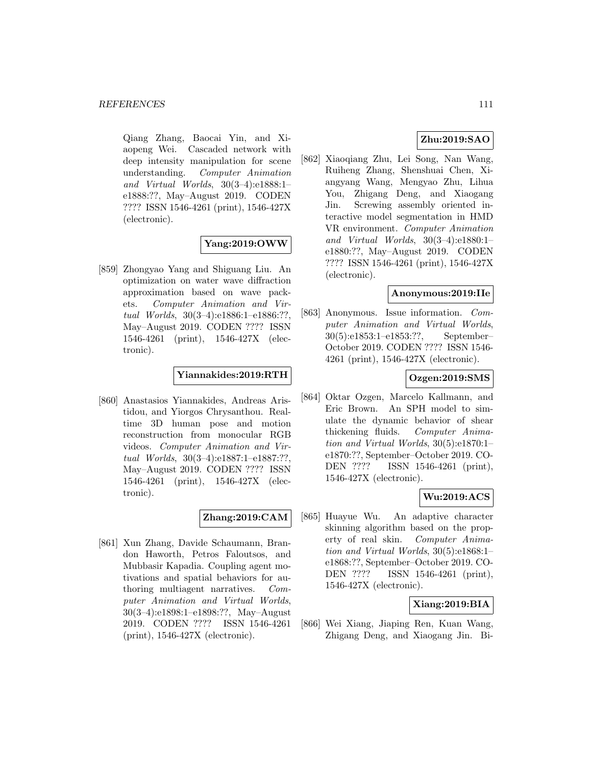Qiang Zhang, Baocai Yin, and Xiaopeng Wei. Cascaded network with deep intensity manipulation for scene understanding. *Computer Animation and Virtual Worlds*, 30(3–4):e1888:1–e1888:??, May–August 2019. CODEN ???? ISSN 1546-4261 (print), 1546-427X (electronic).

**Yang:2019:OWW**

[859] Zhongyao Yang and Shiguang Liu. An optimization on water wave diffraction approximation based on wave packets. *Computer Animation and Virtual Worlds*, 30(3–4):e1886:1–e1886:??, May–August 2019. CODEN ???? ISSN 1546-4261 (print), 1546-427X (electronic).

**Yiannakides:2019:RTH**

[860] Anastasios Yiannakides, Andreas Aristidou, and Yiorgos Chrysanthou. Real-time 3D human pose and motion reconstruction from monocular RGB videos. *Computer Animation and Virtual Worlds*, 30(3–4):e1887:1–e1887:??, May–August 2019. CODEN ???? ISSN 1546-4261 (print), 1546-427X (electronic).

**Zhang:2019:CAM**

[861] Xun Zhang, Davide Schaumann, Brandon Haworth, Petros Faloutsos, and Mubbasir Kapadia. Coupling agent motivations and spatial behaviors for authoring multiagent narratives. *Computer Animation and Virtual Worlds*, 30(3–4):e1898:1–e1898:??, May–August 2019. CODEN ???? ISSN 1546-4261 (print), 1546-427X (electronic).

**Zhu:2019:SAO**

[862] Xiaoqiang Zhu, Lei Song, Nan Wang, Ruiheng Zhang, Shenshuai Chen, Xiangyang Wang, Mengyao Zhu, Lihua You, Zhigang Deng, and Xiaogang Jin. Screwing assembly oriented interactive model segmentation in HMD VR environment. *Computer Animation and Virtual Worlds*, 30(3–4):e1880:1–e1880:??, May–August 2019. CODEN ???? ISSN 1546-4261 (print), 1546-427X (electronic).

**Anonymous:2019:IIe**

[863] Anonymous. Issue information. *Computer Animation and Virtual Worlds*, 30(5):e1853:1–e1853:??, September–October 2019. CODEN ???? ISSN 1546-4261 (print), 1546-427X (electronic).

**Ozgen:2019:SMS**

[864] Oktar Ozgen, Marcelo Kallmann, and Eric Brown. An SPH model to simulate the dynamic behavior of shear thickening fluids. *Computer Animation and Virtual Worlds*, 30(5):e1870:1–e1870:??, September–October 2019. CODEN ???? ISSN 1546-4261 (print), 1546-427X (electronic).

**Wu:2019:ACS**

[865] Huayue Wu. An adaptive character skinning algorithm based on the property of real skin. *Computer Animation and Virtual Worlds*, 30(5):e1868:1–e1868:??, September–October 2019. CODEN ???? ISSN 1546-4261 (print), 1546-427X (electronic).

**Xiang:2019:BIA**

[866] Wei Xiang, Jiaping Ren, Kuan Wang, Zhigang Deng, and Xiaogang Jin. Bi-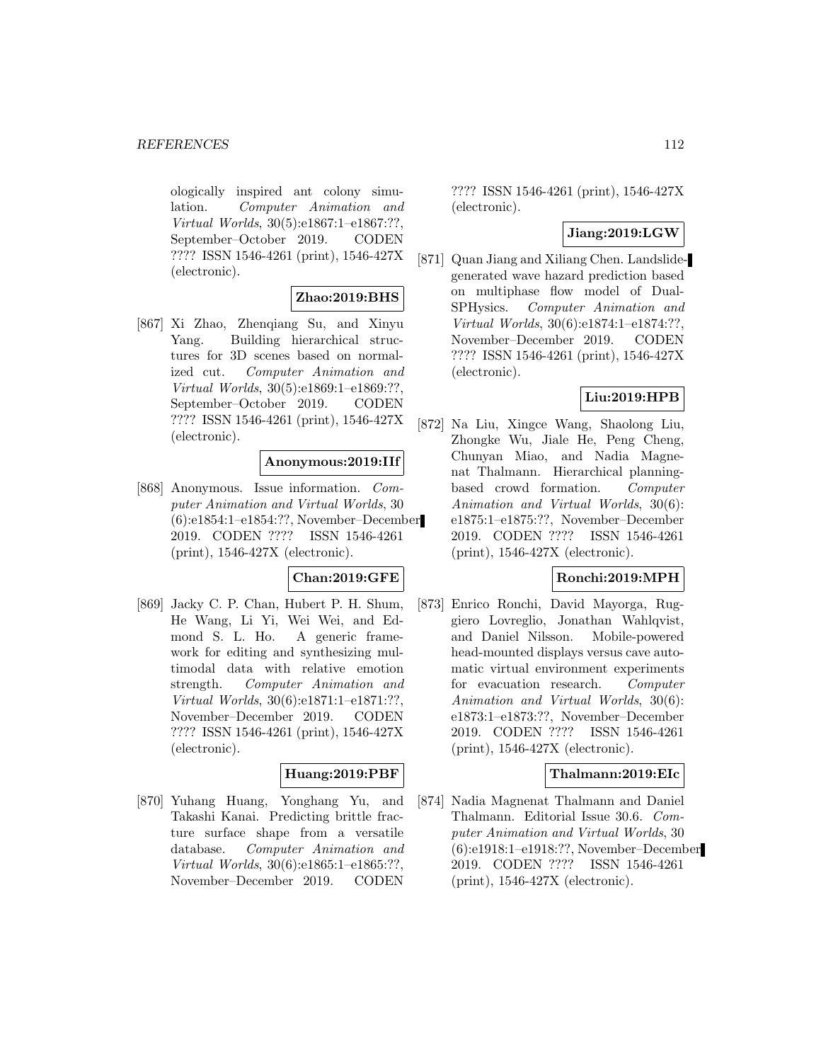ologically inspired ant colony simulation. *Computer Animation and Virtual Worlds*, 30(5):e1867:1–e1867:??, September–October 2019. CODEN ???? ISSN 1546-4261 (print), 1546-427X (electronic).

**Zhao:2019:BHS**

[867] Xi Zhao, Zhenqiang Su, and Xinyu Yang. Building hierarchical structures for 3D scenes based on normalized cut. *Computer Animation and Virtual Worlds*, 30(5):e1869:1–e1869:??, September–October 2019. CODEN ???? ISSN 1546-4261 (print), 1546-427X (electronic).

**Anonymous:2019:IIf**

[868] Anonymous. Issue information. *Computer Animation and Virtual Worlds*, 30 (6):e1854:1–e1854:??, November–December 2019. CODEN ???? ISSN 1546-4261 (print), 1546-427X (electronic).

**Chan:2019:GFE**

[869] Jacky C. P. Chan, Hubert P. H. Shum, He Wang, Li Yi, Wei Wei, and Edmond S. L. Ho. A generic framework for editing and synthesizing multimodal data with relative emotion strength. *Computer Animation and Virtual Worlds*, 30(6):e1871:1–e1871:??, November–December 2019. CODEN ???? ISSN 1546-4261 (print), 1546-427X (electronic).

**Huang:2019:PBF**

[870] Yuhang Huang, Yonghang Yu, and Takashi Kanai. Predicting brittle fracture surface shape from a versatile database. *Computer Animation and Virtual Worlds*, 30(6):e1865:1–e1865:??, November–December 2019. CODEN ???? ISSN 1546-4261 (print), 1546-427X (electronic).

**Jiang:2019:LGW**

[871] Quan Jiang and Xiliang Chen. Landslide-generated wave hazard prediction based on multiphase flow model of Dual-SPHysics. *Computer Animation and Virtual Worlds*, 30(6):e1874:1–e1874:??, November–December 2019. CODEN ???? ISSN 1546-4261 (print), 1546-427X (electronic).

**Liu:2019:HPB**

[872] Na Liu, Xingce Wang, Shaolong Liu, Zhongke Wu, Jiale He, Peng Cheng, Chunyan Miao, and Nadia Magnenat Thalmann. Hierarchical planning-based crowd formation. *Computer Animation and Virtual Worlds*, 30(6): e1875:1–e1875:??, November–December 2019. CODEN ???? ISSN 1546-4261 (print), 1546-427X (electronic).

**Ronchi:2019:MPH**

[873] Enrico Ronchi, David Mayorga, Ruggiero Lovreglio, Jonathan Wahlqvist, and Daniel Nilsson. Mobile-powered head-mounted displays versus cave automatic virtual environment experiments for evacuation research. *Computer Animation and Virtual Worlds*, 30(6): e1873:1–e1873:??, November–December 2019. CODEN ???? ISSN 1546-4261 (print), 1546-427X (electronic).

**Thalmann:2019:EIc**

[874] Nadia Magnenat Thalmann and Daniel Thalmann. Editorial Issue 30.6. *Computer Animation and Virtual Worlds*, 30 (6):e1918:1–e1918:??, November–December 2019. CODEN ???? ISSN 1546-4261 (print), 1546-427X (electronic).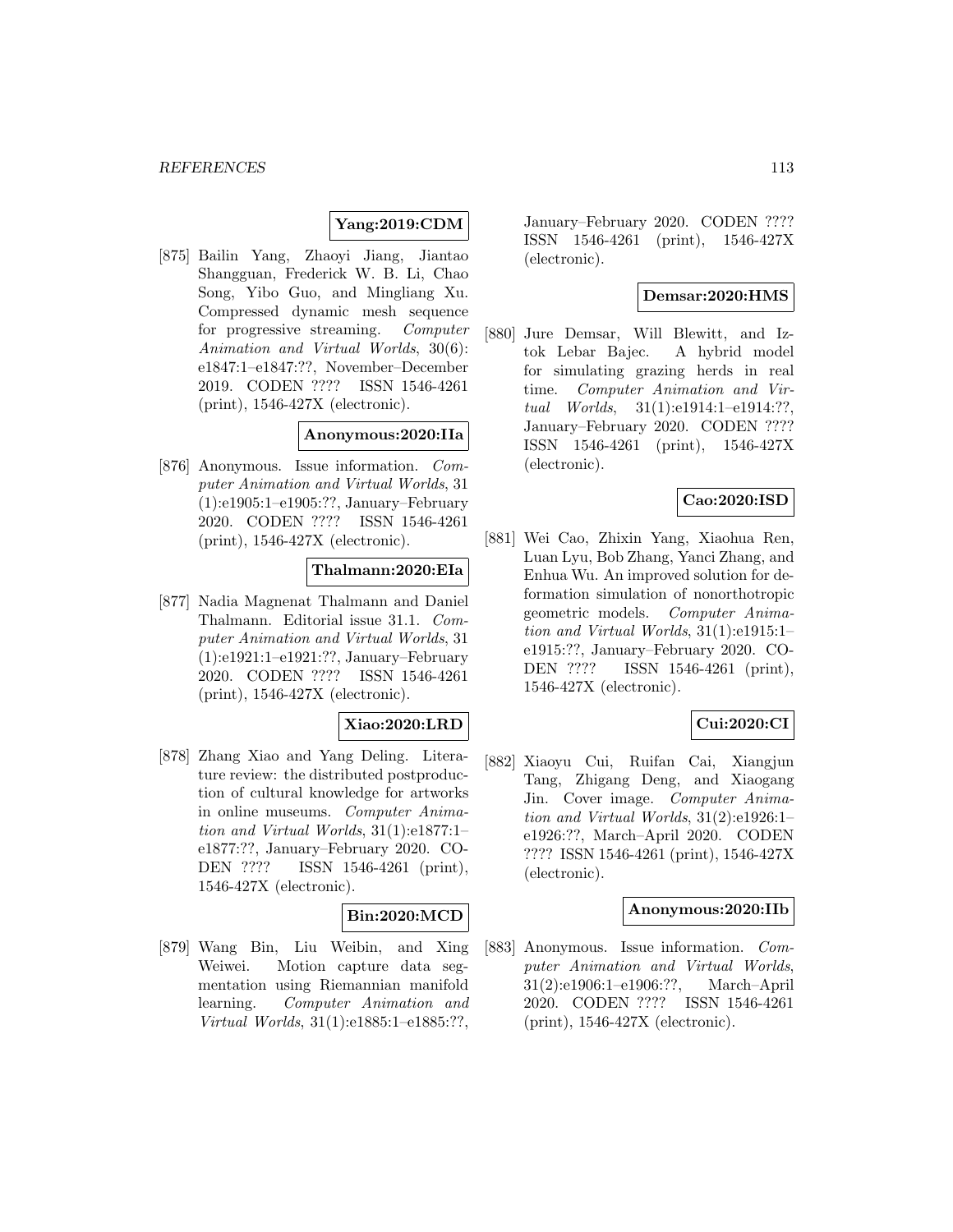**Yang:2019:CDM**

[875] Bailin Yang, Zhaoyi Jiang, Jiantao Shangguan, Frederick W. B. Li, Chao Song, Yibo Guo, and Mingliang Xu. Compressed dynamic mesh sequence for progressive streaming. *Computer Animation and Virtual Worlds*, 30(6): e1847:1–e1847:??, November–December 2019. CODEN ???? ISSN 1546-4261 (print), 1546-427X (electronic).

**Anonymous:2020:IIa**

[876] Anonymous. Issue information. *Computer Animation and Virtual Worlds*, 31 (1):e1905:1–e1905:??, January–February 2020. CODEN ???? ISSN 1546-4261 (print), 1546-427X (electronic).

**Thalmann:2020:EIa**

[877] Nadia Magnenat Thalmann and Daniel Thalmann. Editorial issue 31.1. *Computer Animation and Virtual Worlds*, 31 (1):e1921:1–e1921:??, January–February 2020. CODEN ???? ISSN 1546-4261 (print), 1546-427X (electronic).

**Xiao:2020:LRD**

[878] Zhang Xiao and Yang Deling. Literature review: the distributed postproduction of cultural knowledge for artworks in online museums. *Computer Animation and Virtual Worlds*, 31(1):e1877:1–e1877:??, January–February 2020. CODEN ???? ISSN 1546-4261 (print), 1546-427X (electronic).

**Bin:2020:MCD**

[879] Wang Bin, Liu Weibin, and Xing Weiwei. Motion capture data segmentation using Riemannian manifold learning. *Computer Animation and Virtual Worlds*, 31(1):e1885:1–e1885:??, January–February 2020. CODEN ???? ISSN 1546-4261 (print), 1546-427X (electronic).

**Demsar:2020:HMS**

[880] Jure Demsar, Will Blewitt, and Iztok Lebar Bajec. A hybrid model for simulating grazing herds in real time. *Computer Animation and Virtual Worlds*, 31(1):e1914:1–e1914:??, January–February 2020. CODEN ???? ISSN 1546-4261 (print), 1546-427X (electronic).

**Cao:2020:ISD**

[881] Wei Cao, Zhixin Yang, Xiaohua Ren, Luan Lyu, Bob Zhang, Yanci Zhang, and Enhua Wu. An improved solution for deformation simulation of nonorthotropic geometric models. *Computer Animation and Virtual Worlds*, 31(1):e1915:1–e1915:??, January–February 2020. CODEN ???? ISSN 1546-4261 (print), 1546-427X (electronic).

**Cui:2020:CI**

[882] Xiaoyu Cui, Ruifan Cai, Xiangjun Tang, Zhigang Deng, and Xiaogang Jin. Cover image. *Computer Animation and Virtual Worlds*, 31(2):e1926:1–e1926:??, March–April 2020. CODEN ???? ISSN 1546-4261 (print), 1546-427X (electronic).

**Anonymous:2020:IIb**

[883] Anonymous. Issue information. *Computer Animation and Virtual Worlds*, 31(2):e1906:1–e1906:??, March–April 2020. CODEN ???? ISSN 1546-4261 (print), 1546-427X (electronic).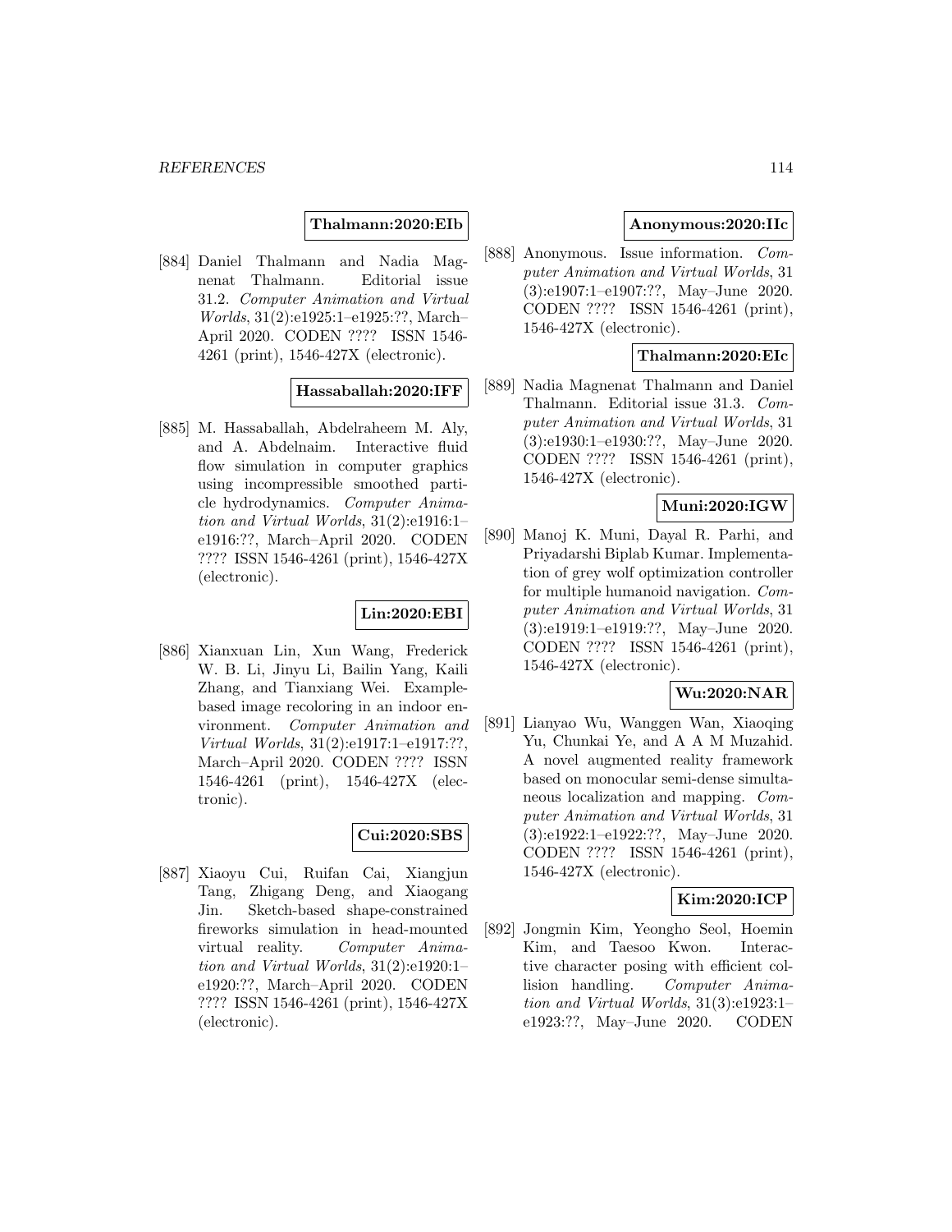**Thalmann:2020:EIb**

[884] Daniel Thalmann and Nadia Magnenat Thalmann. Editorial issue 31.2. *Computer Animation and Virtual Worlds*, 31(2):e1925:1–e1925:??, March–April 2020. CODEN ???? ISSN 1546-4261 (print), 1546-427X (electronic).

**Hassaballah:2020:IFF**

[885] M. Hassaballah, Abdelraheem M. Aly, and A. Abdelnaim. Interactive fluid flow simulation in computer graphics using incompressible smoothed particle hydrodynamics. *Computer Animation and Virtual Worlds*, 31(2):e1916:1–e1916:??, March–April 2020. CODEN ???? ISSN 1546-4261 (print), 1546-427X (electronic).

**Lin:2020:EBI**

[886] Xianxuan Lin, Xun Wang, Frederick W. B. Li, Jinyu Li, Bailin Yang, Kaili Zhang, and Tianxiang Wei. Example-based image recoloring in an indoor environment. *Computer Animation and Virtual Worlds*, 31(2):e1917:1–e1917:??, March–April 2020. CODEN ???? ISSN 1546-4261 (print), 1546-427X (electronic).

**Cui:2020:SBS**

[887] Xiaoyu Cui, Ruifan Cai, Xiangjun Tang, Zhigang Deng, and Xiaogang Jin. Sketch-based shape-constrained fireworks simulation in head-mounted virtual reality. *Computer Animation and Virtual Worlds*, 31(2):e1920:1–e1920:??, March–April 2020. CODEN ???? ISSN 1546-4261 (print), 1546-427X (electronic).

**Anonymous:2020:IIc**

[888] Anonymous. Issue information. *Computer Animation and Virtual Worlds*, 31 (3):e1907:1–e1907:??, May–June 2020. CODEN ???? ISSN 1546-4261 (print), 1546-427X (electronic).

**Thalmann:2020:EIc**

[889] Nadia Magnenat Thalmann and Daniel Thalmann. Editorial issue 31.3. *Computer Animation and Virtual Worlds*, 31 (3):e1930:1–e1930:??, May–June 2020. CODEN ???? ISSN 1546-4261 (print), 1546-427X (electronic).

**Muni:2020:IGW**

[890] Manoj K. Muni, Dayal R. Parhi, and Priyadarshi Biplab Kumar. Implementation of grey wolf optimization controller for multiple humanoid navigation. *Computer Animation and Virtual Worlds*, 31 (3):e1919:1–e1919:??, May–June 2020. CODEN ???? ISSN 1546-4261 (print), 1546-427X (electronic).

**Wu:2020:NAR**

[891] Lianyao Wu, Wanggen Wan, Xiaoqing Yu, Chunkai Ye, and A A M Muzahid. A novel augmented reality framework based on monocular semi-dense simultaneous localization and mapping. *Computer Animation and Virtual Worlds*, 31 (3):e1922:1–e1922:??, May–June 2020. CODEN ???? ISSN 1546-4261 (print), 1546-427X (electronic).

**Kim:2020:ICP**

[892] Jongmin Kim, Yeongho Seol, Hoemin Kim, and Taesoo Kwon. Interactive character posing with efficient collision handling. *Computer Animation and Virtual Worlds*, 31(3):e1923:1–e1923:??, May–June 2020. CODEN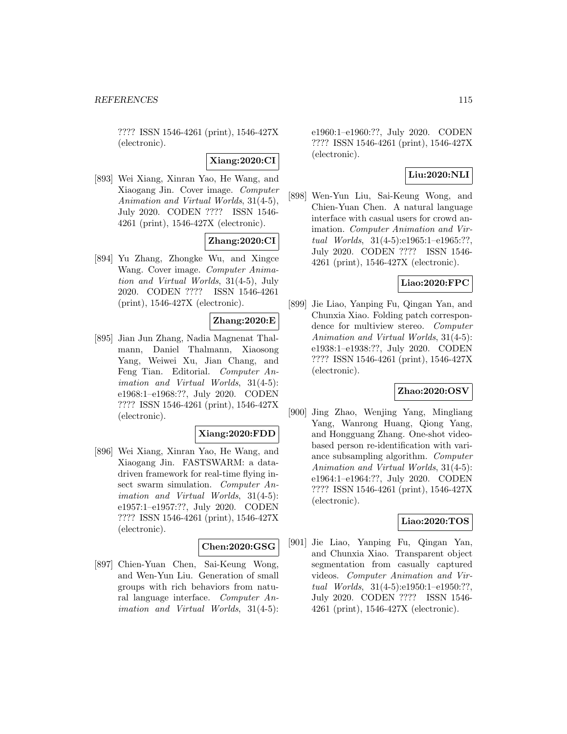???? ISSN 1546-4261 (print), 1546-427X (electronic).

**Xiang:2020:CI**

[893] Wei Xiang, Xinran Yao, He Wang, and Xiaogang Jin. Cover image. *Computer Animation and Virtual Worlds*, 31(4-5), July 2020. CODEN ???? ISSN 1546-4261 (print), 1546-427X (electronic).

**Zhang:2020:CI**

[894] Yu Zhang, Zhongke Wu, and Xingce Wang. Cover image. *Computer Animation and Virtual Worlds*, 31(4-5), July 2020. CODEN ???? ISSN 1546-4261 (print), 1546-427X (electronic).

**Zhang:2020:E**

[895] Jian Jun Zhang, Nadia Magnenat Thalmann, Daniel Thalmann, Xiaosong Yang, Weiwei Xu, Jian Chang, and Feng Tian. Editorial. *Computer Animation and Virtual Worlds*, 31(4-5): e1968:1–e1968:??, July 2020. CODEN ???? ISSN 1546-4261 (print), 1546-427X (electronic).

**Xiang:2020:FDD**

[896] Wei Xiang, Xinran Yao, He Wang, and Xiaogang Jin. FASTSWARM: a data-driven framework for real-time flying insect swarm simulation. *Computer Animation and Virtual Worlds*, 31(4-5): e1957:1–e1957:??, July 2020. CODEN ???? ISSN 1546-4261 (print), 1546-427X (electronic).

**Chen:2020:GSG**

[897] Chien-Yuan Chen, Sai-Keung Wong, and Wen-Yun Liu. Generation of small groups with rich behaviors from natural language interface. *Computer Animation and Virtual Worlds*, 31(4-5): e1960:1–e1960:??, July 2020. CODEN ???? ISSN 1546-4261 (print), 1546-427X (electronic).

**Liu:2020:NLI**

[898] Wen-Yun Liu, Sai-Keung Wong, and Chien-Yuan Chen. A natural language interface with casual users for crowd animation. *Computer Animation and Virtual Worlds*, 31(4-5):e1965:1–e1965:??, July 2020. CODEN ???? ISSN 1546-4261 (print), 1546-427X (electronic).

**Liao:2020:FPC**

[899] Jie Liao, Yanping Fu, Qingan Yan, and Chunxia Xiao. Folding patch correspondence for multiview stereo. *Computer Animation and Virtual Worlds*, 31(4-5): e1938:1–e1938:??, July 2020. CODEN ???? ISSN 1546-4261 (print), 1546-427X (electronic).

**Zhao:2020:OSV**

[900] Jing Zhao, Wenjing Yang, Mingliang Yang, Wanrong Huang, Qiong Yang, and Hongguang Zhang. One-shot video-based person re-identification with variance subsampling algorithm. *Computer Animation and Virtual Worlds*, 31(4-5): e1964:1–e1964:??, July 2020. CODEN ???? ISSN 1546-4261 (print), 1546-427X (electronic).

**Liao:2020:TOS**

[901] Jie Liao, Yanping Fu, Qingan Yan, and Chunxia Xiao. Transparent object segmentation from casually captured videos. *Computer Animation and Virtual Worlds*, 31(4-5):e1950:1–e1950:??, July 2020. CODEN ???? ISSN 1546-4261 (print), 1546-427X (electronic).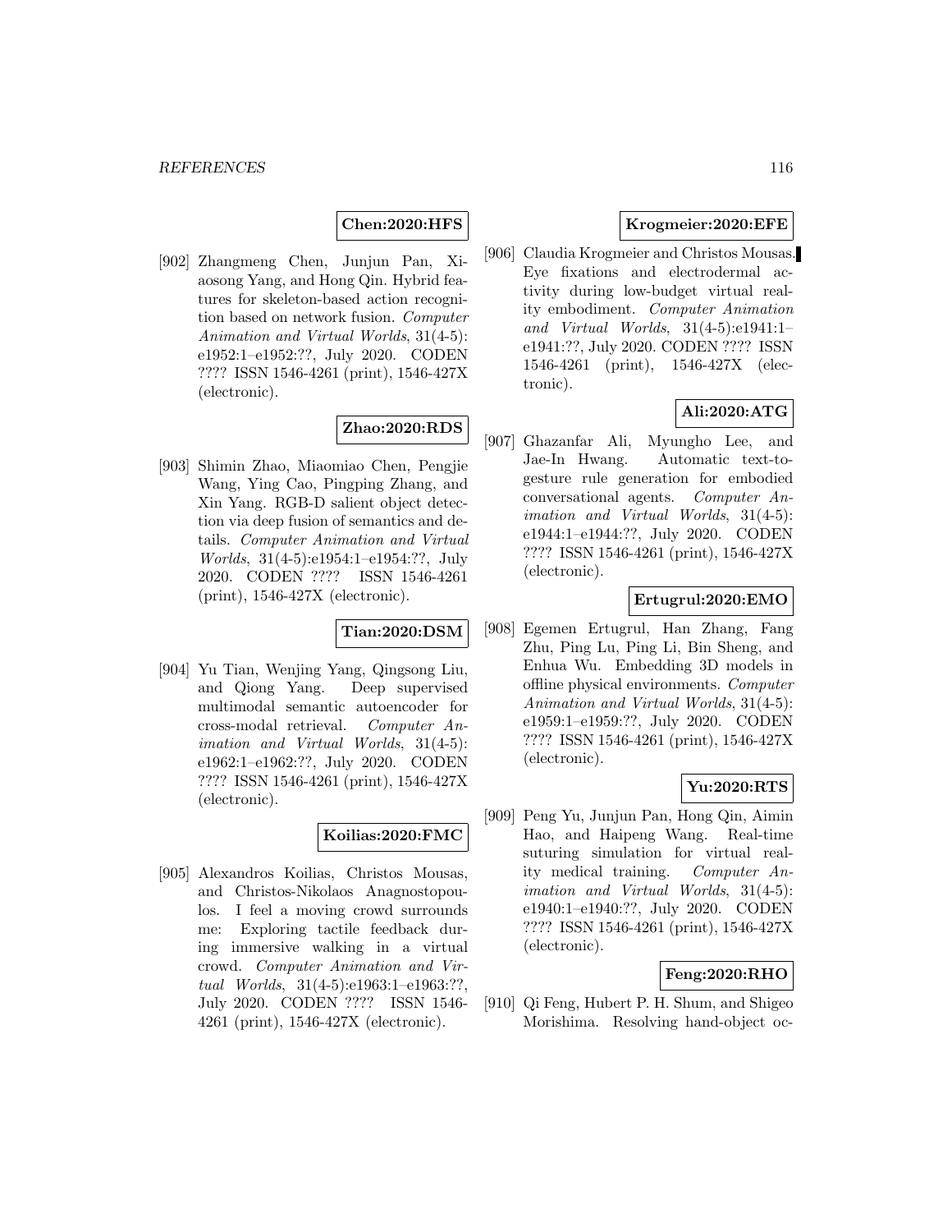**Chen:2020:HFS**

[902] Zhangmeng Chen, Junjun Pan, Xiaosong Yang, and Hong Qin. Hybrid features for skeleton-based action recognition based on network fusion. *Computer Animation and Virtual Worlds*, 31(4-5): e1952:1–e1952:??, July 2020. CODEN ???? ISSN 1546-4261 (print), 1546-427X (electronic).

**Zhao:2020:RDS**

[903] Shimin Zhao, Miaomiao Chen, Pengjie Wang, Ying Cao, Pingping Zhang, and Xin Yang. RGB-D salient object detection via deep fusion of semantics and details. *Computer Animation and Virtual Worlds*, 31(4-5):e1954:1–e1954:??, July 2020. CODEN ???? ISSN 1546-4261 (print), 1546-427X (electronic).

**Tian:2020:DSM**

[904] Yu Tian, Wenjing Yang, Qingsong Liu, and Qiong Yang. Deep supervised multimodal semantic autoencoder for cross-modal retrieval. *Computer Animation and Virtual Worlds*, 31(4-5): e1962:1–e1962:??, July 2020. CODEN ???? ISSN 1546-4261 (print), 1546-427X (electronic).

**Koilias:2020:FMC**

[905] Alexandros Koilias, Christos Mousas, and Christos-Nikolaos Anagnostopoulos. I feel a moving crowd surrounds me: Exploring tactile feedback during immersive walking in a virtual crowd. *Computer Animation and Virtual Worlds*, 31(4-5):e1963:1–e1963:??, July 2020. CODEN ???? ISSN 1546-4261 (print), 1546-427X (electronic).

**Krogmeier:2020:EFE**

[906] Claudia Krogmeier and Christos Mousas. Eye fixations and electrodermal activity during low-budget virtual reality embodiment. *Computer Animation and Virtual Worlds*, 31(4-5):e1941:1–e1941:??, July 2020. CODEN ???? ISSN 1546-4261 (print), 1546-427X (electronic).

**Ali:2020:ATG**

[907] Ghazanfar Ali, Myungho Lee, and Jae-In Hwang. Automatic text-to-gesture rule generation for embodied conversational agents. *Computer Animation and Virtual Worlds*, 31(4-5): e1944:1–e1944:??, July 2020. CODEN ???? ISSN 1546-4261 (print), 1546-427X (electronic).

**Ertugrul:2020:EMO**

[908] Egemen Ertugrul, Han Zhang, Fang Zhu, Ping Lu, Ping Li, Bin Sheng, and Enhua Wu. Embedding 3D models in offline physical environments. *Computer Animation and Virtual Worlds*, 31(4-5): e1959:1–e1959:??, July 2020. CODEN ???? ISSN 1546-4261 (print), 1546-427X (electronic).

**Yu:2020:RTS**

[909] Peng Yu, Junjun Pan, Hong Qin, Aimin Hao, and Haipeng Wang. Real-time suturing simulation for virtual reality medical training. *Computer Animation and Virtual Worlds*, 31(4-5): e1940:1–e1940:??, July 2020. CODEN ???? ISSN 1546-4261 (print), 1546-427X (electronic).

**Feng:2020:RHO**

[910] Qi Feng, Hubert P. H. Shum, and Shigeo Morishima. Resolving hand-object oc-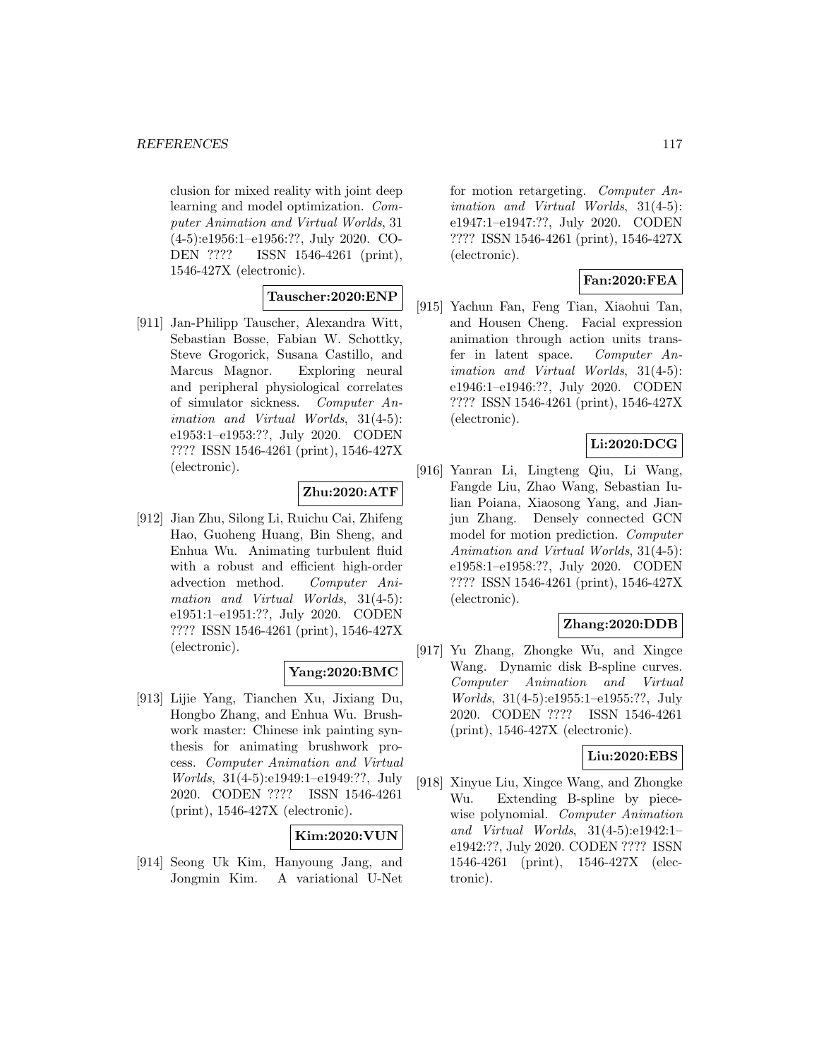clusion for mixed reality with joint deep learning and model optimization. *Computer Animation and Virtual Worlds*, 31 (4-5):e1956:1–e1956:??, July 2020. CODEN ???? ISSN 1546-4261 (print), 1546-427X (electronic).

**Tauscher:2020:ENP**

[911] Jan-Philipp Tauscher, Alexandra Witt, Sebastian Bosse, Fabian W. Schottky, Steve Grogorick, Susana Castillo, and Marcus Magnor. Exploring neural and peripheral physiological correlates of simulator sickness. *Computer Animation and Virtual Worlds*, 31(4-5): e1953:1–e1953:??, July 2020. CODEN ???? ISSN 1546-4261 (print), 1546-427X (electronic).

**Zhu:2020:ATF**

[912] Jian Zhu, Silong Li, Ruichu Cai, Zhifeng Hao, Guoheng Huang, Bin Sheng, and Enhua Wu. Animating turbulent fluid with a robust and efficient high-order advection method. *Computer Animation and Virtual Worlds*, 31(4-5): e1951:1–e1951:??, July 2020. CODEN ???? ISSN 1546-4261 (print), 1546-427X (electronic).

**Yang:2020:BMC**

[913] Lijie Yang, Tianchen Xu, Jixiang Du, Hongbo Zhang, and Enhua Wu. Brushwork master: Chinese ink painting synthesis for animating brushwork process. *Computer Animation and Virtual Worlds*, 31(4-5):e1949:1–e1949:??, July 2020. CODEN ???? ISSN 1546-4261 (print), 1546-427X (electronic).

**Kim:2020:VUN**

[914] Seong Uk Kim, Hanyoung Jang, and Jongmin Kim. A variational U-Net for motion retargeting. *Computer Animation and Virtual Worlds*, 31(4-5): e1947:1–e1947:??, July 2020. CODEN ???? ISSN 1546-4261 (print), 1546-427X (electronic).

**Fan:2020:FEA**

[915] Yachun Fan, Feng Tian, Xiaohui Tan, and Housen Cheng. Facial expression animation through action units transfer in latent space. *Computer Animation and Virtual Worlds*, 31(4-5): e1946:1–e1946:??, July 2020. CODEN ???? ISSN 1546-4261 (print), 1546-427X (electronic).

**Li:2020:DCG**

[916] Yanran Li, Lingteng Qiu, Li Wang, Fangde Liu, Zhao Wang, Sebastian Iulian Poiana, Xiaosong Yang, and Jianjun Zhang. Densely connected GCN model for motion prediction. *Computer Animation and Virtual Worlds*, 31(4-5): e1958:1–e1958:??, July 2020. CODEN ???? ISSN 1546-4261 (print), 1546-427X (electronic).

**Zhang:2020:DDB**

[917] Yu Zhang, Zhongke Wu, and Xingce Wang. Dynamic disk B-spline curves. *Computer Animation and Virtual Worlds*, 31(4-5):e1955:1–e1955:??, July 2020. CODEN ???? ISSN 1546-4261 (print), 1546-427X (electronic).

**Liu:2020:EBS**

[918] Xinyue Liu, Xingce Wang, and Zhongke Wu. Extending B-spline by piecewise polynomial. *Computer Animation and Virtual Worlds*, 31(4-5):e1942:1–e1942:??, July 2020. CODEN ???? ISSN 1546-4261 (print), 1546-427X (electronic).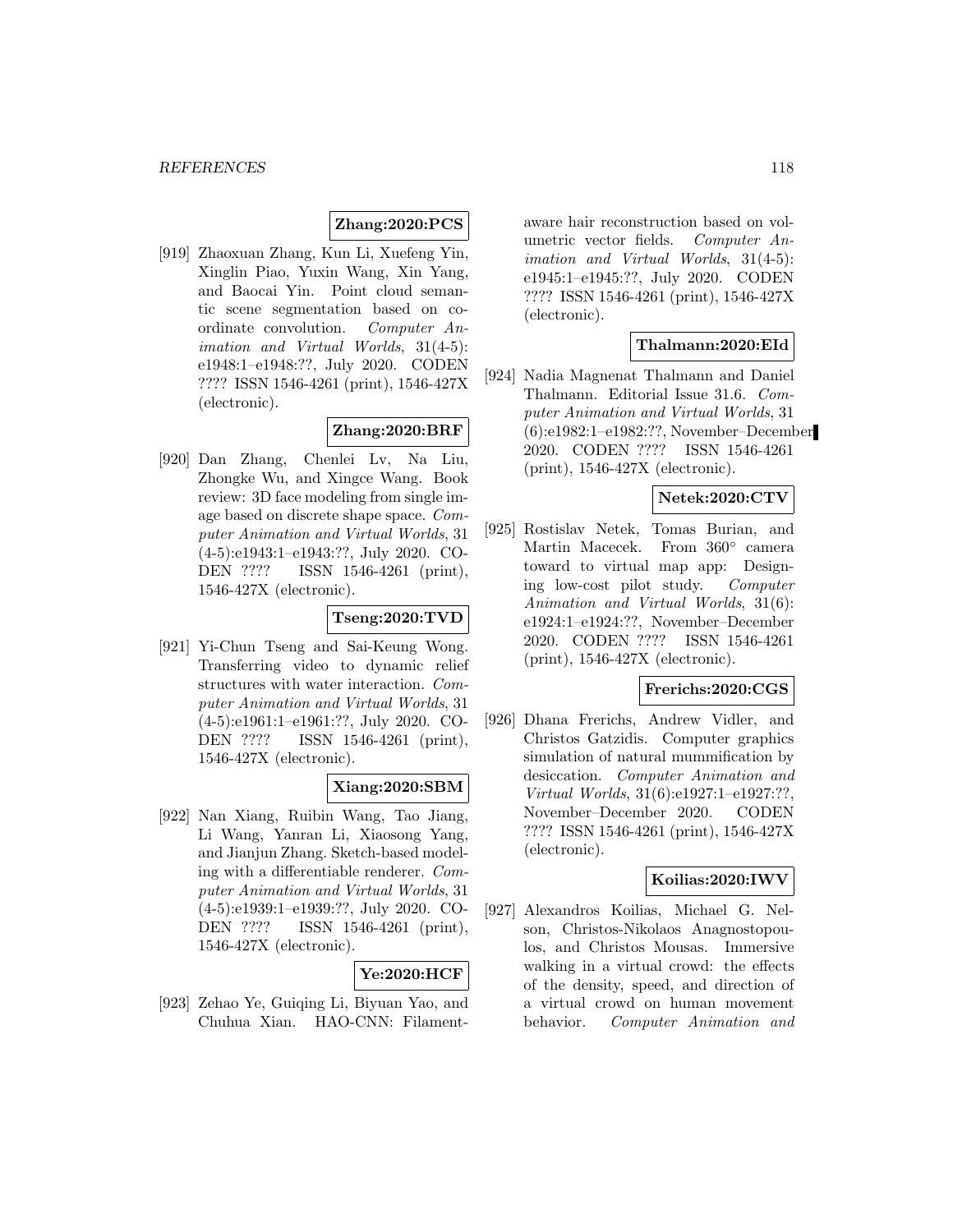**Zhang:2020:PCS**

[919] Zhaoxuan Zhang, Kun Li, Xuefeng Yin, Xinglin Piao, Yuxin Wang, Xin Yang, and Baocai Yin. Point cloud semantic scene segmentation based on coordinate convolution. *Computer Animation and Virtual Worlds*, 31(4-5): e1948:1–e1948:??, July 2020. CODEN ???? ISSN 1546-4261 (print), 1546-427X (electronic).

**Zhang:2020:BRF**

[920] Dan Zhang, Chenlei Lv, Na Liu, Zhongke Wu, and Xingce Wang. Book review: 3D face modeling from single image based on discrete shape space. *Computer Animation and Virtual Worlds*, 31 (4-5):e1943:1–e1943:??, July 2020. CODEN ???? ISSN 1546-4261 (print), 1546-427X (electronic).

**Tseng:2020:TVD**

[921] Yi-Chun Tseng and Sai-Keung Wong. Transferring video to dynamic relief structures with water interaction. *Computer Animation and Virtual Worlds*, 31 (4-5):e1961:1–e1961:??, July 2020. CODEN ???? ISSN 1546-4261 (print), 1546-427X (electronic).

**Xiang:2020:SBM**

[922] Nan Xiang, Ruibin Wang, Tao Jiang, Li Wang, Yanran Li, Xiaosong Yang, and Jianjun Zhang. Sketch-based modeling with a differentiable renderer. *Computer Animation and Virtual Worlds*, 31 (4-5):e1939:1–e1939:??, July 2020. CODEN ???? ISSN 1546-4261 (print), 1546-427X (electronic).

**Ye:2020:HCF**

[923] Zehao Ye, Guiqing Li, Biyuan Yao, and Chuhua Xian. HAO-CNN: Filament-aware hair reconstruction based on volumetric vector fields. *Computer Animation and Virtual Worlds*, 31(4-5): e1945:1–e1945:??, July 2020. CODEN ???? ISSN 1546-4261 (print), 1546-427X (electronic).

**Thalmann:2020:EId**

[924] Nadia Magnenat Thalmann and Daniel Thalmann. Editorial Issue 31.6. *Computer Animation and Virtual Worlds*, 31 (6):e1982:1–e1982:??, November–December 2020. CODEN ???? ISSN 1546-4261 (print), 1546-427X (electronic).

**Netek:2020:CTV**

[925] Rostislav Netek, Tomas Burian, and Martin Macecek. From 360° camera toward to virtual map app: Designing low-cost pilot study. *Computer Animation and Virtual Worlds*, 31(6): e1924:1–e1924:??, November–December 2020. CODEN ???? ISSN 1546-4261 (print), 1546-427X (electronic).

**Frerichs:2020:CGS**

[926] Dhana Frerichs, Andrew Vidler, and Christos Gatzidis. Computer graphics simulation of natural mummification by desiccation. *Computer Animation and Virtual Worlds*, 31(6):e1927:1–e1927:??, November–December 2020. CODEN ???? ISSN 1546-4261 (print), 1546-427X (electronic).

**Koilias:2020:IWV**

[927] Alexandros Koilias, Michael G. Nelson, Christos-Nikolaos Anagnostopoulos, and Christos Mousas. Immersive walking in a virtual crowd: the effects of the density, speed, and direction of a virtual crowd on human movement behavior. *Computer Animation and*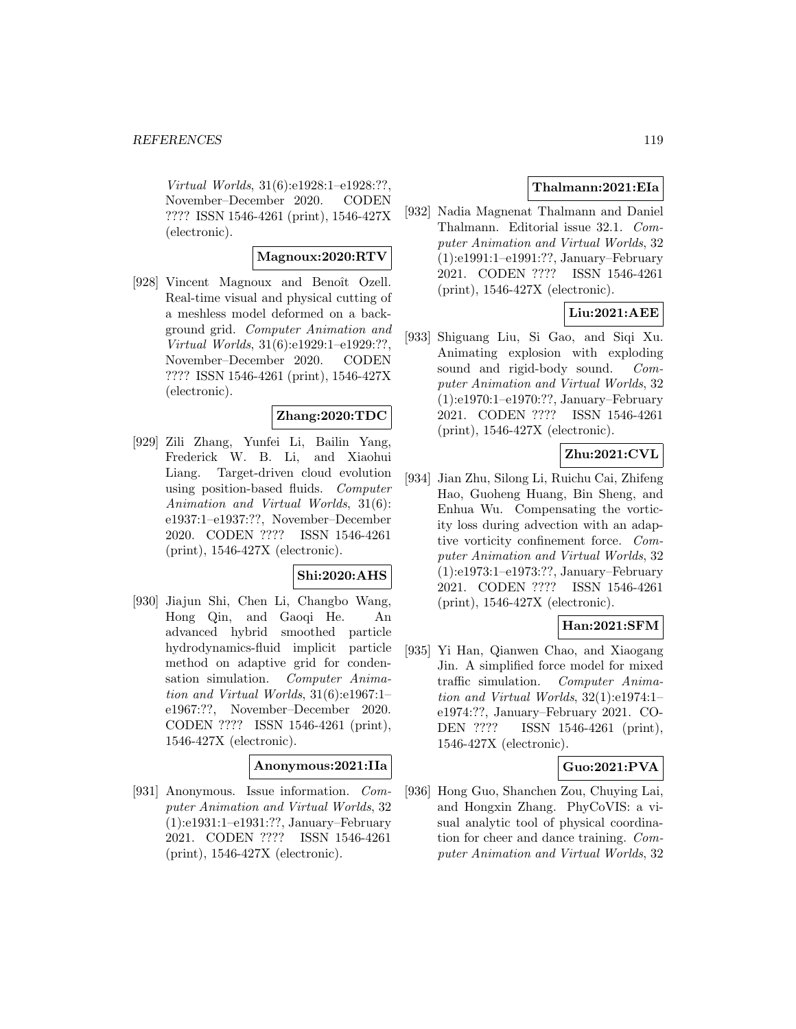*Virtual Worlds*, 31(6):e1928:1–e1928:??, November–December 2020. CODEN ???? ISSN 1546-4261 (print), 1546-427X (electronic).

**Magnoux:2020:RTV**

[928] Vincent Magnoux and Benoît Ozell. Real-time visual and physical cutting of a meshless model deformed on a background grid. *Computer Animation and Virtual Worlds*, 31(6):e1929:1–e1929:??, November–December 2020. CODEN ???? ISSN 1546-4261 (print), 1546-427X (electronic).

**Zhang:2020:TDC**

[929] Zili Zhang, Yunfei Li, Bailin Yang, Frederick W. B. Li, and Xiaohui Liang. Target-driven cloud evolution using position-based fluids. *Computer Animation and Virtual Worlds*, 31(6): e1937:1–e1937:??, November–December 2020. CODEN ???? ISSN 1546-4261 (print), 1546-427X (electronic).

**Shi:2020:AHS**

[930] Jiajun Shi, Chen Li, Changbo Wang, Hong Qin, and Gaoqi He. An advanced hybrid smoothed particle hydrodynamics-fluid implicit particle method on adaptive grid for condensation simulation. *Computer Animation and Virtual Worlds*, 31(6):e1967:1–e1967:??, November–December 2020. CODEN ???? ISSN 1546-4261 (print), 1546-427X (electronic).

**Anonymous:2021:IIa**

[931] Anonymous. Issue information. *Computer Animation and Virtual Worlds*, 32 (1):e1931:1–e1931:??, January–February 2021. CODEN ???? ISSN 1546-4261 (print), 1546-427X (electronic).

**Thalmann:2021:EIa**

[932] Nadia Magnenat Thalmann and Daniel Thalmann. Editorial issue 32.1. *Computer Animation and Virtual Worlds*, 32 (1):e1991:1–e1991:??, January–February 2021. CODEN ???? ISSN 1546-4261 (print), 1546-427X (electronic).

**Liu:2021:AEE**

[933] Shiguang Liu, Si Gao, and Siqi Xu. Animating explosion with exploding sound and rigid-body sound. *Computer Animation and Virtual Worlds*, 32 (1):e1970:1–e1970:??, January–February 2021. CODEN ???? ISSN 1546-4261 (print), 1546-427X (electronic).

**Zhu:2021:CVL**

[934] Jian Zhu, Silong Li, Ruichu Cai, Zhifeng Hao, Guoheng Huang, Bin Sheng, and Enhua Wu. Compensating the vorticity loss during advection with an adaptive vorticity confinement force. *Computer Animation and Virtual Worlds*, 32 (1):e1973:1–e1973:??, January–February 2021. CODEN ???? ISSN 1546-4261 (print), 1546-427X (electronic).

**Han:2021:SFM**

[935] Yi Han, Qianwen Chao, and Xiaogang Jin. A simplified force model for mixed traffic simulation. *Computer Animation and Virtual Worlds*, 32(1):e1974:1–e1974:??, January–February 2021. CODEN ???? ISSN 1546-4261 (print), 1546-427X (electronic).

**Guo:2021:PVA**

[936] Hong Guo, Shanchen Zou, Chuying Lai, and Hongxin Zhang. PhyCoVIS: a visual analytic tool of physical coordination for cheer and dance training. *Computer Animation and Virtual Worlds*, 32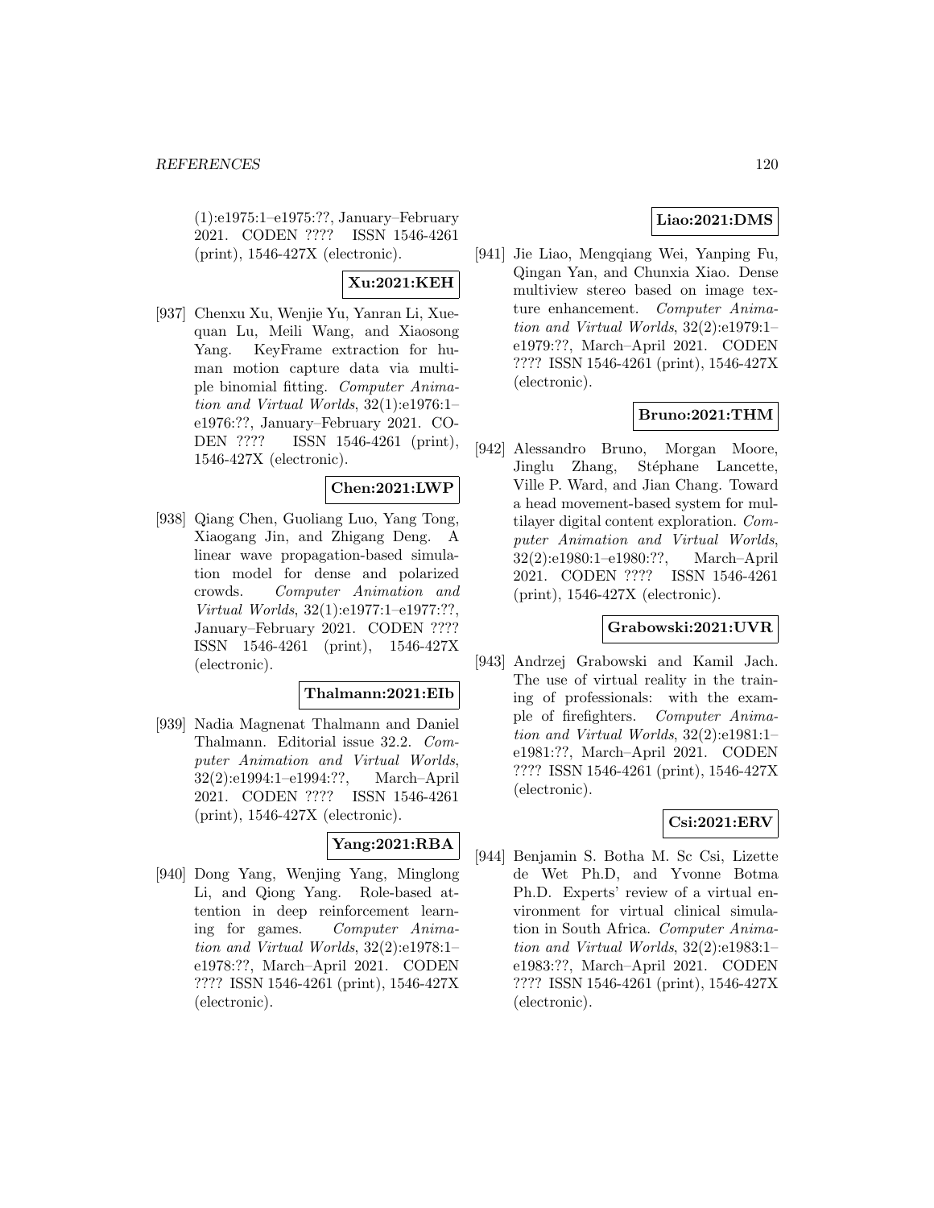(1):e1975:1–e1975:??, January–February 2021. CODEN ???? ISSN 1546-4261 (print), 1546-427X (electronic).

**Xu:2021:KEH**

[937] Chenxu Xu, Wenjie Yu, Yanran Li, Xuequan Lu, Meili Wang, and Xiaosong Yang. KeyFrame extraction for human motion capture data via multiple binomial fitting. *Computer Animation and Virtual Worlds*, 32(1):e1976:1–e1976:??, January–February 2021. CODEN ???? ISSN 1546-4261 (print), 1546-427X (electronic).

**Chen:2021:LWP**

[938] Qiang Chen, Guoliang Luo, Yang Tong, Xiaogang Jin, and Zhigang Deng. A linear wave propagation-based simulation model for dense and polarized crowds. *Computer Animation and Virtual Worlds*, 32(1):e1977:1–e1977:??, January–February 2021. CODEN ???? ISSN 1546-4261 (print), 1546-427X (electronic).

**Thalmann:2021:EIb**

[939] Nadia Magnenat Thalmann and Daniel Thalmann. Editorial issue 32.2. *Computer Animation and Virtual Worlds*, 32(2):e1994:1–e1994:??, March–April 2021. CODEN ???? ISSN 1546-4261 (print), 1546-427X (electronic).

**Yang:2021:RBA**

[940] Dong Yang, Wenjing Yang, Minglong Li, and Qiong Yang. Role-based attention in deep reinforcement learning for games. *Computer Animation and Virtual Worlds*, 32(2):e1978:1–e1978:??, March–April 2021. CODEN ???? ISSN 1546-4261 (print), 1546-427X (electronic).

**Liao:2021:DMS**

[941] Jie Liao, Mengqiang Wei, Yanping Fu, Qingan Yan, and Chunxia Xiao. Dense multiview stereo based on image texture enhancement. *Computer Animation and Virtual Worlds*, 32(2):e1979:1–e1979:??, March–April 2021. CODEN ???? ISSN 1546-4261 (print), 1546-427X (electronic).

**Bruno:2021:THM**

[942] Alessandro Bruno, Morgan Moore, Jinglu Zhang, Stéphane Lancette, Ville P. Ward, and Jian Chang. Toward a head movement-based system for multilayer digital content exploration. *Computer Animation and Virtual Worlds*, 32(2):e1980:1–e1980:??, March–April 2021. CODEN ???? ISSN 1546-4261 (print), 1546-427X (electronic).

**Grabowski:2021:UVR**

[943] Andrzej Grabowski and Kamil Jach. The use of virtual reality in the training of professionals: with the example of firefighters. *Computer Animation and Virtual Worlds*, 32(2):e1981:1–e1981:??, March–April 2021. CODEN ???? ISSN 1546-4261 (print), 1546-427X (electronic).

**Csi:2021:ERV**

[944] Benjamin S. Botha M. Sc Csi, Lizette de Wet Ph.D, and Yvonne Botma Ph.D. Experts' review of a virtual environment for virtual clinical simulation in South Africa. *Computer Animation and Virtual Worlds*, 32(2):e1983:1–e1983:??, March–April 2021. CODEN ???? ISSN 1546-4261 (print), 1546-427X (electronic).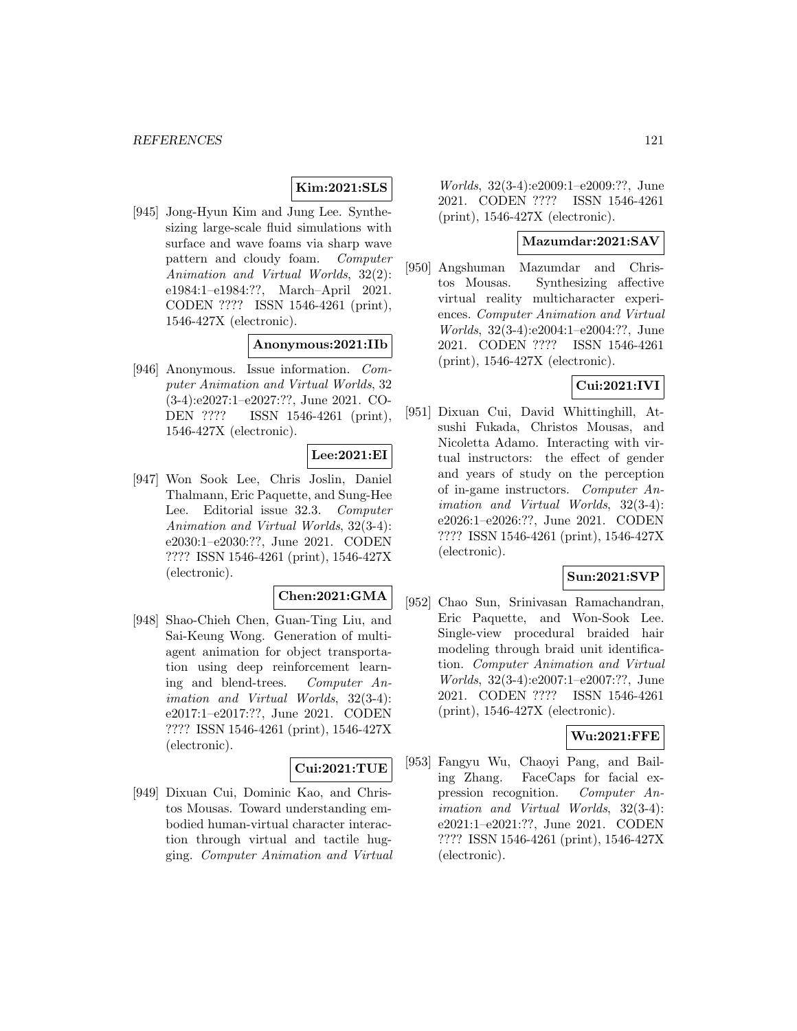**Kim:2021:SLS**

[945] Jong-Hyun Kim and Jung Lee. Synthesizing large-scale fluid simulations with surface and wave foams via sharp wave pattern and cloudy foam. *Computer Animation and Virtual Worlds*, 32(2): e1984:1–e1984:??, March–April 2021. CODEN ???? ISSN 1546-4261 (print), 1546-427X (electronic).

**Anonymous:2021:IIb**

[946] Anonymous. Issue information. *Computer Animation and Virtual Worlds*, 32 (3-4):e2027:1–e2027:??, June 2021. CODEN ???? ISSN 1546-4261 (print), 1546-427X (electronic).

**Lee:2021:EI**

[947] Won Sook Lee, Chris Joslin, Daniel Thalmann, Eric Paquette, and Sung-Hee Lee. Editorial issue 32.3. *Computer Animation and Virtual Worlds*, 32(3-4): e2030:1–e2030:??, June 2021. CODEN ???? ISSN 1546-4261 (print), 1546-427X (electronic).

**Chen:2021:GMA**

[948] Shao-Chieh Chen, Guan-Ting Liu, and Sai-Keung Wong. Generation of multiagent animation for object transportation using deep reinforcement learning and blend-trees. *Computer Animation and Virtual Worlds*, 32(3-4): e2017:1–e2017:??, June 2021. CODEN ???? ISSN 1546-4261 (print), 1546-427X (electronic).

**Cui:2021:TUE**

[949] Dixuan Cui, Dominic Kao, and Christos Mousas. Toward understanding embodied human-virtual character interaction through virtual and tactile hugging. *Computer Animation and Virtual Worlds*, 32(3-4):e2009:1–e2009:??, June 2021. CODEN ???? ISSN 1546-4261 (print), 1546-427X (electronic).

**Mazumdar:2021:SAV**

[950] Angshuman Mazumdar and Christos Mousas. Synthesizing affective virtual reality multicharacter experiences. *Computer Animation and Virtual Worlds*, 32(3-4):e2004:1–e2004:??, June 2021. CODEN ???? ISSN 1546-4261 (print), 1546-427X (electronic).

**Cui:2021:IVI**

[951] Dixuan Cui, David Whittinghill, Atsushi Fukada, Christos Mousas, and Nicoletta Adamo. Interacting with virtual instructors: the effect of gender and years of study on the perception of in-game instructors. *Computer Animation and Virtual Worlds*, 32(3-4): e2026:1–e2026:??, June 2021. CODEN ???? ISSN 1546-4261 (print), 1546-427X (electronic).

**Sun:2021:SVP**

[952] Chao Sun, Srinivasan Ramachandran, Eric Paquette, and Won-Sook Lee. Single-view procedural braided hair modeling through braid unit identification. *Computer Animation and Virtual Worlds*, 32(3-4):e2007:1–e2007:??, June 2021. CODEN ???? ISSN 1546-4261 (print), 1546-427X (electronic).

**Wu:2021:FFE**

[953] Fangyu Wu, Chaoyi Pang, and Bailing Zhang. FaceCaps for facial expression recognition. *Computer Animation and Virtual Worlds*, 32(3-4): e2021:1–e2021:??, June 2021. CODEN ???? ISSN 1546-4261 (print), 1546-427X (electronic).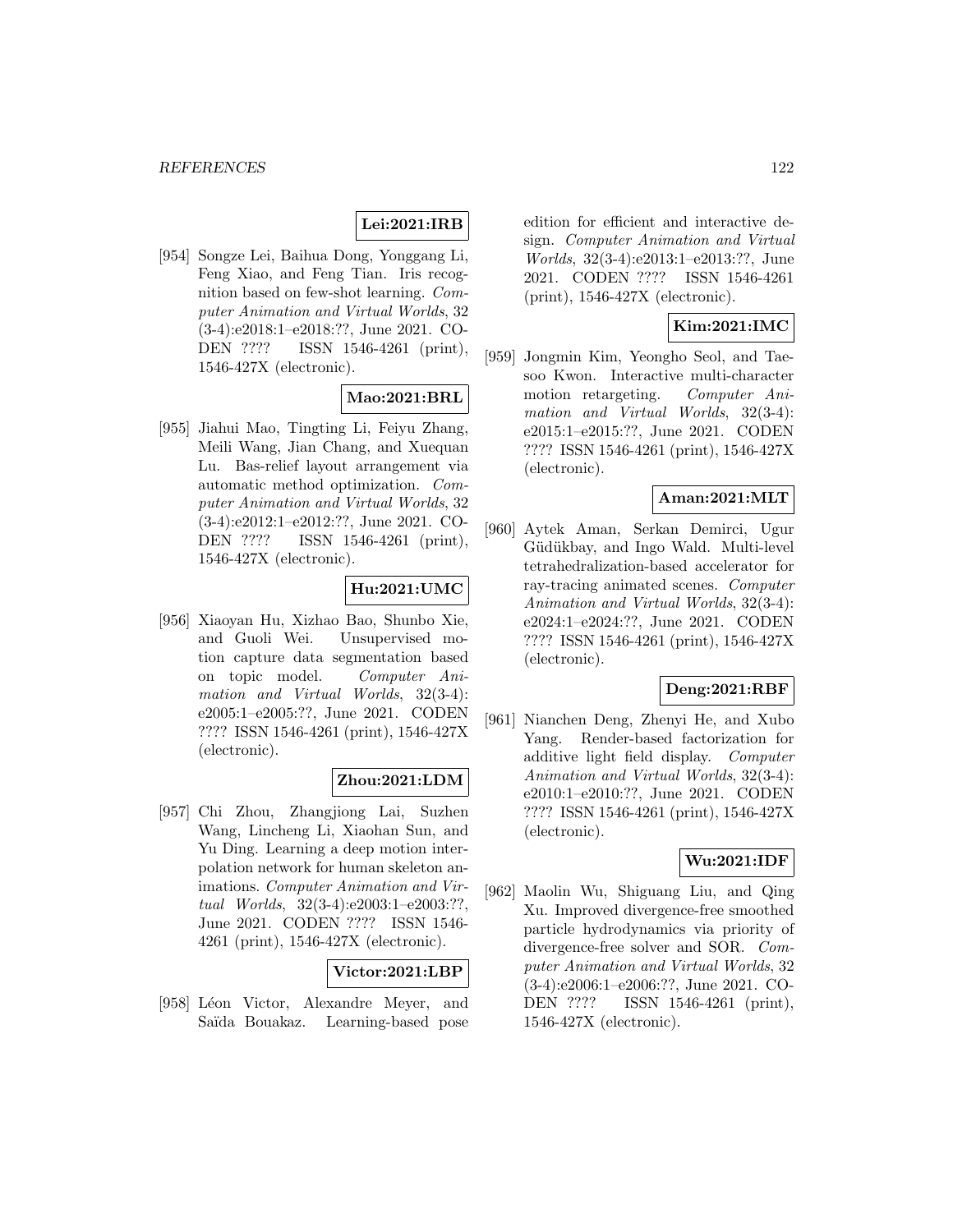**Lei:2021:IRB**

[954] Songze Lei, Baihua Dong, Yonggang Li, Feng Xiao, and Feng Tian. Iris recognition based on few-shot learning. *Computer Animation and Virtual Worlds*, 32 (3-4):e2018:1–e2018:??, June 2021. CODEN ???? ISSN 1546-4261 (print), 1546-427X (electronic).

**Mao:2021:BRL**

[955] Jiahui Mao, Tingting Li, Feiyu Zhang, Meili Wang, Jian Chang, and Xuequan Lu. Bas-relief layout arrangement via automatic method optimization. *Computer Animation and Virtual Worlds*, 32 (3-4):e2012:1–e2012:??, June 2021. CODEN ???? ISSN 1546-4261 (print), 1546-427X (electronic).

**Hu:2021:UMC**

[956] Xiaoyan Hu, Xizhao Bao, Shunbo Xie, and Guoli Wei. Unsupervised motion capture data segmentation based on topic model. *Computer Animation and Virtual Worlds*, 32(3-4): e2005:1–e2005:??, June 2021. CODEN ???? ISSN 1546-4261 (print), 1546-427X (electronic).

**Zhou:2021:LDM**

[957] Chi Zhou, Zhangjiong Lai, Suzhen Wang, Lincheng Li, Xiaohan Sun, and Yu Ding. Learning a deep motion interpolation network for human skeleton animations. *Computer Animation and Virtual Worlds*, 32(3-4):e2003:1–e2003:??, June 2021. CODEN ???? ISSN 1546-4261 (print), 1546-427X (electronic).

**Victor:2021:LBP**

[958] Léon Victor, Alexandre Meyer, and Saïda Bouakaz. Learning-based pose edition for efficient and interactive design. *Computer Animation and Virtual Worlds*, 32(3-4):e2013:1–e2013:??, June 2021. CODEN ???? ISSN 1546-4261 (print), 1546-427X (electronic).

**Kim:2021:IMC**

[959] Jongmin Kim, Yeongho Seol, and Taesoo Kwon. Interactive multi-character motion retargeting. *Computer Animation and Virtual Worlds*, 32(3-4): e2015:1–e2015:??, June 2021. CODEN ???? ISSN 1546-4261 (print), 1546-427X (electronic).

**Aman:2021:MLT**

[960] Aytek Aman, Serkan Demirci, Ugur Güdükbay, and Ingo Wald. Multi-level tetrahedralization-based accelerator for ray-tracing animated scenes. *Computer Animation and Virtual Worlds*, 32(3-4): e2024:1–e2024:??, June 2021. CODEN ???? ISSN 1546-4261 (print), 1546-427X (electronic).

**Deng:2021:RBF**

[961] Nianchen Deng, Zhenyi He, and Xubo Yang. Render-based factorization for additive light field display. *Computer Animation and Virtual Worlds*, 32(3-4): e2010:1–e2010:??, June 2021. CODEN ???? ISSN 1546-4261 (print), 1546-427X (electronic).

**Wu:2021:IDF**

[962] Maolin Wu, Shiguang Liu, and Qing Xu. Improved divergence-free smoothed particle hydrodynamics via priority of divergence-free solver and SOR. *Computer Animation and Virtual Worlds*, 32 (3-4):e2006:1–e2006:??, June 2021. CODEN ???? ISSN 1546-4261 (print), 1546-427X (electronic).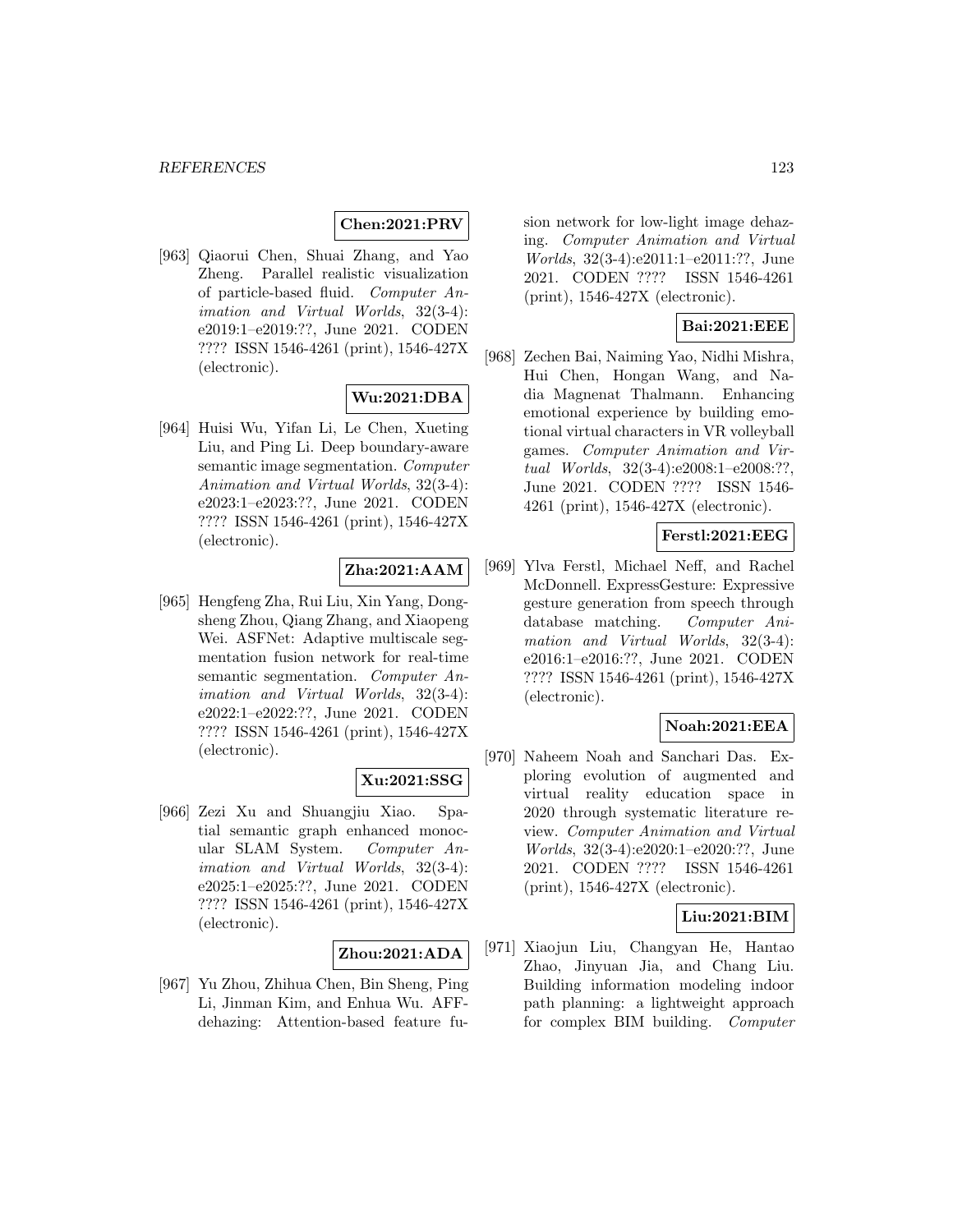**Chen:2021:PRV**

[963] Qiaorui Chen, Shuai Zhang, and Yao Zheng. Parallel realistic visualization of particle-based fluid. *Computer Animation and Virtual Worlds*, 32(3-4): e2019:1–e2019:??, June 2021. CODEN ???? ISSN 1546-4261 (print), 1546-427X (electronic).

**Wu:2021:DBA**

[964] Huisi Wu, Yifan Li, Le Chen, Xueting Liu, and Ping Li. Deep boundary-aware semantic image segmentation. *Computer Animation and Virtual Worlds*, 32(3-4): e2023:1–e2023:??, June 2021. CODEN ???? ISSN 1546-4261 (print), 1546-427X (electronic).

**Zha:2021:AAM**

[965] Hengfeng Zha, Rui Liu, Xin Yang, Dongsheng Zhou, Qiang Zhang, and Xiaopeng Wei. ASFNet: Adaptive multiscale segmentation fusion network for real-time semantic segmentation. *Computer Animation and Virtual Worlds*, 32(3-4): e2022:1–e2022:??, June 2021. CODEN ???? ISSN 1546-4261 (print), 1546-427X (electronic).

**Xu:2021:SSG**

[966] Zezi Xu and Shuangjiu Xiao. Spatial semantic graph enhanced monocular SLAM System. *Computer Animation and Virtual Worlds*, 32(3-4): e2025:1–e2025:??, June 2021. CODEN ???? ISSN 1546-4261 (print), 1546-427X (electronic).

**Zhou:2021:ADA**

[967] Yu Zhou, Zhihua Chen, Bin Sheng, Ping Li, Jinman Kim, and Enhua Wu. AFF-dehazing: Attention-based feature fusion network for low-light image dehazing. *Computer Animation and Virtual Worlds*, 32(3-4):e2011:1–e2011:??, June 2021. CODEN ???? ISSN 1546-4261 (print), 1546-427X (electronic).

**Bai:2021:EEE**

[968] Zechen Bai, Naiming Yao, Nidhi Mishra, Hui Chen, Hongan Wang, and Nadia Magnenat Thalmann. Enhancing emotional experience by building emotional virtual characters in VR volleyball games. *Computer Animation and Virtual Worlds*, 32(3-4):e2008:1–e2008:??, June 2021. CODEN ???? ISSN 1546-4261 (print), 1546-427X (electronic).

**Ferstl:2021:EEG**

[969] Ylva Ferstl, Michael Neff, and Rachel McDonnell. ExpressGesture: Expressive gesture generation from speech through database matching. *Computer Animation and Virtual Worlds*, 32(3-4): e2016:1–e2016:??, June 2021. CODEN ???? ISSN 1546-4261 (print), 1546-427X (electronic).

**Noah:2021:EEA**

[970] Naheem Noah and Sanchari Das. Exploring evolution of augmented and virtual reality education space in 2020 through systematic literature review. *Computer Animation and Virtual Worlds*, 32(3-4):e2020:1–e2020:??, June 2021. CODEN ???? ISSN 1546-4261 (print), 1546-427X (electronic).

**Liu:2021:BIM**

[971] Xiaojun Liu, Changyan He, Hantao Zhao, Jinyuan Jia, and Chang Liu. Building information modeling indoor path planning: a lightweight approach for complex BIM building. *Computer*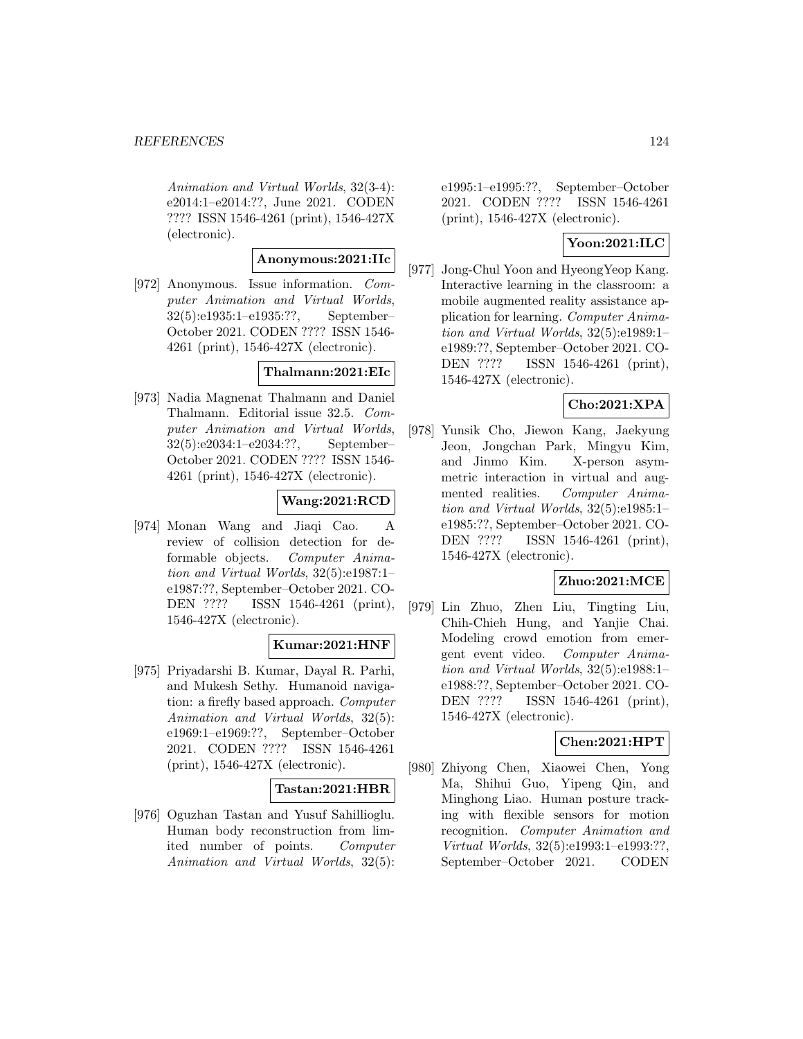Animation and Virtual Worlds, 32(3-4): e2014:1–e2014:??, June 2021. CODEN ???? ISSN 1546-4261 (print), 1546-427X (electronic).

**Anonymous:2021:IIc**

[972] Anonymous. Issue information. *Computer Animation and Virtual Worlds*, 32(5):e1935:1–e1935:??, September–October 2021. CODEN ???? ISSN 1546-4261 (print), 1546-427X (electronic).

**Thalmann:2021:EIc**

[973] Nadia Magnenat Thalmann and Daniel Thalmann. Editorial issue 32.5. *Computer Animation and Virtual Worlds*, 32(5):e2034:1–e2034:??, September–October 2021. CODEN ???? ISSN 1546-4261 (print), 1546-427X (electronic).

**Wang:2021:RCD**

[974] Monan Wang and Jiaqi Cao. A review of collision detection for deformable objects. *Computer Animation and Virtual Worlds*, 32(5):e1987:1–e1987:??, September–October 2021. CODEN ???? ISSN 1546-4261 (print), 1546-427X (electronic).

**Kumar:2021:HNF**

[975] Priyadarshi B. Kumar, Dayal R. Parhi, and Mukesh Sethy. Humanoid navigation: a firefly based approach. *Computer Animation and Virtual Worlds*, 32(5): e1969:1–e1969:??, September–October 2021. CODEN ???? ISSN 1546-4261 (print), 1546-427X (electronic).

**Tastan:2021:HBR**

[976] Oguzhan Tastan and Yusuf Sahillioglu. Human body reconstruction from limited number of points. *Computer Animation and Virtual Worlds*, 32(5): e1995:1–e1995:??, September–October 2021. CODEN ???? ISSN 1546-4261 (print), 1546-427X (electronic).

**Yoon:2021:ILC**

[977] Jong-Chul Yoon and HyeongYeop Kang. Interactive learning in the classroom: a mobile augmented reality assistance application for learning. *Computer Animation and Virtual Worlds*, 32(5):e1989:1–e1989:??, September–October 2021. CODEN ???? ISSN 1546-4261 (print), 1546-427X (electronic).

**Cho:2021:XPA**

[978] Yunsik Cho, Jiewon Kang, Jaekyung Jeon, Jongchan Park, Mingyu Kim, and Jinmo Kim. X-person asymmetric interaction in virtual and augmented realities. *Computer Animation and Virtual Worlds*, 32(5):e1985:1–e1985:??, September–October 2021. CODEN ???? ISSN 1546-4261 (print), 1546-427X (electronic).

**Zhuo:2021:MCE**

[979] Lin Zhuo, Zhen Liu, Tingting Liu, Chih-Chieh Hung, and Yanjie Chai. Modeling crowd emotion from emergent event video. *Computer Animation and Virtual Worlds*, 32(5):e1988:1–e1988:??, September–October 2021. CODEN ???? ISSN 1546-4261 (print), 1546-427X (electronic).

**Chen:2021:HPT**

[980] Zhiyong Chen, Xiaowei Chen, Yong Ma, Shihui Guo, Yipeng Qin, and Minghong Liao. Human posture tracking with flexible sensors for motion recognition. *Computer Animation and Virtual Worlds*, 32(5):e1993:1–e1993:??, September–October 2021. CODEN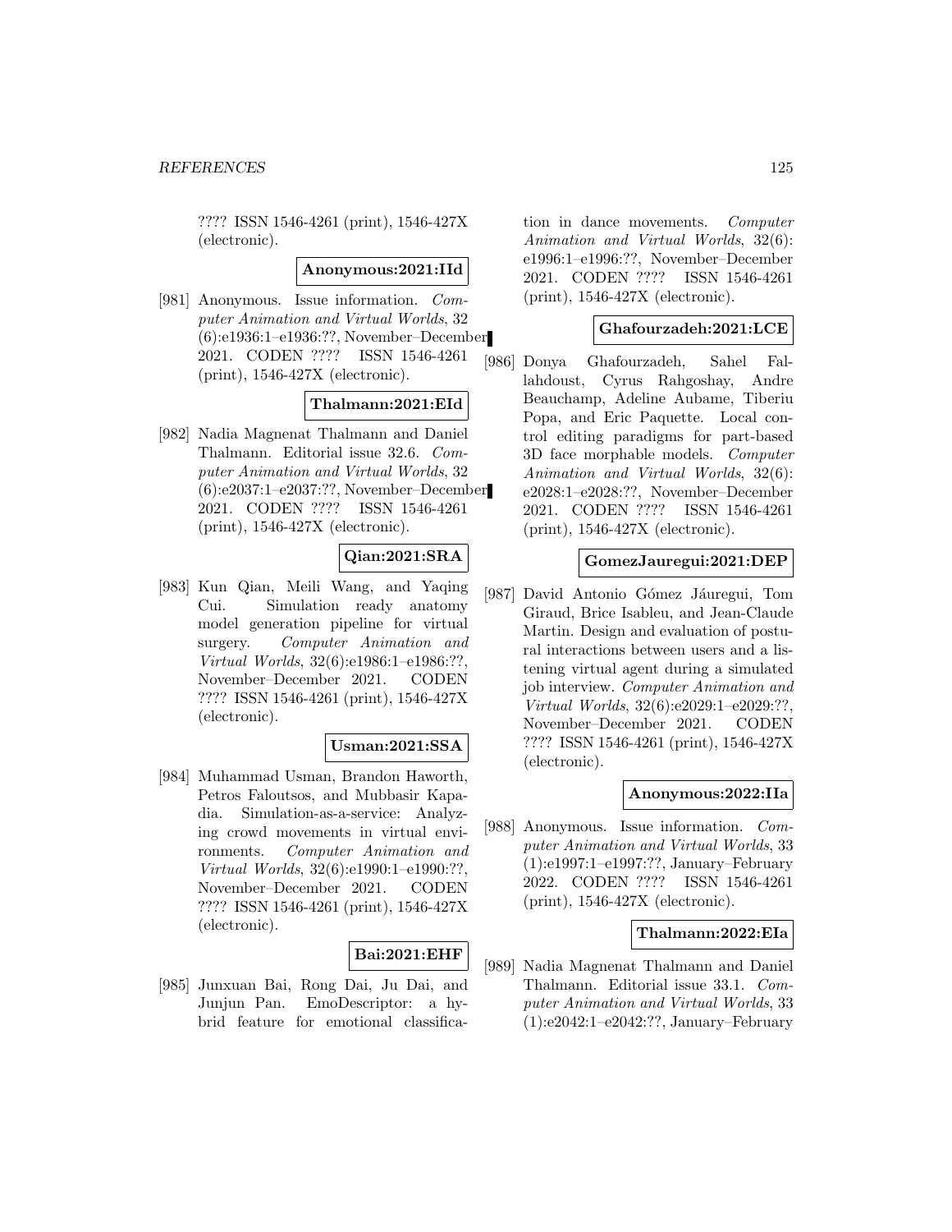???? ISSN 1546-4261 (print), 1546-427X (electronic).

**Anonymous:2021:IId**

[981] Anonymous. Issue information. *Computer Animation and Virtual Worlds*, 32 (6):e1936:1–e1936:??, November–December 2021. CODEN ???? ISSN 1546-4261 (print), 1546-427X (electronic).

**Thalmann:2021:EId**

[982] Nadia Magnenat Thalmann and Daniel Thalmann. Editorial issue 32.6. *Computer Animation and Virtual Worlds*, 32 (6):e2037:1–e2037:??, November–December 2021. CODEN ???? ISSN 1546-4261 (print), 1546-427X (electronic).

**Qian:2021:SRA**

[983] Kun Qian, Meili Wang, and Yaqing Cui. Simulation ready anatomy model generation pipeline for virtual surgery. *Computer Animation and Virtual Worlds*, 32(6):e1986:1–e1986:??, November–December 2021. CODEN ???? ISSN 1546-4261 (print), 1546-427X (electronic).

**Usman:2021:SSA**

[984] Muhammad Usman, Brandon Haworth, Petros Faloutsos, and Mubbasir Kapadia. Simulation-as-a-service: Analyzing crowd movements in virtual environments. *Computer Animation and Virtual Worlds*, 32(6):e1990:1–e1990:??, November–December 2021. CODEN ???? ISSN 1546-4261 (print), 1546-427X (electronic).

**Bai:2021:EHF**

[985] Junxuan Bai, Rong Dai, Ju Dai, and Junjun Pan. EmoDescriptor: a hybrid feature for emotional classification in dance movements. *Computer Animation and Virtual Worlds*, 32(6): e1996:1–e1996:??, November–December 2021. CODEN ???? ISSN 1546-4261 (print), 1546-427X (electronic).

**Ghafourzadeh:2021:LCE**

[986] Donya Ghafourzadeh, Sahel Fallahdoust, Cyrus Rahgoshay, Andre Beauchamp, Adeline Aubame, Tiberiu Popa, and Eric Paquette. Local control editing paradigms for part-based 3D face morphable models. *Computer Animation and Virtual Worlds*, 32(6): e2028:1–e2028:??, November–December 2021. CODEN ???? ISSN 1546-4261 (print), 1546-427X (electronic).

**GomezJauregui:2021:DEP**

[987] David Antonio Gómez Jáuregui, Tom Giraud, Brice Isableu, and Jean-Claude Martin. Design and evaluation of postural interactions between users and a listening virtual agent during a simulated job interview. *Computer Animation and Virtual Worlds*, 32(6):e2029:1–e2029:??, November–December 2021. CODEN ???? ISSN 1546-4261 (print), 1546-427X (electronic).

**Anonymous:2022:IIa**

[988] Anonymous. Issue information. *Computer Animation and Virtual Worlds*, 33 (1):e1997:1–e1997:??, January–February 2022. CODEN ???? ISSN 1546-4261 (print), 1546-427X (electronic).

**Thalmann:2022:EIa**

[989] Nadia Magnenat Thalmann and Daniel Thalmann. Editorial issue 33.1. *Computer Animation and Virtual Worlds*, 33 (1):e2042:1–e2042:??, January–February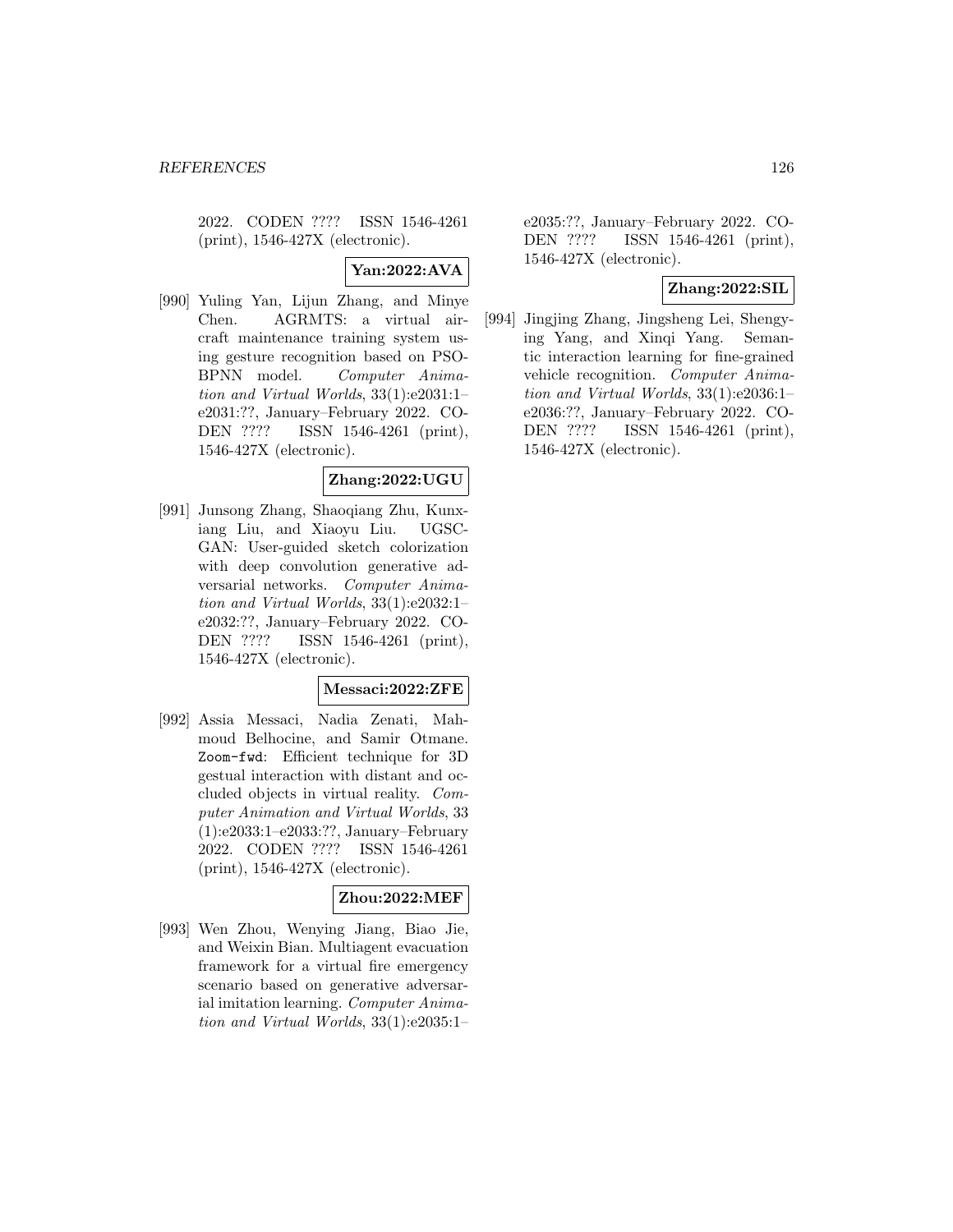2022. CODEN ???? ISSN 1546-4261 (print), 1546-427X (electronic).

**Yan:2022:AVA**

[990] Yuling Yan, Lijun Zhang, and Minye Chen. AGRMTS: a virtual aircraft maintenance training system using gesture recognition based on PSO-BPNN model. *Computer Animation and Virtual Worlds*, 33(1):e2031:1–e2031:??, January–February 2022. CODEN ???? ISSN 1546-4261 (print), 1546-427X (electronic).

**Zhang:2022:UGU**

[991] Junsong Zhang, Shaoqiang Zhu, Kunxiang Liu, and Xiaoyu Liu. UGSC-GAN: User-guided sketch colorization with deep convolution generative adversarial networks. *Computer Animation and Virtual Worlds*, 33(1):e2032:1–e2032:??, January–February 2022. CODEN ???? ISSN 1546-4261 (print), 1546-427X (electronic).

**Messaci:2022:ZFE**

[992] Assia Messaci, Nadia Zenati, Mahmoud Belhocine, and Samir Otmane. `Zoom-fwd`: Efficient technique for 3D gestual interaction with distant and occluded objects in virtual reality. *Computer Animation and Virtual Worlds*, 33 (1):e2033:1–e2033:??, January–February 2022. CODEN ???? ISSN 1546-4261 (print), 1546-427X (electronic).

**Zhou:2022:MEF**

[993] Wen Zhou, Wenying Jiang, Biao Jie, and Weixin Bian. Multiagent evacuation framework for a virtual fire emergency scenario based on generative adversarial imitation learning. *Computer Animation and Virtual Worlds*, 33(1):e2035:1–e2035:??, January–February 2022. CODEN ???? ISSN 1546-4261 (print), 1546-427X (electronic).

**Zhang:2022:SIL**

[994] Jingjing Zhang, Jingsheng Lei, Shengying Yang, and Xinqi Yang. Semantic interaction learning for fine-grained vehicle recognition. *Computer Animation and Virtual Worlds*, 33(1):e2036:1–e2036:??, January–February 2022. CODEN ???? ISSN 1546-4261 (print), 1546-427X (electronic).